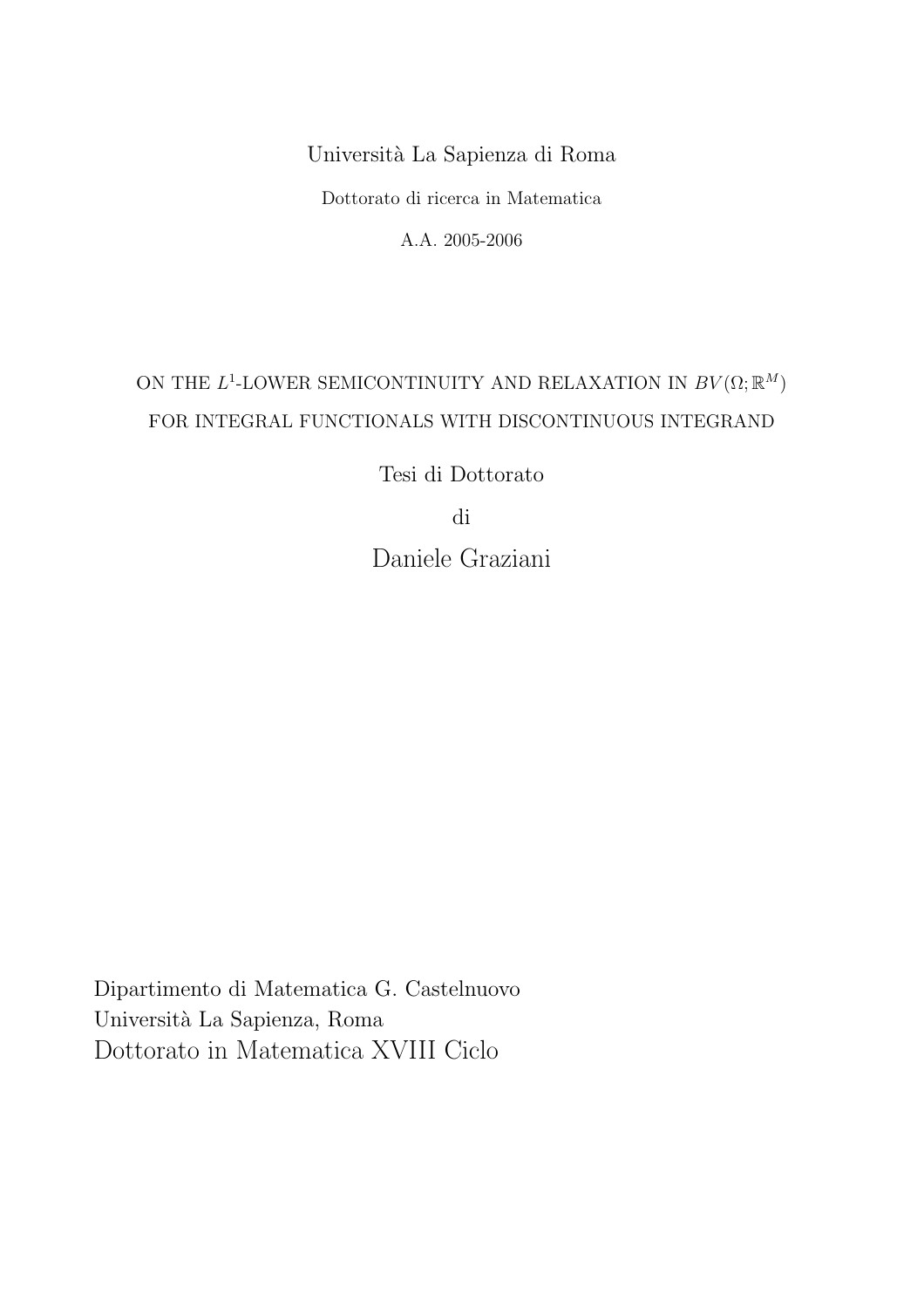Università La Sapienza di Roma

Dottorato di ricerca in Matematica

A.A. 2005-2006

# ON THE $L^1$-LOWER SEMICONTINUITY AND RELAXATION IN $BV(\Omega;\mathbb{R}^M)$ FOR INTEGRAL FUNCTIONALS WITH DISCONTINUOUS INTEGRAND

Tesi di Dottorato

di

Daniele Graziani

Dipartimento di Matematica G. Castelnuovo
Università La Sapienza, Roma
Dottorato in Matematica XVIII Ciclo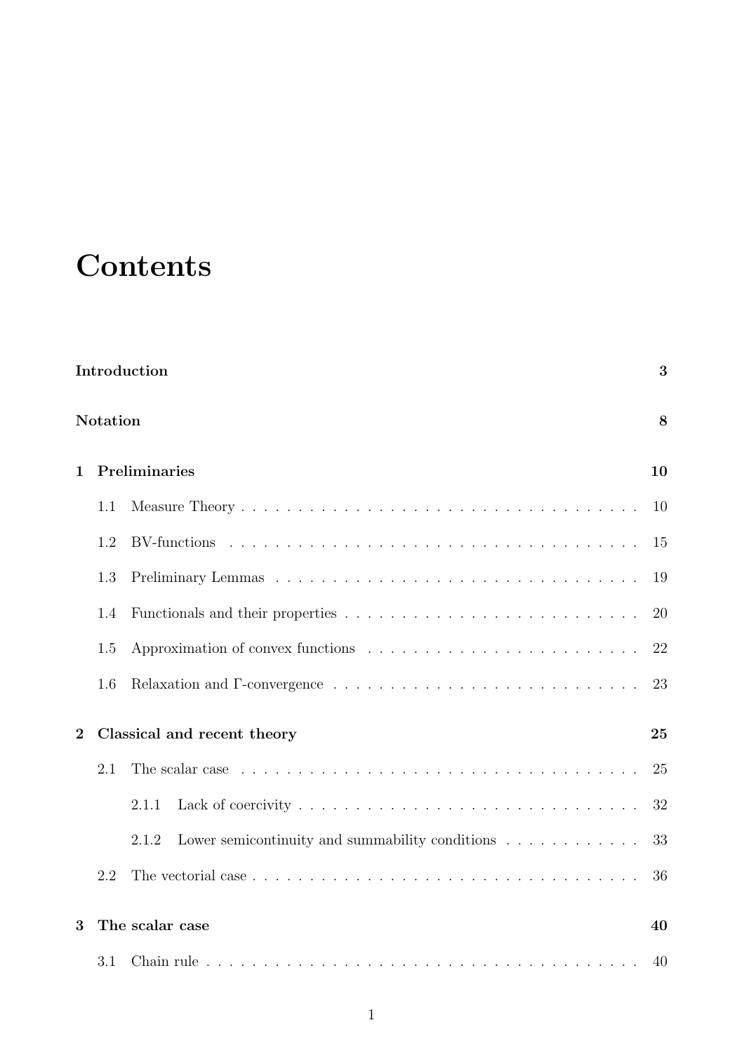# Contents

**Introduction** **3**

**Notation** **8**

**1 Preliminaries** **10**

- 1.1 Measure Theory . . . . . . . . . . . . . . . . . . . . . . . . . . . . . . . . . . . 10
- 1.2 BV-functions . . . . . . . . . . . . . . . . . . . . . . . . . . . . . . . . . . . 15
- 1.3 Preliminary Lemmas . . . . . . . . . . . . . . . . . . . . . . . . . . . . . . . . 19
- 1.4 Functionals and their properties . . . . . . . . . . . . . . . . . . . . . . . . . . 20
- 1.5 Approximation of convex functions . . . . . . . . . . . . . . . . . . . . . . . . 22
- 1.6 Relaxation and Γ-convergence . . . . . . . . . . . . . . . . . . . . . . . . . . 23

**2 Classical and recent theory** **25**

- 2.1 The scalar case . . . . . . . . . . . . . . . . . . . . . . . . . . . . . . . . . . . 25
  - 2.1.1 Lack of coercivity . . . . . . . . . . . . . . . . . . . . . . . . . . . . . . 32
  - 2.1.2 Lower semicontinuity and summability conditions . . . . . . . . . . . . 33
- 2.2 The vectorial case . . . . . . . . . . . . . . . . . . . . . . . . . . . . . . . . . 36

**3 The scalar case** **40**

- 3.1 Chain rule . . . . . . . . . . . . . . . . . . . . . . . . . . . . . . . . . . . . . . 40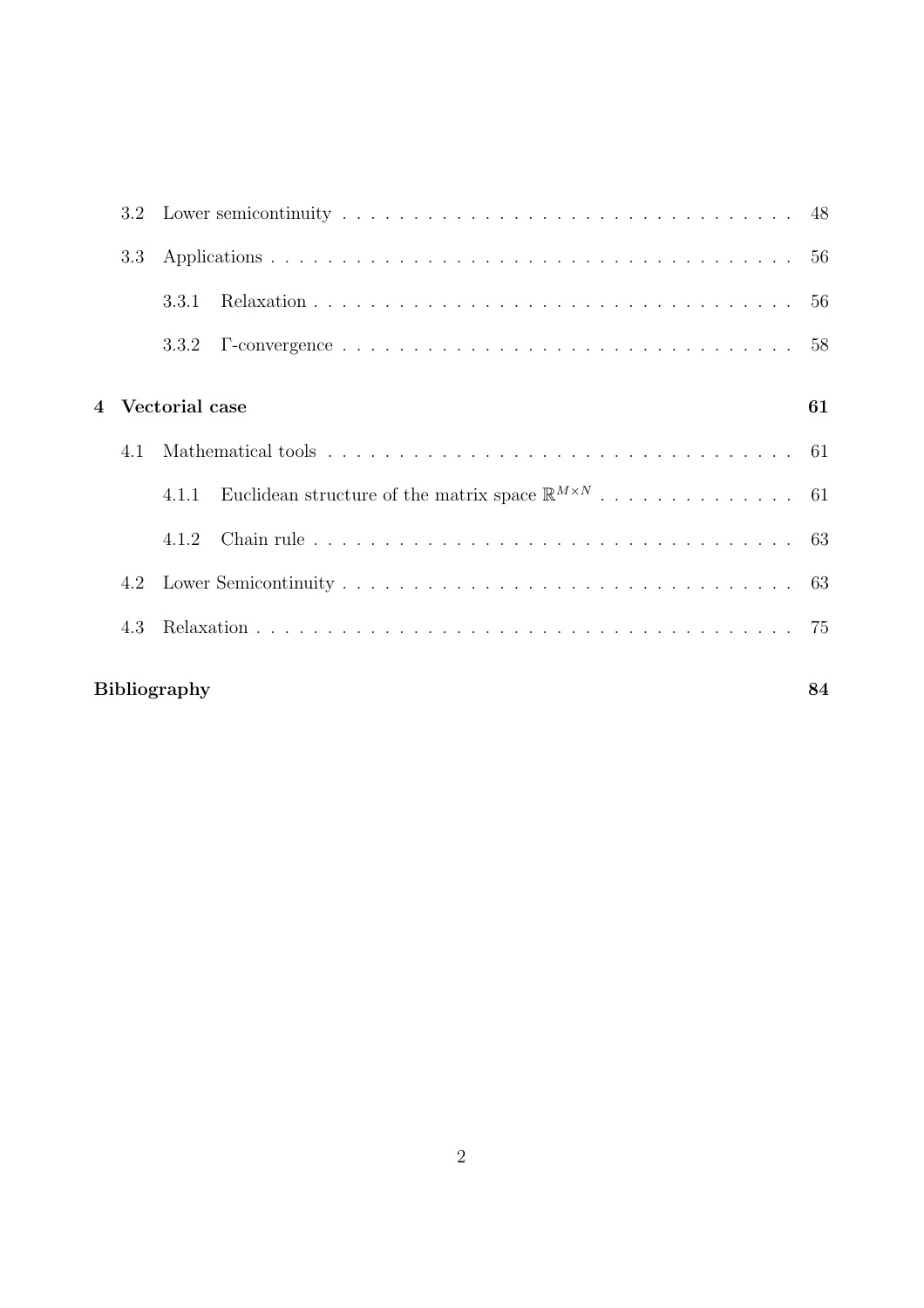3.2 Lower semicontinuity . . . . . . . . . . . . . . . . . . . . . . . . . . . . . . 48

3.3 Applications . . . . . . . . . . . . . . . . . . . . . . . . . . . . . . . . . 56

3.3.1 Relaxation . . . . . . . . . . . . . . . . . . . . . . . . . . . . . . 56

3.3.2 Γ-convergence . . . . . . . . . . . . . . . . . . . . . . . . . . . . 58

**4 Vectorial case** **61**

4.1 Mathematical tools . . . . . . . . . . . . . . . . . . . . . . . . . . . . . . 61

4.1.1 Euclidean structure of the matrix space $\mathbb{R}^{M\times N}$ . . . . . . . . . . . . . 61

4.1.2 Chain rule . . . . . . . . . . . . . . . . . . . . . . . . . . . . . . 63

4.2 Lower Semicontinuity . . . . . . . . . . . . . . . . . . . . . . . . . . . . . 63

4.3 Relaxation . . . . . . . . . . . . . . . . . . . . . . . . . . . . . . . . . . . 75

**Bibliography** **84**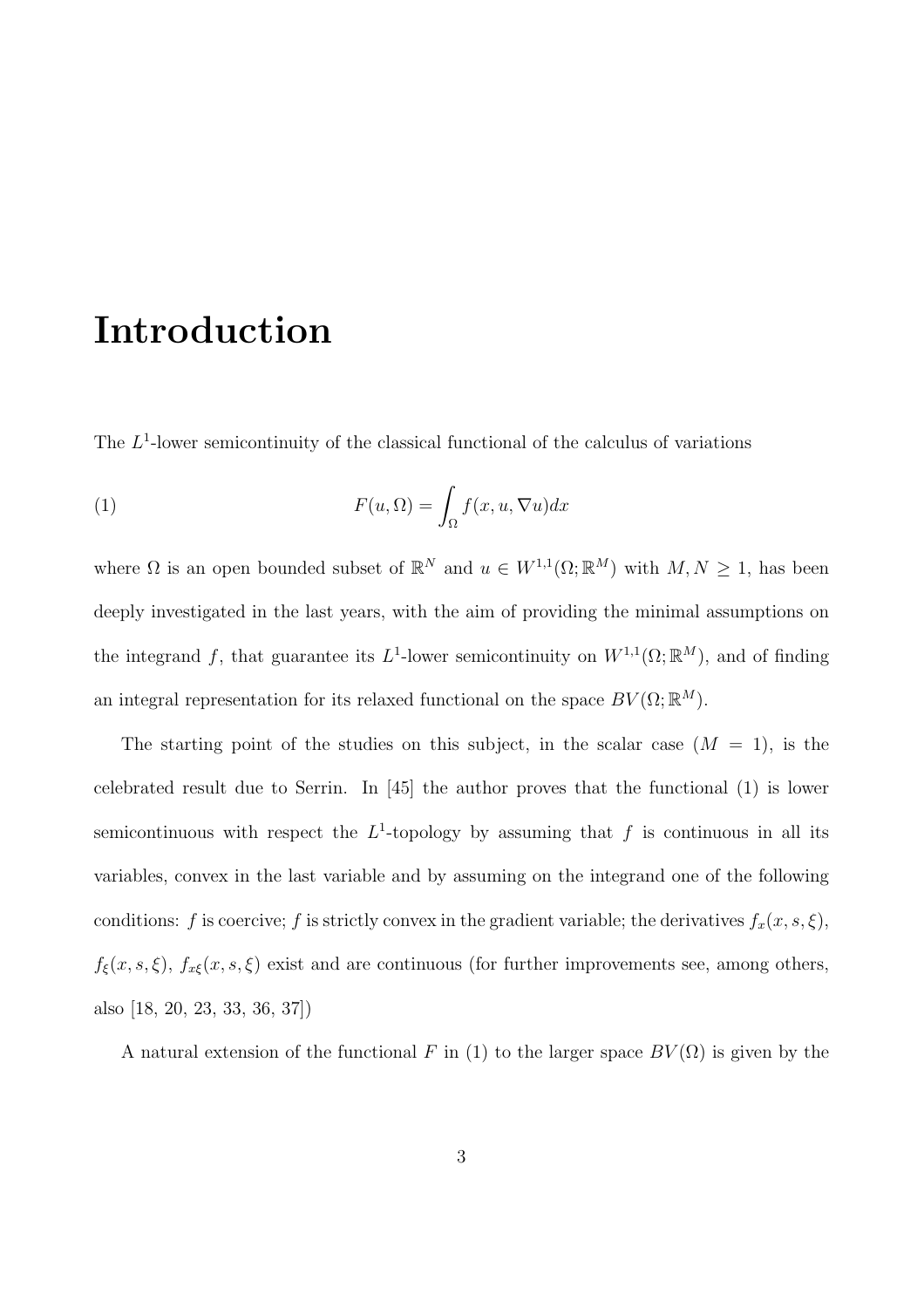# Introduction

The $L^1$-lower semicontinuity of the classical functional of the calculus of variations

$$F(u, \Omega) = \int_\Omega f(x, u, \nabla u) dx \tag{1}$$

where $\Omega$ is an open bounded subset of $\mathbb{R}^N$ and $u \in W^{1,1}(\Omega; \mathbb{R}^M)$ with $M, N \geq 1$, has been deeply investigated in the last years, with the aim of providing the minimal assumptions on the integrand $f$, that guarantee its $L^1$-lower semicontinuity on $W^{1,1}(\Omega; \mathbb{R}^M)$, and of finding an integral representation for its relaxed functional on the space $BV(\Omega; \mathbb{R}^M)$.

The starting point of the studies on this subject, in the scalar case ($M = 1$), is the celebrated result due to Serrin. In [45] the author proves that the functional (1) is lower semicontinuous with respect the $L^1$-topology by assuming that $f$ is continuous in all its variables, convex in the last variable and by assuming on the integrand one of the following conditions: $f$ is coercive; $f$ is strictly convex in the gradient variable; the derivatives $f_x(x, s, \xi)$, $f_\xi(x, s, \xi)$, $f_{x\xi}(x, s, \xi)$ exist and are continuous (for further improvements see, among others, also [18, 20, 23, 33, 36, 37])

A natural extension of the functional $F$ in (1) to the larger space $BV(\Omega)$ is given by the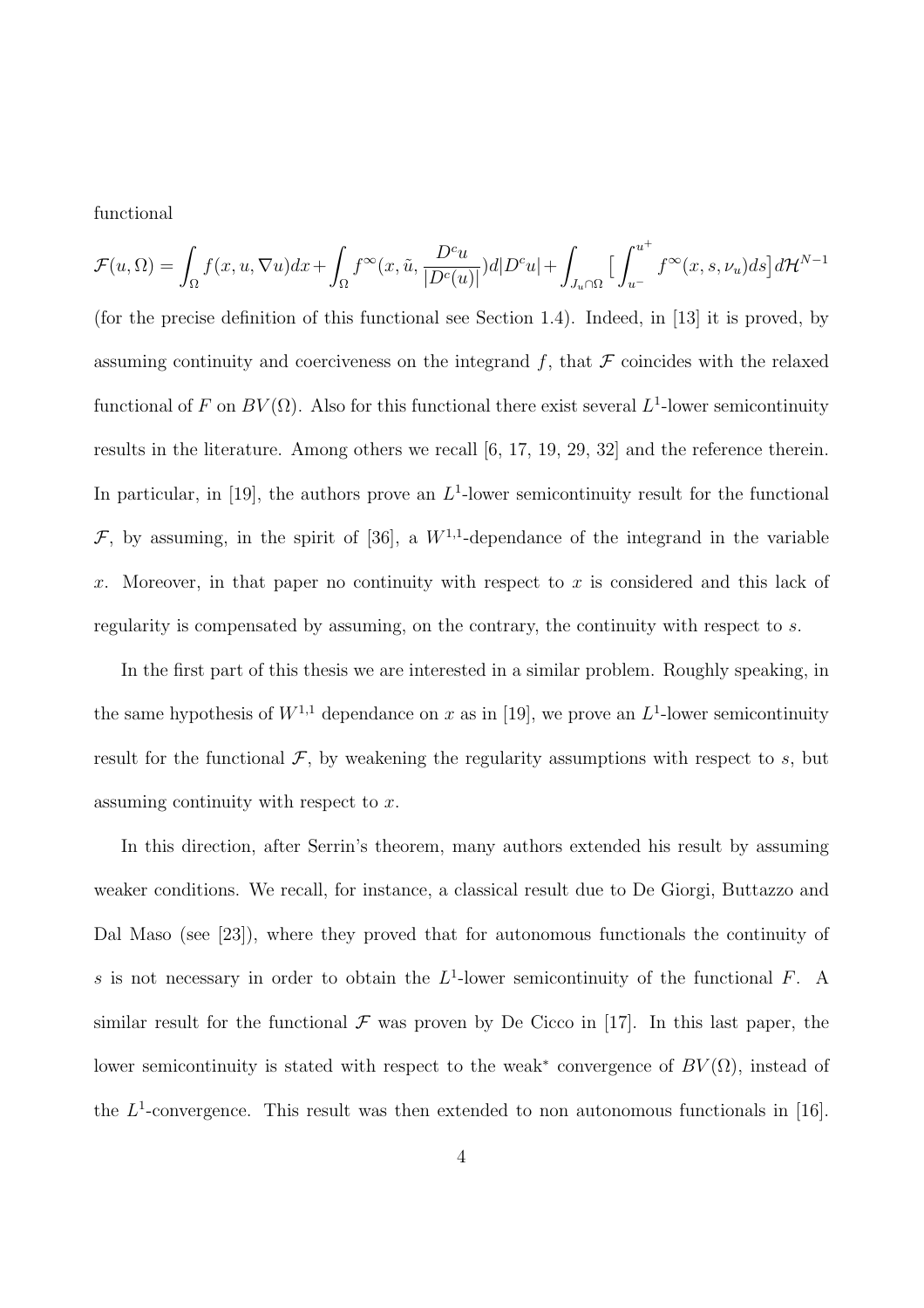functional

$$\mathcal{F}(u,\Omega)=\int_\Omega f(x,u,\nabla u)dx+\int_\Omega f^\infty(x,\tilde{u},\frac{D^cu}{|D^c(u)|})d|D^cu|+\int_{J_u\cap\Omega}\big[\int_{u^-}^{u^+}f^\infty(x,s,\nu_u)ds\big]d\mathcal{H}^{N-1}$$

(for the precise definition of this functional see Section 1.4). Indeed, in [13] it is proved, by assuming continuity and coerciveness on the integrand $f$, that $\mathcal{F}$ coincides with the relaxed functional of $F$ on $BV(\Omega)$. Also for this functional there exist several $L^1$-lower semicontinuity results in the literature. Among others we recall [6, 17, 19, 29, 32] and the reference therein. In particular, in [19], the authors prove an $L^1$-lower semicontinuity result for the functional $\mathcal{F}$, by assuming, in the spirit of [36], a $W^{1,1}$-dependance of the integrand in the variable $x$. Moreover, in that paper no continuity with respect to $x$ is considered and this lack of regularity is compensated by assuming, on the contrary, the continuity with respect to $s$.

In the first part of this thesis we are interested in a similar problem. Roughly speaking, in the same hypothesis of $W^{1,1}$ dependance on $x$ as in [19], we prove an $L^1$-lower semicontinuity result for the functional $\mathcal{F}$, by weakening the regularity assumptions with respect to $s$, but assuming continuity with respect to $x$.

In this direction, after Serrin's theorem, many authors extended his result by assuming weaker conditions. We recall, for instance, a classical result due to De Giorgi, Buttazzo and Dal Maso (see [23]), where they proved that for autonomous functionals the continuity of $s$ is not necessary in order to obtain the $L^1$-lower semicontinuity of the functional $F$. A similar result for the functional $\mathcal{F}$ was proven by De Cicco in [17]. In this last paper, the lower semicontinuity is stated with respect to the weak$^*$ convergence of $BV(\Omega)$, instead of the $L^1$-convergence. This result was then extended to non autonomous functionals in [16].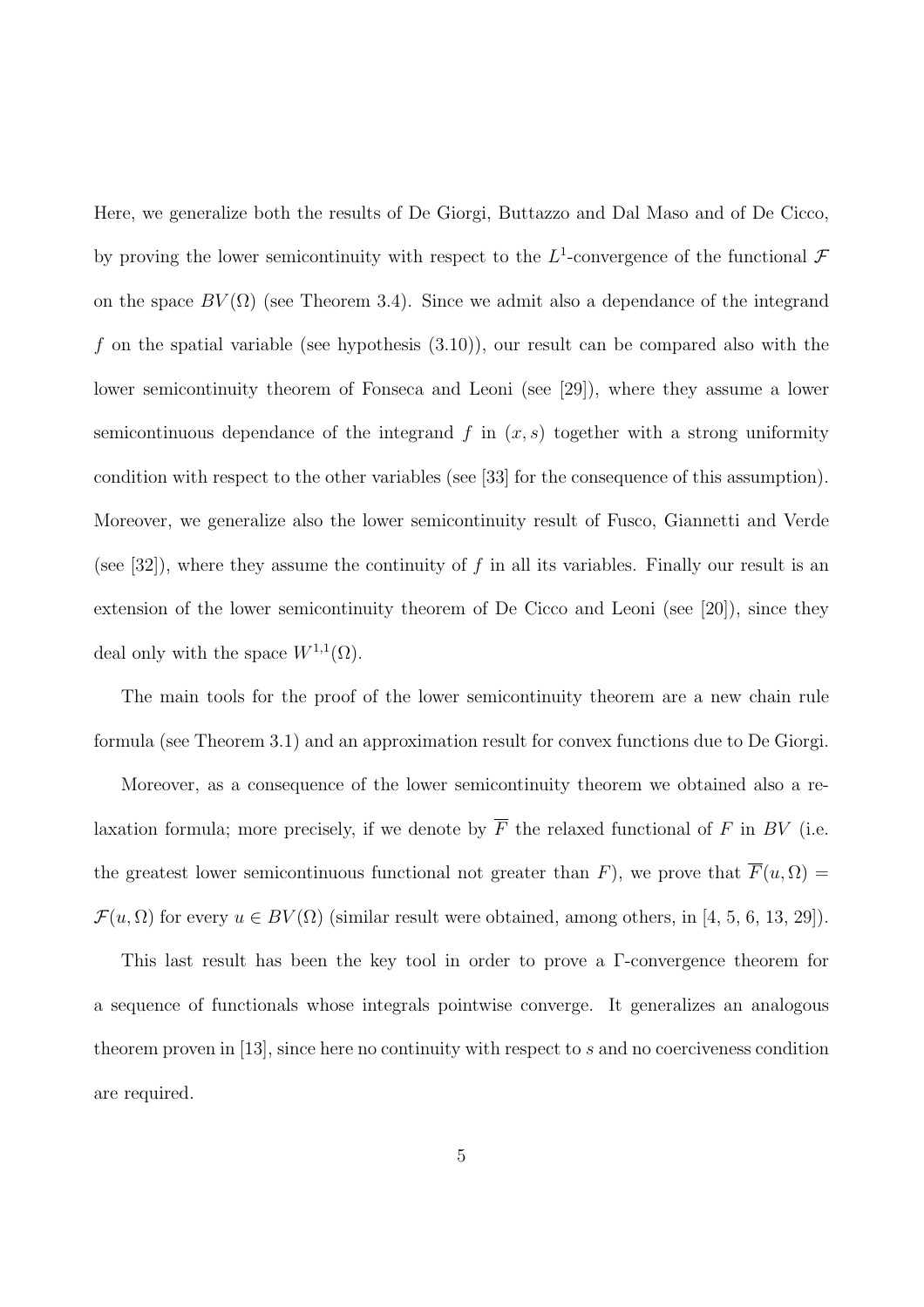Here, we generalize both the results of De Giorgi, Buttazzo and Dal Maso and of De Cicco, by proving the lower semicontinuity with respect to the $L^1$-convergence of the functional $\mathcal{F}$ on the space $BV(\Omega)$ (see Theorem 3.4). Since we admit also a dependance of the integrand $f$ on the spatial variable (see hypothesis (3.10)), our result can be compared also with the lower semicontinuity theorem of Fonseca and Leoni (see [29]), where they assume a lower semicontinuous dependance of the integrand $f$ in $(x, s)$ together with a strong uniformity condition with respect to the other variables (see [33] for the consequence of this assumption). Moreover, we generalize also the lower semicontinuity result of Fusco, Giannetti and Verde (see [32]), where they assume the continuity of $f$ in all its variables. Finally our result is an extension of the lower semicontinuity theorem of De Cicco and Leoni (see [20]), since they deal only with the space $W^{1,1}(\Omega)$.

The main tools for the proof of the lower semicontinuity theorem are a new chain rule formula (see Theorem 3.1) and an approximation result for convex functions due to De Giorgi.

Moreover, as a consequence of the lower semicontinuity theorem we obtained also a relaxation formula; more precisely, if we denote by $\overline{F}$ the relaxed functional of $F$ in $BV$ (i.e. the greatest lower semicontinuous functional not greater than $F$), we prove that $\overline{F}(u, \Omega) = \mathcal{F}(u, \Omega)$ for every $u \in BV(\Omega)$ (similar result were obtained, among others, in [4, 5, 6, 13, 29]).

This last result has been the key tool in order to prove a Γ-convergence theorem for a sequence of functionals whose integrals pointwise converge. It generalizes an analogous theorem proven in [13], since here no continuity with respect to $s$ and no coerciveness condition are required.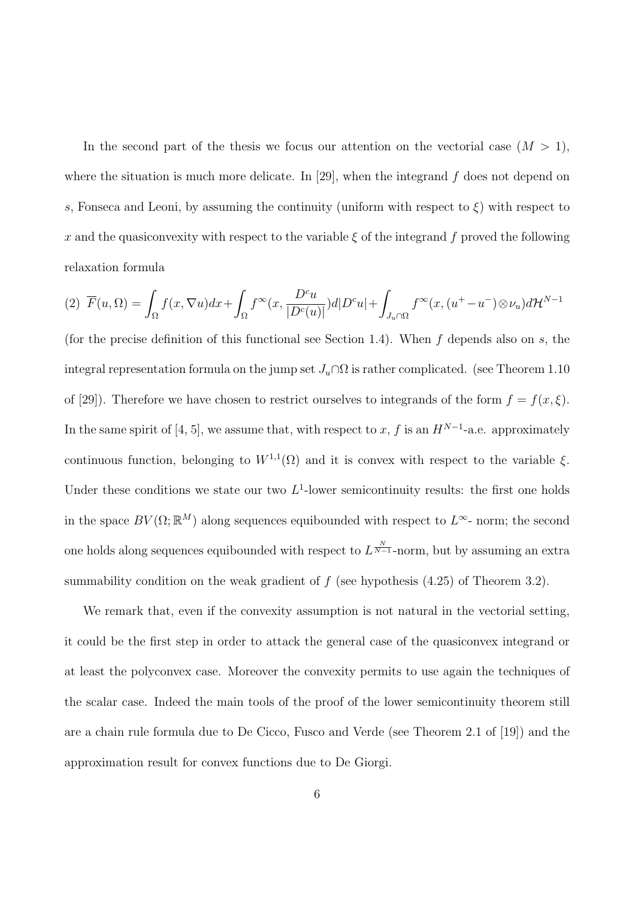In the second part of the thesis we focus our attention on the vectorial case ($M > 1$), where the situation is much more delicate. In [29], when the integrand $f$ does not depend on $s$, Fonseca and Leoni, by assuming the continuity (uniform with respect to $\xi$) with respect to $x$ and the quasiconvexity with respect to the variable $\xi$ of the integrand $f$ proved the following relaxation formula

$$(2)\ \overline{F}(u,\Omega) = \int_\Omega f(x,\nabla u)dx + \int_\Omega f^\infty(x,\frac{D^c u}{|D^c(u)|})d|D^c u| + \int_{J_u\cap\Omega} f^\infty(x,(u^+ - u^-)\otimes \nu_u)d\mathcal{H}^{N-1}$$

(for the precise definition of this functional see Section 1.4). When $f$ depends also on $s$, the integral representation formula on the jump set $J_u \cap \Omega$ is rather complicated. (see Theorem 1.10 of [29]). Therefore we have chosen to restrict ourselves to integrands of the form $f = f(x,\xi)$. In the same spirit of [4, 5], we assume that, with respect to $x$, $f$ is an $H^{N-1}$-a.e. approximately continuous function, belonging to $W^{1,1}(\Omega)$ and it is convex with respect to the variable $\xi$. Under these conditions we state our two $L^1$-lower semicontinuity results: the first one holds in the space $BV(\Omega;\mathbb{R}^M)$ along sequences equibounded with respect to $L^\infty$- norm; the second one holds along sequences equibounded with respect to $L^{\frac{N}{N-1}}$-norm, but by assuming an extra summability condition on the weak gradient of $f$ (see hypothesis (4.25) of Theorem 3.2).

We remark that, even if the convexity assumption is not natural in the vectorial setting, it could be the first step in order to attack the general case of the quasiconvex integrand or at least the polyconvex case. Moreover the convexity permits to use again the techniques of the scalar case. Indeed the main tools of the proof of the lower semicontinuity theorem still are a chain rule formula due to De Cicco, Fusco and Verde (see Theorem 2.1 of [19]) and the approximation result for convex functions due to De Giorgi.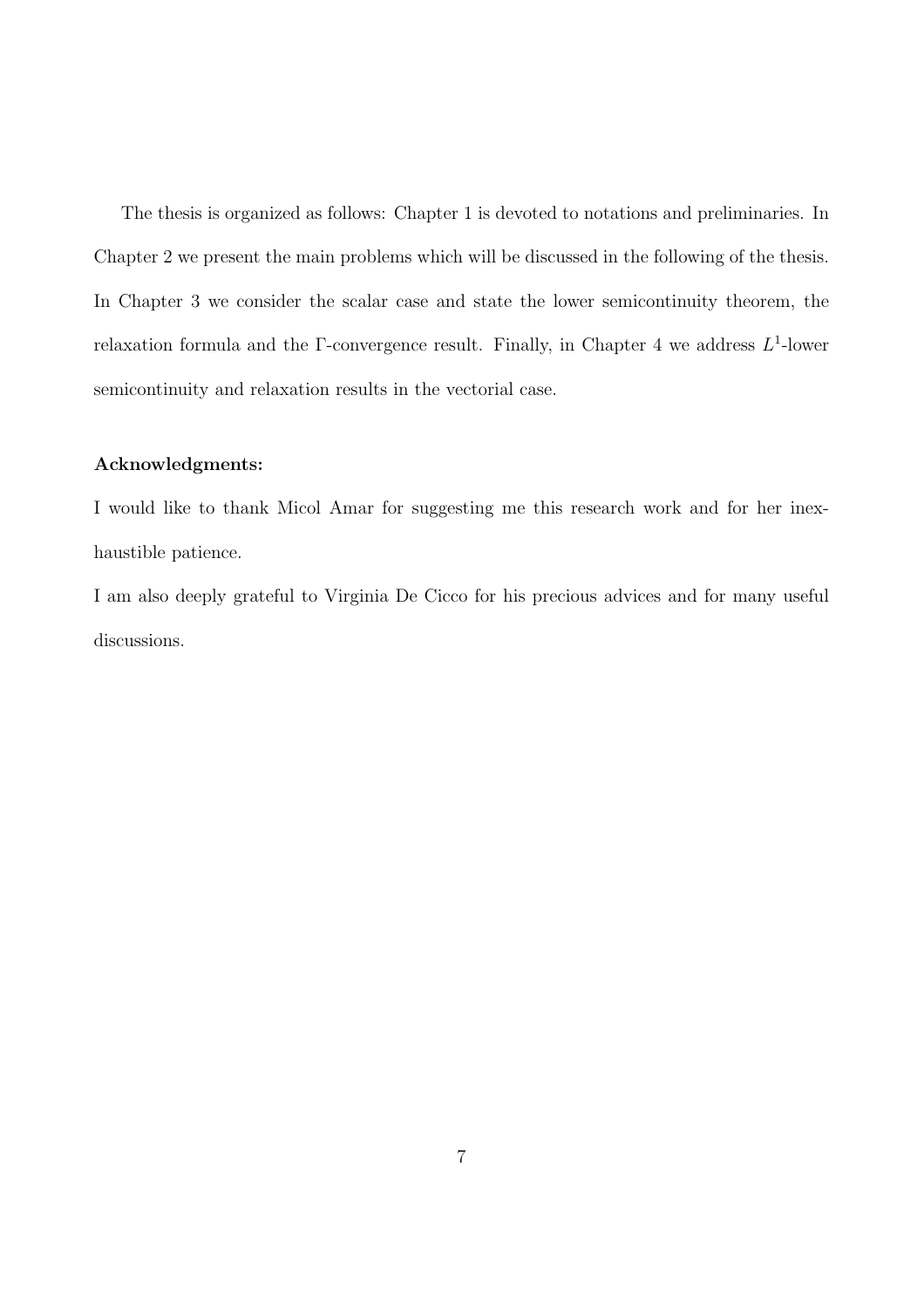The thesis is organized as follows: Chapter 1 is devoted to notations and preliminaries. In Chapter 2 we present the main problems which will be discussed in the following of the thesis. In Chapter 3 we consider the scalar case and state the lower semicontinuity theorem, the relaxation formula and the $\Gamma$-convergence result. Finally, in Chapter 4 we address $L^1$-lower semicontinuity and relaxation results in the vectorial case.

**Acknowledgments:**

I would like to thank Micol Amar for suggesting me this research work and for her inexhaustible patience.

I am also deeply grateful to Virginia De Cicco for his precious advices and for many useful discussions.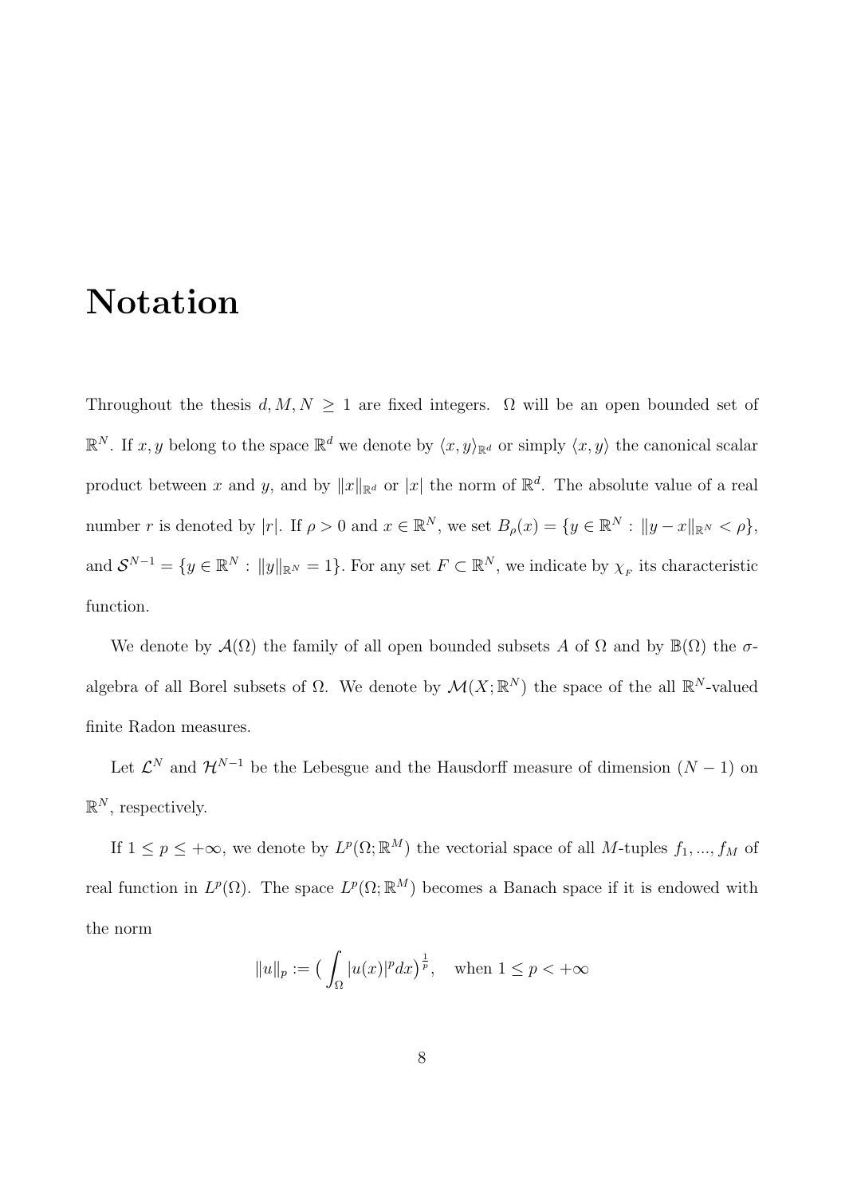# Notation

Throughout the thesis $d, M, N \geq 1$ are fixed integers. $\Omega$ will be an open bounded set of $\mathbb{R}^N$. If $x, y$ belong to the space $\mathbb{R}^d$ we denote by $\langle x, y\rangle_{\mathbb{R}^d}$ or simply $\langle x, y\rangle$ the canonical scalar product between $x$ and $y$, and by $\|x\|_{\mathbb{R}^d}$ or $|x|$ the norm of $\mathbb{R}^d$. The absolute value of a real number $r$ is denoted by $|r|$. If $\rho > 0$ and $x \in \mathbb{R}^N$, we set $B_\rho(x) = \{y \in \mathbb{R}^N : \|y - x\|_{\mathbb{R}^N} < \rho\}$, and $\mathcal{S}^{N-1} = \{y \in \mathbb{R}^N : \|y\|_{\mathbb{R}^N} = 1\}$. For any set $F \subset \mathbb{R}^N$, we indicate by $\chi_F$ its characteristic function.

We denote by $\mathcal{A}(\Omega)$ the family of all open bounded subsets $A$ of $\Omega$ and by $\mathbb{B}(\Omega)$ the $\sigma$-algebra of all Borel subsets of $\Omega$. We denote by $\mathcal{M}(X; \mathbb{R}^N)$ the space of the all $\mathbb{R}^N$-valued finite Radon measures.

Let $\mathcal{L}^N$ and $\mathcal{H}^{N-1}$ be the Lebesgue and the Hausdorff measure of dimension $(N-1)$ on $\mathbb{R}^N$, respectively.

If $1 \leq p \leq +\infty$, we denote by $L^p(\Omega; \mathbb{R}^M)$ the vectorial space of all $M$-tuples $f_1, ..., f_M$ of real function in $L^p(\Omega)$. The space $L^p(\Omega; \mathbb{R}^M)$ becomes a Banach space if it is endowed with the norm

$$\|u\|_p := \big( \int_\Omega |u(x)|^p dx \big)^{\frac{1}{p}}, \quad \text{when } 1 \leq p < +\infty$$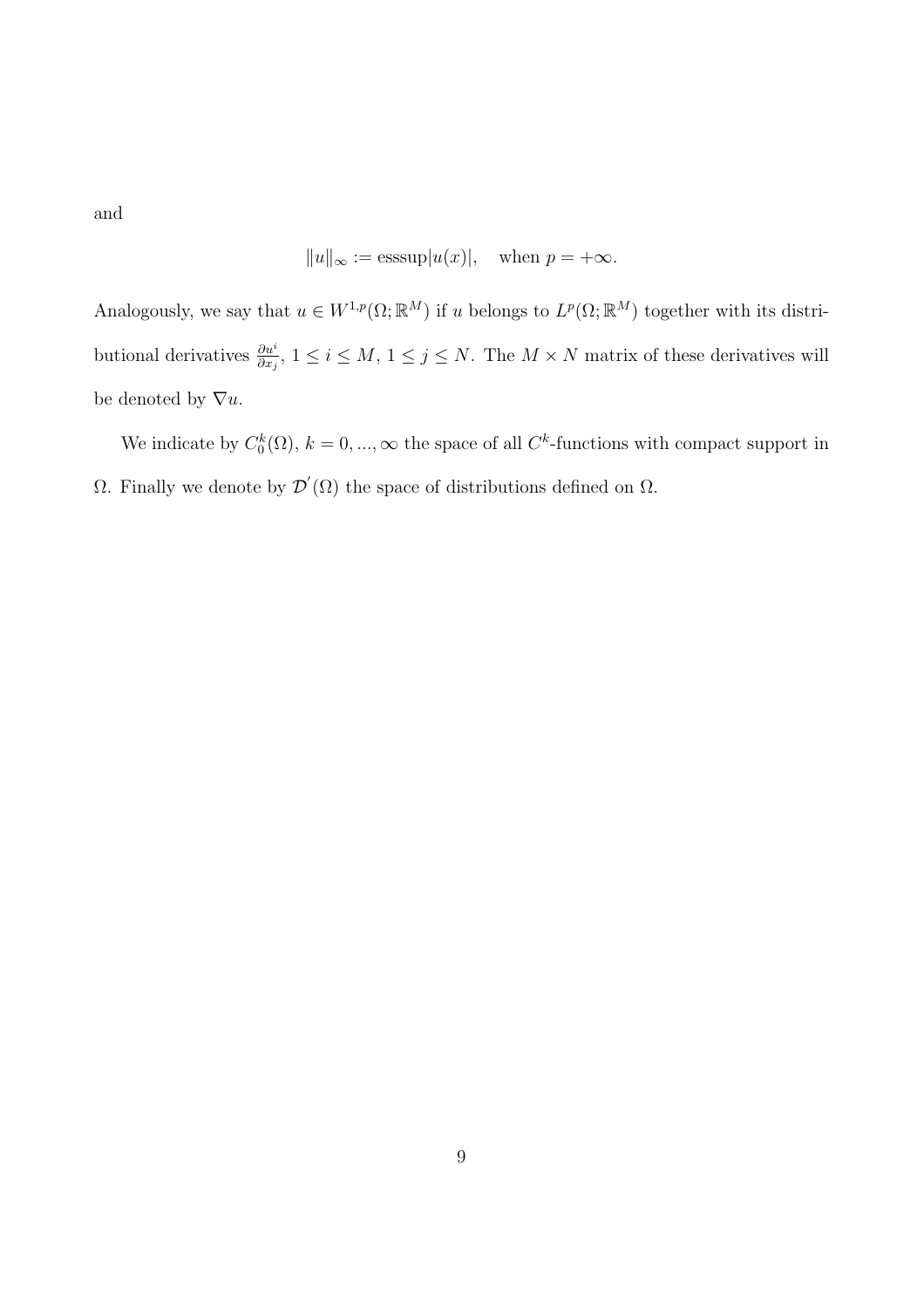and

$$\|u\|_\infty := \text{esssup}|u(x)|, \quad \text{when } p = +\infty.$$

Analogously, we say that $u \in W^{1,p}(\Omega; \mathbb{R}^M)$ if $u$ belongs to $L^p(\Omega; \mathbb{R}^M)$ together with its distributional derivatives $\frac{\partial u^i}{\partial x_j}$, $1 \leq i \leq M$, $1 \leq j \leq N$. The $M \times N$ matrix of these derivatives will be denoted by $\nabla u$.

We indicate by $C_0^k(\Omega)$, $k = 0, ..., \infty$ the space of all $C^k$-functions with compact support in $\Omega$. Finally we denote by $\mathcal{D}'(\Omega)$ the space of distributions defined on $\Omega$.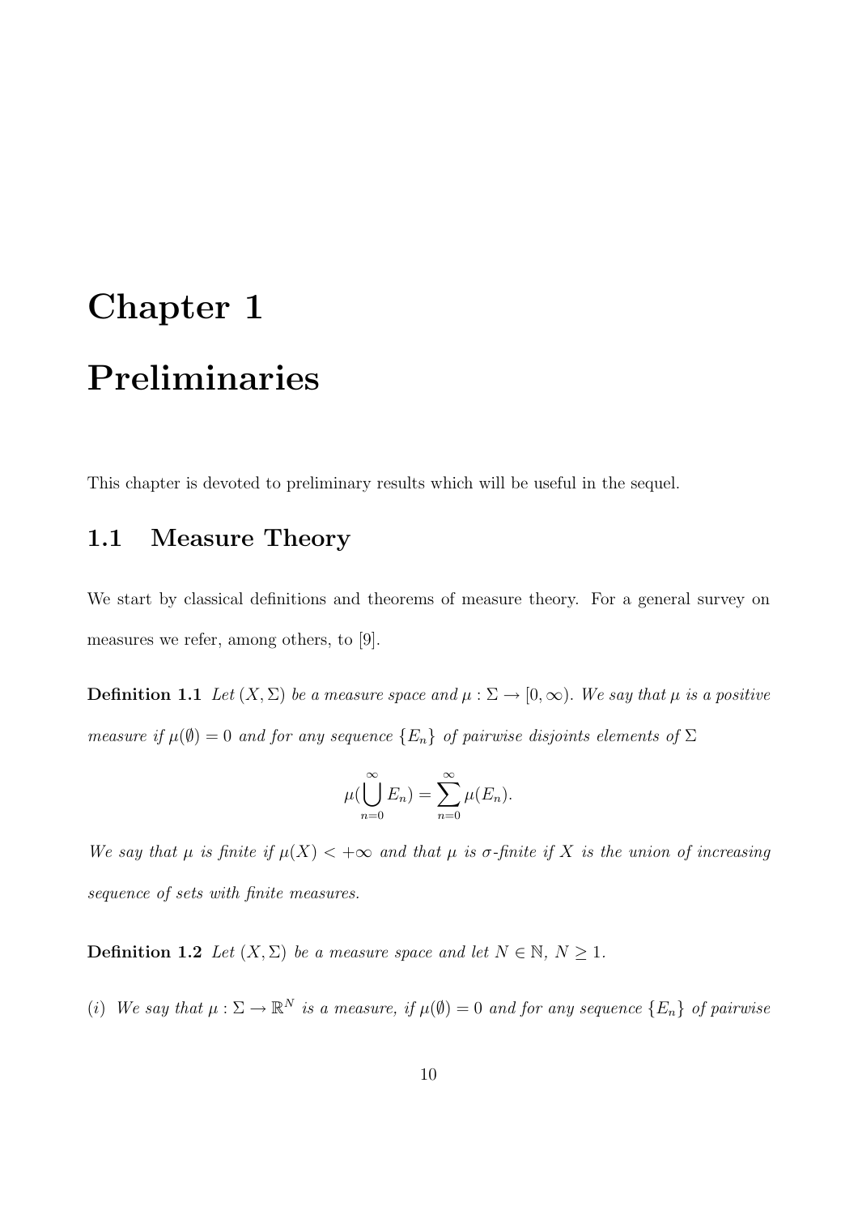# Chapter 1

# Preliminaries

This chapter is devoted to preliminary results which will be useful in the sequel.

## 1.1 Measure Theory

We start by classical definitions and theorems of measure theory. For a general survey on measures we refer, among others, to [9].

**Definition 1.1** *Let $(X, \Sigma)$ be a measure space and $\mu : \Sigma \to [0, \infty)$. We say that $\mu$ is a positive measure if $\mu(\emptyset) = 0$ and for any sequence $\{E_n\}$ of pairwise disjoints elements of $\Sigma$*

$$\mu(\bigcup_{n=0}^{\infty} E_n) = \sum_{n=0}^{\infty} \mu(E_n).$$

*We say that $\mu$ is finite if $\mu(X) < +\infty$ and that $\mu$ is $\sigma$-finite if $X$ is the union of increasing sequence of sets with finite measures.*

**Definition 1.2** *Let $(X, \Sigma)$ be a measure space and let $N \in \mathbb{N}$, $N \geq 1$.*

*(i) We say that $\mu : \Sigma \to \mathbb{R}^N$ is a measure, if $\mu(\emptyset) = 0$ and for any sequence $\{E_n\}$ of pairwise*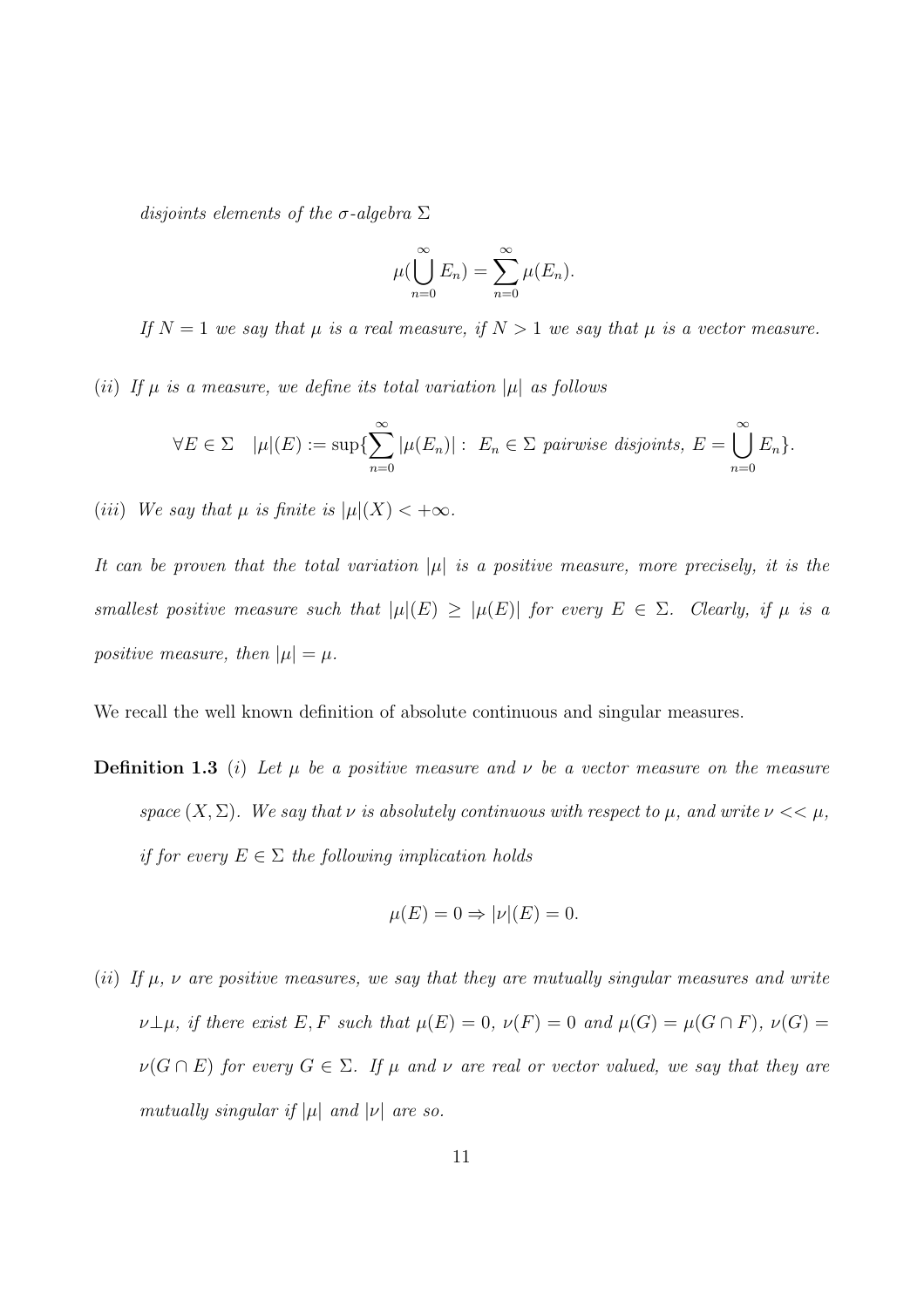*disjoints elements of the $\sigma$-algebra $\Sigma$*

$$\mu(\bigcup_{n=0}^{\infty} E_n) = \sum_{n=0}^{\infty} \mu(E_n).$$

*If $N = 1$ we say that $\mu$ is a real measure, if $N > 1$ we say that $\mu$ is a vector measure.*

(*ii*) *If $\mu$ is a measure, we define its total variation $|\mu|$ as follows*

$$\forall E \in \Sigma \quad |\mu|(E) := \sup\{\sum_{n=0}^{\infty} |\mu(E_n)| : \ E_n \in \Sigma \text{ pairwise disjoints, } E = \bigcup_{n=0}^{\infty} E_n\}.$$

(*iii*) *We say that $\mu$ is finite is $|\mu|(X) < +\infty$.*

*It can be proven that the total variation $|\mu|$ is a positive measure, more precisely, it is the smallest positive measure such that $|\mu|(E) \geq |\mu(E)|$ for every $E \in \Sigma$. Clearly, if $\mu$ is a positive measure, then $|\mu| = \mu$.*

We recall the well known definition of absolute continuous and singular measures.

**Definition 1.3** (*i*) *Let $\mu$ be a positive measure and $\nu$ be a vector measure on the measure space $(X, \Sigma)$. We say that $\nu$ is absolutely continuous with respect to $\mu$, and write $\nu << \mu$, if for every $E \in \Sigma$ the following implication holds*

$$\mu(E) = 0 \Rightarrow |\nu|(E) = 0.$$

(*ii*) *If $\mu$, $\nu$ are positive measures, we say that they are mutually singular measures and write $\nu \perp \mu$, if there exist $E, F$ such that $\mu(E) = 0$, $\nu(F) = 0$ and $\mu(G) = \mu(G \cap F)$, $\nu(G) = \nu(G \cap E)$ for every $G \in \Sigma$. If $\mu$ and $\nu$ are real or vector valued, we say that they are mutually singular if $|\mu|$ and $|\nu|$ are so.*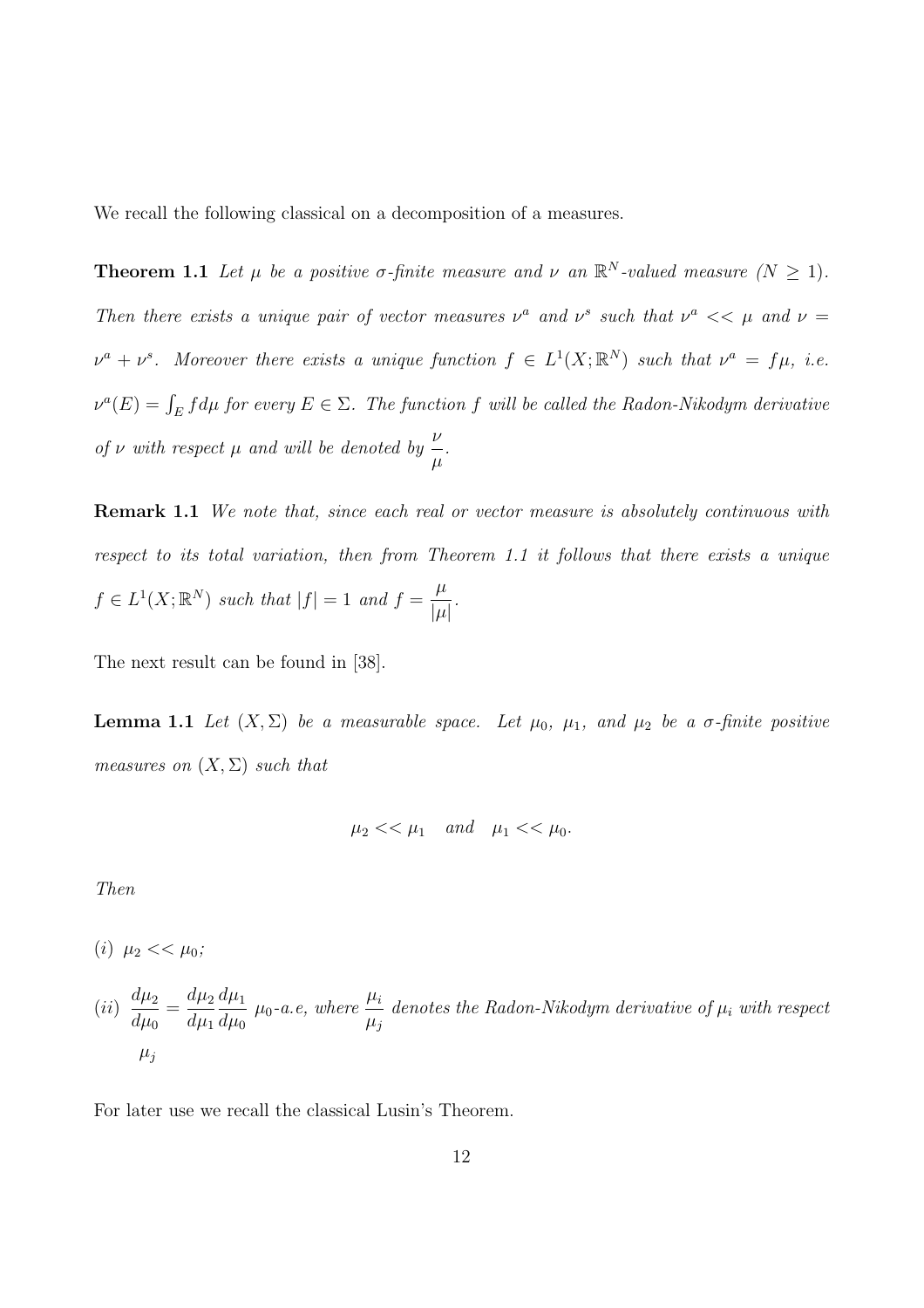We recall the following classical on a decomposition of a measures.

**Theorem 1.1** *Let $\mu$ be a positive $\sigma$-finite measure and $\nu$ an $\mathbb{R}^N$-valued measure ($N \geq 1$). Then there exists a unique pair of vector measures $\nu^a$ and $\nu^s$ such that $\nu^a << \mu$ and $\nu = \nu^a + \nu^s$. Moreover there exists a unique function $f \in L^1(X;\mathbb{R}^N)$ such that $\nu^a = f\mu$, i.e. $\nu^a(E) = \int_E f d\mu$ for every $E \in \Sigma$. The function $f$ will be called the Radon-Nikodym derivative of $\nu$ with respect $\mu$ and will be denoted by $\dfrac{\nu}{\mu}$.*

**Remark 1.1** *We note that, since each real or vector measure is absolutely continuous with respect to its total variation, then from Theorem 1.1 it follows that there exists a unique $f \in L^1(X;\mathbb{R}^N)$ such that $|f| = 1$ and $f = \dfrac{\mu}{|\mu|}$.*

The next result can be found in [38].

**Lemma 1.1** *Let $(X, \Sigma)$ be a measurable space. Let $\mu_0$, $\mu_1$, and $\mu_2$ be a $\sigma$-finite positive measures on $(X, \Sigma)$ such that*

$$\mu_2 << \mu_1 \quad \text{and} \quad \mu_1 << \mu_0.$$

*Then*

*(i)* $\mu_2 << \mu_0$;

*(ii)* $\dfrac{d\mu_2}{d\mu_0} = \dfrac{d\mu_2}{d\mu_1}\dfrac{d\mu_1}{d\mu_0}$ *$\mu_0$-a.e, where $\dfrac{\mu_i}{\mu_j}$ denotes the Radon-Nikodym derivative of $\mu_i$ with respect $\mu_j$*

For later use we recall the classical Lusin's Theorem.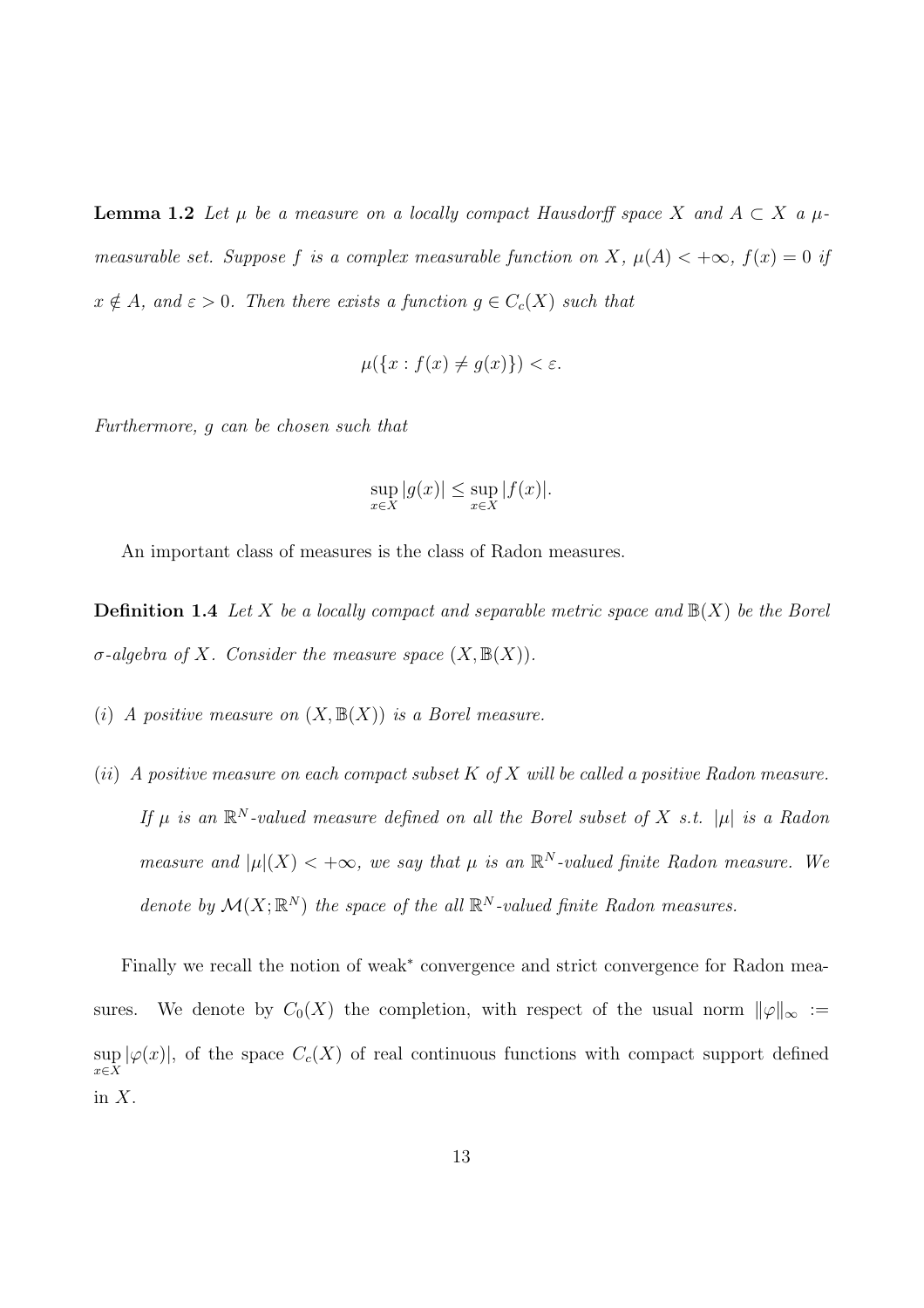**Lemma 1.2** *Let $\mu$ be a measure on a locally compact Hausdorff space $X$ and $A \subset X$ a $\mu$-measurable set. Suppose $f$ is a complex measurable function on $X$, $\mu(A) < +\infty$, $f(x) = 0$ if $x \notin A$, and $\varepsilon > 0$. Then there exists a function $g \in C_c(X)$ such that*

$$\mu(\{x : f(x) \neq g(x)\}) < \varepsilon.$$

*Furthermore, $g$ can be chosen such that*

$$\sup_{x \in X} |g(x)| \leq \sup_{x \in X} |f(x)|.$$

An important class of measures is the class of Radon measures.

**Definition 1.4** *Let $X$ be a locally compact and separable metric space and $\mathbb{B}(X)$ be the Borel $\sigma$-algebra of $X$. Consider the measure space $(X, \mathbb{B}(X))$.*

*(i) A positive measure on $(X, \mathbb{B}(X))$ is a Borel measure.*

*(ii) A positive measure on each compact subset $K$ of $X$ will be called a positive Radon measure. If $\mu$ is an $\mathbb{R}^N$-valued measure defined on all the Borel subset of $X$ s.t. $|\mu|$ is a Radon measure and $|\mu|(X) < +\infty$, we say that $\mu$ is an $\mathbb{R}^N$-valued finite Radon measure. We denote by $\mathcal{M}(X; \mathbb{R}^N)$ the space of the all $\mathbb{R}^N$-valued finite Radon measures.*

Finally we recall the notion of weak$^*$ convergence and strict convergence for Radon measures. We denote by $C_0(X)$ the completion, with respect of the usual norm $\|\varphi\|_\infty := \sup_{x \in X} |\varphi(x)|$, of the space $C_c(X)$ of real continuous functions with compact support defined in $X$.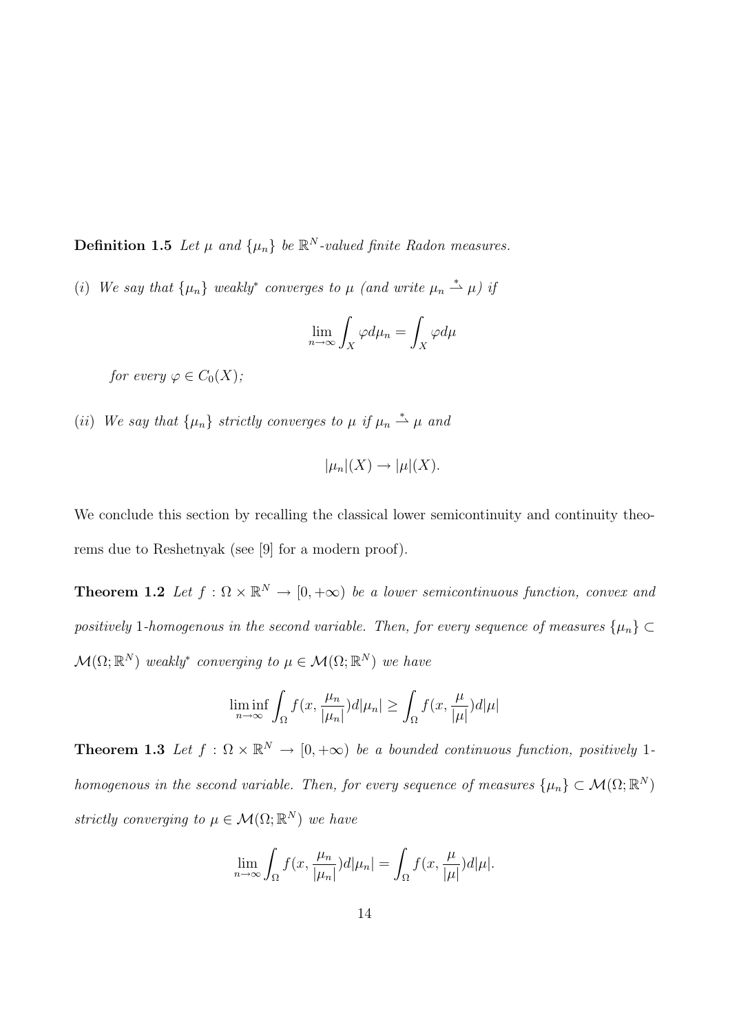**Definition 1.5** *Let $\mu$ and $\{\mu_n\}$ be $\mathbb{R}^N$-valued finite Radon measures.*

*(i) We say that $\{\mu_n\}$ weakly$^*$ converges to $\mu$ (and write $\mu_n \overset{*}{\rightharpoonup} \mu$) if*

$$\lim_{n\to\infty} \int_X \varphi d\mu_n = \int_X \varphi d\mu$$

*for every $\varphi \in C_0(X)$;*

*(ii) We say that $\{\mu_n\}$ strictly converges to $\mu$ if $\mu_n \overset{*}{\rightharpoonup} \mu$ and*

$$|\mu_n|(X) \to |\mu|(X).$$

We conclude this section by recalling the classical lower semicontinuity and continuity theorems due to Reshetnyak (see [9] for a modern proof).

**Theorem 1.2** *Let $f : \Omega \times \mathbb{R}^N \to [0, +\infty)$ be a lower semicontinuous function, convex and positively 1-homogenous in the second variable. Then, for every sequence of measures $\{\mu_n\} \subset \mathcal{M}(\Omega; \mathbb{R}^N)$ weakly$^*$ converging to $\mu \in \mathcal{M}(\Omega; \mathbb{R}^N)$ we have*

$$\liminf_{n\to\infty} \int_\Omega f(x, \frac{\mu_n}{|\mu_n|}) d|\mu_n| \geq \int_\Omega f(x, \frac{\mu}{|\mu|}) d|\mu|$$

**Theorem 1.3** *Let $f : \Omega \times \mathbb{R}^N \to [0, +\infty)$ be a bounded continuous function, positively 1-homogenous in the second variable. Then, for every sequence of measures $\{\mu_n\} \subset \mathcal{M}(\Omega; \mathbb{R}^N)$ strictly converging to $\mu \in \mathcal{M}(\Omega; \mathbb{R}^N)$ we have*

$$\lim_{n\to\infty} \int_\Omega f(x, \frac{\mu_n}{|\mu_n|}) d|\mu_n| = \int_\Omega f(x, \frac{\mu}{|\mu|}) d|\mu|.$$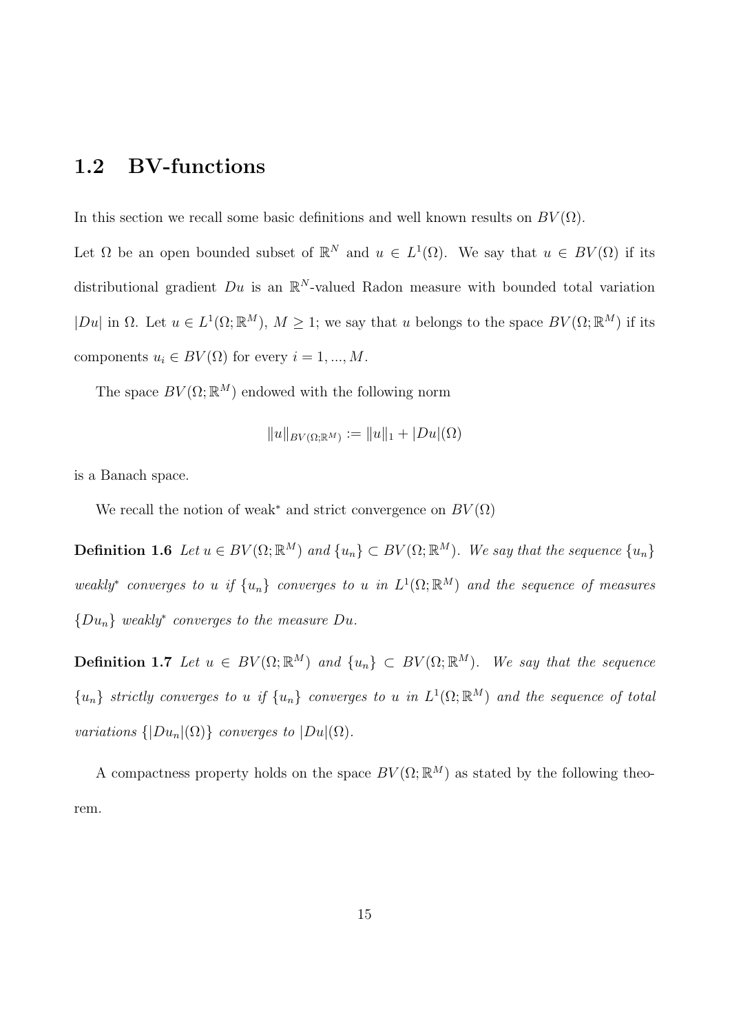## 1.2 BV-functions

In this section we recall some basic definitions and well known results on $BV(\Omega)$.

Let $\Omega$ be an open bounded subset of $\mathbb{R}^N$ and $u \in L^1(\Omega)$. We say that $u \in BV(\Omega)$ if its distributional gradient $Du$ is an $\mathbb{R}^N$-valued Radon measure with bounded total variation $|Du|$ in $\Omega$. Let $u \in L^1(\Omega; \mathbb{R}^M)$, $M \geq 1$; we say that $u$ belongs to the space $BV(\Omega; \mathbb{R}^M)$ if its components $u_i \in BV(\Omega)$ for every $i = 1, ..., M$.

The space $BV(\Omega; \mathbb{R}^M)$ endowed with the following norm

$$\|u\|_{BV(\Omega;\mathbb{R}^M)} := \|u\|_1 + |Du|(\Omega)$$

is a Banach space.

We recall the notion of weak$^*$ and strict convergence on $BV(\Omega)$

**Definition 1.6** *Let $u \in BV(\Omega; \mathbb{R}^M)$ and $\{u_n\} \subset BV(\Omega; \mathbb{R}^M)$. We say that the sequence $\{u_n\}$ weakly$^*$ converges to $u$ if $\{u_n\}$ converges to $u$ in $L^1(\Omega; \mathbb{R}^M)$ and the sequence of measures $\{Du_n\}$ weakly$^*$ converges to the measure $Du$.*

**Definition 1.7** *Let $u \in BV(\Omega; \mathbb{R}^M)$ and $\{u_n\} \subset BV(\Omega; \mathbb{R}^M)$. We say that the sequence $\{u_n\}$ strictly converges to $u$ if $\{u_n\}$ converges to $u$ in $L^1(\Omega; \mathbb{R}^M)$ and the sequence of total variations $\{|Du_n|(\Omega)\}$ converges to $|Du|(\Omega)$.*

A compactness property holds on the space $BV(\Omega; \mathbb{R}^M)$ as stated by the following theorem.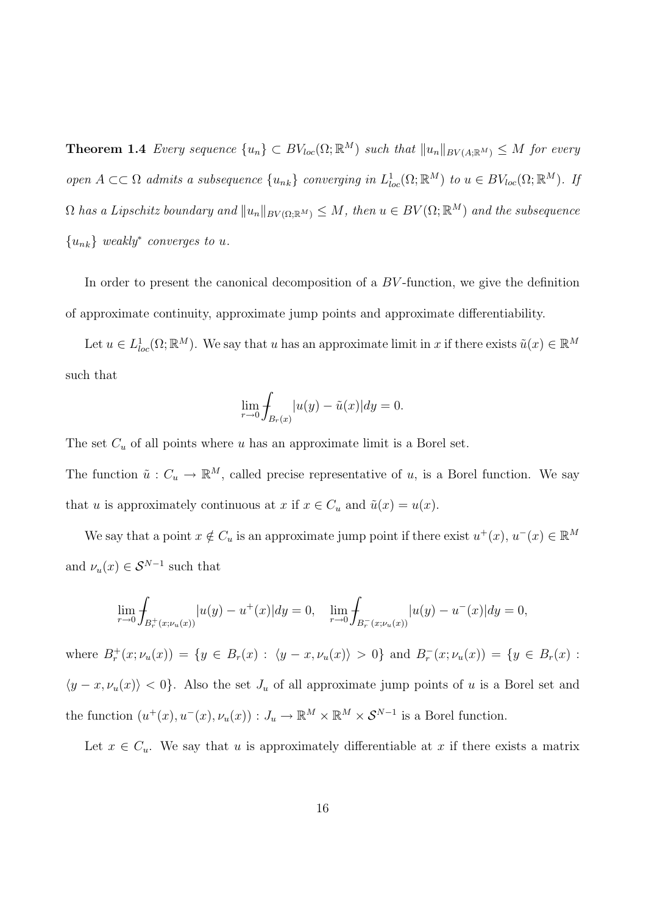**Theorem 1.4** *Every sequence $\{u_n\} \subset BV_{loc}(\Omega;\mathbb{R}^M)$ such that $\|u_n\|_{BV(A;\mathbb{R}^M)} \leq M$ for every open $A \subset\subset \Omega$ admits a subsequence $\{u_{nk}\}$ converging in $L^1_{loc}(\Omega;\mathbb{R}^M)$ to $u \in BV_{loc}(\Omega;\mathbb{R}^M)$. If $\Omega$ has a Lipschitz boundary and $\|u_n\|_{BV(\Omega;\mathbb{R}^M)} \leq M$, then $u \in BV(\Omega;\mathbb{R}^M)$ and the subsequence $\{u_{nk}\}$ weakly$^*$ converges to $u$.*

In order to present the canonical decomposition of a $BV$-function, we give the definition of approximate continuity, approximate jump points and approximate differentiability.

Let $u \in L^1_{loc}(\Omega;\mathbb{R}^M)$. We say that $u$ has an approximate limit in $x$ if there exists $\tilde{u}(x) \in \mathbb{R}^M$ such that

$$\lim_{r\to 0} \fint_{B_r(x)} |u(y) - \tilde{u}(x)| dy = 0.$$

The set $C_u$ of all points where $u$ has an approximate limit is a Borel set.
The function $\tilde{u} : C_u \to \mathbb{R}^M$, called precise representative of $u$, is a Borel function. We say that $u$ is approximately continuous at $x$ if $x \in C_u$ and $\tilde{u}(x) = u(x)$.

We say that a point $x \notin C_u$ is an approximate jump point if there exist $u^+(x)$, $u^-(x) \in \mathbb{R}^M$ and $\nu_u(x) \in \mathcal{S}^{N-1}$ such that

$$\lim_{r\to 0} \fint_{B_r^+(x;\nu_u(x))} |u(y) - u^+(x)| dy = 0, \quad \lim_{r\to 0} \fint_{B_r^-(x;\nu_u(x))} |u(y) - u^-(x)| dy = 0,$$

where $B_r^+(x;\nu_u(x)) = \{y \in B_r(x) : \langle y - x, \nu_u(x)\rangle > 0\}$ and $B_r^-(x;\nu_u(x)) = \{y \in B_r(x) : \langle y - x, \nu_u(x)\rangle < 0\}$. Also the set $J_u$ of all approximate jump points of $u$ is a Borel set and the function $(u^+(x), u^-(x), \nu_u(x)) : J_u \to \mathbb{R}^M \times \mathbb{R}^M \times \mathcal{S}^{N-1}$ is a Borel function.

Let $x \in C_u$. We say that $u$ is approximately differentiable at $x$ if there exists a matrix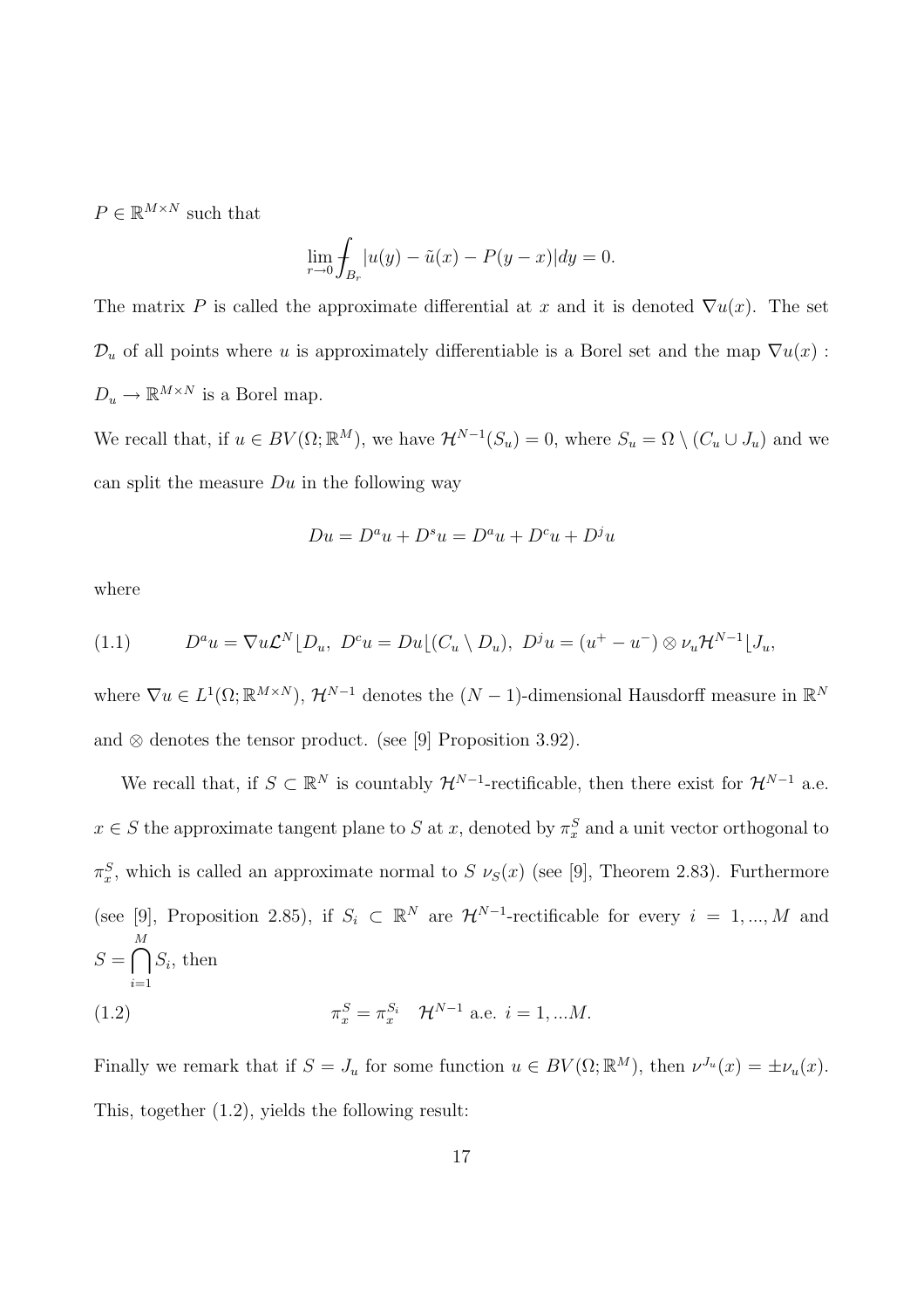$P \in \mathbb{R}^{M\times N}$ such that

$$\lim_{r\to 0} \fint_{B_r} |u(y) - \tilde{u}(x) - P(y-x)|dy = 0.$$

The matrix $P$ is called the approximate differential at $x$ and it is denoted $\nabla u(x)$. The set $\mathcal{D}_u$ of all points where $u$ is approximately differentiable is a Borel set and the map $\nabla u(x) : D_u \to \mathbb{R}^{M\times N}$ is a Borel map.

We recall that, if $u \in BV(\Omega; \mathbb{R}^M)$, we have $\mathcal{H}^{N-1}(S_u) = 0$, where $S_u = \Omega \setminus (C_u \cup J_u)$ and we can split the measure $Du$ in the following way

$$Du = D^a u + D^s u = D^a u + D^c u + D^j u$$

where

$$D^a u = \nabla u \mathcal{L}^N \lfloor D_u,\ D^c u = Du\lfloor (C_u \setminus D_u),\ D^j u = (u^+ - u^-) \otimes \nu_u \mathcal{H}^{N-1}\lfloor J_u, \tag{1.1}$$

where $\nabla u \in L^1(\Omega; \mathbb{R}^{M\times N})$, $\mathcal{H}^{N-1}$ denotes the $(N-1)$-dimensional Hausdorff measure in $\mathbb{R}^N$ and $\otimes$ denotes the tensor product. (see [9] Proposition 3.92).

We recall that, if $S \subset \mathbb{R}^N$ is countably $\mathcal{H}^{N-1}$-rectificable, then there exist for $\mathcal{H}^{N-1}$ a.e. $x \in S$ the approximate tangent plane to $S$ at $x$, denoted by $\pi_x^S$ and a unit vector orthogonal to $\pi_x^S$, which is called an approximate normal to $S$ $\nu_S(x)$ (see [9], Theorem 2.83). Furthermore (see [9], Proposition 2.85), if $S_i \subset \mathbb{R}^N$ are $\mathcal{H}^{N-1}$-rectificable for every $i = 1, ..., M$ and $S = \bigcap_{i=1}^{M} S_i$, then

$$\pi_x^S = \pi_x^{S_i} \quad \mathcal{H}^{N-1} \text{ a.e. } i = 1, ...M. \tag{1.2}$$

Finally we remark that if $S = J_u$ for some function $u \in BV(\Omega; \mathbb{R}^M)$, then $\nu^{J_u}(x) = \pm\nu_u(x)$. This, together (1.2), yields the following result: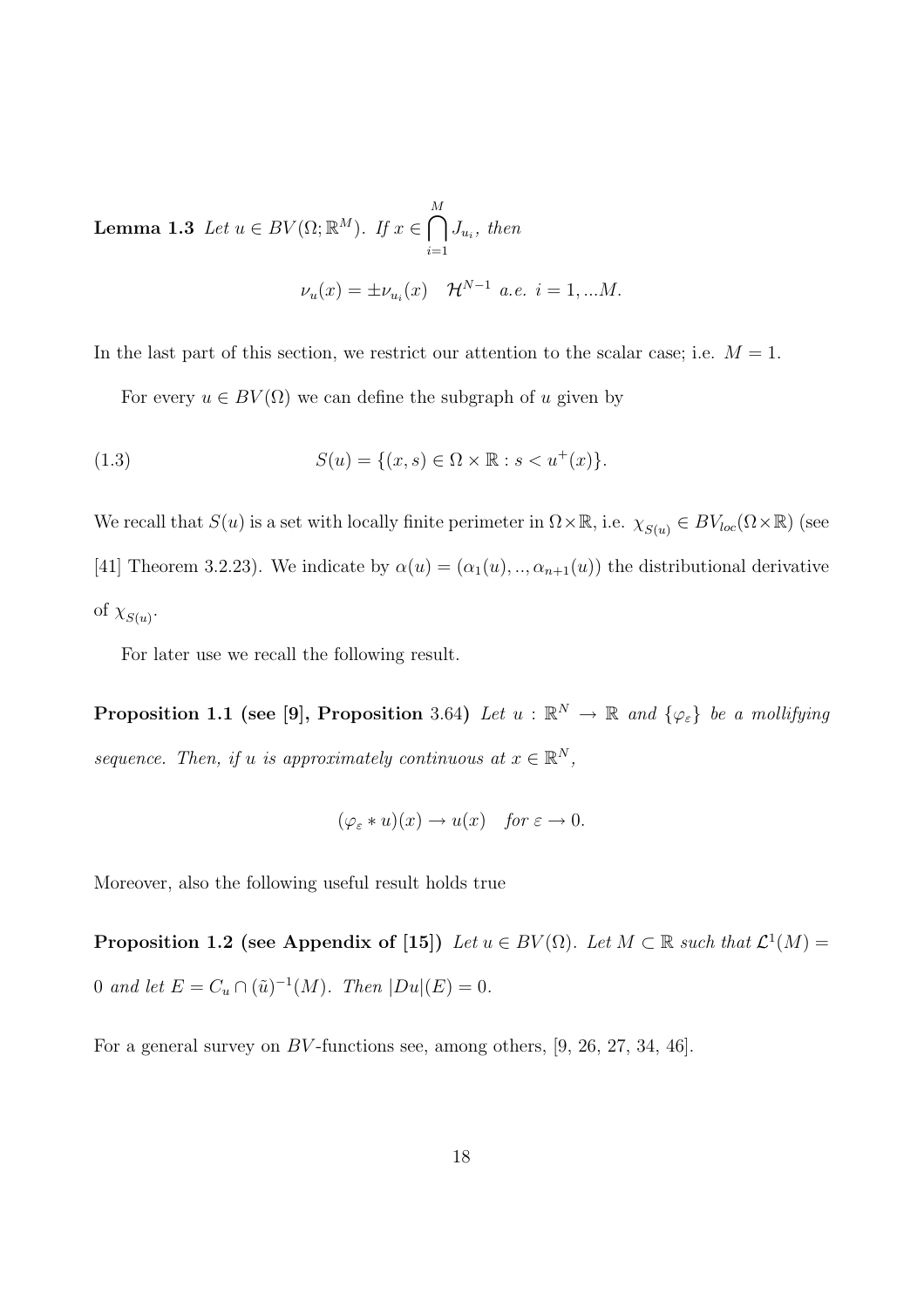**Lemma 1.3** *Let $u \in BV(\Omega; \mathbb{R}^M)$. If $x \in \bigcap_{i=1}^{M} J_{u_i}$, then*

$$\nu_u(x) = \pm \nu_{u_i}(x) \quad \mathcal{H}^{N-1} \text{ a.e. } i = 1, ...M.$$

In the last part of this section, we restrict our attention to the scalar case; i.e. $M = 1$.

For every $u \in BV(\Omega)$ we can define the subgraph of $u$ given by

$$S(u) = \{(x, s) \in \Omega \times \mathbb{R} : s < u^+(x)\}. \tag{1.3}$$

We recall that $S(u)$ is a set with locally finite perimeter in $\Omega \times \mathbb{R}$, i.e. $\chi_{S(u)} \in BV_{loc}(\Omega \times \mathbb{R})$ (see [41] Theorem 3.2.23). We indicate by $\alpha(u) = (\alpha_1(u), .., \alpha_{n+1}(u))$ the distributional derivative of $\chi_{S(u)}$.

For later use we recall the following result.

**Proposition 1.1 (see [9], Proposition** 3.64**)** *Let $u : \mathbb{R}^N \to \mathbb{R}$ and $\{\varphi_\varepsilon\}$ be a mollifying sequence. Then, if $u$ is approximately continuous at $x \in \mathbb{R}^N$,*

$$(\varphi_\varepsilon * u)(x) \to u(x) \quad \text{for } \varepsilon \to 0.$$

Moreover, also the following useful result holds true

**Proposition 1.2 (see Appendix of [15])** *Let $u \in BV(\Omega)$. Let $M \subset \mathbb{R}$ such that $\mathcal{L}^1(M) = 0$ and let $E = C_u \cap (\tilde{u})^{-1}(M)$. Then $|Du|(E) = 0$.*

For a general survey on $BV$-functions see, among others, [9, 26, 27, 34, 46].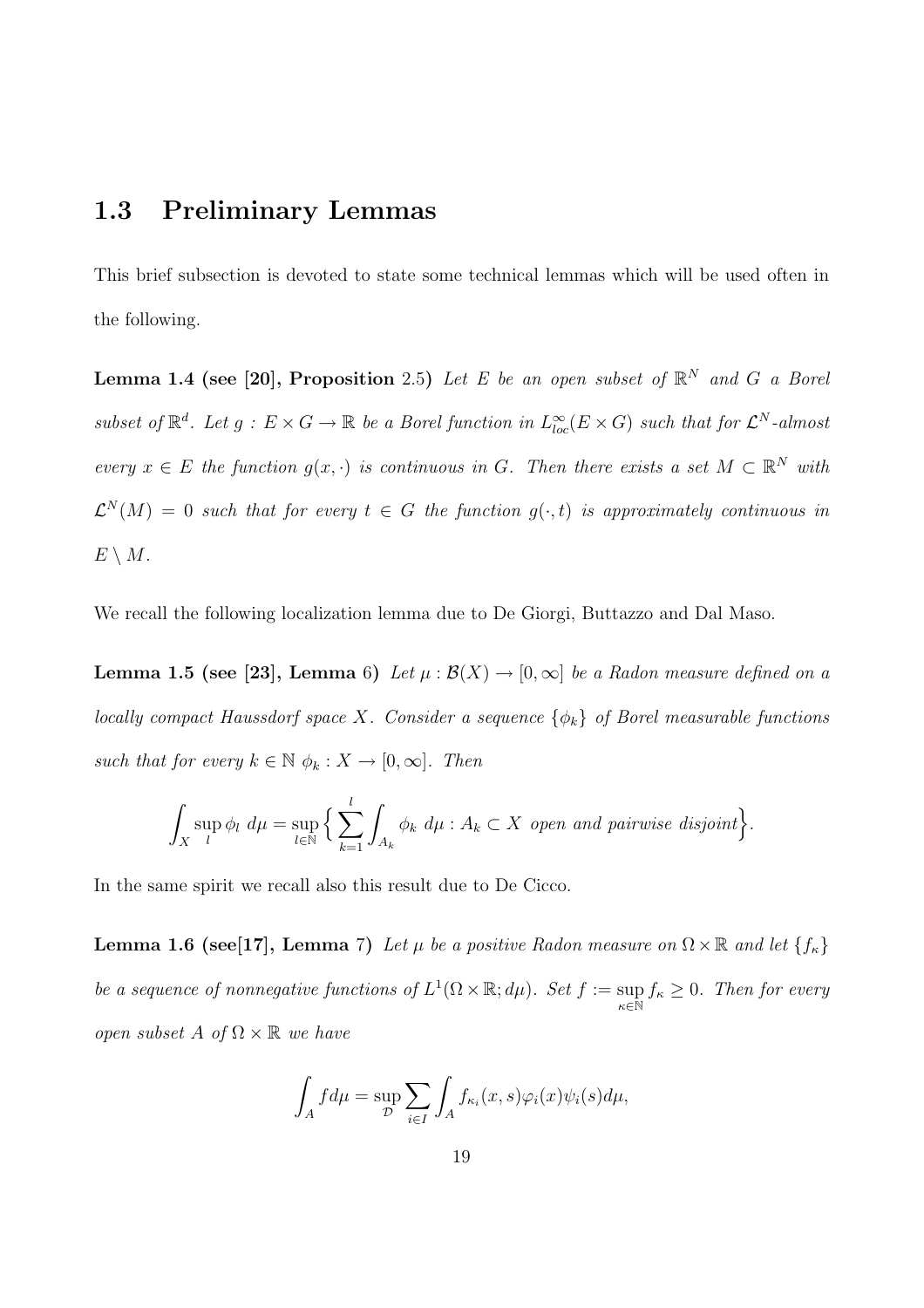## 1.3 Preliminary Lemmas

This brief subsection is devoted to state some technical lemmas which will be used often in the following.

**Lemma 1.4 (see [20], Proposition** 2.5**)** *Let $E$ be an open subset of $\mathbb{R}^N$ and $G$ a Borel subset of $\mathbb{R}^d$. Let $g : E \times G \to \mathbb{R}$ be a Borel function in $L^\infty_{loc}(E \times G)$ such that for $\mathcal{L}^N$-almost every $x \in E$ the function $g(x, \cdot)$ is continuous in $G$. Then there exists a set $M \subset \mathbb{R}^N$ with $\mathcal{L}^N(M) = 0$ such that for every $t \in G$ the function $g(\cdot, t)$ is approximately continuous in $E \setminus M$.*

We recall the following localization lemma due to De Giorgi, Buttazzo and Dal Maso.

**Lemma 1.5 (see [23], Lemma** 6**)** *Let $\mu : \mathcal{B}(X) \to [0, \infty]$ be a Radon measure defined on a locally compact Haussdorf space $X$. Consider a sequence $\{\phi_k\}$ of Borel measurable functions such that for every $k \in \mathbb{N}$ $\phi_k : X \to [0, \infty]$. Then*

$$\int_X \sup_l \phi_l \; d\mu = \sup_{l \in \mathbb{N}} \Big\{ \sum_{k=1}^{l} \int_{A_k} \phi_k \; d\mu : A_k \subset X \text{ open and pairwise disjoint} \Big\}.$$

In the same spirit we recall also this result due to De Cicco.

**Lemma 1.6 (see[17], Lemma** 7**)** *Let $\mu$ be a positive Radon measure on $\Omega \times \mathbb{R}$ and let $\{f_\kappa\}$ be a sequence of nonnegative functions of $L^1(\Omega \times \mathbb{R}; d\mu)$. Set $f := \sup_{\kappa \in \mathbb{N}} f_\kappa \geq 0$. Then for every open subset $A$ of $\Omega \times \mathbb{R}$ we have*

$$\int_A f d\mu = \sup_{\mathcal{D}} \sum_{i \in I} \int_A f_{\kappa_i}(x, s) \varphi_i(x) \psi_i(s) d\mu,$$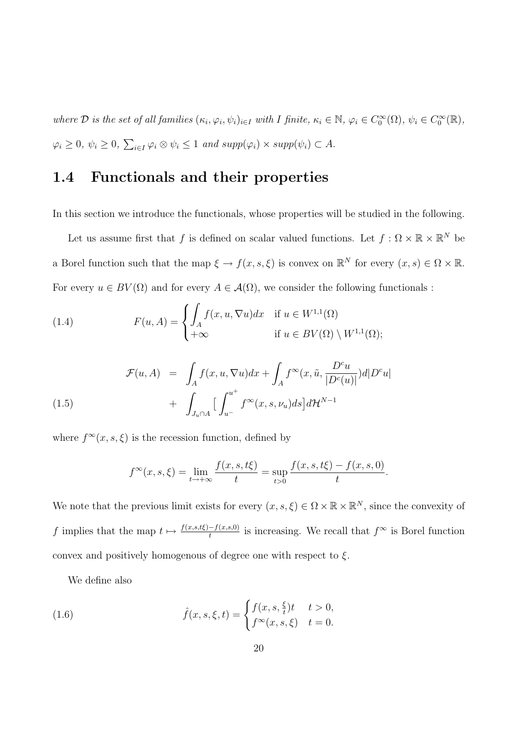*where $\mathcal{D}$ is the set of all families $(\kappa_i, \varphi_i, \psi_i)_{i\in I}$ with $I$ finite, $\kappa_i \in \mathbb{N}$, $\varphi_i \in C_0^\infty(\Omega)$, $\psi_i \in C_0^\infty(\mathbb{R})$, $\varphi_i \geq 0$, $\psi_i \geq 0$, $\sum_{i\in I} \varphi_i \otimes \psi_i \leq 1$ and $supp(\varphi_i) \times supp(\psi_i) \subset A$.*

## 1.4 Functionals and their properties

In this section we introduce the functionals, whose properties will be studied in the following.

Let us assume first that $f$ is defined on scalar valued functions. Let $f : \Omega \times \mathbb{R} \times \mathbb{R}^N$ be a Borel function such that the map $\xi \to f(x, s, \xi)$ is convex on $\mathbb{R}^N$ for every $(x, s) \in \Omega \times \mathbb{R}$. For every $u \in BV(\Omega)$ and for every $A \in \mathcal{A}(\Omega)$, we consider the following functionals :

$$
F(u, A) = \begin{cases} \displaystyle\int_A f(x, u, \nabla u)dx & \text{if } u \in W^{1,1}(\Omega) \\ +\infty & \text{if } u \in BV(\Omega) \setminus W^{1,1}(\Omega); \end{cases} \tag{1.4}
$$

$$
\begin{aligned}
\mathcal{F}(u, A) &= \int_A f(x, u, \nabla u)dx + \int_A f^\infty(x, \tilde{u}, \frac{D^c u}{|D^c(u)|})d|D^c u| \\
&+ \int_{J_u \cap A} \big[ \int_{u^-}^{u^+} f^\infty(x, s, \nu_u)ds \big] d\mathcal{H}^{N-1}
\end{aligned} \tag{1.5}
$$

where $f^\infty(x, s, \xi)$ is the recession function, defined by

$$
f^\infty(x, s, \xi) = \lim_{t\to+\infty} \frac{f(x, s, t\xi)}{t} = \sup_{t>0} \frac{f(x, s, t\xi) - f(x, s, 0)}{t}.
$$

We note that the previous limit exists for every $(x, s, \xi) \in \Omega \times \mathbb{R} \times \mathbb{R}^N$, since the convexity of $f$ implies that the map $t \mapsto \frac{f(x,s,t\xi)-f(x,s,0)}{t}$ is increasing. We recall that $f^\infty$ is Borel function convex and positively homogenous of degree one with respect to $\xi$.

We define also

$$
\hat{f}(x, s, \xi, t) = \begin{cases} f(x, s, \frac{\xi}{t})t & t > 0, \\ f^\infty(x, s, \xi) & t = 0. \end{cases} \tag{1.6}
$$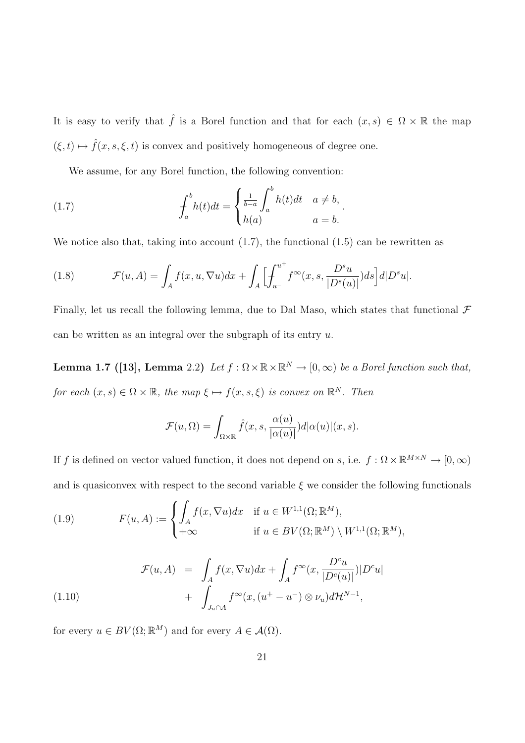It is easy to verify that $\hat{f}$ is a Borel function and that for each $(x, s) \in \Omega \times \mathbb{R}$ the map $(\xi, t) \mapsto \hat{f}(x, s, \xi, t)$ is convex and positively homogeneous of degree one.

We assume, for any Borel function, the following convention:

$$
\fint_a^b h(t)dt = \begin{cases} \frac{1}{b-a} \int_a^b h(t)dt & a \neq b, \\ h(a) & a = b. \end{cases} \tag{1.7}
$$

We notice also that, taking into account (1.7), the functional (1.5) can be rewritten as

$$
\mathcal{F}(u, A) = \int_A f(x, u, \nabla u)dx + \int_A \Big[ \fint_{u^-}^{u^+} f^\infty(x, s, \frac{D^s u}{|D^s(u)|})ds \Big] d|D^s u|. \tag{1.8}
$$

Finally, let us recall the following lemma, due to Dal Maso, which states that functional $\mathcal{F}$ can be written as an integral over the subgraph of its entry $u$.

**Lemma 1.7 ([13], Lemma** 2.2**)** *Let $f : \Omega \times \mathbb{R} \times \mathbb{R}^N \to [0, \infty)$ be a Borel function such that, for each $(x, s) \in \Omega \times \mathbb{R}$, the map $\xi \mapsto f(x, s, \xi)$ is convex on $\mathbb{R}^N$. Then*

$$
\mathcal{F}(u, \Omega) = \int_{\Omega \times \mathbb{R}} \hat{f}(x, s, \frac{\alpha(u)}{|\alpha(u)|}) d|\alpha(u)|(x, s).
$$

If $f$ is defined on vector valued function, it does not depend on $s$, i.e. $f : \Omega \times \mathbb{R}^{M \times N} \to [0, \infty)$ and is quasiconvex with respect to the second variable $\xi$ we consider the following functionals

$$
F(u, A) := \begin{cases} \int_A f(x, \nabla u)dx & \text{if } u \in W^{1,1}(\Omega; \mathbb{R}^M), \\ +\infty & \text{if } u \in BV(\Omega; \mathbb{R}^M) \setminus W^{1,1}(\Omega; \mathbb{R}^M), \end{cases} \tag{1.9}
$$

$$
\begin{aligned}
\mathcal{F}(u, A) &= \int_A f(x, \nabla u)dx + \int_A f^\infty(x, \frac{D^c u}{|D^c(u)|})|D^c u| \\
&+ \int_{J_u \cap A} f^\infty(x, (u^+ - u^-) \otimes \nu_u) d\mathcal{H}^{N-1},
\end{aligned} \tag{1.10}
$$

for every $u \in BV(\Omega; \mathbb{R}^M)$ and for every $A \in \mathcal{A}(\Omega)$.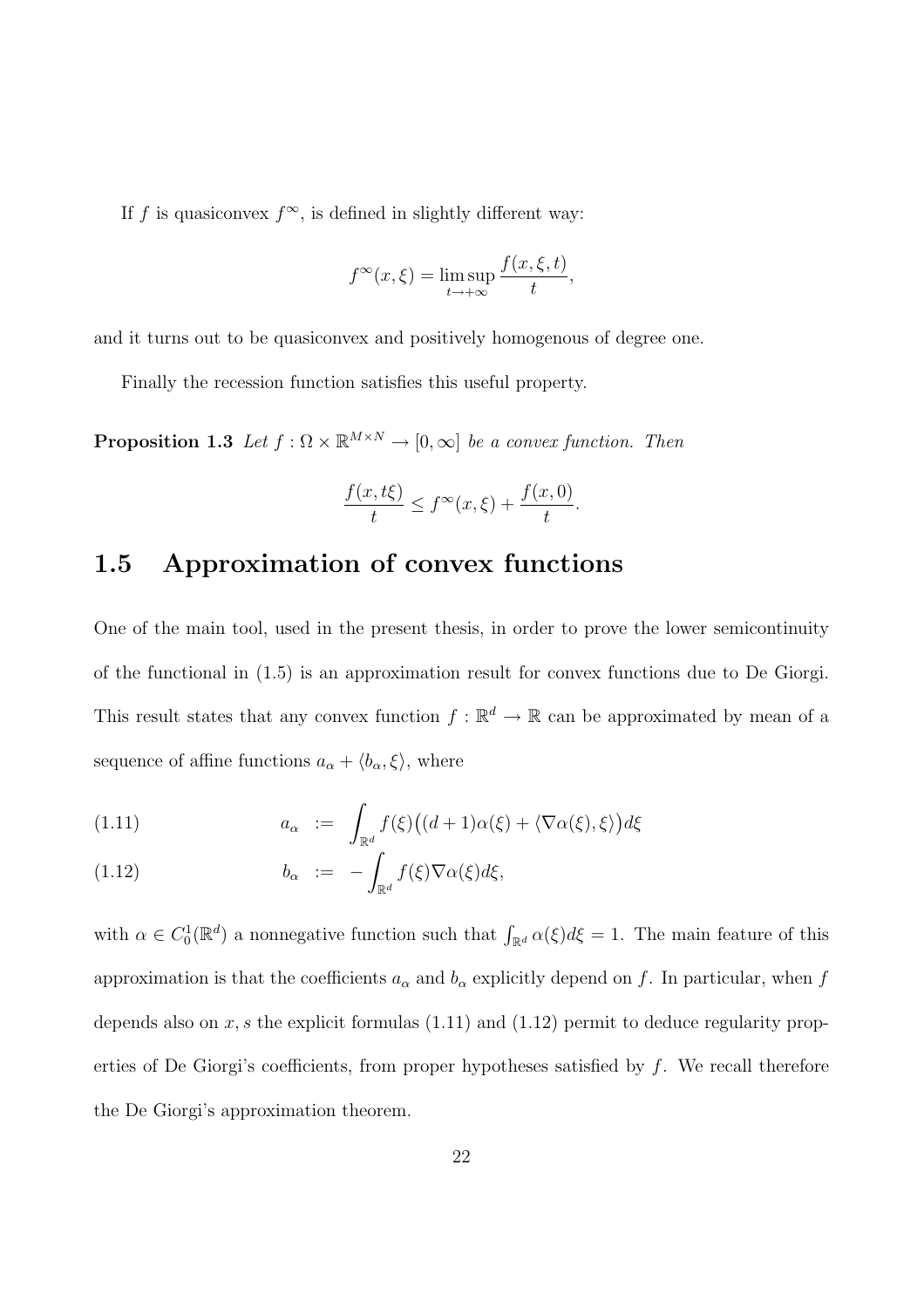If $f$ is quasiconvex $f^\infty$, is defined in slightly different way:

$$f^\infty(x, \xi) = \limsup_{t \to +\infty} \frac{f(x, \xi, t)}{t},$$

and it turns out to be quasiconvex and positively homogenous of degree one.

Finally the recession function satisfies this useful property.

**Proposition 1.3** *Let $f : \Omega \times \mathbb{R}^{M \times N} \to [0, \infty]$ be a convex function. Then*

$$\frac{f(x, t\xi)}{t} \leq f^\infty(x, \xi) + \frac{f(x, 0)}{t}.$$

## 1.5 Approximation of convex functions

One of the main tool, used in the present thesis, in order to prove the lower semicontinuity of the functional in (1.5) is an approximation result for convex functions due to De Giorgi. This result states that any convex function $f : \mathbb{R}^d \to \mathbb{R}$ can be approximated by mean of a sequence of affine functions $a_\alpha + \langle b_\alpha, \xi \rangle$, where

$$a_\alpha := \int_{\mathbb{R}^d} f(\xi)\big((d+1)\alpha(\xi) + \langle \nabla\alpha(\xi), \xi \rangle\big) d\xi \tag{1.11}$$

$$b_\alpha := -\int_{\mathbb{R}^d} f(\xi) \nabla\alpha(\xi) d\xi, \tag{1.12}$$

with $\alpha \in C_0^1(\mathbb{R}^d)$ a nonnegative function such that $\int_{\mathbb{R}^d} \alpha(\xi) d\xi = 1$. The main feature of this approximation is that the coefficients $a_\alpha$ and $b_\alpha$ explicitly depend on $f$. In particular, when $f$ depends also on $x, s$ the explicit formulas (1.11) and (1.12) permit to deduce regularity properties of De Giorgi's coefficients, from proper hypotheses satisfied by $f$. We recall therefore the De Giorgi's approximation theorem.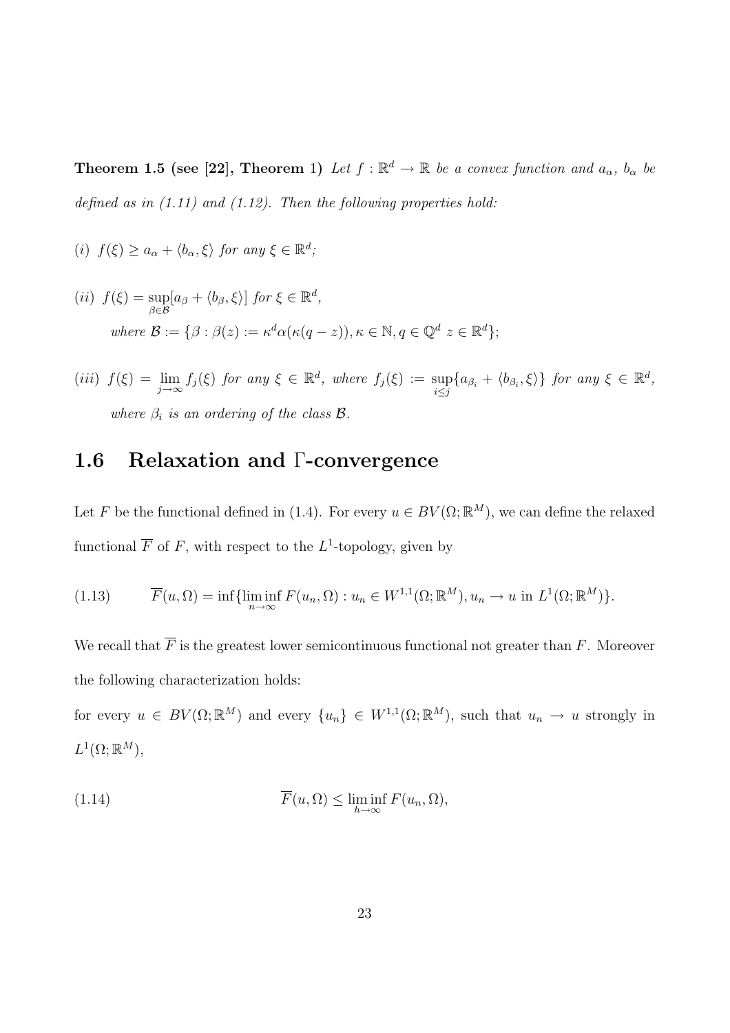**Theorem 1.5 (see [22], Theorem** 1) *Let $f : \mathbb{R}^d \to \mathbb{R}$ be a convex function and $a_\alpha$, $b_\alpha$ be defined as in (1.11) and (1.12). Then the following properties hold:*

(*i*) $f(\xi) \geq a_\alpha + \langle b_\alpha, \xi \rangle$ *for any* $\xi \in \mathbb{R}^d$*;*

(*ii*) $f(\xi) = \sup_{\beta \in \mathcal{B}} [a_\beta + \langle b_\beta, \xi \rangle]$ *for* $\xi \in \mathbb{R}^d$*,*
*where* $\mathcal{B} := \{\beta : \beta(z) := \kappa^d \alpha(\kappa(q - z)), \kappa \in \mathbb{N}, q \in \mathbb{Q}^d \ z \in \mathbb{R}^d\}$*;*

(*iii*) $f(\xi) = \lim_{j \to \infty} f_j(\xi)$ *for any* $\xi \in \mathbb{R}^d$*, where* $f_j(\xi) := \sup_{i \leq j} \{a_{\beta_i} + \langle b_{\beta_i}, \xi \rangle\}$ *for any* $\xi \in \mathbb{R}^d$*, where* $\beta_i$ *is an ordering of the class* $\mathcal{B}$*.*

## 1.6 Relaxation and Γ-convergence

Let $F$ be the functional defined in (1.4). For every $u \in BV(\Omega; \mathbb{R}^M)$, we can define the relaxed functional $\overline{F}$ of $F$, with respect to the $L^1$-topology, given by

$$\overline{F}(u, \Omega) = \inf\{\liminf_{n \to \infty} F(u_n, \Omega) : u_n \in W^{1,1}(\Omega; \mathbb{R}^M), u_n \to u \text{ in } L^1(\Omega; \mathbb{R}^M)\}. \tag{1.13}$$

We recall that $\overline{F}$ is the greatest lower semicontinuous functional not greater than $F$. Moreover the following characterization holds:

for every $u \in BV(\Omega; \mathbb{R}^M)$ and every $\{u_n\} \in W^{1,1}(\Omega; \mathbb{R}^M)$, such that $u_n \to u$ strongly in $L^1(\Omega; \mathbb{R}^M)$,

$$\overline{F}(u, \Omega) \leq \liminf_{h \to \infty} F(u_n, \Omega), \tag{1.14}$$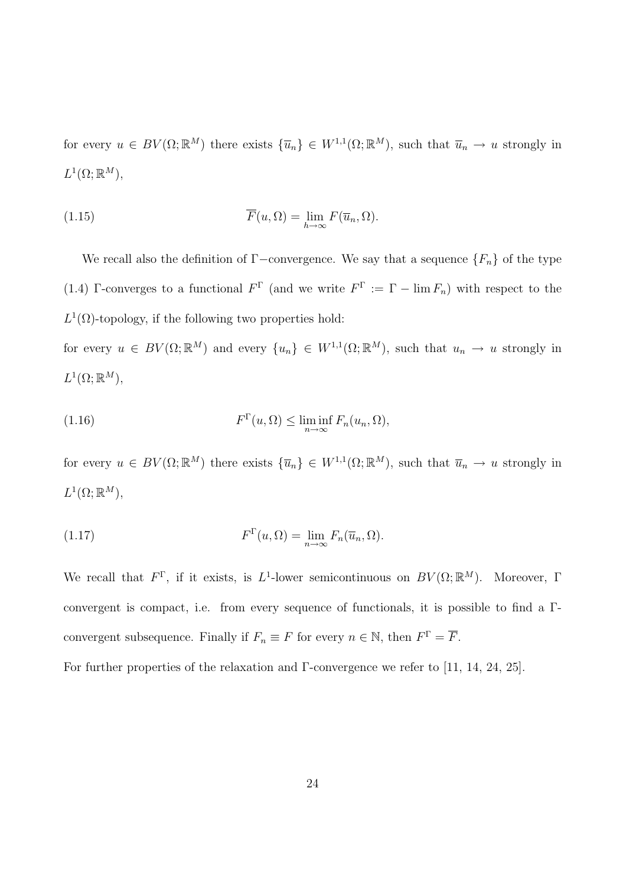for every $u \in BV(\Omega;\mathbb{R}^M)$ there exists $\{\overline{u}_n\} \in W^{1,1}(\Omega;\mathbb{R}^M)$, such that $\overline{u}_n \to u$ strongly in $L^1(\Omega;\mathbb{R}^M)$,

$$\overline{F}(u,\Omega) = \lim_{h\to\infty} F(\overline{u}_n,\Omega). \tag{1.15}$$

We recall also the definition of $\Gamma-$convergence. We say that a sequence $\{F_n\}$ of the type (1.4) $\Gamma$-converges to a functional $F^\Gamma$ (and we write $F^\Gamma := \Gamma - \lim F_n$) with respect to the $L^1(\Omega)$-topology, if the following two properties hold:

for every $u \in BV(\Omega;\mathbb{R}^M)$ and every $\{u_n\} \in W^{1,1}(\Omega;\mathbb{R}^M)$, such that $u_n \to u$ strongly in $L^1(\Omega;\mathbb{R}^M)$,

$$F^\Gamma(u,\Omega) \leq \liminf_{n\to\infty} F_n(u_n,\Omega), \tag{1.16}$$

for every $u \in BV(\Omega;\mathbb{R}^M)$ there exists $\{\overline{u}_n\} \in W^{1,1}(\Omega;\mathbb{R}^M)$, such that $\overline{u}_n \to u$ strongly in $L^1(\Omega;\mathbb{R}^M)$,

$$F^\Gamma(u,\Omega) = \lim_{n\to\infty} F_n(\overline{u}_n,\Omega). \tag{1.17}$$

We recall that $F^\Gamma$, if it exists, is $L^1$-lower semicontinuous on $BV(\Omega;\mathbb{R}^M)$. Moreover, $\Gamma$ convergent is compact, i.e. from every sequence of functionals, it is possible to find a $\Gamma$-convergent subsequence. Finally if $F_n \equiv F$ for every $n \in \mathbb{N}$, then $F^\Gamma = \overline{F}$.

For further properties of the relaxation and $\Gamma$-convergence we refer to [11, 14, 24, 25].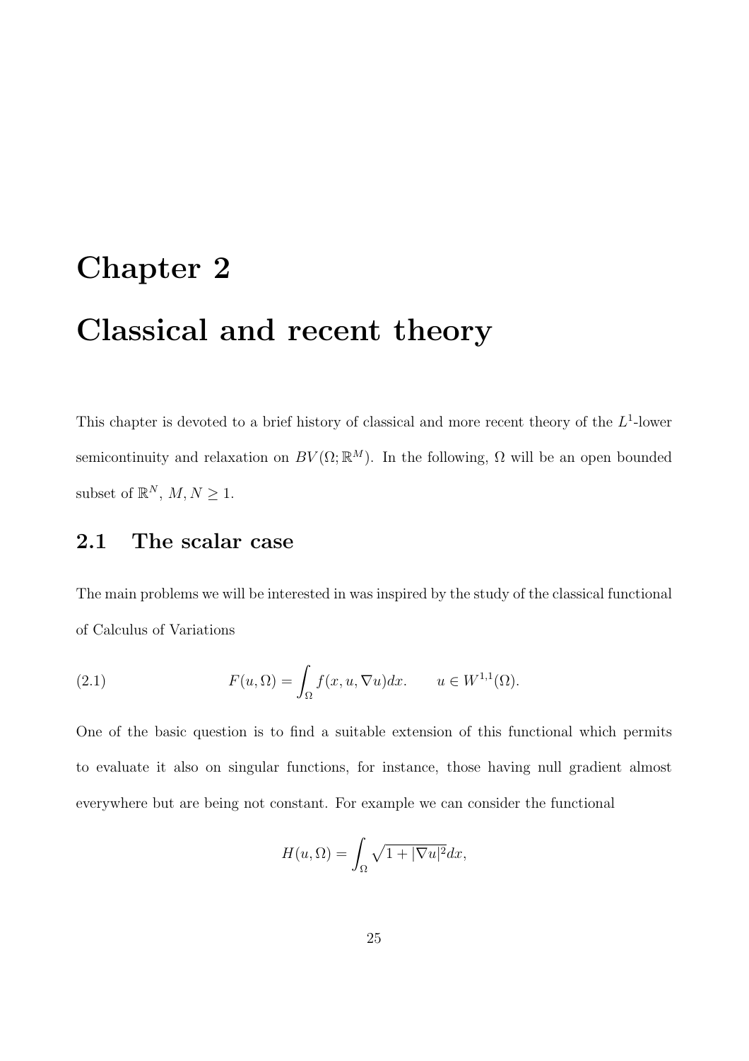# Chapter 2

# Classical and recent theory

This chapter is devoted to a brief history of classical and more recent theory of the $L^1$-lower semicontinuity and relaxation on $BV(\Omega;\mathbb{R}^M)$. In the following, $\Omega$ will be an open bounded subset of $\mathbb{R}^N$, $M, N \geq 1$.

## 2.1 The scalar case

The main problems we will be interested in was inspired by the study of the classical functional of Calculus of Variations

$$F(u,\Omega) = \int_\Omega f(x,u,\nabla u)dx. \qquad u \in W^{1,1}(\Omega). \tag{2.1}$$

One of the basic question is to find a suitable extension of this functional which permits to evaluate it also on singular functions, for instance, those having null gradient almost everywhere but are being not constant. For example we can consider the functional

$$H(u,\Omega) = \int_\Omega \sqrt{1+|\nabla u|^2}dx,$$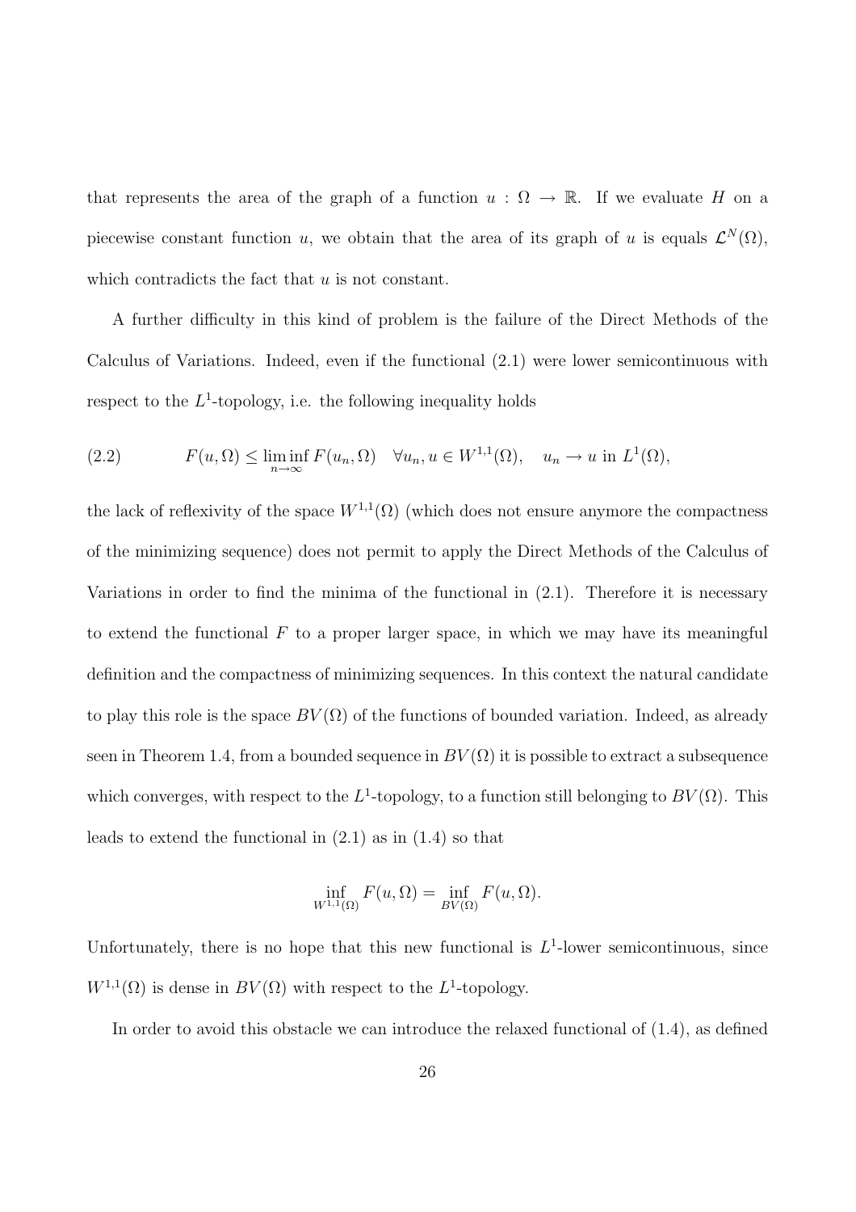that represents the area of the graph of a function $u : \Omega \to \mathbb{R}$. If we evaluate $H$ on a piecewise constant function $u$, we obtain that the area of its graph of $u$ is equals $\mathcal{L}^N(\Omega)$, which contradicts the fact that $u$ is not constant.

A further difficulty in this kind of problem is the failure of the Direct Methods of the Calculus of Variations. Indeed, even if the functional (2.1) were lower semicontinuous with respect to the $L^1$-topology, i.e. the following inequality holds

$$F(u, \Omega) \leq \liminf_{n \to \infty} F(u_n, \Omega) \quad \forall u_n, u \in W^{1,1}(\Omega), \quad u_n \to u \text{ in } L^1(\Omega), \tag{2.2}$$

the lack of reflexivity of the space $W^{1,1}(\Omega)$ (which does not ensure anymore the compactness of the minimizing sequence) does not permit to apply the Direct Methods of the Calculus of Variations in order to find the minima of the functional in (2.1). Therefore it is necessary to extend the functional $F$ to a proper larger space, in which we may have its meaningful definition and the compactness of minimizing sequences. In this context the natural candidate to play this role is the space $BV(\Omega)$ of the functions of bounded variation. Indeed, as already seen in Theorem 1.4, from a bounded sequence in $BV(\Omega)$ it is possible to extract a subsequence which converges, with respect to the $L^1$-topology, to a function still belonging to $BV(\Omega)$. This leads to extend the functional in (2.1) as in (1.4) so that

$$\inf_{W^{1,1}(\Omega)} F(u, \Omega) = \inf_{BV(\Omega)} F(u, \Omega).$$

Unfortunately, there is no hope that this new functional is $L^1$-lower semicontinuous, since $W^{1,1}(\Omega)$ is dense in $BV(\Omega)$ with respect to the $L^1$-topology.

In order to avoid this obstacle we can introduce the relaxed functional of (1.4), as defined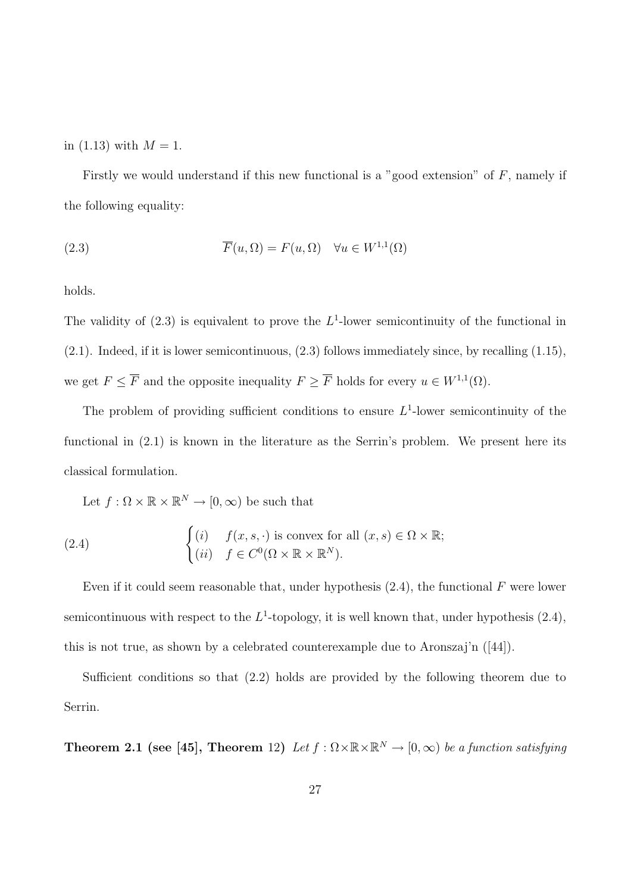in (1.13) with $M = 1$.

Firstly we would understand if this new functional is a "good extension" of $F$, namely if the following equality:

$$\overline{F}(u, \Omega) = F(u, \Omega) \quad \forall u \in W^{1,1}(\Omega) \tag{2.3}$$

holds.

The validity of (2.3) is equivalent to prove the $L^1$-lower semicontinuity of the functional in (2.1). Indeed, if it is lower semicontinuous, (2.3) follows immediately since, by recalling (1.15), we get $F \leq \overline{F}$ and the opposite inequality $F \geq \overline{F}$ holds for every $u \in W^{1,1}(\Omega)$.

The problem of providing sufficient conditions to ensure $L^1$-lower semicontinuity of the functional in (2.1) is known in the literature as the Serrin's problem. We present here its classical formulation.

Let $f : \Omega \times \mathbb{R} \times \mathbb{R}^N \to [0, \infty)$ be such that

$$\begin{cases} (i) & f(x, s, \cdot) \text{ is convex for all } (x, s) \in \Omega \times \mathbb{R}; \\ (ii) & f \in C^0(\Omega \times \mathbb{R} \times \mathbb{R}^N). \end{cases} \tag{2.4}$$

Even if it could seem reasonable that, under hypothesis (2.4), the functional $F$ were lower semicontinuous with respect to the $L^1$-topology, it is well known that, under hypothesis (2.4), this is not true, as shown by a celebrated counterexample due to Aronszaj'n ([44]).

Sufficient conditions so that (2.2) holds are provided by the following theorem due to Serrin.

**Theorem 2.1 (see [45], Theorem** 12**)** *Let $f : \Omega \times \mathbb{R} \times \mathbb{R}^N \to [0, \infty)$ be a function satisfying*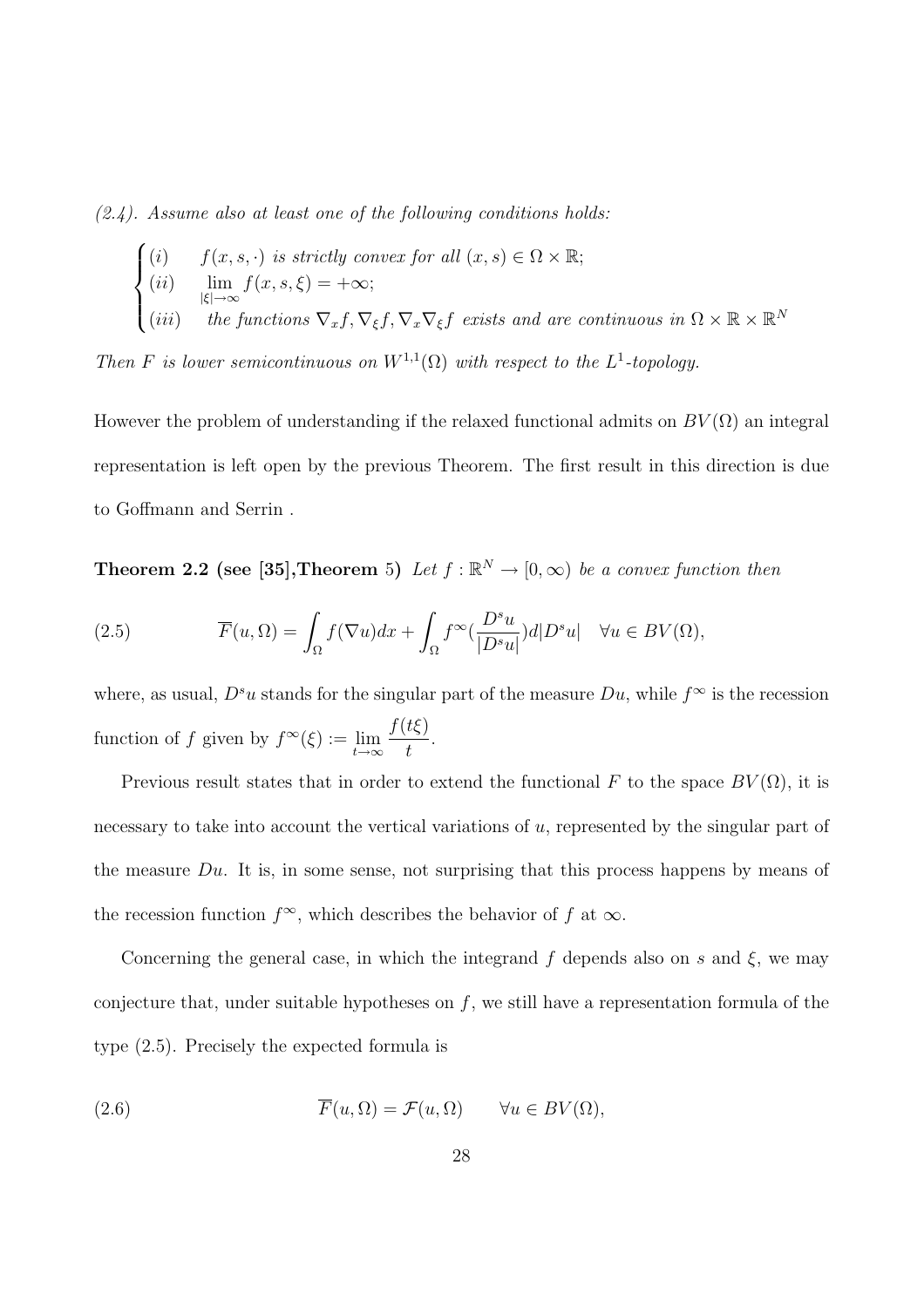*(2.4). Assume also at least one of the following conditions holds:*

$$
\begin{cases}
(i) & f(x,s,\cdot) \text{ is strictly convex for all } (x,s) \in \Omega \times \mathbb{R}; \\
(ii) & \lim_{|\xi|\to\infty} f(x,s,\xi) = +\infty; \\
(iii) & \text{the functions } \nabla_x f, \nabla_\xi f, \nabla_x \nabla_\xi f \text{ exists and are continuous in } \Omega \times \mathbb{R} \times \mathbb{R}^N
\end{cases}
$$

*Then $F$ is lower semicontinuous on $W^{1,1}(\Omega)$ with respect to the $L^1$-topology.*

However the problem of understanding if the relaxed functional admits on $BV(\Omega)$ an integral representation is left open by the previous Theorem. The first result in this direction is due to Goffmann and Serrin .

**Theorem 2.2 (see [35],Theorem 5)** *Let $f : \mathbb{R}^N \to [0,\infty)$ be a convex function then*

$$
(2.5) \qquad \overline{F}(u,\Omega) = \int_\Omega f(\nabla u)dx + \int_\Omega f^\infty(\frac{D^s u}{|D^s u|})d|D^s u| \quad \forall u \in BV(\Omega),
$$

where, as usual, $D^s u$ stands for the singular part of the measure $Du$, while $f^\infty$ is the recession function of $f$ given by $f^\infty(\xi) := \lim_{t\to\infty} \dfrac{f(t\xi)}{t}$.

Previous result states that in order to extend the functional $F$ to the space $BV(\Omega)$, it is necessary to take into account the vertical variations of $u$, represented by the singular part of the measure $Du$. It is, in some sense, not surprising that this process happens by means of the recession function $f^\infty$, which describes the behavior of $f$ at $\infty$.

Concerning the general case, in which the integrand $f$ depends also on $s$ and $\xi$, we may conjecture that, under suitable hypotheses on $f$, we still have a representation formula of the type (2.5). Precisely the expected formula is

$$
(2.6) \qquad \overline{F}(u,\Omega) = \mathcal{F}(u,\Omega) \qquad \forall u \in BV(\Omega),
$$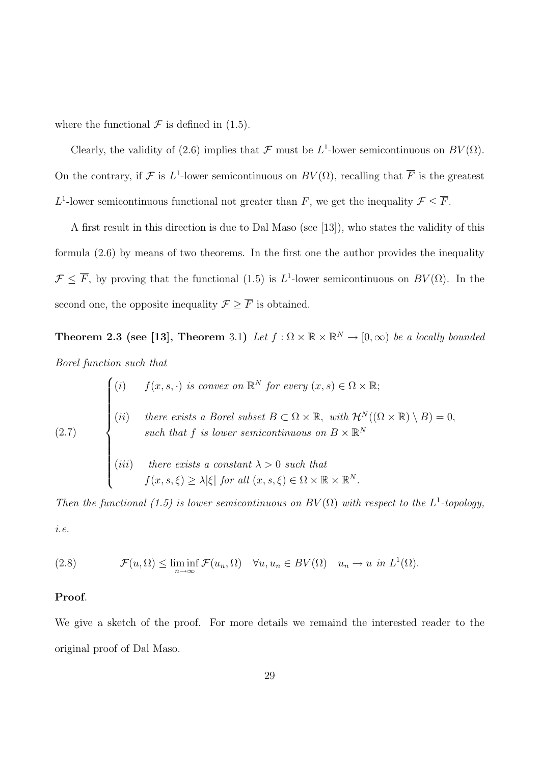where the functional $\mathcal{F}$ is defined in (1.5).

Clearly, the validity of (2.6) implies that $\mathcal{F}$ must be $L^1$-lower semicontinuous on $BV(\Omega)$. On the contrary, if $\mathcal{F}$ is $L^1$-lower semicontinuous on $BV(\Omega)$, recalling that $\overline{F}$ is the greatest $L^1$-lower semicontinuous functional not greater than $F$, we get the inequality $\mathcal{F} \leq \overline{F}$.

A first result in this direction is due to Dal Maso (see [13]), who states the validity of this formula (2.6) by means of two theorems. In the first one the author provides the inequality $\mathcal{F} \leq \overline{F}$, by proving that the functional (1.5) is $L^1$-lower semicontinuous on $BV(\Omega)$. In the second one, the opposite inequality $\mathcal{F} \geq \overline{F}$ is obtained.

**Theorem 2.3 (see [13], Theorem** 3.1) *Let $f : \Omega \times \mathbb{R} \times \mathbb{R}^N \to [0, \infty)$ be a locally bounded Borel function such that*

$$
(2.7) \qquad \begin{cases} (i) & f(x,s,\cdot) \text{ is convex on } \mathbb{R}^N \text{ for every } (x,s) \in \Omega \times \mathbb{R}; \\[1em] (ii) & \text{there exists a Borel subset } B \subset \Omega \times \mathbb{R}, \text{ with } \mathcal{H}^N((\Omega \times \mathbb{R}) \setminus B) = 0, \\ & \text{such that } f \text{ is lower semicontinuous on } B \times \mathbb{R}^N \\[1em] (iii) & \text{there exists a constant } \lambda > 0 \text{ such that} \\ & f(x,s,\xi) \geq \lambda |\xi| \text{ for all } (x,s,\xi) \in \Omega \times \mathbb{R} \times \mathbb{R}^N. \end{cases}
$$

*Then the functional (1.5) is lower semicontinuous on $BV(\Omega)$ with respect to the $L^1$-topology, i.e.*

$$
(2.8) \qquad \mathcal{F}(u, \Omega) \leq \liminf_{n \to \infty} \mathcal{F}(u_n, \Omega) \quad \forall u, u_n \in BV(\Omega) \quad u_n \to u \text{ in } L^1(\Omega).
$$

**Proof**.

We give a sketch of the proof. For more details we remaind the interested reader to the original proof of Dal Maso.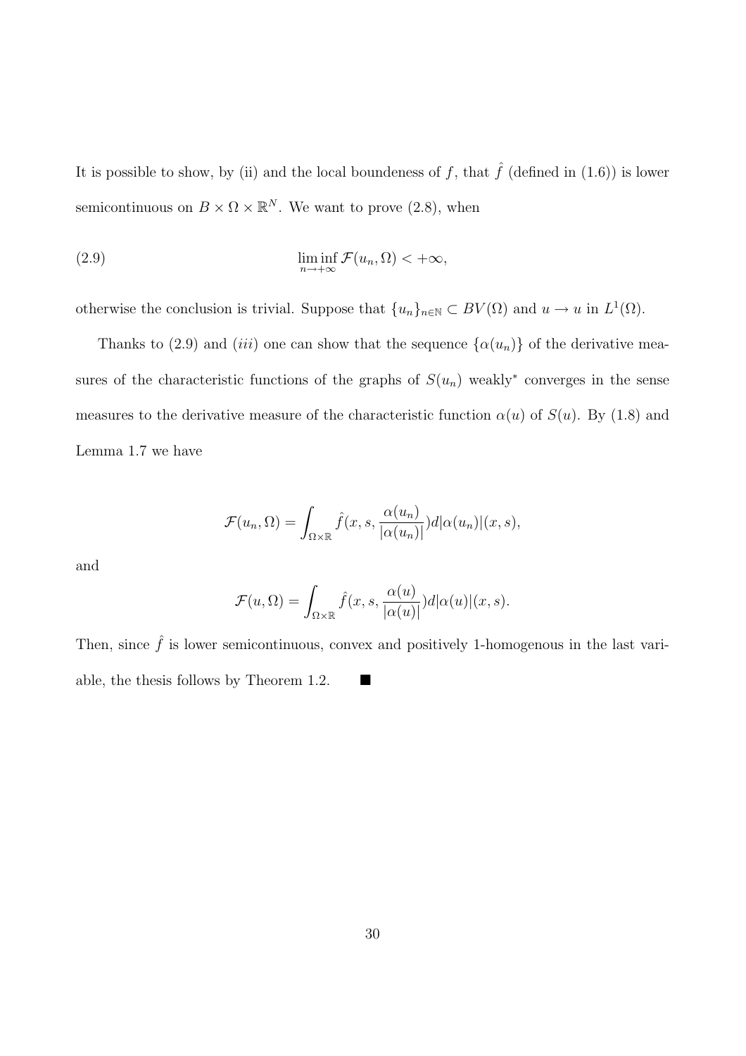It is possible to show, by (ii) and the local boundeness of $f$, that $\hat{f}$ (defined in (1.6)) is lower semicontinuous on $B \times \Omega \times \mathbb{R}^N$. We want to prove (2.8), when

$$\liminf_{n \to +\infty} \mathcal{F}(u_n, \Omega) < +\infty, \tag{2.9}$$

otherwise the conclusion is trivial. Suppose that $\{u_n\}_{n \in \mathbb{N}} \subset BV(\Omega)$ and $u \to u$ in $L^1(\Omega)$.

Thanks to (2.9) and (*iii*) one can show that the sequence $\{\alpha(u_n)\}$ of the derivative measures of the characteristic functions of the graphs of $S(u_n)$ weakly$^*$ converges in the sense measures to the derivative measure of the characteristic function $\alpha(u)$ of $S(u)$. By (1.8) and Lemma 1.7 we have

$$\mathcal{F}(u_n, \Omega) = \int_{\Omega \times \mathbb{R}} \hat{f}(x, s, \frac{\alpha(u_n)}{|\alpha(u_n)|}) d|\alpha(u_n)|(x, s),$$

and

$$\mathcal{F}(u, \Omega) = \int_{\Omega \times \mathbb{R}} \hat{f}(x, s, \frac{\alpha(u)}{|\alpha(u)|}) d|\alpha(u)|(x, s).$$

Then, since $\hat{f}$ is lower semicontinuous, convex and positively 1-homogenous in the last variable, the thesis follows by Theorem 1.2. ■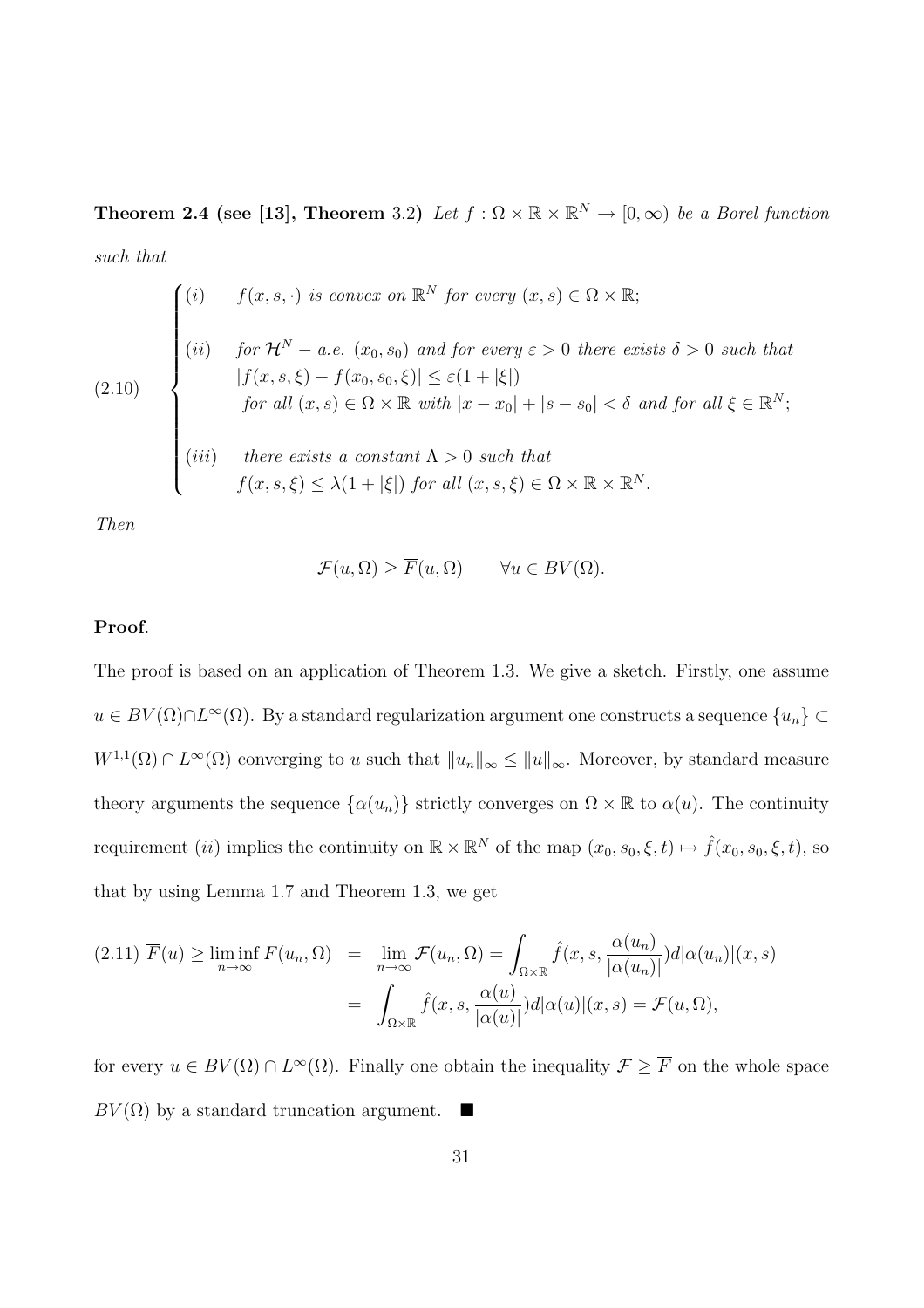**Theorem 2.4 (see [13], Theorem** 3.2) *Let $f : \Omega \times \mathbb{R} \times \mathbb{R}^N \to [0, \infty)$ be a Borel function such that*

$$
(2.10) \quad \begin{cases}
(i) & f(x,s,\cdot) \text{ is convex on } \mathbb{R}^N \text{ for every } (x,s) \in \Omega \times \mathbb{R}; \\[2ex]
(ii) & \text{for } \mathcal{H}^N - a.e. \ (x_0, s_0) \text{ and for every } \varepsilon > 0 \text{ there exists } \delta > 0 \text{ such that} \\
& |f(x,s,\xi) - f(x_0,s_0,\xi)| \leq \varepsilon(1 + |\xi|) \\
& \text{for all } (x,s) \in \Omega \times \mathbb{R} \text{ with } |x - x_0| + |s - s_0| < \delta \text{ and for all } \xi \in \mathbb{R}^N; \\[2ex]
(iii) & \text{there exists a constant } \Lambda > 0 \text{ such that} \\
& f(x,s,\xi) \leq \lambda(1 + |\xi|) \text{ for all } (x,s,\xi) \in \Omega \times \mathbb{R} \times \mathbb{R}^N.
\end{cases}
$$

*Then*

$$
\mathcal{F}(u, \Omega) \geq \overline{F}(u, \Omega) \qquad \forall u \in BV(\Omega).
$$

**Proof**.

The proof is based on an application of Theorem 1.3. We give a sketch. Firstly, one assume $u \in BV(\Omega) \cap L^\infty(\Omega)$. By a standard regularization argument one constructs a sequence $\{u_n\} \subset W^{1,1}(\Omega) \cap L^\infty(\Omega)$ converging to $u$ such that $\|u_n\|_\infty \leq \|u\|_\infty$. Moreover, by standard measure theory arguments the sequence $\{\alpha(u_n)\}$ strictly converges on $\Omega \times \mathbb{R}$ to $\alpha(u)$. The continuity requirement $(ii)$ implies the continuity on $\mathbb{R} \times \mathbb{R}^N$ of the map $(x_0, s_0, \xi, t) \mapsto \hat{f}(x_0, s_0, \xi, t)$, so that by using Lemma 1.7 and Theorem 1.3, we get

$$
\begin{aligned}
(2.11) \ \overline{F}(u) \geq \liminf_{n \to \infty} F(u_n, \Omega) &= \lim_{n \to \infty} \mathcal{F}(u_n, \Omega) = \int_{\Omega \times \mathbb{R}} \hat{f}(x, s, \frac{\alpha(u_n)}{|\alpha(u_n)|}) d|\alpha(u_n)|(x,s) \\
&= \int_{\Omega \times \mathbb{R}} \hat{f}(x, s, \frac{\alpha(u)}{|\alpha(u)|}) d|\alpha(u)|(x,s) = \mathcal{F}(u, \Omega),
\end{aligned}
$$

for every $u \in BV(\Omega) \cap L^\infty(\Omega)$. Finally one obtain the inequality $\mathcal{F} \geq \overline{F}$ on the whole space $BV(\Omega)$ by a standard truncation argument. $\blacksquare$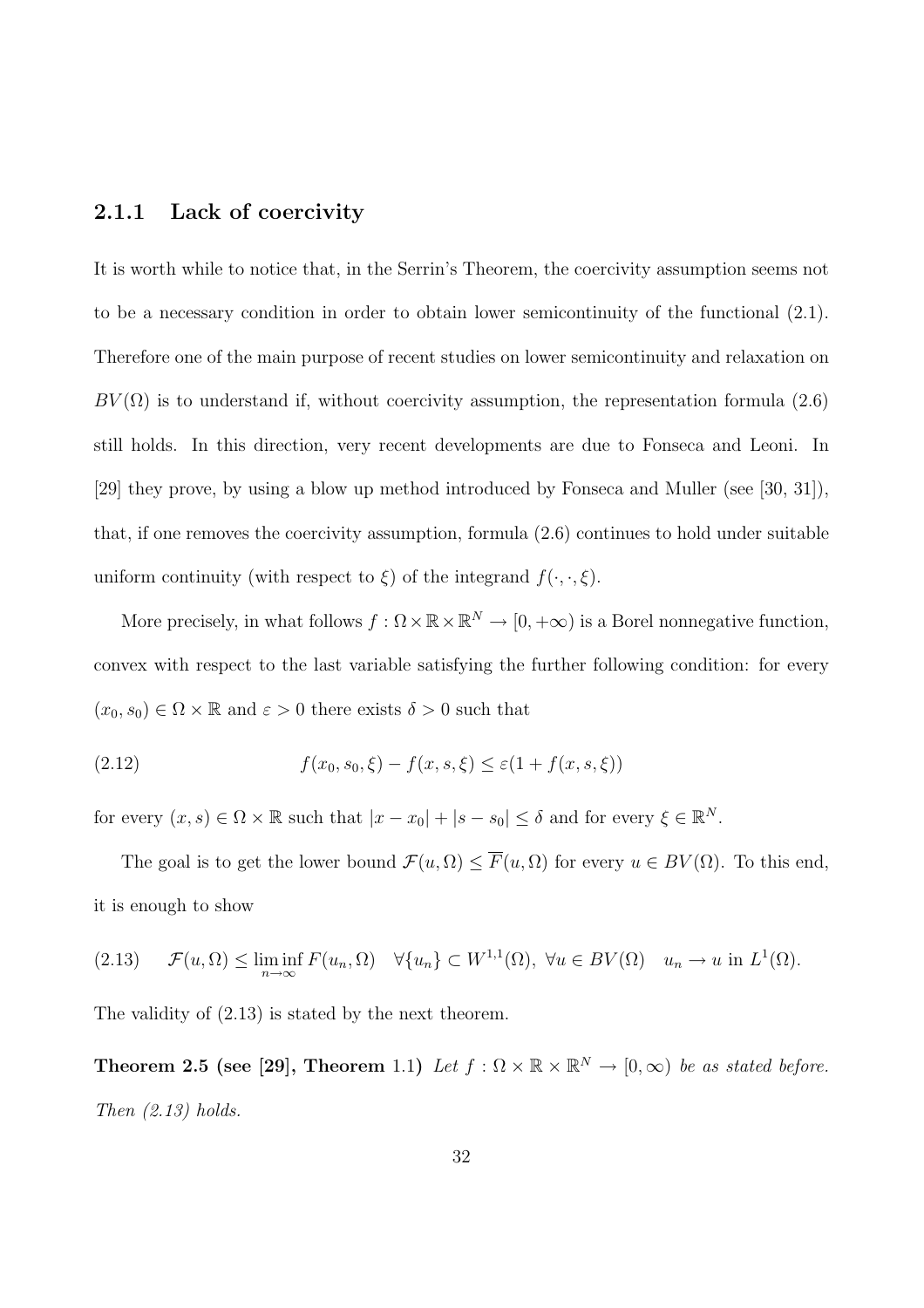### 2.1.1 Lack of coercivity

It is worth while to notice that, in the Serrin's Theorem, the coercivity assumption seems not to be a necessary condition in order to obtain lower semicontinuity of the functional (2.1). Therefore one of the main purpose of recent studies on lower semicontinuity and relaxation on $BV(\Omega)$ is to understand if, without coercivity assumption, the representation formula (2.6) still holds. In this direction, very recent developments are due to Fonseca and Leoni. In [29] they prove, by using a blow up method introduced by Fonseca and Muller (see [30, 31]), that, if one removes the coercivity assumption, formula (2.6) continues to hold under suitable uniform continuity (with respect to $\xi$) of the integrand $f(\cdot, \cdot, \xi)$.

More precisely, in what follows $f : \Omega \times \mathbb{R} \times \mathbb{R}^N \to [0, +\infty)$ is a Borel nonnegative function, convex with respect to the last variable satisfying the further following condition: for every $(x_0, s_0) \in \Omega \times \mathbb{R}$ and $\varepsilon > 0$ there exists $\delta > 0$ such that

$$f(x_0, s_0, \xi) - f(x, s, \xi) \leq \varepsilon(1 + f(x, s, \xi)) \tag{2.12}$$

for every $(x, s) \in \Omega \times \mathbb{R}$ such that $|x - x_0| + |s - s_0| \leq \delta$ and for every $\xi \in \mathbb{R}^N$.

The goal is to get the lower bound $\mathcal{F}(u, \Omega) \leq \overline{F}(u, \Omega)$ for every $u \in BV(\Omega)$. To this end, it is enough to show

$$\mathcal{F}(u, \Omega) \leq \liminf_{n \to \infty} F(u_n, \Omega) \quad \forall \{u_n\} \subset W^{1,1}(\Omega), \ \forall u \in BV(\Omega) \quad u_n \to u \text{ in } L^1(\Omega). \tag{2.13}$$

The validity of (2.13) is stated by the next theorem.

**Theorem 2.5 (see [29], Theorem** 1.1) *Let $f : \Omega \times \mathbb{R} \times \mathbb{R}^N \to [0, \infty)$ be as stated before. Then (2.13) holds.*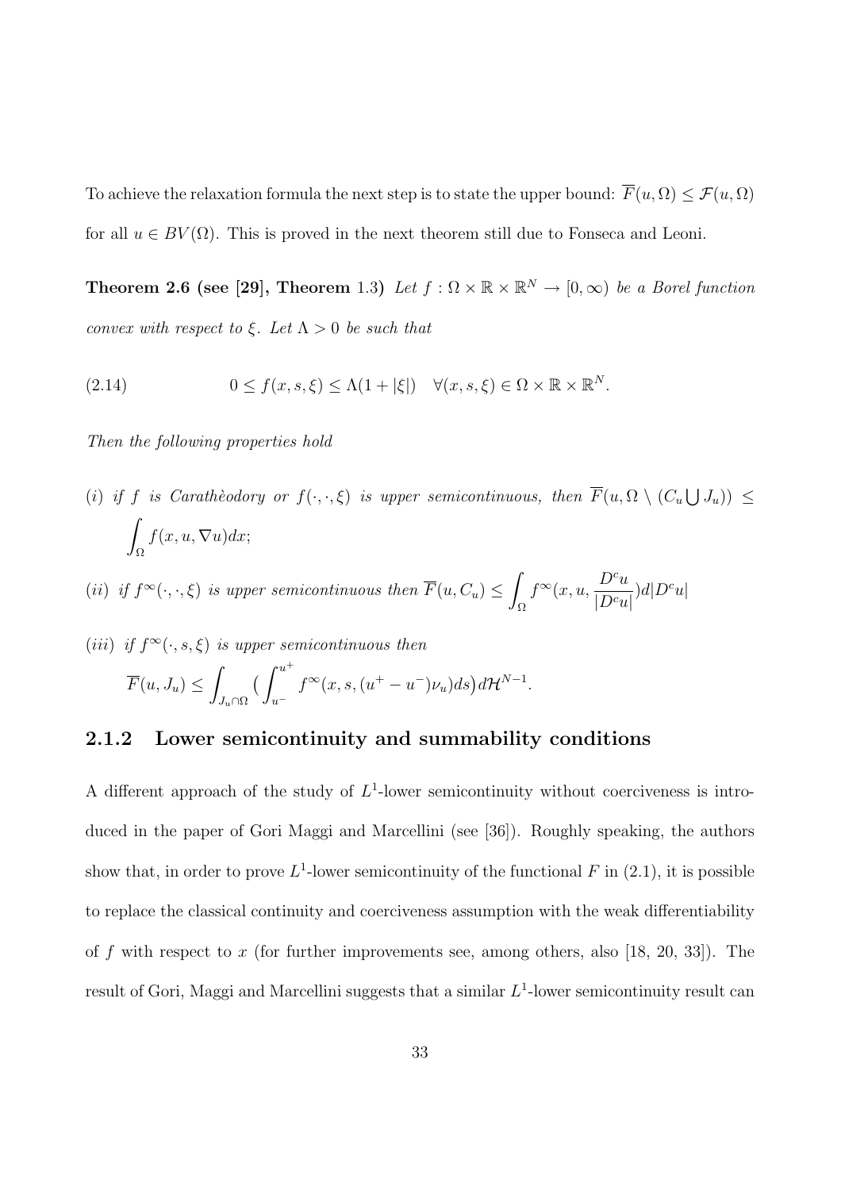To achieve the relaxation formula the next step is to state the upper bound: $\overline{F}(u, \Omega) \leq \mathcal{F}(u, \Omega)$ for all $u \in BV(\Omega)$. This is proved in the next theorem still due to Fonseca and Leoni.

**Theorem 2.6 (see [29], Theorem** 1.3) *Let $f : \Omega \times \mathbb{R} \times \mathbb{R}^N \to [0, \infty)$ be a Borel function convex with respect to $\xi$. Let $\Lambda > 0$ be such that*

$$0 \leq f(x, s, \xi) \leq \Lambda(1 + |\xi|) \quad \forall (x, s, \xi) \in \Omega \times \mathbb{R} \times \mathbb{R}^N. \tag{2.14}$$

*Then the following properties hold*

(*i*) *if $f$ is Carathèodory or $f(\cdot, \cdot, \xi)$ is upper semicontinuous, then* $\overline{F}(u, \Omega \setminus (C_u \bigcup J_u)) \leq \int_\Omega f(x, u, \nabla u) dx$;

(*ii*) *if $f^\infty(\cdot, \cdot, \xi)$ is upper semicontinuous then* $\overline{F}(u, C_u) \leq \int_\Omega f^\infty(x, u, \frac{D^c u}{|D^c u|}) d|D^c u|$

(*iii*) *if $f^\infty(\cdot, s, \xi)$ is upper semicontinuous then*
$\overline{F}(u, J_u) \leq \int_{J_u \cap \Omega} \big( \int_{u^-}^{u^+} f^\infty(x, s, (u^+ - u^-)\nu_u) ds \big) d\mathcal{H}^{N-1}.$

### 2.1.2 Lower semicontinuity and summability conditions

A different approach of the study of $L^1$-lower semicontinuity without coerciveness is introduced in the paper of Gori Maggi and Marcellini (see [36]). Roughly speaking, the authors show that, in order to prove $L^1$-lower semicontinuity of the functional $F$ in (2.1), it is possible to replace the classical continuity and coerciveness assumption with the weak differentiability of $f$ with respect to $x$ (for further improvements see, among others, also [18, 20, 33]). The result of Gori, Maggi and Marcellini suggests that a similar $L^1$-lower semicontinuity result can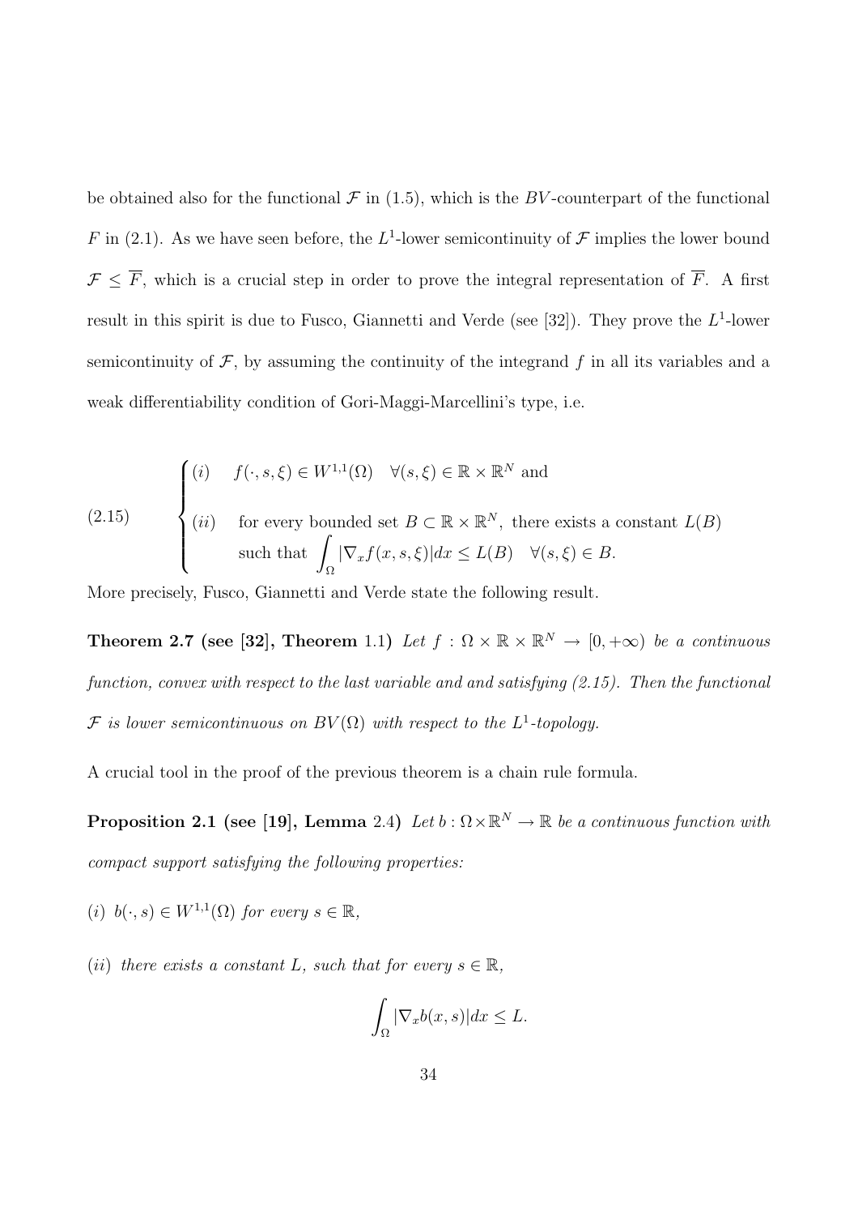be obtained also for the functional $\mathcal{F}$ in (1.5), which is the $BV$-counterpart of the functional $F$ in (2.1). As we have seen before, the $L^1$-lower semicontinuity of $\mathcal{F}$ implies the lower bound $\mathcal{F} \leq \overline{F}$, which is a crucial step in order to prove the integral representation of $\overline{F}$. A first result in this spirit is due to Fusco, Giannetti and Verde (see [32]). They prove the $L^1$-lower semicontinuity of $\mathcal{F}$, by assuming the continuity of the integrand $f$ in all its variables and a weak differentiability condition of Gori-Maggi-Marcellini's type, i.e.

$$
(2.15) \qquad \begin{cases} (i) \quad f(\cdot, s, \xi) \in W^{1,1}(\Omega) \quad \forall (s,\xi) \in \mathbb{R} \times \mathbb{R}^N \text{ and} \\ (ii) \quad \text{for every bounded set } B \subset \mathbb{R} \times \mathbb{R}^N, \text{ there exists a constant } L(B) \\ \qquad \text{such that } \displaystyle\int_\Omega |\nabla_x f(x,s,\xi)| dx \leq L(B) \quad \forall (s,\xi) \in B. \end{cases}
$$

More precisely, Fusco, Giannetti and Verde state the following result.

**Theorem 2.7 (see [32], Theorem** 1.1**)** *Let $f : \Omega \times \mathbb{R} \times \mathbb{R}^N \to [0, +\infty)$ be a continuous function, convex with respect to the last variable and and satisfying (2.15). Then the functional $\mathcal{F}$ is lower semicontinuous on $BV(\Omega)$ with respect to the $L^1$-topology.*

A crucial tool in the proof of the previous theorem is a chain rule formula.

**Proposition 2.1 (see [19], Lemma** 2.4**)** *Let $b : \Omega \times \mathbb{R}^N \to \mathbb{R}$ be a continuous function with compact support satisfying the following properties:*

(*i*) *$b(\cdot, s) \in W^{1,1}(\Omega)$ for every $s \in \mathbb{R}$,*

(*ii*) *there exists a constant $L$, such that for every $s \in \mathbb{R}$,*

$$
\int_\Omega |\nabla_x b(x,s)| dx \leq L.
$$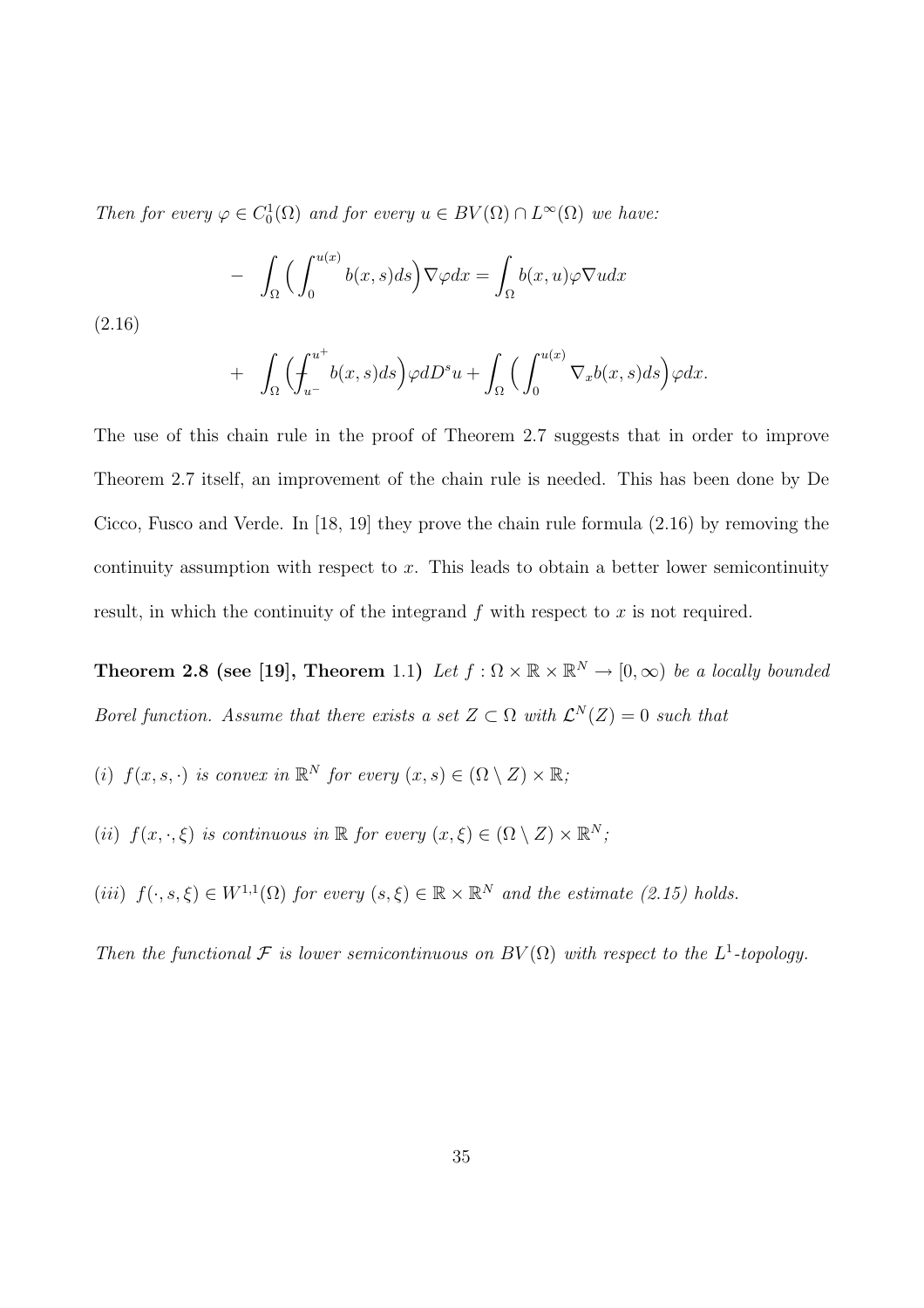*Then for every $\varphi \in C_0^1(\Omega)$ and for every $u \in BV(\Omega) \cap L^\infty(\Omega)$ we have:*

$$
\begin{aligned}
- \quad & \int_\Omega \Big( \int_0^{u(x)} b(x,s)ds \Big) \nabla \varphi dx = \int_\Omega b(x,u) \varphi \nabla u dx \\
+ \quad & \int_\Omega \Big( \fint_{u^-}^{u^+} b(x,s)ds \Big) \varphi d D^s u + \int_\Omega \Big( \int_0^{u(x)} \nabla_x b(x,s) ds \Big) \varphi dx.
\end{aligned} \tag{2.16}
$$

The use of this chain rule in the proof of Theorem 2.7 suggests that in order to improve Theorem 2.7 itself, an improvement of the chain rule is needed. This has been done by De Cicco, Fusco and Verde. In [18, 19] they prove the chain rule formula (2.16) by removing the continuity assumption with respect to $x$. This leads to obtain a better lower semicontinuity result, in which the continuity of the integrand $f$ with respect to $x$ is not required.

**Theorem 2.8 (see [19], Theorem 1.1)** *Let $f : \Omega \times \mathbb{R} \times \mathbb{R}^N \to [0, \infty)$ be a locally bounded Borel function. Assume that there exists a set $Z \subset \Omega$ with $\mathcal{L}^N(Z) = 0$ such that*

(*i*) *$f(x, s, \cdot)$ is convex in $\mathbb{R}^N$ for every $(x, s) \in (\Omega \setminus Z) \times \mathbb{R}$;*

(*ii*) *$f(x, \cdot, \xi)$ is continuous in $\mathbb{R}$ for every $(x, \xi) \in (\Omega \setminus Z) \times \mathbb{R}^N$;*

(*iii*) *$f(\cdot, s, \xi) \in W^{1,1}(\Omega)$ for every $(s, \xi) \in \mathbb{R} \times \mathbb{R}^N$ and the estimate (2.15) holds.*

*Then the functional $\mathcal{F}$ is lower semicontinuous on $BV(\Omega)$ with respect to the $L^1$-topology.*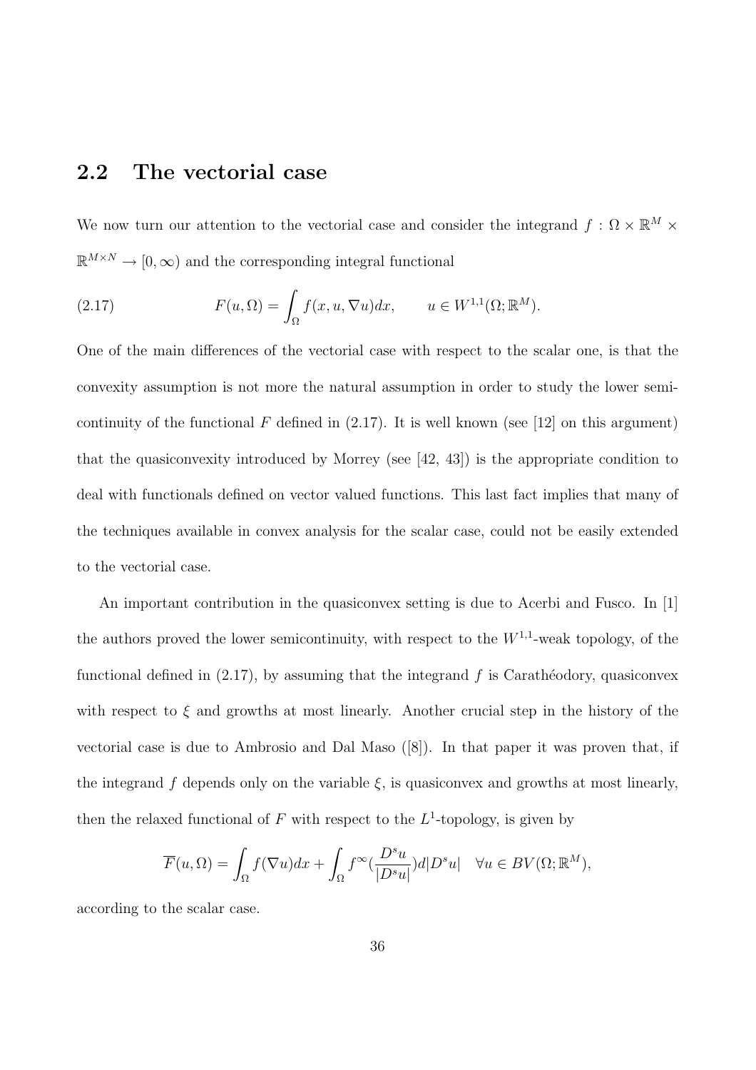## 2.2 The vectorial case

We now turn our attention to the vectorial case and consider the integrand $f : \Omega \times \mathbb{R}^M \times \mathbb{R}^{M\times N} \to [0,\infty)$ and the corresponding integral functional

$$F(u,\Omega) = \int_\Omega f(x,u,\nabla u)dx, \qquad u \in W^{1,1}(\Omega;\mathbb{R}^M). \tag{2.17}$$

One of the main differences of the vectorial case with respect to the scalar one, is that the convexity assumption is not more the natural assumption in order to study the lower semicontinuity of the functional $F$ defined in (2.17). It is well known (see [12] on this argument) that the quasiconvexity introduced by Morrey (see [42, 43]) is the appropriate condition to deal with functionals defined on vector valued functions. This last fact implies that many of the techniques available in convex analysis for the scalar case, could not be easily extended to the vectorial case.

An important contribution in the quasiconvex setting is due to Acerbi and Fusco. In [1] the authors proved the lower semicontinuity, with respect to the $W^{1,1}$-weak topology, of the functional defined in (2.17), by assuming that the integrand $f$ is Carathéodory, quasiconvex with respect to $\xi$ and growths at most linearly. Another crucial step in the history of the vectorial case is due to Ambrosio and Dal Maso ([8]). In that paper it was proven that, if the integrand $f$ depends only on the variable $\xi$, is quasiconvex and growths at most linearly, then the relaxed functional of $F$ with respect to the $L^1$-topology, is given by

$$\overline{F}(u,\Omega) = \int_\Omega f(\nabla u)dx + \int_\Omega f^\infty(\frac{D^s u}{|D^s u|})d|D^s u| \quad \forall u \in BV(\Omega;\mathbb{R}^M),$$

according to the scalar case.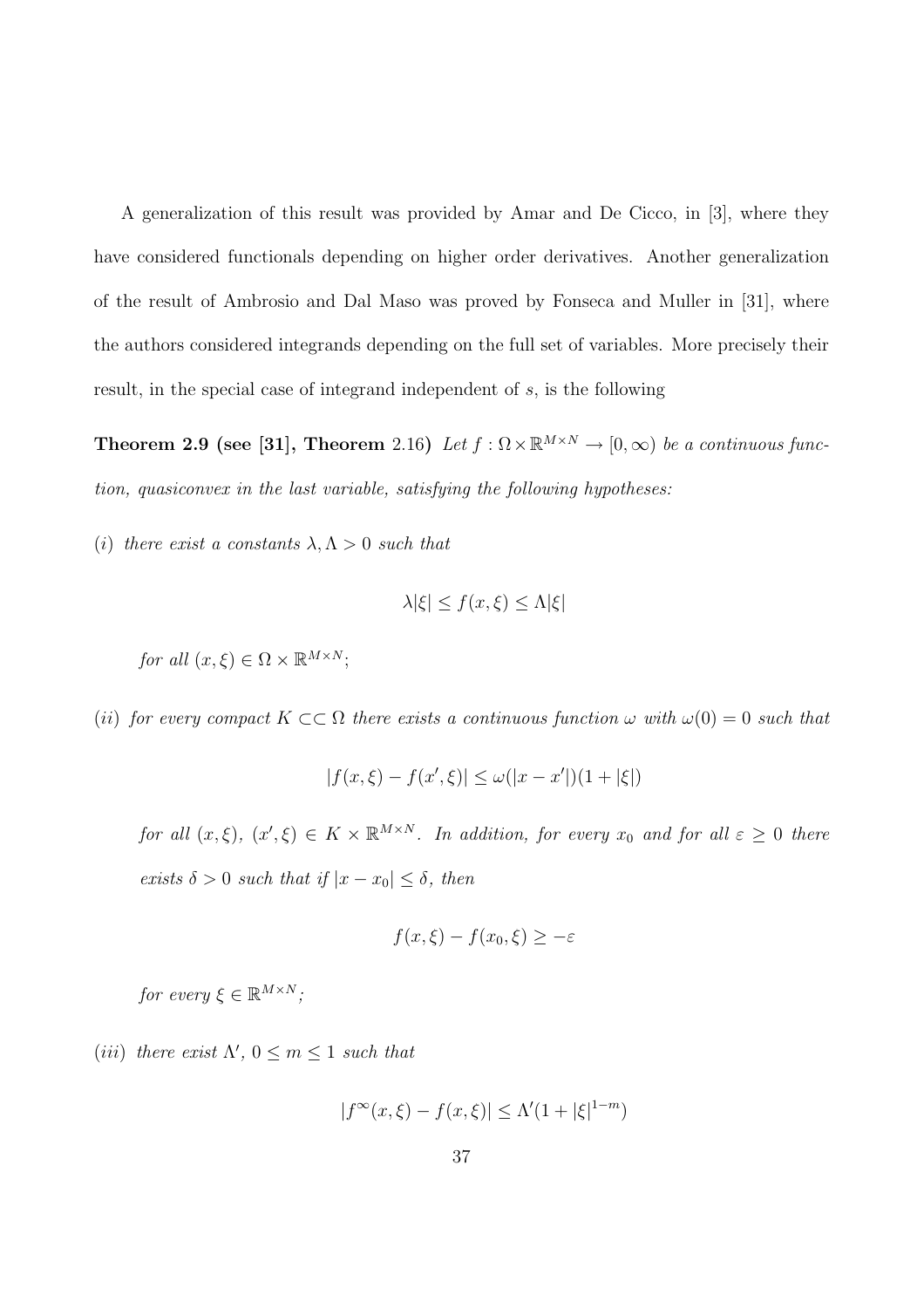A generalization of this result was provided by Amar and De Cicco, in [3], where they have considered functionals depending on higher order derivatives. Another generalization of the result of Ambrosio and Dal Maso was proved by Fonseca and Muller in [31], where the authors considered integrands depending on the full set of variables. More precisely their result, in the special case of integrand independent of $s$, is the following

**Theorem 2.9 (see [31], Theorem** 2.16**)** *Let $f : \Omega \times \mathbb{R}^{M\times N} \to [0, \infty)$ be a continuous function, quasiconvex in the last variable, satisfying the following hypotheses:*

$(i)$ *there exist a constants $\lambda, \Lambda > 0$ such that*

$$\lambda|\xi| \leq f(x, \xi) \leq \Lambda|\xi|$$

*for all $(x, \xi) \in \Omega \times \mathbb{R}^{M\times N}$;*

$(ii)$ *for every compact $K \subset\subset \Omega$ there exists a continuous function $\omega$ with $\omega(0) = 0$ such that*

$$|f(x, \xi) - f(x', \xi)| \leq \omega(|x - x'|)(1 + |\xi|)$$

*for all $(x, \xi)$, $(x', \xi) \in K \times \mathbb{R}^{M\times N}$. In addition, for every $x_0$ and for all $\varepsilon \geq 0$ there exists $\delta > 0$ such that if $|x - x_0| \leq \delta$, then*

$$f(x, \xi) - f(x_0, \xi) \geq -\varepsilon$$

*for every $\xi \in \mathbb{R}^{M\times N}$;*

$(iii)$ *there exist $\Lambda'$, $0 \leq m \leq 1$ such that*

$$|f^{\infty}(x, \xi) - f(x, \xi)| \leq \Lambda'(1 + |\xi|^{1-m})$$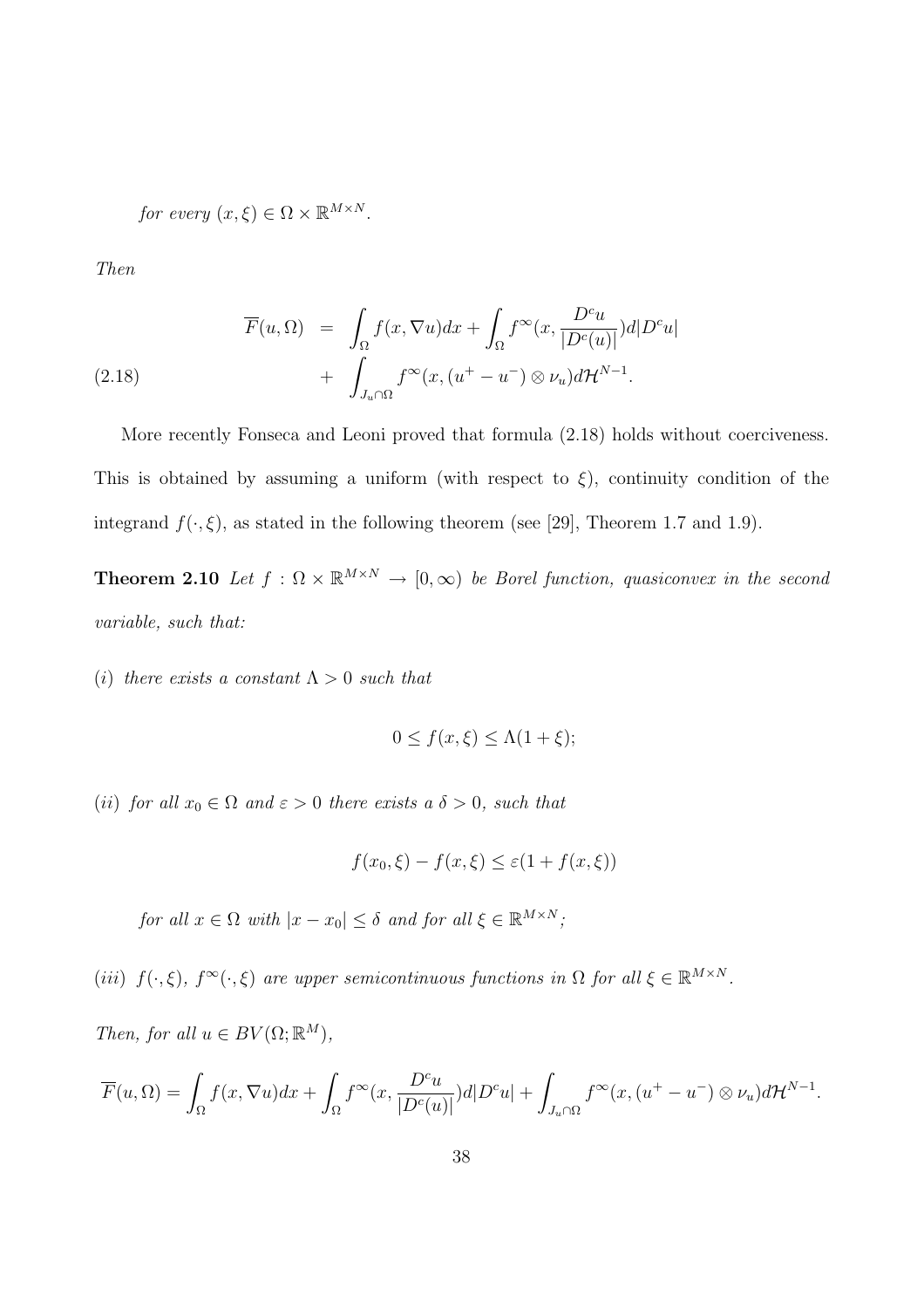*for every* $(x,\xi) \in \Omega \times \mathbb{R}^{M\times N}$.

*Then*

$$
\begin{aligned}
\overline{F}(u,\Omega) &= \int_\Omega f(x,\nabla u)dx + \int_\Omega f^\infty(x,\frac{D^c u}{|D^c(u)|})d|D^c u| \\
&+ \int_{J_u\cap\Omega} f^\infty(x,(u^+ - u^-)\otimes \nu_u)d\mathcal{H}^{N-1}.
\end{aligned}
\tag{2.18}
$$

More recently Fonseca and Leoni proved that formula (2.18) holds without coerciveness. This is obtained by assuming a uniform (with respect to $\xi$), continuity condition of the integrand $f(\cdot,\xi)$, as stated in the following theorem (see [29], Theorem 1.7 and 1.9).

**Theorem 2.10** *Let* $f : \Omega \times \mathbb{R}^{M\times N} \to [0,\infty)$ *be Borel function, quasiconvex in the second variable, such that:*

$(i)$ *there exists a constant* $\Lambda > 0$ *such that*

$$
0 \leq f(x,\xi) \leq \Lambda(1+\xi);
$$

$(ii)$ *for all* $x_0 \in \Omega$ *and* $\varepsilon > 0$ *there exists a* $\delta > 0$*, such that*

$$
f(x_0,\xi) - f(x,\xi) \leq \varepsilon(1 + f(x,\xi))
$$

*for all* $x \in \Omega$ *with* $|x - x_0| \leq \delta$ *and for all* $\xi \in \mathbb{R}^{M\times N}$*;*

$(iii)$ $f(\cdot,\xi)$*,* $f^\infty(\cdot,\xi)$ *are upper semicontinuous functions in* $\Omega$ *for all* $\xi \in \mathbb{R}^{M\times N}$.

*Then, for all* $u \in BV(\Omega;\mathbb{R}^M)$,

$$
\overline{F}(u,\Omega) = \int_\Omega f(x,\nabla u)dx + \int_\Omega f^\infty(x,\frac{D^c u}{|D^c(u)|})d|D^c u| + \int_{J_u\cap\Omega} f^\infty(x,(u^+ - u^-)\otimes \nu_u)d\mathcal{H}^{N-1}.
$$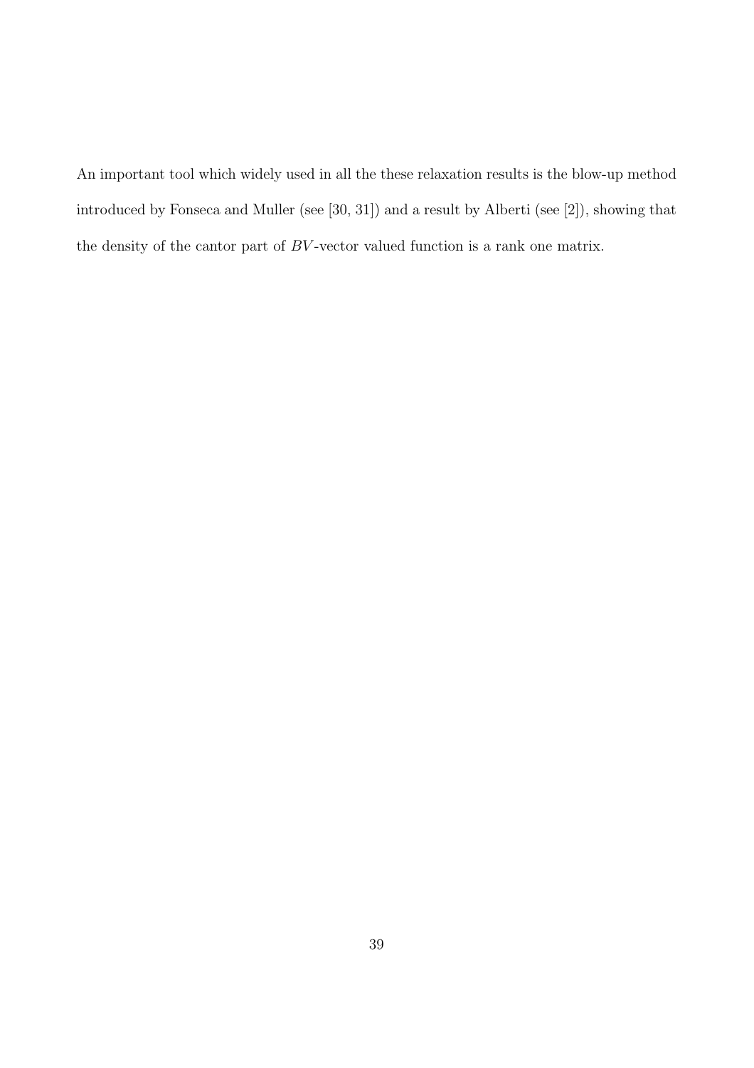An important tool which widely used in all the these relaxation results is the blow-up method introduced by Fonseca and Muller (see [30, 31]) and a result by Alberti (see [2]), showing that the density of the cantor part of $BV$-vector valued function is a rank one matrix.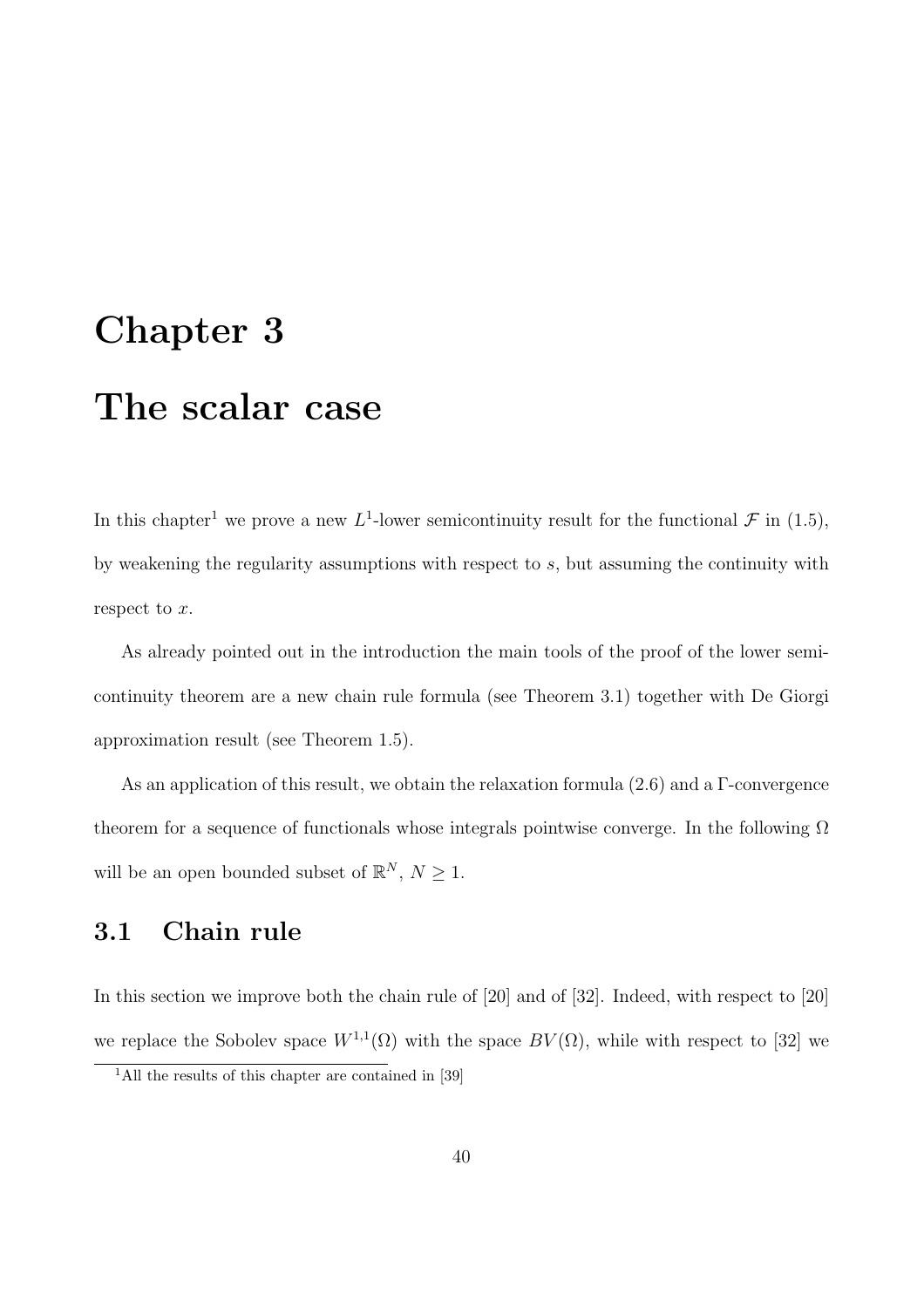# Chapter 3

# The scalar case

In this chapter[1] we prove a new $L^1$-lower semicontinuity result for the functional $\mathcal{F}$ in (1.5), by weakening the regularity assumptions with respect to $s$, but assuming the continuity with respect to $x$.

As already pointed out in the introduction the main tools of the proof of the lower semicontinuity theorem are a new chain rule formula (see Theorem 3.1) together with De Giorgi approximation result (see Theorem 1.5).

As an application of this result, we obtain the relaxation formula (2.6) and a $\Gamma$-convergence theorem for a sequence of functionals whose integrals pointwise converge. In the following $\Omega$ will be an open bounded subset of $\mathbb{R}^N$, $N \geq 1$.

## 3.1 Chain rule

In this section we improve both the chain rule of [20] and of [32]. Indeed, with respect to [20] we replace the Sobolev space $W^{1,1}(\Omega)$ with the space $BV(\Omega)$, while with respect to [32] we

[1] All the results of this chapter are contained in [39]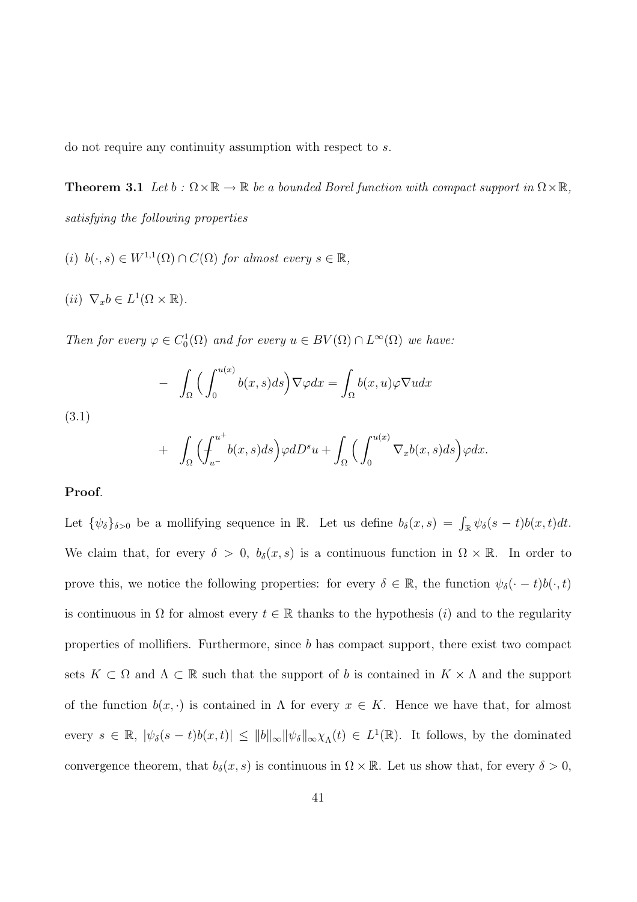do not require any continuity assumption with respect to $s$.

**Theorem 3.1** *Let $b : \Omega \times \mathbb{R} \to \mathbb{R}$ be a bounded Borel function with compact support in $\Omega \times \mathbb{R}$, satisfying the following properties*

*(i) $b(\cdot, s) \in W^{1,1}(\Omega) \cap C(\Omega)$ for almost every $s \in \mathbb{R}$,*

*(ii) $\nabla_x b \in L^1(\Omega \times \mathbb{R})$.*

*Then for every $\varphi \in C_0^1(\Omega)$ and for every $u \in BV(\Omega) \cap L^\infty(\Omega)$ we have:*

$$
\begin{aligned}
& - \int_\Omega \Big( \int_0^{u(x)} b(x,s) ds \Big) \nabla \varphi dx = \int_\Omega b(x,u) \varphi \nabla u dx \\
(3.1) \quad & \\
& + \int_\Omega \Big( \fint_{u^-}^{u^+} b(x,s) ds \Big) \varphi d D^s u + \int_\Omega \Big( \int_0^{u(x)} \nabla_x b(x,s) ds \Big) \varphi dx.
\end{aligned}
$$

**Proof**.

Let $\{\psi_\delta\}_{\delta>0}$ be a mollifying sequence in $\mathbb{R}$. Let us define $b_\delta(x,s) = \int_\mathbb{R} \psi_\delta(s-t) b(x,t) dt$. We claim that, for every $\delta > 0$, $b_\delta(x,s)$ is a continuous function in $\Omega \times \mathbb{R}$. In order to prove this, we notice the following properties: for every $\delta \in \mathbb{R}$, the function $\psi_\delta(\cdot - t) b(\cdot, t)$ is continuous in $\Omega$ for almost every $t \in \mathbb{R}$ thanks to the hypothesis $(i)$ and to the regularity properties of mollifiers. Furthermore, since $b$ has compact support, there exist two compact sets $K \subset \Omega$ and $\Lambda \subset \mathbb{R}$ such that the support of $b$ is contained in $K \times \Lambda$ and the support of the function $b(x, \cdot)$ is contained in $\Lambda$ for every $x \in K$. Hence we have that, for almost every $s \in \mathbb{R}$, $|\psi_\delta(s-t) b(x,t)| \leq \|b\|_\infty \|\psi_\delta\|_\infty \chi_\Lambda(t) \in L^1(\mathbb{R})$. It follows, by the dominated convergence theorem, that $b_\delta(x,s)$ is continuous in $\Omega \times \mathbb{R}$. Let us show that, for every $\delta > 0$,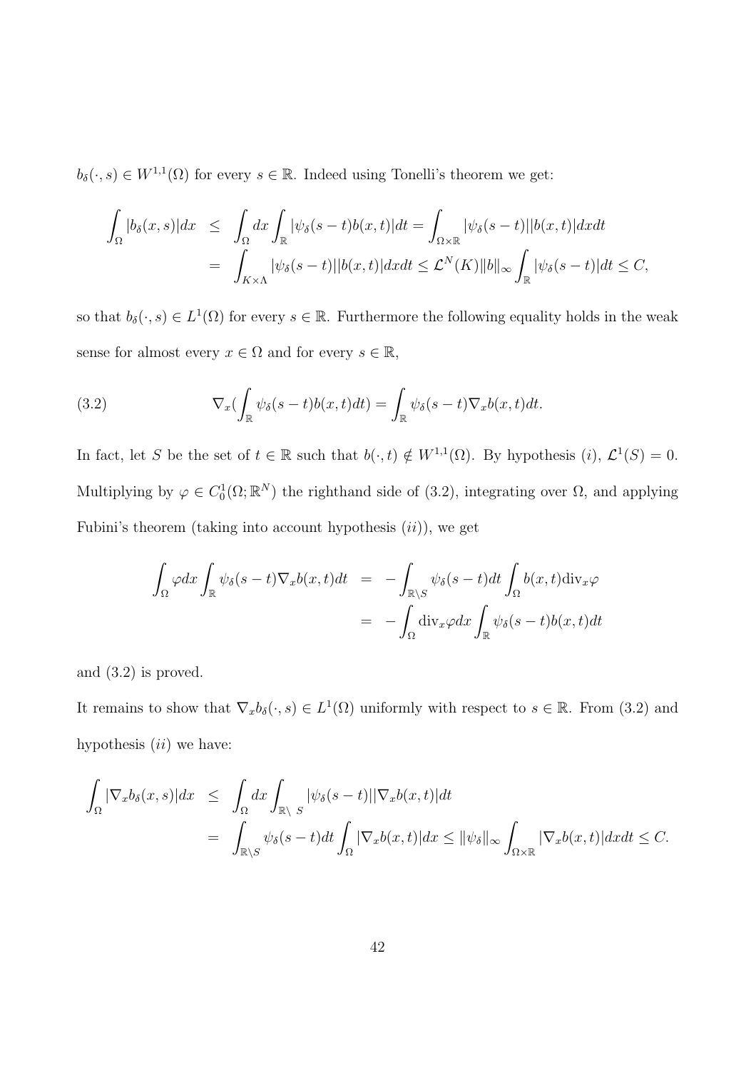$b_\delta(\cdot, s) \in W^{1,1}(\Omega)$ for every $s \in \mathbb{R}$. Indeed using Tonelli's theorem we get:

$$
\begin{aligned}
\int_\Omega |b_\delta(x,s)|dx &\leq \int_\Omega dx \int_\mathbb{R} |\psi_\delta(s-t)b(x,t)|dt = \int_{\Omega\times\mathbb{R}} |\psi_\delta(s-t)||b(x,t)|dxdt \\
&= \int_{K\times\Lambda} |\psi_\delta(s-t)||b(x,t)|dxdt \leq \mathcal{L}^N(K)\|b\|_\infty \int_\mathbb{R} |\psi_\delta(s-t)|dt \leq C,
\end{aligned}
$$

so that $b_\delta(\cdot, s) \in L^1(\Omega)$ for every $s \in \mathbb{R}$. Furthermore the following equality holds in the weak sense for almost every $x \in \Omega$ and for every $s \in \mathbb{R}$,

$$
\nabla_x\left(\int_\mathbb{R} \psi_\delta(s-t)b(x,t)dt\right) = \int_\mathbb{R} \psi_\delta(s-t)\nabla_x b(x,t)dt. \tag{3.2}
$$

In fact, let $S$ be the set of $t \in \mathbb{R}$ such that $b(\cdot, t) \notin W^{1,1}(\Omega)$. By hypothesis $(i)$, $\mathcal{L}^1(S) = 0$. Multiplying by $\varphi \in C_0^1(\Omega; \mathbb{R}^N)$ the righthand side of (3.2), integrating over $\Omega$, and applying Fubini's theorem (taking into account hypothesis $(ii)$), we get

$$
\begin{aligned}
\int_\Omega \varphi dx \int_\mathbb{R} \psi_\delta(s-t)\nabla_x b(x,t)dt &= -\int_{\mathbb{R}\setminus S} \psi_\delta(s-t)dt \int_\Omega b(x,t)\mathrm{div}_x\varphi \\
&= -\int_\Omega \mathrm{div}_x\varphi dx \int_\mathbb{R} \psi_\delta(s-t)b(x,t)dt
\end{aligned}
$$

and (3.2) is proved.

It remains to show that $\nabla_x b_\delta(\cdot, s) \in L^1(\Omega)$ uniformly with respect to $s \in \mathbb{R}$. From (3.2) and hypothesis $(ii)$ we have:

$$
\begin{aligned}
\int_\Omega |\nabla_x b_\delta(x,s)|dx &\leq \int_\Omega dx \int_{\mathbb{R}\setminus S} |\psi_\delta(s-t)||\nabla_x b(x,t)|dt \\
&= \int_{\mathbb{R}\setminus S} \psi_\delta(s-t)dt \int_\Omega |\nabla_x b(x,t)|dx \leq \|\psi_\delta\|_\infty \int_{\Omega\times\mathbb{R}} |\nabla_x b(x,t)|dxdt \leq C.
\end{aligned}
$$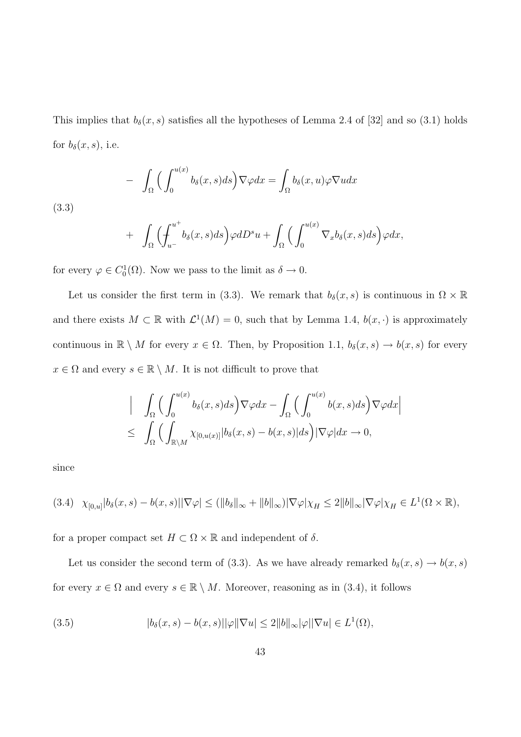This implies that $b_\delta(x,s)$ satisfies all the hypotheses of Lemma 2.4 of [32] and so (3.1) holds for $b_\delta(x,s)$, i.e.

$$
\begin{aligned}
& - \int_\Omega \Big( \int_0^{u(x)} b_\delta(x,s)ds \Big) \nabla\varphi dx = \int_\Omega b_\delta(x,u)\varphi \nabla u dx \\
(3.3) \qquad & \\
& + \int_\Omega \Big( \fint_{u^-}^{u^+} b_\delta(x,s)ds \Big) \varphi dD^s u + \int_\Omega \Big( \int_0^{u(x)} \nabla_x b_\delta(x,s)ds \Big) \varphi dx,
\end{aligned}
$$

for every $\varphi \in C_0^1(\Omega)$. Now we pass to the limit as $\delta \to 0$.

Let us consider the first term in (3.3). We remark that $b_\delta(x,s)$ is continuous in $\Omega \times \mathbb{R}$ and there exists $M \subset \mathbb{R}$ with $\mathcal{L}^1(M) = 0$, such that by Lemma 1.4, $b(x,\cdot)$ is approximately continuous in $\mathbb{R} \setminus M$ for every $x \in \Omega$. Then, by Proposition 1.1, $b_\delta(x,s) \to b(x,s)$ for every $x \in \Omega$ and every $s \in \mathbb{R} \setminus M$. It is not difficult to prove that

$$
\begin{aligned}
& \Big| \int_\Omega \Big( \int_0^{u(x)} b_\delta(x,s)ds \Big) \nabla\varphi dx - \int_\Omega \Big( \int_0^{u(x)} b(x,s)ds \Big) \nabla\varphi dx \Big| \\
\leq & \int_\Omega \Big( \int_{\mathbb{R}\setminus M} \chi_{[0,u(x)]} |b_\delta(x,s) - b(x,s)| ds \Big) |\nabla\varphi| dx \to 0,
\end{aligned}
$$

since

$$
(3.4) \quad \chi_{[0,u]} |b_\delta(x,s) - b(x,s)| |\nabla\varphi| \leq (\|b_\delta\|_\infty + \|b\|_\infty) |\nabla\varphi| \chi_H \leq 2\|b\|_\infty |\nabla\varphi| \chi_H \in L^1(\Omega \times \mathbb{R}),
$$

for a proper compact set $H \subset \Omega \times \mathbb{R}$ and independent of $\delta$.

Let us consider the second term of (3.3). As we have already remarked $b_\delta(x,s) \to b(x,s)$ for every $x \in \Omega$ and every $s \in \mathbb{R} \setminus M$. Moreover, reasoning as in (3.4), it follows

$$
(3.5) \qquad |b_\delta(x,s) - b(x,s)| |\varphi| |\nabla u| \leq 2\|b\|_\infty |\varphi| |\nabla u| \in L^1(\Omega),
$$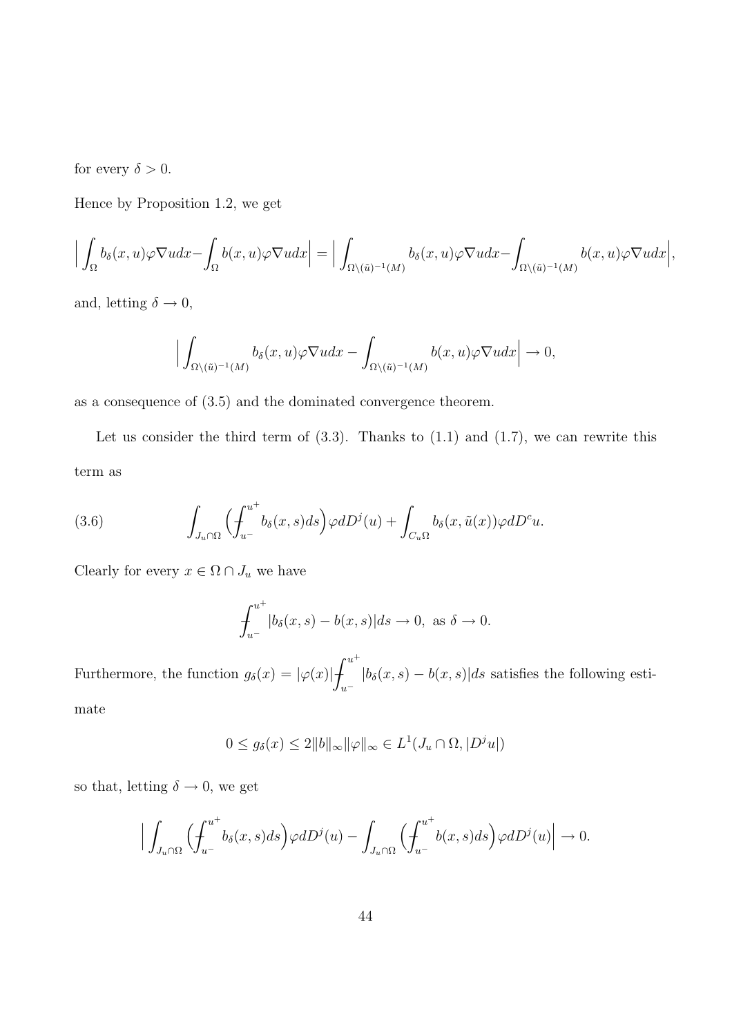for every $\delta > 0$.

Hence by Proposition 1.2, we get

$$\Big| \int_\Omega b_\delta(x,u)\varphi \nabla u dx - \int_\Omega b(x,u)\varphi \nabla u dx \Big| = \Big| \int_{\Omega \setminus (\tilde{u})^{-1}(M)} b_\delta(x,u)\varphi \nabla u dx - \int_{\Omega \setminus (\tilde{u})^{-1}(M)} b(x,u)\varphi \nabla u dx \Big|,$$

and, letting $\delta \to 0$,

$$\Big| \int_{\Omega \setminus (\tilde{u})^{-1}(M)} b_\delta(x,u)\varphi \nabla u dx - \int_{\Omega \setminus (\tilde{u})^{-1}(M)} b(x,u)\varphi \nabla u dx \Big| \to 0,$$

as a consequence of (3.5) and the dominated convergence theorem.

Let us consider the third term of (3.3). Thanks to (1.1) and (1.7), we can rewrite this term as

$$\int_{J_u \cap \Omega} \Big( \fint_{u^-}^{u^+} b_\delta(x,s) ds \Big) \varphi dD^j(u) + \int_{C_u \Omega} b_\delta(x, \tilde{u}(x)) \varphi dD^c u. \tag{3.6}$$

Clearly for every $x \in \Omega \cap J_u$ we have

$$\fint_{u^-}^{u^+} |b_\delta(x,s) - b(x,s)| ds \to 0, \text{ as } \delta \to 0.$$

Furthermore, the function $g_\delta(x) = |\varphi(x)| \fint_{u^-}^{u^+} |b_\delta(x,s) - b(x,s)| ds$ satisfies the following estimate

$$0 \leq g_\delta(x) \leq 2\|b\|_\infty \|\varphi\|_\infty \in L^1(J_u \cap \Omega, |D^j u|)$$

so that, letting $\delta \to 0$, we get

$$\Big| \int_{J_u \cap \Omega} \Big( \fint_{u^-}^{u^+} b_\delta(x,s) ds \Big) \varphi dD^j(u) - \int_{J_u \cap \Omega} \Big( \fint_{u^-}^{u^+} b(x,s) ds \Big) \varphi dD^j(u) \Big| \to 0.$$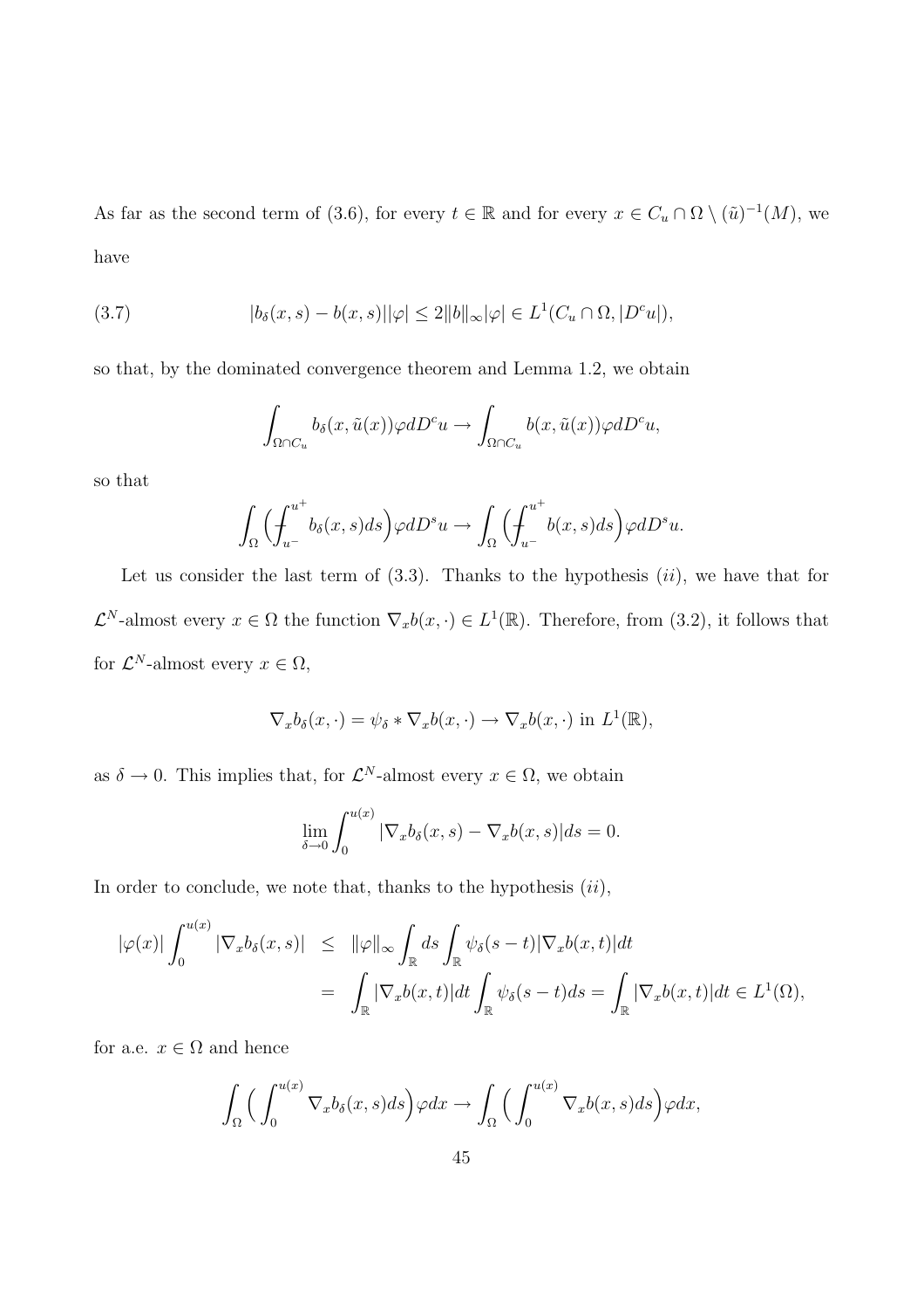As far as the second term of (3.6), for every $t \in \mathbb{R}$ and for every $x \in C_u \cap \Omega \setminus (\tilde{u})^{-1}(M)$, we have

$$
(3.7) \qquad |b_\delta(x,s) - b(x,s)||\varphi| \leq 2\|b\|_\infty |\varphi| \in L^1(C_u \cap \Omega, |D^c u|),
$$

so that, by the dominated convergence theorem and Lemma 1.2, we obtain

$$
\int_{\Omega \cap C_u} b_\delta(x, \tilde{u}(x)) \varphi dD^c u \to \int_{\Omega \cap C_u} b(x, \tilde{u}(x)) \varphi dD^c u,
$$

so that

$$
\int_\Omega \Big( \fint_{u^-}^{u^+} b_\delta(x,s) ds \Big) \varphi dD^s u \to \int_\Omega \Big( \fint_{u^-}^{u^+} b(x,s) ds \Big) \varphi dD^s u.
$$

Let us consider the last term of (3.3). Thanks to the hypothesis $(ii)$, we have that for $\mathcal{L}^N$-almost every $x \in \Omega$ the function $\nabla_x b(x, \cdot) \in L^1(\mathbb{R})$. Therefore, from (3.2), it follows that for $\mathcal{L}^N$-almost every $x \in \Omega$,

$$
\nabla_x b_\delta(x, \cdot) = \psi_\delta * \nabla_x b(x, \cdot) \to \nabla_x b(x, \cdot) \text{ in } L^1(\mathbb{R}),
$$

as $\delta \to 0$. This implies that, for $\mathcal{L}^N$-almost every $x \in \Omega$, we obtain

$$
\lim_{\delta \to 0} \int_0^{u(x)} |\nabla_x b_\delta(x,s) - \nabla_x b(x,s)| ds = 0.
$$

In order to conclude, we note that, thanks to the hypothesis $(ii)$,

$$
\begin{aligned}
|\varphi(x)| \int_0^{u(x)} |\nabla_x b_\delta(x,s)| &\leq \|\varphi\|_\infty \int_\mathbb{R} ds \int_\mathbb{R} \psi_\delta(s-t) |\nabla_x b(x,t)| dt \\
&= \int_\mathbb{R} |\nabla_x b(x,t)| dt \int_\mathbb{R} \psi_\delta(s-t) ds = \int_\mathbb{R} |\nabla_x b(x,t)| dt \in L^1(\Omega),
\end{aligned}
$$

for a.e. $x \in \Omega$ and hence

$$
\int_\Omega \Big( \int_0^{u(x)} \nabla_x b_\delta(x,s) ds \Big) \varphi dx \to \int_\Omega \Big( \int_0^{u(x)} \nabla_x b(x,s) ds \Big) \varphi dx,
$$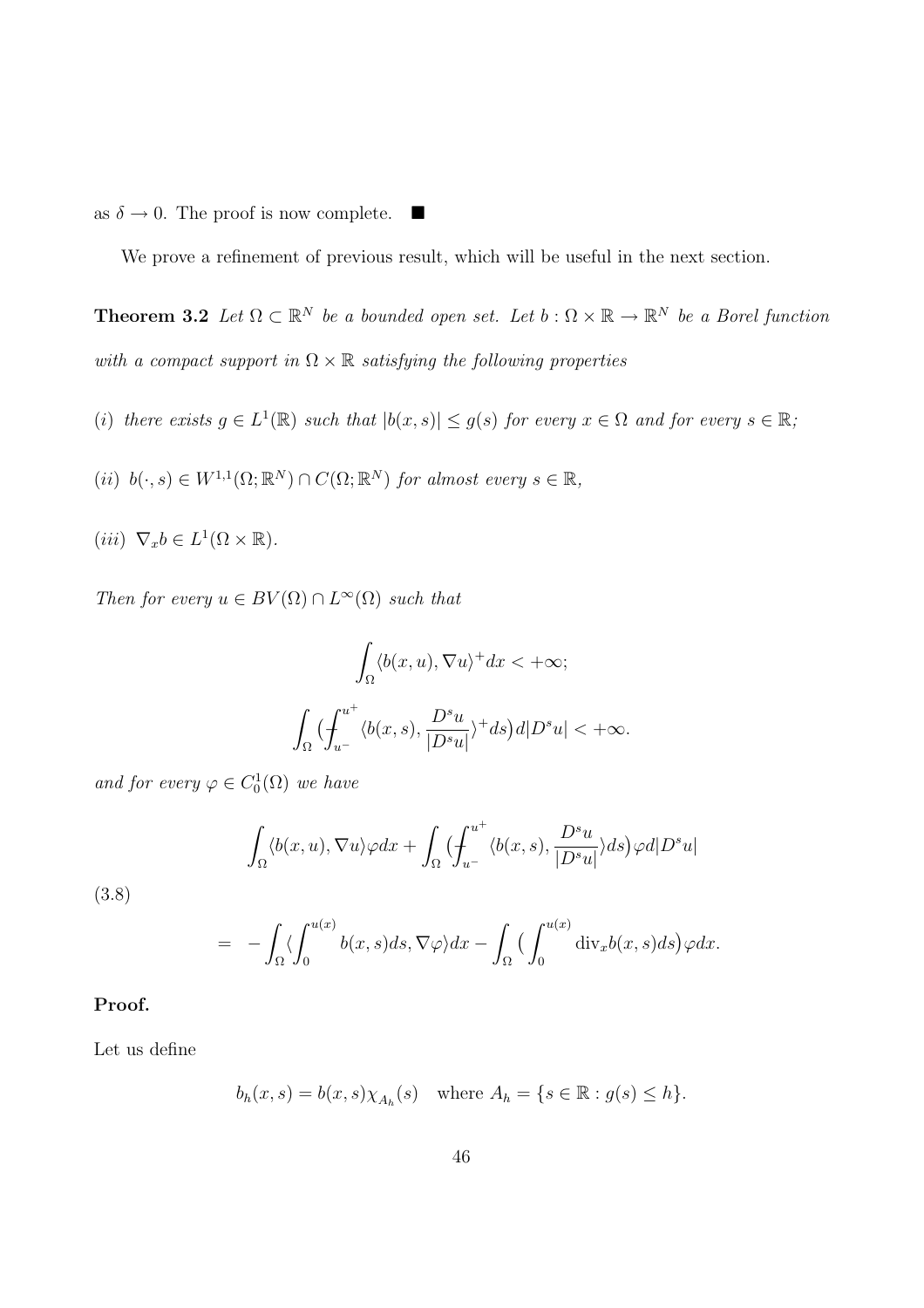as $\delta \to 0$. The proof is now complete. $\blacksquare$

We prove a refinement of previous result, which will be useful in the next section.

**Theorem 3.2** *Let $\Omega \subset \mathbb{R}^N$ be a bounded open set. Let $b : \Omega \times \mathbb{R} \to \mathbb{R}^N$ be a Borel function with a compact support in $\Omega \times \mathbb{R}$ satisfying the following properties*

*(i) there exists $g \in L^1(\mathbb{R})$ such that $|b(x,s)| \leq g(s)$ for every $x \in \Omega$ and for every $s \in \mathbb{R}$;*

*(ii) $b(\cdot, s) \in W^{1,1}(\Omega; \mathbb{R}^N) \cap C(\Omega; \mathbb{R}^N)$ for almost every $s \in \mathbb{R}$,*

*(iii) $\nabla_x b \in L^1(\Omega \times \mathbb{R})$.*

*Then for every $u \in BV(\Omega) \cap L^\infty(\Omega)$ such that*

$$\int_\Omega \langle b(x,u), \nabla u \rangle^+ dx < +\infty;$$

$$\int_\Omega \big( \fint_{u^-}^{u^+} \langle b(x,s), \frac{D^s u}{|D^s u|} \rangle^+ ds \big) d|D^s u| < +\infty.$$

*and for every $\varphi \in C^1_0(\Omega)$ we have*

$$(3.8) \qquad \begin{aligned} &\int_\Omega \langle b(x,u), \nabla u \rangle \varphi dx + \int_\Omega \big( \fint_{u^-}^{u^+} \langle b(x,s), \frac{D^s u}{|D^s u|} \rangle ds \big) \varphi d|D^s u| \\ &= \ -\int_\Omega \langle \int_0^{u(x)} b(x,s) ds, \nabla \varphi \rangle dx - \int_\Omega \big( \int_0^{u(x)} \mathrm{div}_x b(x,s) ds \big) \varphi dx. \end{aligned}$$

**Proof.**

Let us define

$$b_h(x,s) = b(x,s)\chi_{A_h}(s) \quad \text{where } A_h = \{s \in \mathbb{R} : g(s) \leq h\}.$$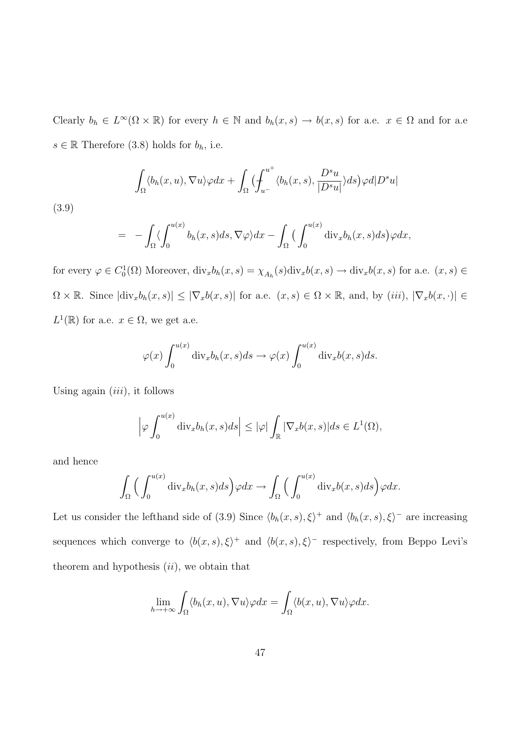Clearly $b_h \in L^\infty(\Omega \times \mathbb{R})$ for every $h \in \mathbb{N}$ and $b_h(x,s) \to b(x,s)$ for a.e. $x \in \Omega$ and for a.e $s \in \mathbb{R}$ Therefore (3.8) holds for $b_h$, i.e.

$$
\begin{aligned}
&\int_\Omega \langle b_h(x,u), \nabla u\rangle \varphi dx + \int_\Omega \Big( ⨍_{u^-}^{u^+} \langle b_h(x,s), \frac{D^s u}{|D^s u|}\rangle ds\Big) \varphi d|D^s u| \\
&= \; -\int_\Omega \langle \int_0^{u(x)} b_h(x,s) ds, \nabla \varphi\rangle dx - \int_\Omega \Big( \int_0^{u(x)} \mathrm{div}_x b_h(x,s) ds\Big) \varphi dx,
\end{aligned} \tag{3.9}
$$

for every $\varphi \in C_0^1(\Omega)$ Moreover, $\mathrm{div}_x b_h(x,s) = \chi_{A_h}(s) \mathrm{div}_x b(x,s) \to \mathrm{div}_x b(x,s)$ for a.e. $(x,s) \in \Omega \times \mathbb{R}$. Since $|\mathrm{div}_x b_h(x,s)| \leq |\nabla_x b(x,s)|$ for a.e. $(x,s) \in \Omega \times \mathbb{R}$, and, by $(iii)$, $|\nabla_x b(x,\cdot)| \in L^1(\mathbb{R})$ for a.e. $x \in \Omega$, we get a.e.

$$
\varphi(x) \int_0^{u(x)} \mathrm{div}_x b_h(x,s) ds \to \varphi(x) \int_0^{u(x)} \mathrm{div}_x b(x,s) ds.
$$

Using again $(iii)$, it follows

$$
\Big| \varphi \int_0^{u(x)} \mathrm{div}_x b_h(x,s) ds \Big| \leq |\varphi| \int_{\mathbb{R}} |\nabla_x b(x,s)| ds \in L^1(\Omega),
$$

and hence

$$
\int_\Omega \Big( \int_0^{u(x)} \mathrm{div}_x b_h(x,s) ds \Big) \varphi dx \to \int_\Omega \Big( \int_0^{u(x)} \mathrm{div}_x b(x,s) ds \Big) \varphi dx.
$$

Let us consider the lefthand side of (3.9) Since $\langle b_h(x,s), \xi\rangle^+$ and $\langle b_h(x,s), \xi\rangle^-$ are increasing sequences which converge to $\langle b(x,s), \xi\rangle^+$ and $\langle b(x,s), \xi\rangle^-$ respectively, from Beppo Levi's theorem and hypothesis $(ii)$, we obtain that

$$
\lim_{h \to +\infty} \int_\Omega \langle b_h(x,u), \nabla u\rangle \varphi dx = \int_\Omega \langle b(x,u), \nabla u\rangle \varphi dx.
$$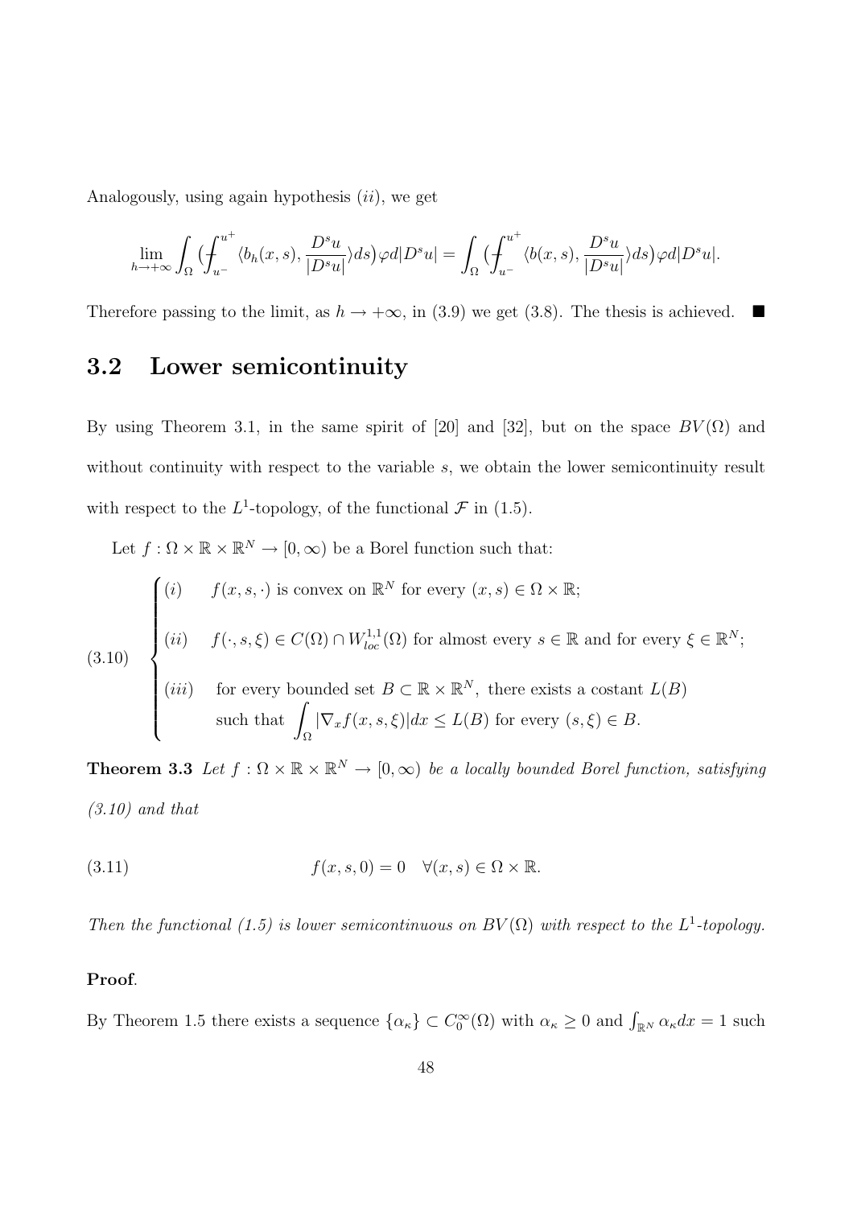Analogously, using again hypothesis $(ii)$, we get

$$\lim_{h\to+\infty}\int_\Omega \big(\fint_{u^-}^{u^+}\langle b_h(x,s),\frac{D^s u}{|D^s u|}\rangle ds\big)\varphi d|D^s u| = \int_\Omega \big(\fint_{u^-}^{u^+}\langle b(x,s),\frac{D^s u}{|D^s u|}\rangle ds\big)\varphi d|D^s u|.$$

Therefore passing to the limit, as $h\to+\infty$, in (3.9) we get (3.8). The thesis is achieved. ■

## 3.2 Lower semicontinuity

By using Theorem 3.1, in the same spirit of [20] and [32], but on the space $BV(\Omega)$ and without continuity with respect to the variable $s$, we obtain the lower semicontinuity result with respect to the $L^1$-topology, of the functional $\mathcal{F}$ in (1.5).

Let $f:\Omega\times\mathbb{R}\times\mathbb{R}^N\to[0,\infty)$ be a Borel function such that:

$$(3.10)\quad \begin{cases} (i) & f(x,s,\cdot) \text{ is convex on } \mathbb{R}^N \text{ for every } (x,s)\in\Omega\times\mathbb{R}; \\ (ii) & f(\cdot,s,\xi)\in C(\Omega)\cap W^{1,1}_{loc}(\Omega) \text{ for almost every } s\in\mathbb{R} \text{ and for every } \xi\in\mathbb{R}^N; \\ (iii) & \text{for every bounded set } B\subset\mathbb{R}\times\mathbb{R}^N, \text{ there exists a costant } L(B) \\ & \text{such that } \displaystyle\int_\Omega |\nabla_x f(x,s,\xi)|dx\le L(B) \text{ for every } (s,\xi)\in B. \end{cases}$$

**Theorem 3.3** *Let $f:\Omega\times\mathbb{R}\times\mathbb{R}^N\to[0,\infty)$ be a locally bounded Borel function, satisfying (3.10) and that*

$$(3.11)\qquad f(x,s,0)=0\quad \forall(x,s)\in\Omega\times\mathbb{R}.$$

*Then the functional (1.5) is lower semicontinuous on $BV(\Omega)$ with respect to the $L^1$-topology.*

**Proof**.

By Theorem 1.5 there exists a sequence $\{\alpha_\kappa\}\subset C_0^\infty(\Omega)$ with $\alpha_\kappa\ge 0$ and $\int_{\mathbb{R}^N}\alpha_\kappa dx=1$ such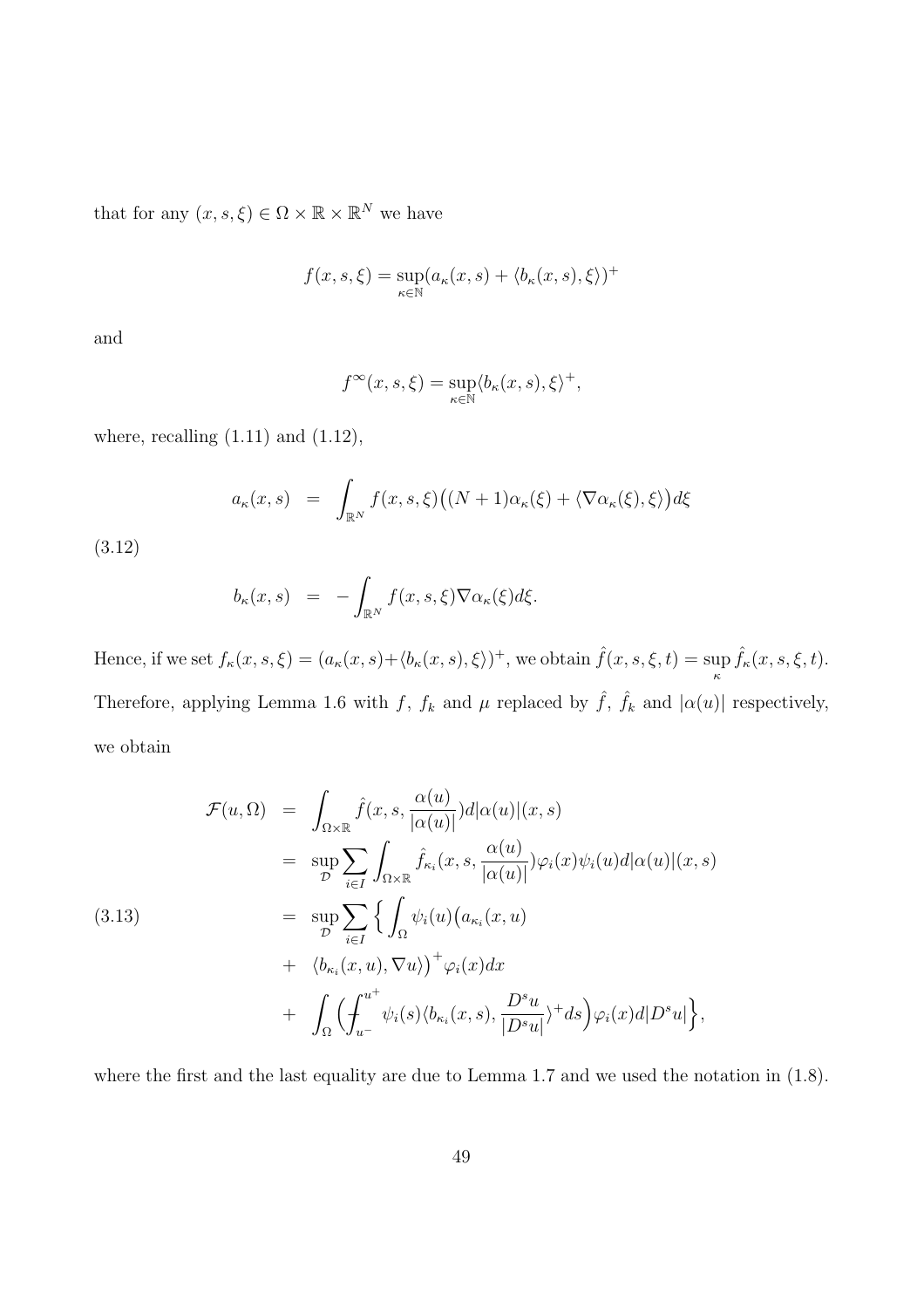that for any $(x, s, \xi) \in \Omega \times \mathbb{R} \times \mathbb{R}^N$ we have

$$f(x, s, \xi) = \sup_{\kappa \in \mathbb{N}} (a_\kappa(x, s) + \langle b_\kappa(x, s), \xi \rangle)^+$$

and

$$f^\infty(x, s, \xi) = \sup_{\kappa \in \mathbb{N}} \langle b_\kappa(x, s), \xi \rangle^+,$$

where, recalling (1.11) and (1.12),

$$\begin{aligned} a_\kappa(x, s) &= \int_{\mathbb{R}^N} f(x, s, \xi)\big((N+1)\alpha_\kappa(\xi) + \langle \nabla \alpha_\kappa(\xi), \xi \rangle\big) d\xi \\ b_\kappa(x, s) &= -\int_{\mathbb{R}^N} f(x, s, \xi) \nabla \alpha_\kappa(\xi) d\xi. \end{aligned} \tag{3.12}$$

Hence, if we set $f_\kappa(x, s, \xi) = (a_\kappa(x, s) + \langle b_\kappa(x, s), \xi \rangle)^+$, we obtain $\hat{f}(x, s, \xi, t) = \sup_\kappa \hat{f}_\kappa(x, s, \xi, t)$. Therefore, applying Lemma 1.6 with $f$, $f_k$ and $\mu$ replaced by $\hat{f}$, $\hat{f}_k$ and $|\alpha(u)|$ respectively, we obtain

$$\begin{aligned} \mathcal{F}(u, \Omega) &= \int_{\Omega \times \mathbb{R}} \hat{f}(x, s, \frac{\alpha(u)}{|\alpha(u)|}) d|\alpha(u)|(x, s) \\ &= \sup_{\mathcal{D}} \sum_{i \in I} \int_{\Omega \times \mathbb{R}} \hat{f}_{\kappa_i}(x, s, \frac{\alpha(u)}{|\alpha(u)|}) \varphi_i(x) \psi_i(u) d|\alpha(u)|(x, s) \\ &= \sup_{\mathcal{D}} \sum_{i \in I} \Big\{ \int_\Omega \psi_i(u) \big(a_{\kappa_i}(x, u) \\ &+ \langle b_{\kappa_i}(x, u), \nabla u \rangle\big)^+ \varphi_i(x) dx \\ &+ \int_\Omega \Big( {\textstyle\fint_{u^-}^{u^+}} \psi_i(s) \langle b_{\kappa_i}(x, s), \frac{D^s u}{|D^s u|} \rangle^+ ds \Big) \varphi_i(x) d|D^s u| \Big\}, \end{aligned} \tag{3.13}$$

where the first and the last equality are due to Lemma 1.7 and we used the notation in (1.8).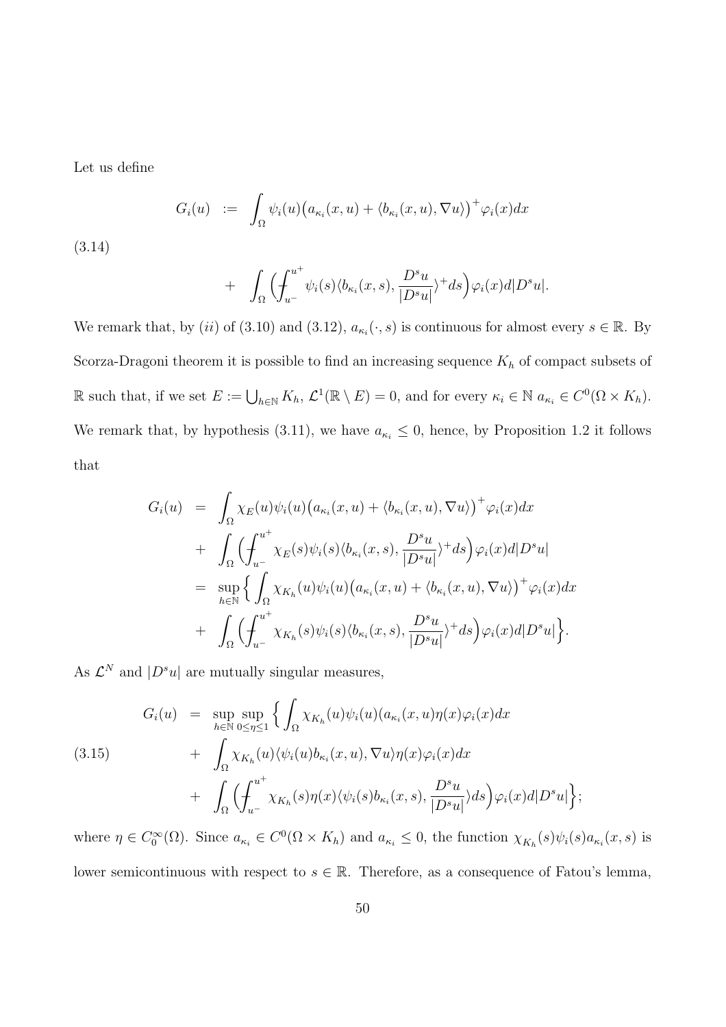Let us define

$$
(3.14)\qquad
\begin{aligned}
G_i(u) \ &:= \ \int_\Omega \psi_i(u)\big(a_{\kappa_i}(x,u) + \langle b_{\kappa_i}(x,u), \nabla u\rangle\big)^+ \varphi_i(x)dx \\
&+ \ \int_\Omega \Big(\fint_{u^-}^{u^+} \psi_i(s)\langle b_{\kappa_i}(x,s), \frac{D^s u}{|D^s u|}\rangle^+ ds\Big)\varphi_i(x) d|D^s u|.
\end{aligned}
$$

We remark that, by $(ii)$ of (3.10) and (3.12), $a_{\kappa_i}(\cdot, s)$ is continuous for almost every $s \in \mathbb{R}$. By Scorza-Dragoni theorem it is possible to find an increasing sequence $K_h$ of compact subsets of $\mathbb{R}$ such that, if we set $E := \bigcup_{h\in\mathbb{N}} K_h$, $\mathcal{L}^1(\mathbb{R}\setminus E) = 0$, and for every $\kappa_i \in \mathbb{N}$ $a_{\kappa_i} \in C^0(\Omega \times K_h)$. We remark that, by hypothesis (3.11), we have $a_{\kappa_i} \leq 0$, hence, by Proposition 1.2 it follows that

$$
\begin{aligned}
G_i(u) \ &= \ \int_\Omega \chi_E(u)\psi_i(u)\big(a_{\kappa_i}(x,u) + \langle b_{\kappa_i}(x,u), \nabla u\rangle\big)^+ \varphi_i(x)dx \\
&+ \ \int_\Omega \Big(\fint_{u^-}^{u^+} \chi_E(s)\psi_i(s)\langle b_{\kappa_i}(x,s), \frac{D^s u}{|D^s u|}\rangle^+ ds\Big)\varphi_i(x) d|D^s u| \\
&= \ \sup_{h\in\mathbb{N}} \Big\{ \int_\Omega \chi_{K_h}(u)\psi_i(u)\big(a_{\kappa_i}(x,u) + \langle b_{\kappa_i}(x,u), \nabla u\rangle\big)^+ \varphi_i(x)dx \\
&+ \ \int_\Omega \Big(\fint_{u^-}^{u^+} \chi_{K_h}(s)\psi_i(s)\langle b_{\kappa_i}(x,s), \frac{D^s u}{|D^s u|}\rangle^+ ds\Big)\varphi_i(x) d|D^s u| \Big\}.
\end{aligned}
$$

As $\mathcal{L}^N$ and $|D^s u|$ are mutually singular measures,

$$
(3.15)\qquad
\begin{aligned}
G_i(u) \ &= \ \sup_{h\in\mathbb{N}} \sup_{0\leq\eta\leq 1} \Big\{ \int_\Omega \chi_{K_h}(u)\psi_i(u)(a_{\kappa_i}(x,u)\eta(x)\varphi_i(x)dx \\
&+ \ \int_\Omega \chi_{K_h}(u)\langle \psi_i(u) b_{\kappa_i}(x,u), \nabla u\rangle \eta(x)\varphi_i(x)dx \\
&+ \ \int_\Omega \Big(\fint_{u^-}^{u^+} \chi_{K_h}(s)\eta(x)\langle \psi_i(s) b_{\kappa_i}(x,s), \frac{D^s u}{|D^s u|}\rangle ds\Big)\varphi_i(x) d|D^s u| \Big\};
\end{aligned}
$$

where $\eta \in C_0^\infty(\Omega)$. Since $a_{\kappa_i} \in C^0(\Omega \times K_h)$ and $a_{\kappa_i} \leq 0$, the function $\chi_{K_h}(s)\psi_i(s)a_{\kappa_i}(x,s)$ is lower semicontinuous with respect to $s \in \mathbb{R}$. Therefore, as a consequence of Fatou's lemma,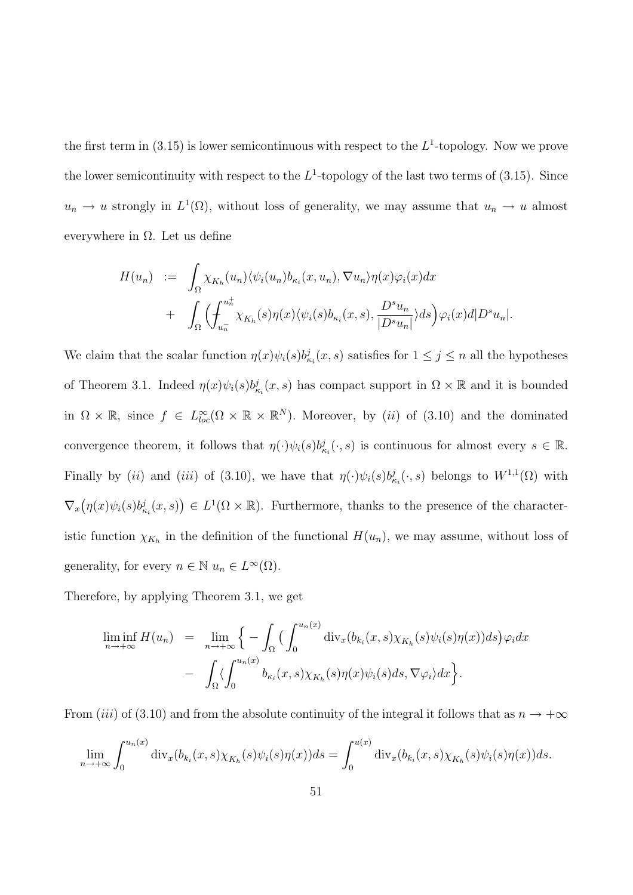the first term in (3.15) is lower semicontinuous with respect to the $L^1$-topology. Now we prove the lower semicontinuity with respect to the $L^1$-topology of the last two terms of (3.15). Since $u_n \to u$ strongly in $L^1(\Omega)$, without loss of generality, we may assume that $u_n \to u$ almost everywhere in $\Omega$. Let us define

$$
\begin{aligned}
H(u_n) \;&:=\; \int_\Omega \chi_{K_h}(u_n)\langle \psi_i(u_n) b_{\kappa_i}(x,u_n), \nabla u_n\rangle \eta(x)\varphi_i(x)dx \\
&+\; \int_\Omega \Big( \fint_{u_n^-}^{u_n^+} \chi_{K_h}(s)\eta(x)\langle \psi_i(s) b_{\kappa_i}(x,s), \frac{D^s u_n}{|D^s u_n|}\rangle ds\Big)\varphi_i(x) d|D^s u_n|.
\end{aligned}
$$

We claim that the scalar function $\eta(x)\psi_i(s)b^j_{\kappa_i}(x,s)$ satisfies for $1 \le j \le n$ all the hypotheses of Theorem 3.1. Indeed $\eta(x)\psi_i(s)b^j_{\kappa_i}(x,s)$ has compact support in $\Omega \times \mathbb{R}$ and it is bounded in $\Omega \times \mathbb{R}$, since $f \in L^\infty_{loc}(\Omega \times \mathbb{R} \times \mathbb{R}^N)$. Moreover, by $(ii)$ of (3.10) and the dominated convergence theorem, it follows that $\eta(\cdot)\psi_i(s)b^j_{\kappa_i}(\cdot,s)$ is continuous for almost every $s \in \mathbb{R}$. Finally by $(ii)$ and $(iii)$ of (3.10), we have that $\eta(\cdot)\psi_i(s)b^j_{\kappa_i}(\cdot,s)$ belongs to $W^{1,1}(\Omega)$ with $\nabla_x\big(\eta(x)\psi_i(s)b^j_{\kappa_i}(x,s)\big) \in L^1(\Omega \times \mathbb{R})$. Furthermore, thanks to the presence of the characteristic function $\chi_{K_h}$ in the definition of the functional $H(u_n)$, we may assume, without loss of generality, for every $n \in \mathbb{N}$ $u_n \in L^\infty(\Omega)$.

Therefore, by applying Theorem 3.1, we get

$$
\begin{aligned}
\liminf_{n\to+\infty} H(u_n) \;&=\; \lim_{n\to+\infty} \Big\{ -\int_\Omega \Big( \int_0^{u_n(x)} \mathrm{div}_x(b_{k_i}(x,s)\chi_{K_h}(s)\psi_i(s)\eta(x))ds\Big)\varphi_i dx \\
&-\; \int_\Omega \langle \int_0^{u_n(x)} b_{\kappa_i}(x,s)\chi_{K_h}(s)\eta(x)\psi_i(s)ds, \nabla\varphi_i\rangle dx \Big\}.
\end{aligned}
$$

From $(iii)$ of (3.10) and from the absolute continuity of the integral it follows that as $n \to +\infty$

$$
\lim_{n\to+\infty} \int_0^{u_n(x)} \mathrm{div}_x(b_{k_i}(x,s)\chi_{K_h}(s)\psi_i(s)\eta(x))ds = \int_0^{u(x)} \mathrm{div}_x(b_{k_i}(x,s)\chi_{K_h}(s)\psi_i(s)\eta(x))ds.
$$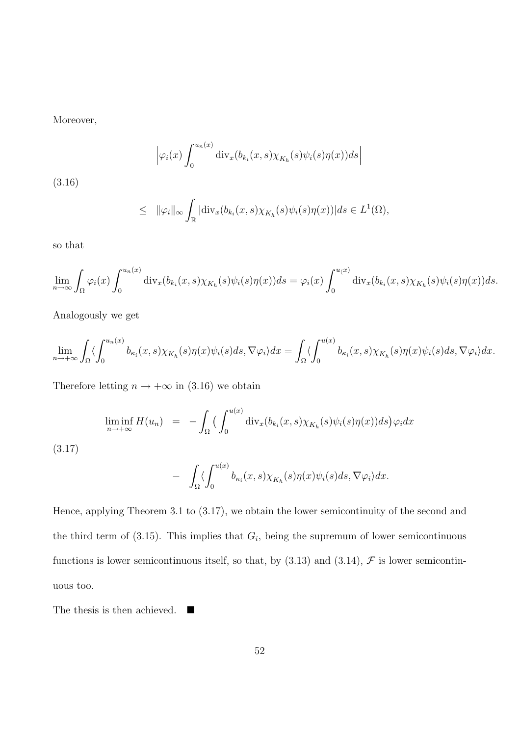Moreover,

$$\Big|\varphi_i(x)\int_0^{u_n(x)}\operatorname{div}_x(b_{k_i}(x,s)\chi_{K_h}(s)\psi_i(s)\eta(x))ds\Big|$$

(3.16)

$$\leq \quad \|\varphi_i\|_\infty \int_{\mathbb{R}}|\operatorname{div}_x(b_{k_i}(x,s)\chi_{K_h}(s)\psi_i(s)\eta(x))|ds \in L^1(\Omega),$$

so that

$$\lim_{n\to\infty}\int_\Omega \varphi_i(x)\int_0^{u_n(x)}\operatorname{div}_x(b_{k_i}(x,s)\chi_{K_h}(s)\psi_i(s)\eta(x))ds = \varphi_i(x)\int_0^{u_(x)}\operatorname{div}_x(b_{k_i}(x,s)\chi_{K_h}(s)\psi_i(s)\eta(x))ds.$$

Analogously we get

$$\lim_{n\to+\infty}\int_\Omega \langle \int_0^{u_n(x)} b_{\kappa_i}(x,s)\chi_{K_h}(s)\eta(x)\psi_i(s)ds, \nabla\varphi_i\rangle dx = \int_\Omega \langle \int_0^{u(x)} b_{\kappa_i}(x,s)\chi_{K_h}(s)\eta(x)\psi_i(s)ds, \nabla\varphi_i\rangle dx.$$

Therefore letting $n \to +\infty$ in (3.16) we obtain

$$\liminf_{n\to+\infty} H(u_n) \quad = \quad -\int_\Omega \big(\int_0^{u(x)}\operatorname{div}_x(b_{k_i}(x,s)\chi_{K_h}(s)\psi_i(s)\eta(x))ds\big)\varphi_i dx$$

(3.17)

$$- \quad \int_\Omega \langle \int_0^{u(x)} b_{\kappa_i}(x,s)\chi_{K_h}(s)\eta(x)\psi_i(s)ds, \nabla\varphi_i\rangle dx.$$

Hence, applying Theorem 3.1 to (3.17), we obtain the lower semicontinuity of the second and the third term of (3.15). This implies that $G_i$, being the supremum of lower semicontinuous functions is lower semicontinuous itself, so that, by (3.13) and (3.14), $\mathcal{F}$ is lower semicontinuous too.

The thesis is then achieved. ∎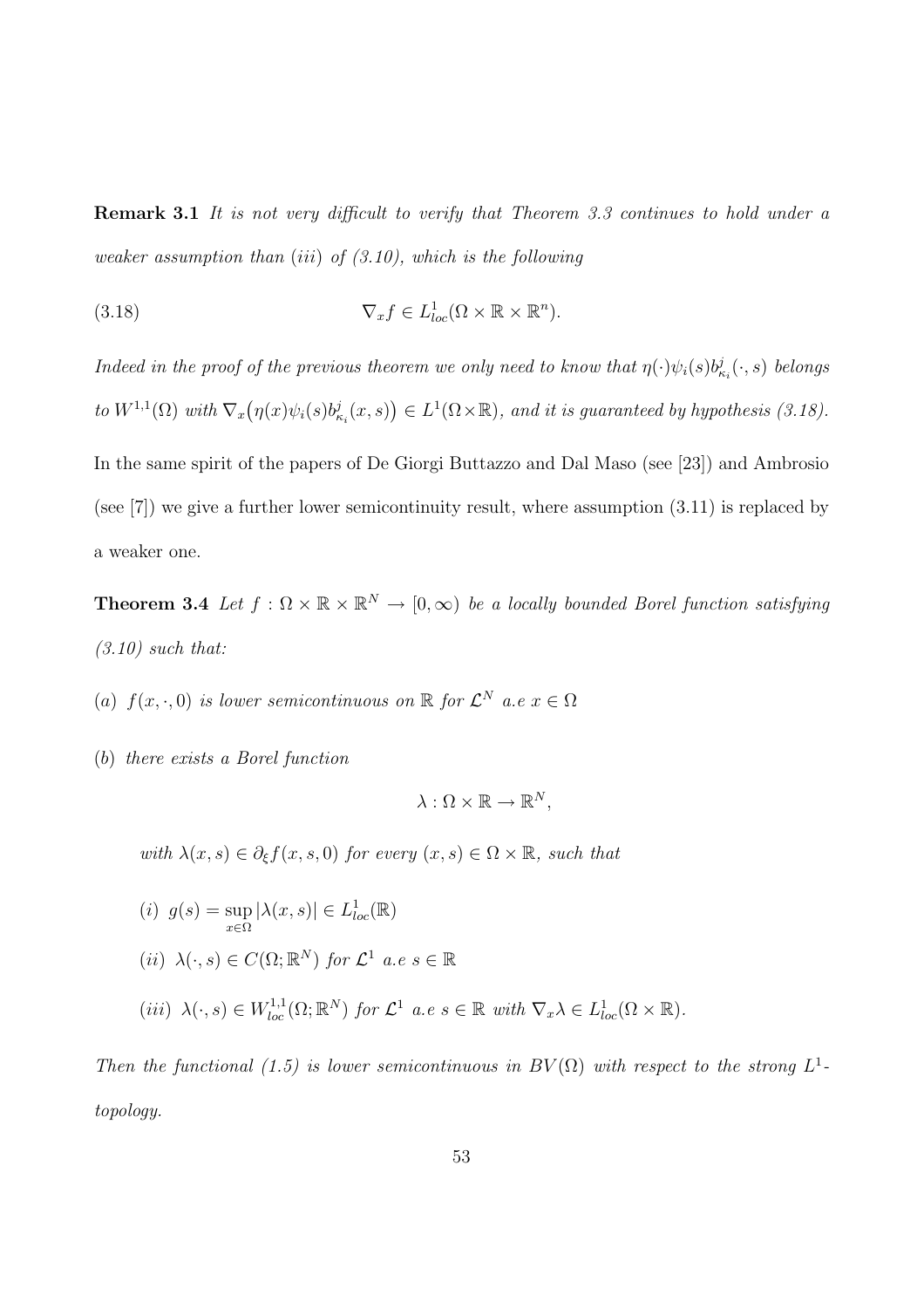**Remark 3.1** *It is not very difficult to verify that Theorem 3.3 continues to hold under a weaker assumption than (iii) of (3.10), which is the following*

$$\nabla_x f \in L^1_{loc}(\Omega \times \mathbb{R} \times \mathbb{R}^n). \tag{3.18}$$

*Indeed in the proof of the previous theorem we only need to know that $\eta(\cdot)\psi_i(s)b^j_{\kappa_i}(\cdot, s)$ belongs to $W^{1,1}(\Omega)$ with $\nabla_x\big(\eta(x)\psi_i(s)b^j_{\kappa_i}(x, s)\big) \in L^1(\Omega\times\mathbb{R})$, and it is guaranteed by hypothesis (3.18).*

In the same spirit of the papers of De Giorgi Buttazzo and Dal Maso (see [23]) and Ambrosio (see [7]) we give a further lower semicontinuity result, where assumption (3.11) is replaced by a weaker one.

**Theorem 3.4** *Let $f : \Omega \times \mathbb{R} \times \mathbb{R}^N \to [0, \infty)$ be a locally bounded Borel function satisfying (3.10) such that:*

*(a) $f(x, \cdot, 0)$ is lower semicontinuous on $\mathbb{R}$ for $\mathcal{L}^N$ a.e $x \in \Omega$*

*(b) there exists a Borel function*

$$\lambda : \Omega \times \mathbb{R} \to \mathbb{R}^N,$$

*with $\lambda(x, s) \in \partial_\xi f(x, s, 0)$ for every $(x, s) \in \Omega \times \mathbb{R}$, such that*

*(i) $g(s) = \sup_{x\in\Omega} |\lambda(x, s)| \in L^1_{loc}(\mathbb{R})$*

*(ii) $\lambda(\cdot, s) \in C(\Omega; \mathbb{R}^N)$ for $\mathcal{L}^1$ a.e $s \in \mathbb{R}$*

*(iii) $\lambda(\cdot, s) \in W^{1,1}_{loc}(\Omega; \mathbb{R}^N)$ for $\mathcal{L}^1$ a.e $s \in \mathbb{R}$ with $\nabla_x\lambda \in L^1_{loc}(\Omega \times \mathbb{R})$.*

*Then the functional (1.5) is lower semicontinuous in $BV(\Omega)$ with respect to the strong $L^1$-topology.*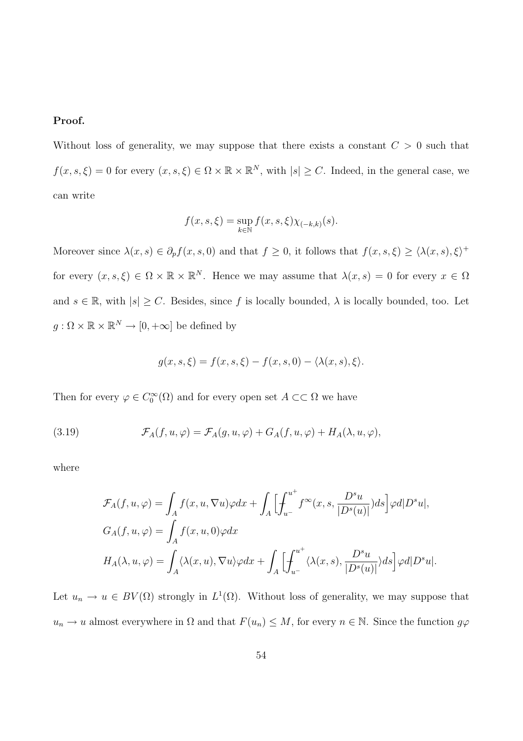**Proof.**

Without loss of generality, we may suppose that there exists a constant $C > 0$ such that $f(x, s, \xi) = 0$ for every $(x, s, \xi) \in \Omega \times \mathbb{R} \times \mathbb{R}^N$, with $|s| \geq C$. Indeed, in the general case, we can write

$$f(x, s, \xi) = \sup_{k \in \mathbb{N}} f(x, s, \xi) \chi_{(-k,k)}(s).$$

Moreover since $\lambda(x, s) \in \partial_p f(x, s, 0)$ and that $f \geq 0$, it follows that $f(x, s, \xi) \geq \langle \lambda(x, s), \xi \rangle^+$ for every $(x, s, \xi) \in \Omega \times \mathbb{R} \times \mathbb{R}^N$. Hence we may assume that $\lambda(x, s) = 0$ for every $x \in \Omega$ and $s \in \mathbb{R}$, with $|s| \geq C$. Besides, since $f$ is locally bounded, $\lambda$ is locally bounded, too. Let $g : \Omega \times \mathbb{R} \times \mathbb{R}^N \to [0, +\infty]$ be defined by

$$g(x, s, \xi) = f(x, s, \xi) - f(x, s, 0) - \langle \lambda(x, s), \xi \rangle.$$

Then for every $\varphi \in C_0^\infty(\Omega)$ and for every open set $A \subset\subset \Omega$ we have

$$\mathcal{F}_A(f, u, \varphi) = \mathcal{F}_A(g, u, \varphi) + G_A(f, u, \varphi) + H_A(\lambda, u, \varphi), \tag{3.19}$$

where

$$\mathcal{F}_A(f, u, \varphi) = \int_A f(x, u, \nabla u)\varphi dx + \int_A \Big[ \fint_{u^-}^{u^+} f^\infty(x, s, \frac{D^s u}{|D^s(u)|}) ds \Big] \varphi d|D^s u|,$$

$$G_A(f, u, \varphi) = \int_A f(x, u, 0)\varphi dx$$

$$H_A(\lambda, u, \varphi) = \int_A \langle \lambda(x, u), \nabla u \rangle \varphi dx + \int_A \Big[ \fint_{u^-}^{u^+} \langle \lambda(x, s), \frac{D^s u}{|D^s(u)|} \rangle ds \Big] \varphi d|D^s u|.$$

Let $u_n \to u \in BV(\Omega)$ strongly in $L^1(\Omega)$. Without loss of generality, we may suppose that $u_n \to u$ almost everywhere in $\Omega$ and that $F(u_n) \leq M$, for every $n \in \mathbb{N}$. Since the function $g\varphi$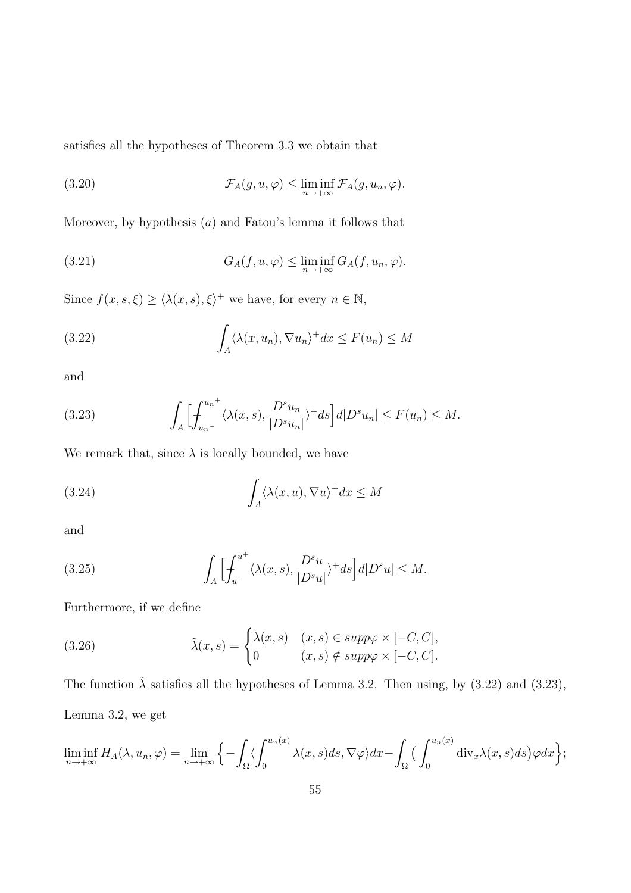satisfies all the hypotheses of Theorem 3.3 we obtain that

$$\mathcal{F}_A(g, u, \varphi) \leq \liminf_{n \to +\infty} \mathcal{F}_A(g, u_n, \varphi). \tag{3.20}$$

Moreover, by hypothesis $(a)$ and Fatou's lemma it follows that

$$G_A(f, u, \varphi) \leq \liminf_{n \to +\infty} G_A(f, u_n, \varphi). \tag{3.21}$$

Since $f(x, s, \xi) \geq \langle \lambda(x, s), \xi \rangle^+$ we have, for every $n \in \mathbb{N}$,

$$\int_A \langle \lambda(x, u_n), \nabla u_n \rangle^+ dx \leq F(u_n) \leq M \tag{3.22}$$

and

$$\int_A \Big[ \fint_{{u_n}^-}^{{u_n}^+} \langle \lambda(x, s), \frac{D^s u_n}{|D^s u_n|} \rangle^+ ds \Big] d|D^s u_n| \leq F(u_n) \leq M. \tag{3.23}$$

We remark that, since $\lambda$ is locally bounded, we have

$$\int_A \langle \lambda(x, u), \nabla u \rangle^+ dx \leq M \tag{3.24}$$

and

$$\int_A \Big[ \fint_{u^-}^{u^+} \langle \lambda(x, s), \frac{D^s u}{|D^s u|} \rangle^+ ds \Big] d|D^s u| \leq M. \tag{3.25}$$

Furthermore, if we define

$$\tilde{\lambda}(x, s) = \begin{cases} \lambda(x, s) & (x, s) \in supp\varphi \times [-C, C], \\ 0 & (x, s) \notin supp\varphi \times [-C, C]. \end{cases} \tag{3.26}$$

The function $\tilde{\lambda}$ satisfies all the hypotheses of Lemma 3.2. Then using, by (3.22) and (3.23), Lemma 3.2, we get

$$\liminf_{n \to +\infty} H_A(\lambda, u_n, \varphi) = \lim_{n \to +\infty} \Big\{ -\int_\Omega \langle \int_0^{u_n(x)} \lambda(x, s) ds, \nabla \varphi \rangle dx - \int_\Omega \big( \int_0^{u_n(x)} \mathrm{div}_x \lambda(x, s) ds \big) \varphi dx \Big\};$$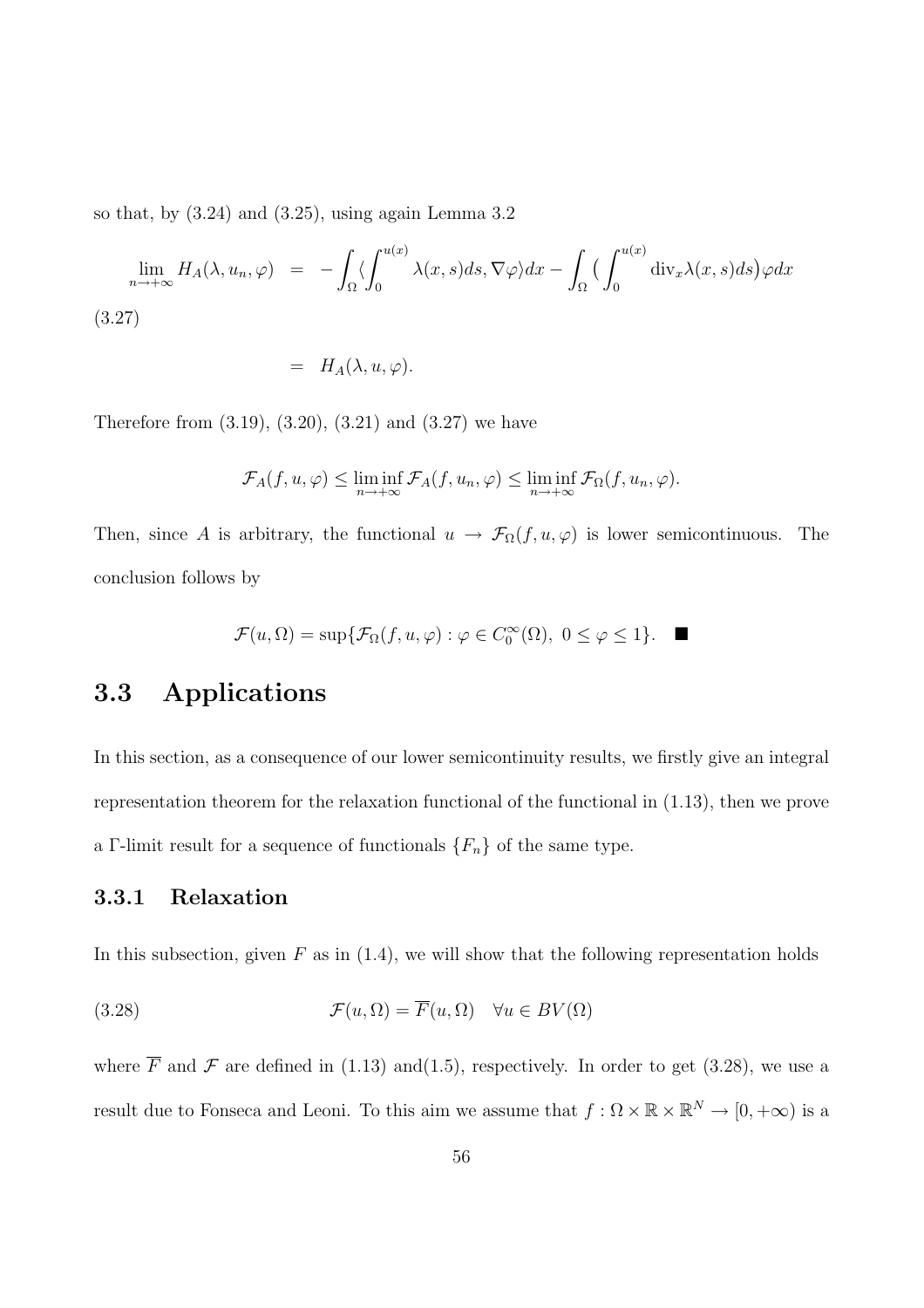so that, by (3.24) and (3.25), using again Lemma 3.2

$$
\begin{aligned}
\lim_{n\to+\infty} H_A(\lambda, u_n, \varphi) &= -\int_\Omega \langle \int_0^{u(x)} \lambda(x,s)ds, \nabla\varphi\rangle dx - \int_\Omega \big( \int_0^{u(x)} \mathrm{div}_x \lambda(x,s)ds\big)\varphi dx \\
&= H_A(\lambda, u, \varphi).
\end{aligned}
\tag{3.27}
$$

Therefore from (3.19), (3.20), (3.21) and (3.27) we have

$$
\mathcal{F}_A(f, u, \varphi) \le \liminf_{n\to+\infty} \mathcal{F}_A(f, u_n, \varphi) \le \liminf_{n\to+\infty} \mathcal{F}_\Omega(f, u_n, \varphi).
$$

Then, since $A$ is arbitrary, the functional $u \to \mathcal{F}_\Omega(f, u, \varphi)$ is lower semicontinuous. The conclusion follows by

$$
\mathcal{F}(u, \Omega) = \sup\{\mathcal{F}_\Omega(f, u, \varphi) : \varphi \in C_0^\infty(\Omega),\ 0 \le \varphi \le 1\}. \quad \blacksquare
$$

## 3.3 Applications

In this section, as a consequence of our lower semicontinuity results, we firstly give an integral representation theorem for the relaxation functional of the functional in (1.13), then we prove a $\Gamma$-limit result for a sequence of functionals $\{F_n\}$ of the same type.

### 3.3.1 Relaxation

In this subsection, given $F$ as in (1.4), we will show that the following representation holds

$$
\mathcal{F}(u, \Omega) = \overline{F}(u, \Omega) \quad \forall u \in BV(\Omega) \tag{3.28}
$$

where $\overline{F}$ and $\mathcal{F}$ are defined in (1.13) and(1.5), respectively. In order to get (3.28), we use a result due to Fonseca and Leoni. To this aim we assume that $f : \Omega \times \mathbb{R} \times \mathbb{R}^N \to [0, +\infty)$ is a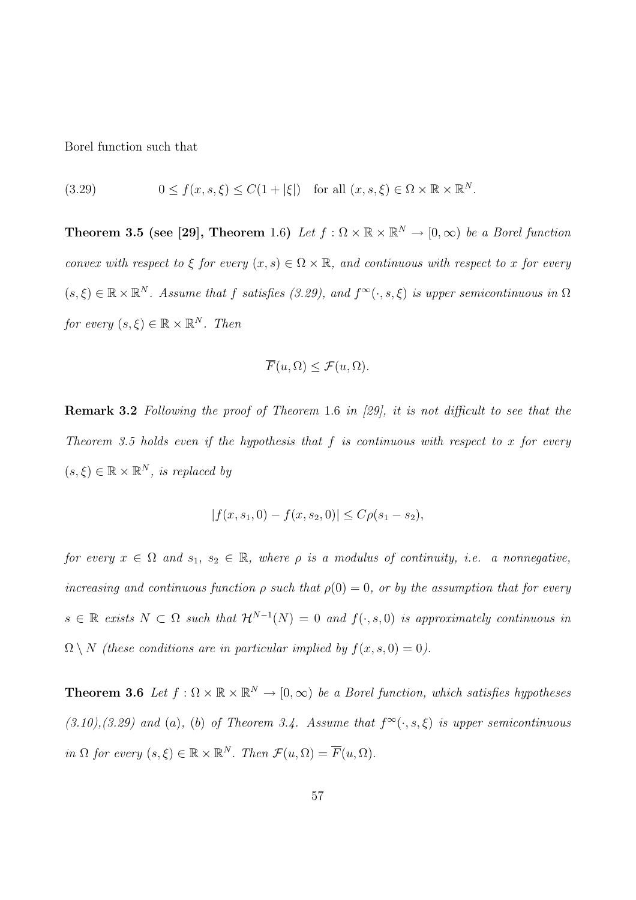Borel function such that

$$0 \le f(x,s,\xi) \le C(1+|\xi|) \quad \text{for all } (x,s,\xi) \in \Omega \times \mathbb{R} \times \mathbb{R}^N. \tag{3.29}$$

**Theorem 3.5 (see [29], Theorem** 1.6**)** *Let $f : \Omega \times \mathbb{R} \times \mathbb{R}^N \to [0,\infty)$ be a Borel function convex with respect to $\xi$ for every $(x,s) \in \Omega \times \mathbb{R}$, and continuous with respect to $x$ for every $(s,\xi) \in \mathbb{R} \times \mathbb{R}^N$. Assume that $f$ satisfies (3.29), and $f^\infty(\cdot,s,\xi)$ is upper semicontinuous in $\Omega$ for every $(s,\xi) \in \mathbb{R} \times \mathbb{R}^N$. Then*

$$\overline{F}(u,\Omega) \le \mathcal{F}(u,\Omega).$$

**Remark 3.2** *Following the proof of Theorem* 1.6 *in [29], it is not difficult to see that the Theorem 3.5 holds even if the hypothesis that $f$ is continuous with respect to $x$ for every $(s,\xi) \in \mathbb{R} \times \mathbb{R}^N$, is replaced by*

$$|f(x,s_1,0) - f(x,s_2,0)| \le C\rho(s_1 - s_2),$$

*for every $x \in \Omega$ and $s_1$, $s_2 \in \mathbb{R}$, where $\rho$ is a modulus of continuity, i.e. a nonnegative, increasing and continuous function $\rho$ such that $\rho(0) = 0$, or by the assumption that for every $s \in \mathbb{R}$ exists $N \subset \Omega$ such that $\mathcal{H}^{N-1}(N) = 0$ and $f(\cdot,s,0)$ is approximately continuous in $\Omega \setminus N$ (these conditions are in particular implied by $f(x,s,0) = 0$).*

**Theorem 3.6** *Let $f : \Omega \times \mathbb{R} \times \mathbb{R}^N \to [0,\infty)$ be a Borel function, which satisfies hypotheses (3.10),(3.29) and (a), (b) of Theorem 3.4. Assume that $f^\infty(\cdot,s,\xi)$ is upper semicontinuous in $\Omega$ for every $(s,\xi) \in \mathbb{R} \times \mathbb{R}^N$. Then $\mathcal{F}(u,\Omega) = \overline{F}(u,\Omega)$.*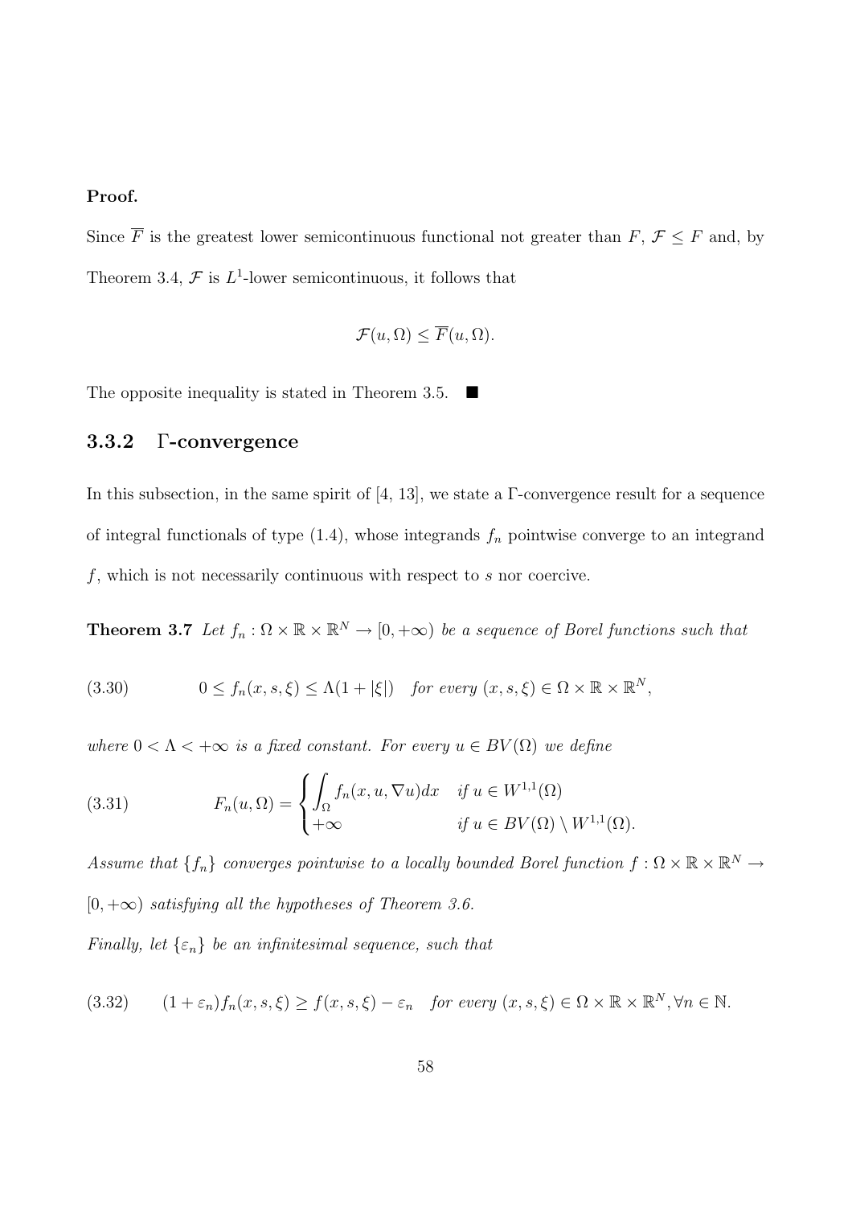**Proof.**

Since $\overline{F}$ is the greatest lower semicontinuous functional not greater than $F$, $\mathcal{F} \leq F$ and, by Theorem 3.4, $\mathcal{F}$ is $L^1$-lower semicontinuous, it follows that

$$\mathcal{F}(u, \Omega) \leq \overline{F}(u, \Omega).$$

The opposite inequality is stated in Theorem 3.5. ■

### 3.3.2 Γ-convergence

In this subsection, in the same spirit of [4, 13], we state a Γ-convergence result for a sequence of integral functionals of type (1.4), whose integrands $f_n$ pointwise converge to an integrand $f$, which is not necessarily continuous with respect to $s$ nor coercive.

**Theorem 3.7** *Let $f_n : \Omega \times \mathbb{R} \times \mathbb{R}^N \to [0, +\infty)$ be a sequence of Borel functions such that*

$$(3.30) \qquad 0 \leq f_n(x, s, \xi) \leq \Lambda(1 + |\xi|) \quad \text{for every } (x, s, \xi) \in \Omega \times \mathbb{R} \times \mathbb{R}^N,$$

*where $0 < \Lambda < +\infty$ is a fixed constant. For every $u \in BV(\Omega)$ we define*

$$(3.31) \qquad F_n(u, \Omega) = \begin{cases} \displaystyle\int_\Omega f_n(x, u, \nabla u) dx & \text{if } u \in W^{1,1}(\Omega) \\ +\infty & \text{if } u \in BV(\Omega) \setminus W^{1,1}(\Omega). \end{cases}$$

*Assume that $\{f_n\}$ converges pointwise to a locally bounded Borel function $f : \Omega \times \mathbb{R} \times \mathbb{R}^N \to [0, +\infty)$ satisfying all the hypotheses of Theorem 3.6.*

*Finally, let $\{\varepsilon_n\}$ be an infinitesimal sequence, such that*

$$(3.32) \qquad (1 + \varepsilon_n) f_n(x, s, \xi) \geq f(x, s, \xi) - \varepsilon_n \quad \text{for every } (x, s, \xi) \in \Omega \times \mathbb{R} \times \mathbb{R}^N, \forall n \in \mathbb{N}.$$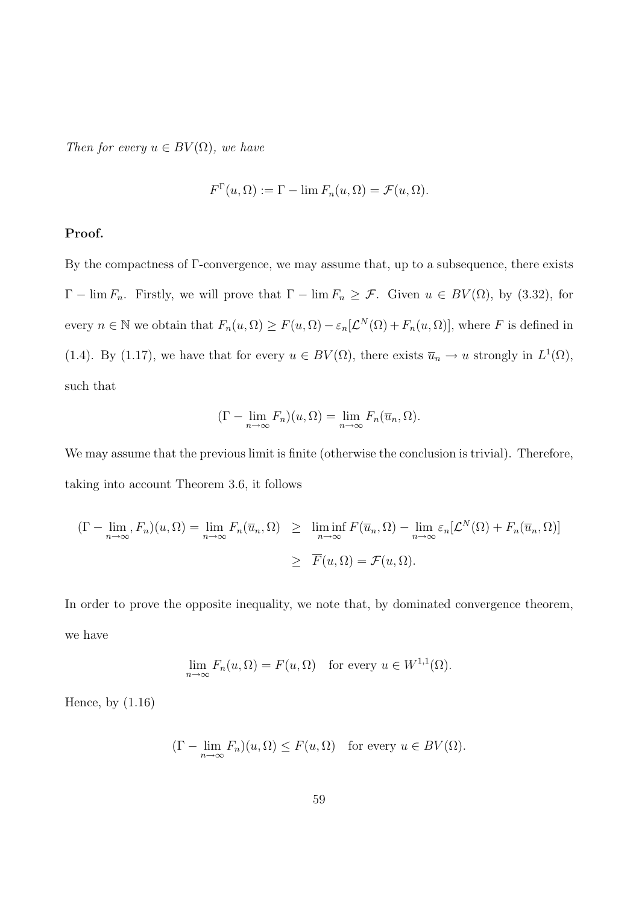*Then for every $u \in BV(\Omega)$, we have*

$$F^{\Gamma}(u, \Omega) := \Gamma - \lim F_n(u, \Omega) = \mathcal{F}(u, \Omega).$$

**Proof.**

By the compactness of $\Gamma$-convergence, we may assume that, up to a subsequence, there exists $\Gamma - \lim F_n$. Firstly, we will prove that $\Gamma - \lim F_n \geq \mathcal{F}$. Given $u \in BV(\Omega)$, by (3.32), for every $n \in \mathbb{N}$ we obtain that $F_n(u, \Omega) \geq F(u, \Omega) - \varepsilon_n[\mathcal{L}^N(\Omega) + F_n(u, \Omega)]$, where $F$ is defined in (1.4). By (1.17), we have that for every $u \in BV(\Omega)$, there exists $\overline{u}_n \to u$ strongly in $L^1(\Omega)$, such that

$$(\Gamma - \lim_{n\to\infty} F_n)(u, \Omega) = \lim_{n\to\infty} F_n(\overline{u}_n, \Omega).$$

We may assume that the previous limit is finite (otherwise the conclusion is trivial). Therefore, taking into account Theorem 3.6, it follows

$$\begin{aligned}
(\Gamma - \lim_{n\to\infty}, F_n)(u, \Omega) = \lim_{n\to\infty} F_n(\overline{u}_n, \Omega) &\geq \liminf_{n\to\infty} F(\overline{u}_n, \Omega) - \lim_{n\to\infty} \varepsilon_n[\mathcal{L}^N(\Omega) + F_n(\overline{u}_n, \Omega)] \\
&\geq \overline{F}(u, \Omega) = \mathcal{F}(u, \Omega).
\end{aligned}$$

In order to prove the opposite inequality, we note that, by dominated convergence theorem, we have

$$\lim_{n\to\infty} F_n(u, \Omega) = F(u, \Omega) \quad \text{for every } u \in W^{1,1}(\Omega).$$

Hence, by (1.16)

$$(\Gamma - \lim_{n\to\infty} F_n)(u, \Omega) \leq F(u, \Omega) \quad \text{for every } u \in BV(\Omega).$$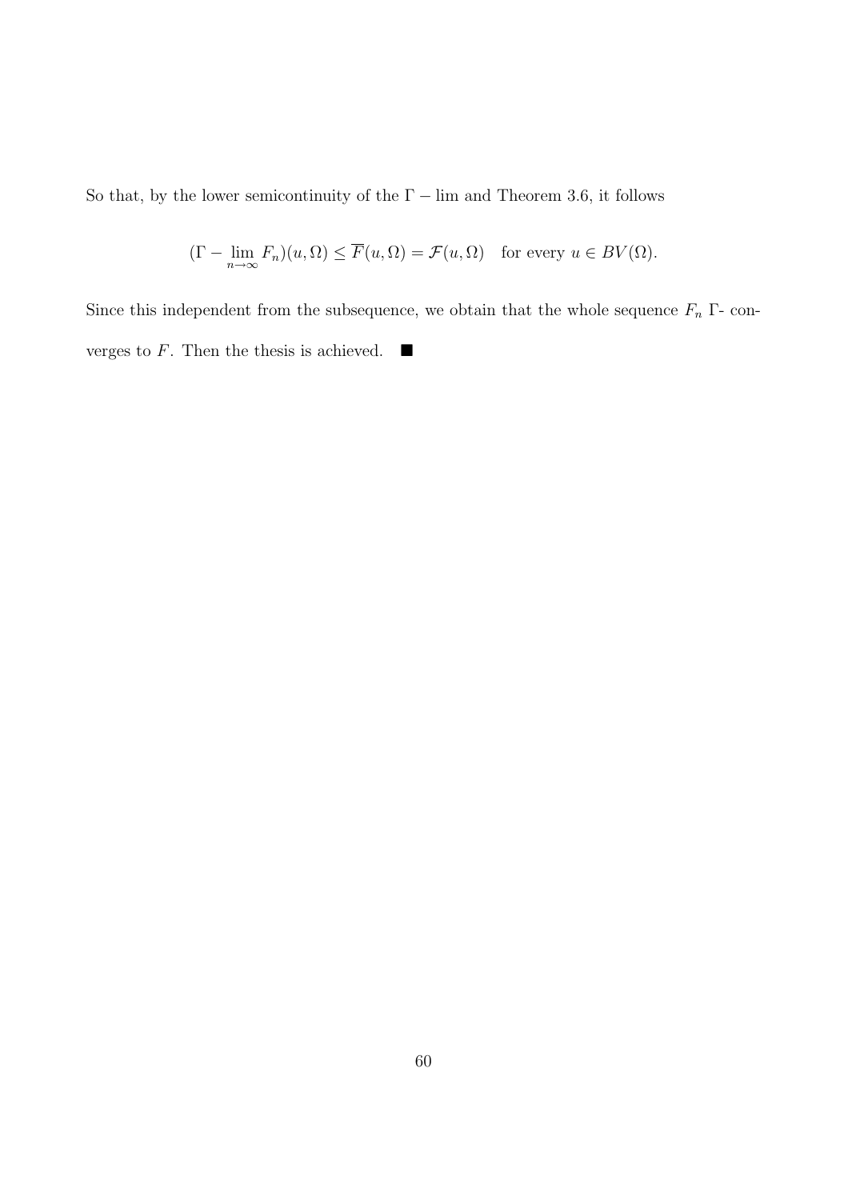So that, by the lower semicontinuity of the $\Gamma - \lim$ and Theorem 3.6, it follows

$$(\Gamma - \lim_{n\to\infty} F_n)(u, \Omega) \leq \overline{F}(u, \Omega) = \mathcal{F}(u, \Omega) \quad \text{for every } u \in BV(\Omega).$$

Since this independent from the subsequence, we obtain that the whole sequence $F_n$ $\Gamma$- converges to $F$. Then the thesis is achieved. ■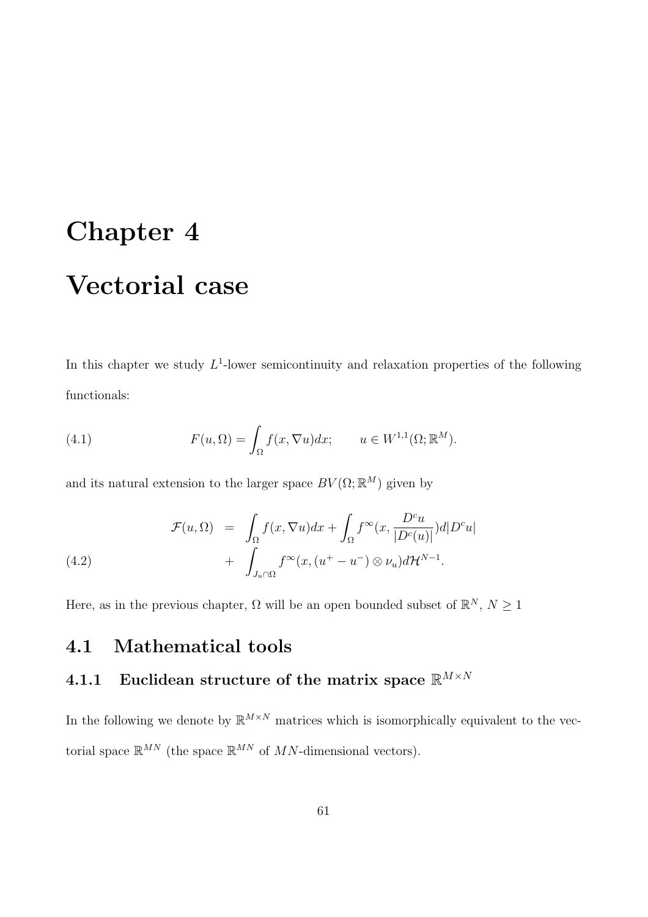# Chapter 4

# Vectorial case

In this chapter we study $L^1$-lower semicontinuity and relaxation properties of the following functionals:

$$F(u,\Omega) = \int_\Omega f(x,\nabla u)dx; \qquad u \in W^{1,1}(\Omega;\mathbb{R}^M). \tag{4.1}$$

and its natural extension to the larger space $BV(\Omega;\mathbb{R}^M)$ given by

$$\begin{aligned}\mathcal{F}(u,\Omega) &= \int_\Omega f(x,\nabla u)dx + \int_\Omega f^\infty(x,\frac{D^c u}{|D^c(u)|})d|D^c u| \\ &+ \int_{J_u\cap\Omega} f^\infty(x,(u^+ - u^-)\otimes\nu_u)d\mathcal{H}^{N-1}.\end{aligned} \tag{4.2}$$

Here, as in the previous chapter, $\Omega$ will be an open bounded subset of $\mathbb{R}^N$, $N \geq 1$

## 4.1 Mathematical tools

### 4.1.1 Euclidean structure of the matrix space $\mathbb{R}^{M\times N}$

In the following we denote by $\mathbb{R}^{M\times N}$ matrices which is isomorphically equivalent to the vectorial space $\mathbb{R}^{MN}$ (the space $\mathbb{R}^{MN}$ of $MN$-dimensional vectors).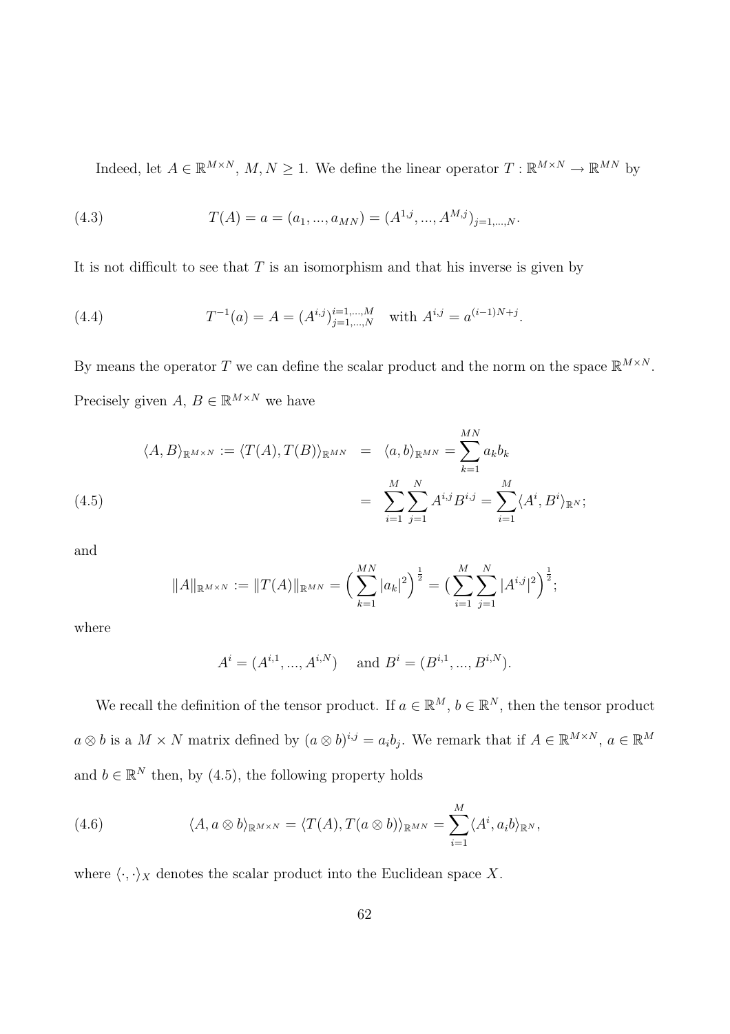Indeed, let $A \in \mathbb{R}^{M\times N}$, $M, N \geq 1$. We define the linear operator $T : \mathbb{R}^{M\times N} \to \mathbb{R}^{MN}$ by

$$T(A) = a = (a_1, ..., a_{MN}) = (A^{1,j}, ..., A^{M,j})_{j=1,...,N}. \tag{4.3}$$

It is not difficult to see that $T$ is an isomorphism and that his inverse is given by

$$T^{-1}(a) = A = (A^{i,j})_{j=1,...,N}^{i=1,...,M} \quad \text{with } A^{i,j} = a^{(i-1)N+j}. \tag{4.4}$$

By means the operator $T$ we can define the scalar product and the norm on the space $\mathbb{R}^{M\times N}$. Precisely given $A$, $B \in \mathbb{R}^{M\times N}$ we have

$$\begin{aligned} \langle A, B\rangle_{\mathbb{R}^{M\times N}} := \langle T(A), T(B)\rangle_{\mathbb{R}^{MN}} &= \langle a, b\rangle_{\mathbb{R}^{MN}} = \sum_{k=1}^{MN} a_k b_k \\ &= \sum_{i=1}^{M}\sum_{j=1}^{N} A^{i,j}B^{i,j} = \sum_{i=1}^{M} \langle A^i, B^i\rangle_{\mathbb{R}^N}; \end{aligned} \tag{4.5}$$

and

$$\|A\|_{\mathbb{R}^{M\times N}} := \|T(A)\|_{\mathbb{R}^{MN}} = \Big(\sum_{k=1}^{MN} |a_k|^2\Big)^{\frac{1}{2}} = \big(\sum_{i=1}^{M}\sum_{j=1}^{N} |A^{i,j}|^2\big)^{\frac{1}{2}};$$

where

$$A^i = (A^{i,1}, ..., A^{i,N}) \quad \text{ and } B^i = (B^{i,1}, ..., B^{i,N}).$$

We recall the definition of the tensor product. If $a \in \mathbb{R}^M$, $b \in \mathbb{R}^N$, then the tensor product $a \otimes b$ is a $M \times N$ matrix defined by $(a \otimes b)^{i,j} = a_i b_j$. We remark that if $A \in \mathbb{R}^{M\times N}$, $a \in \mathbb{R}^M$ and $b \in \mathbb{R}^N$ then, by (4.5), the following property holds

$$\langle A, a \otimes b\rangle_{\mathbb{R}^{M\times N}} = \langle T(A), T(a \otimes b)\rangle_{\mathbb{R}^{MN}} = \sum_{i=1}^{M} \langle A^i, a_i b\rangle_{\mathbb{R}^N}, \tag{4.6}$$

where $\langle \cdot, \cdot\rangle_X$ denotes the scalar product into the Euclidean space $X$.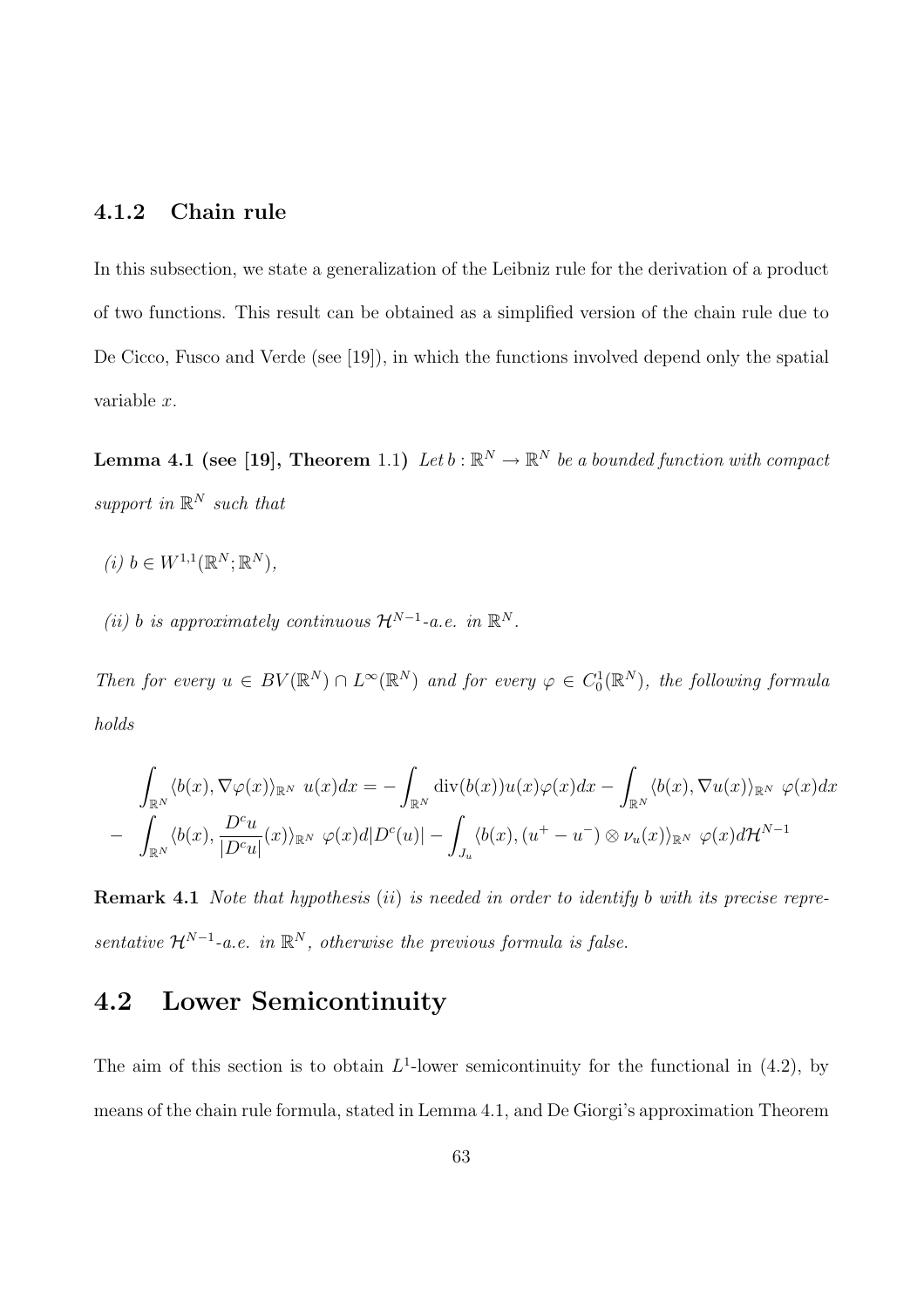### 4.1.2 Chain rule

In this subsection, we state a generalization of the Leibniz rule for the derivation of a product of two functions. This result can be obtained as a simplified version of the chain rule due to De Cicco, Fusco and Verde (see [19]), in which the functions involved depend only the spatial variable $x$.

**Lemma 4.1 (see [19], Theorem 1.1)** *Let $b : \mathbb{R}^N \to \mathbb{R}^N$ be a bounded function with compact support in $\mathbb{R}^N$ such that*

*(i) $b \in W^{1,1}(\mathbb{R}^N; \mathbb{R}^N)$,*

*(ii) $b$ is approximately continuous $\mathcal{H}^{N-1}$-a.e. in $\mathbb{R}^N$.*

*Then for every $u \in BV(\mathbb{R}^N) \cap L^\infty(\mathbb{R}^N)$ and for every $\varphi \in C_0^1(\mathbb{R}^N)$, the following formula holds*

$$
\begin{aligned}
&\int_{\mathbb{R}^N} \langle b(x), \nabla\varphi(x)\rangle_{\mathbb{R}^N}\ u(x)dx = -\int_{\mathbb{R}^N} \operatorname{div}(b(x))u(x)\varphi(x)dx - \int_{\mathbb{R}^N} \langle b(x), \nabla u(x)\rangle_{\mathbb{R}^N}\ \varphi(x)dx \\
&- \int_{\mathbb{R}^N} \langle b(x), \frac{D^c u}{|D^c u|}(x)\rangle_{\mathbb{R}^N}\ \varphi(x)d|D^c(u)| - \int_{J_u} \langle b(x), (u^+ - u^-) \otimes \nu_u(x)\rangle_{\mathbb{R}^N}\ \varphi(x)d\mathcal{H}^{N-1}
\end{aligned}
$$

**Remark 4.1** *Note that hypothesis (ii) is needed in order to identify $b$ with its precise representative $\mathcal{H}^{N-1}$-a.e. in $\mathbb{R}^N$, otherwise the previous formula is false.*

## 4.2 Lower Semicontinuity

The aim of this section is to obtain $L^1$-lower semicontinuity for the functional in (4.2), by means of the chain rule formula, stated in Lemma 4.1, and De Giorgi's approximation Theorem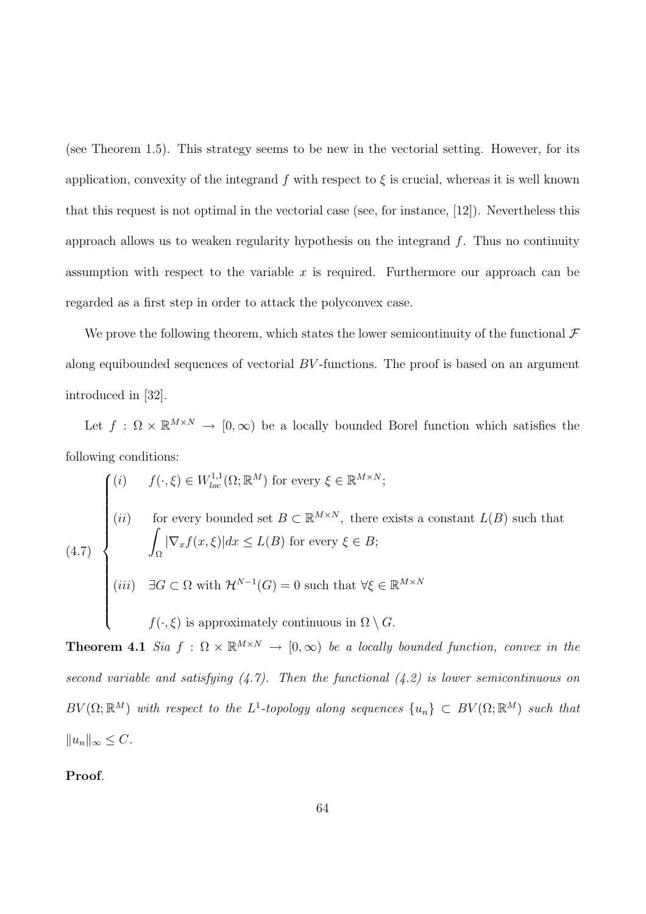(see Theorem 1.5). This strategy seems to be new in the vectorial setting. However, for its application, convexity of the integrand $f$ with respect to $\xi$ is crucial, whereas it is well known that this request is not optimal in the vectorial case (see, for instance, [12]). Nevertheless this approach allows us to weaken regularity hypothesis on the integrand $f$. Thus no continuity assumption with respect to the variable $x$ is required. Furthermore our approach can be regarded as a first step in order to attack the polyconvex case.

We prove the following theorem, which states the lower semicontinuity of the functional $\mathcal{F}$ along equibounded sequences of vectorial $BV$-functions. The proof is based on an argument introduced in [32].

Let $f : \Omega \times \mathbb{R}^{M\times N} \to [0, \infty)$ be a locally bounded Borel function which satisfies the following conditions:

$$
(4.7) \quad \begin{cases} (i) \quad f(\cdot, \xi) \in W^{1,1}_{loc}(\Omega; \mathbb{R}^M) \text{ for every } \xi \in \mathbb{R}^{M\times N}; \\[2mm] (ii) \quad \text{for every bounded set } B \subset \mathbb{R}^{M\times N}, \text{ there exists a constant } L(B) \text{ such that} \\ \qquad \displaystyle\int_\Omega |\nabla_x f(x,\xi)|dx \le L(B) \text{ for every } \xi \in B; \\[2mm] (iii) \quad \exists G \subset \Omega \text{ with } \mathcal{H}^{N-1}(G) = 0 \text{ such that } \forall \xi \in \mathbb{R}^{M\times N} \\[2mm] \qquad f(\cdot, \xi) \text{ is approximately continuous in } \Omega \setminus G. \end{cases}
$$

**Theorem 4.1** *Sia $f : \Omega \times \mathbb{R}^{M\times N} \to [0, \infty)$ be a locally bounded function, convex in the second variable and satisfying (4.7). Then the functional (4.2) is lower semicontinuous on $BV(\Omega; \mathbb{R}^M)$ with respect to the $L^1$-topology along sequences $\{u_n\} \subset BV(\Omega; \mathbb{R}^M)$ such that $\|u_n\|_\infty \le C$.*

**Proof**.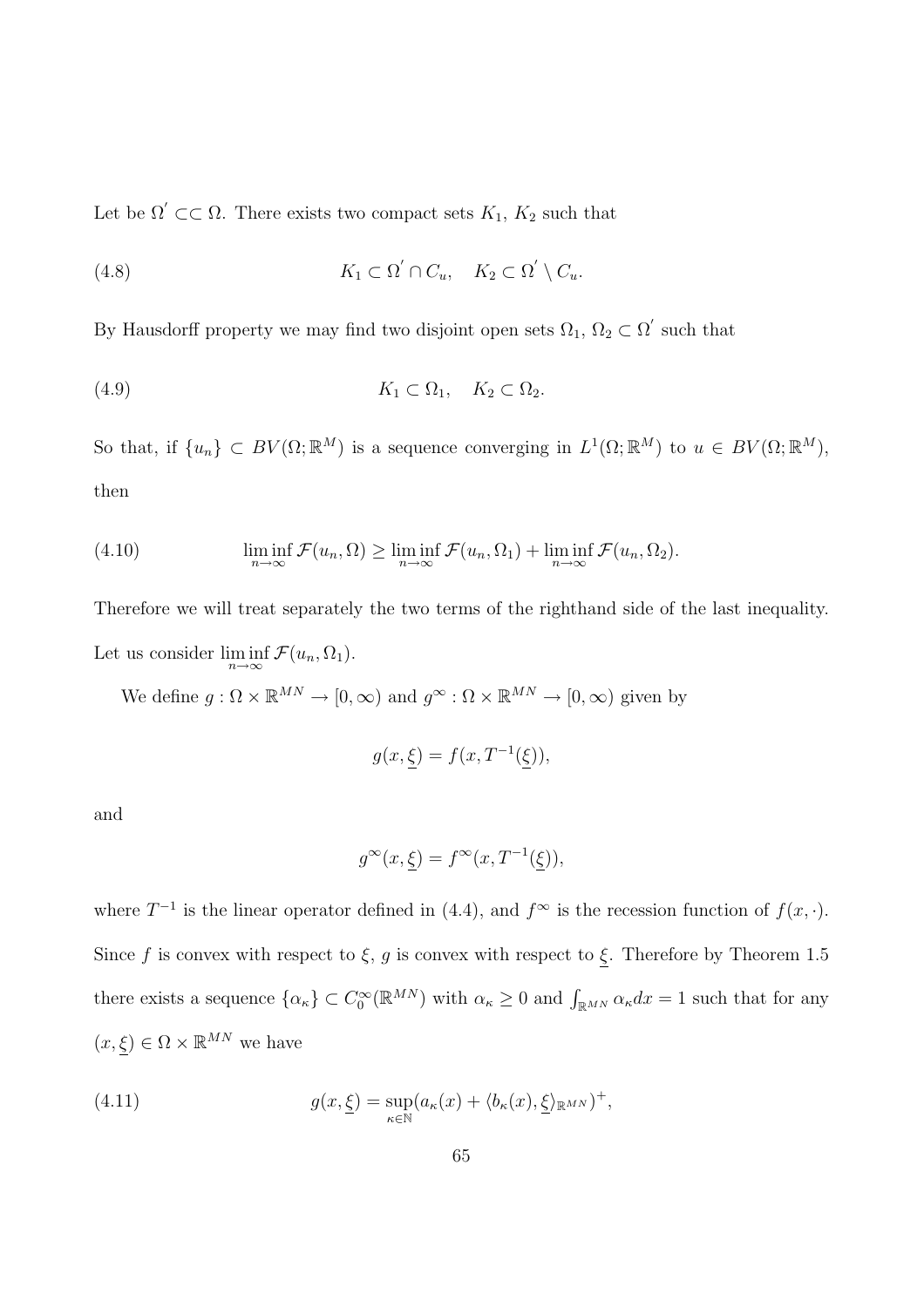Let be $\Omega^{'} \subset\subset \Omega$. There exists two compact sets $K_1$, $K_2$ such that

$$K_1 \subset \Omega^{'} \cap C_u, \quad K_2 \subset \Omega^{'} \setminus C_u. \tag{4.8}$$

By Hausdorff property we may find two disjoint open sets $\Omega_1$, $\Omega_2 \subset \Omega^{'}$ such that

$$K_1 \subset \Omega_1, \quad K_2 \subset \Omega_2. \tag{4.9}$$

So that, if $\{u_n\} \subset BV(\Omega; \mathbb{R}^M)$ is a sequence converging in $L^1(\Omega; \mathbb{R}^M)$ to $u \in BV(\Omega; \mathbb{R}^M)$, then

$$\liminf_{n\to\infty} \mathcal{F}(u_n, \Omega) \geq \liminf_{n\to\infty} \mathcal{F}(u_n, \Omega_1) + \liminf_{n\to\infty} \mathcal{F}(u_n, \Omega_2). \tag{4.10}$$

Therefore we will treat separately the two terms of the righthand side of the last inequality. Let us consider $\liminf_{n\to\infty} \mathcal{F}(u_n, \Omega_1)$.

We define $g : \Omega \times \mathbb{R}^{MN} \to [0, \infty)$ and $g^{\infty} : \Omega \times \mathbb{R}^{MN} \to [0, \infty)$ given by

$$g(x, \underline{\xi}) = f(x, T^{-1}(\underline{\xi})),$$

and

$$g^{\infty}(x, \underline{\xi}) = f^{\infty}(x, T^{-1}(\underline{\xi})),$$

where $T^{-1}$ is the linear operator defined in (4.4), and $f^{\infty}$ is the recession function of $f(x, \cdot)$. Since $f$ is convex with respect to $\xi$, $g$ is convex with respect to $\underline{\xi}$. Therefore by Theorem 1.5 there exists a sequence $\{\alpha_\kappa\} \subset C_0^{\infty}(\mathbb{R}^{MN})$ with $\alpha_\kappa \geq 0$ and $\int_{\mathbb{R}^{MN}} \alpha_\kappa dx = 1$ such that for any $(x, \underline{\xi}) \in \Omega \times \mathbb{R}^{MN}$ we have

$$g(x, \underline{\xi}) = \sup_{\kappa\in\mathbb{N}} (a_\kappa(x) + \langle b_\kappa(x), \underline{\xi} \rangle_{\mathbb{R}^{MN}})^+, \tag{4.11}$$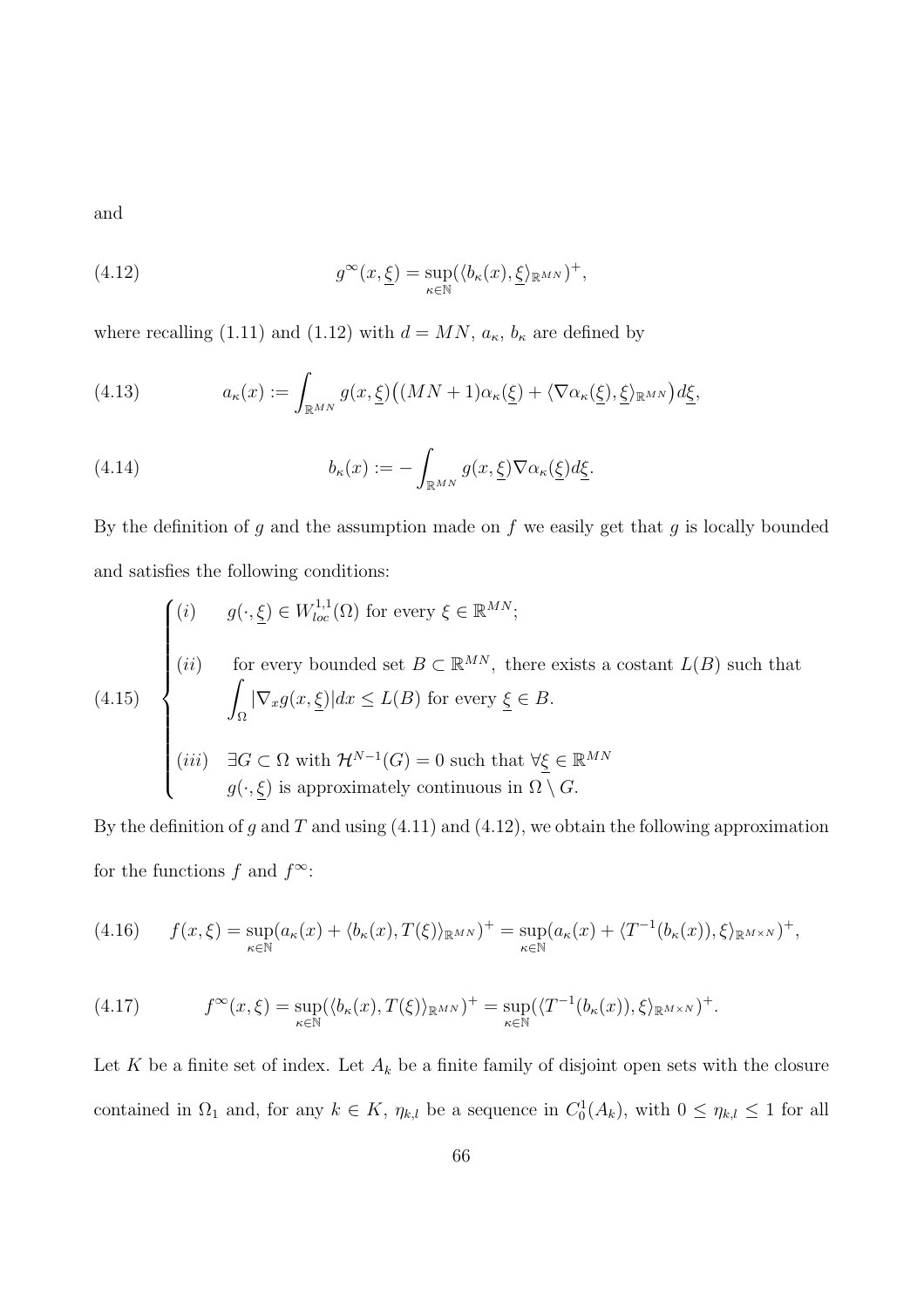and

$$g^{\infty}(x,\underline{\xi}) = \sup_{\kappa\in\mathbb{N}} (\langle b_\kappa(x), \underline{\xi}\rangle_{\mathbb{R}^{MN}})^+, \tag{4.12}$$

where recalling (1.11) and (1.12) with $d = MN$, $a_\kappa$, $b_\kappa$ are defined by

$$a_\kappa(x) := \int_{\mathbb{R}^{MN}} g(x,\underline{\xi})\big((MN+1)\alpha_\kappa(\underline{\xi}) + \langle \nabla\alpha_\kappa(\underline{\xi}), \underline{\xi}\rangle_{\mathbb{R}^{MN}}\big) d\underline{\xi}, \tag{4.13}$$

$$b_\kappa(x) := -\int_{\mathbb{R}^{MN}} g(x,\underline{\xi})\nabla\alpha_\kappa(\underline{\xi}) d\underline{\xi}. \tag{4.14}$$

By the definition of $g$ and the assumption made on $f$ we easily get that $g$ is locally bounded and satisfies the following conditions:

$$\begin{cases} (i) \quad g(\cdot,\underline{\xi}) \in W^{1,1}_{loc}(\Omega) \text{ for every } \xi \in \mathbb{R}^{MN}; \\[2mm] (ii) \quad \text{for every bounded set } B \subset \mathbb{R}^{MN}, \text{ there exists a costant } L(B) \text{ such that} \\ \qquad \displaystyle\int_\Omega |\nabla_x g(x,\underline{\xi})| dx \le L(B) \text{ for every } \underline{\xi} \in B. \\[2mm] (iii) \quad \exists G \subset \Omega \text{ with } \mathcal{H}^{N-1}(G) = 0 \text{ such that } \forall \underline{\xi} \in \mathbb{R}^{MN} \\ \qquad g(\cdot,\underline{\xi}) \text{ is approximately continuous in } \Omega \setminus G. \end{cases} \tag{4.15}$$

By the definition of $g$ and $T$ and using (4.11) and (4.12), we obtain the following approximation for the functions $f$ and $f^\infty$:

$$f(x,\xi) = \sup_{\kappa\in\mathbb{N}} (a_\kappa(x) + \langle b_\kappa(x), T(\xi)\rangle_{\mathbb{R}^{MN}})^+ = \sup_{\kappa\in\mathbb{N}} (a_\kappa(x) + \langle T^{-1}(b_\kappa(x)), \xi\rangle_{\mathbb{R}^{M\times N}})^+, \tag{4.16}$$

$$f^\infty(x,\xi) = \sup_{\kappa\in\mathbb{N}} (\langle b_\kappa(x), T(\xi)\rangle_{\mathbb{R}^{MN}})^+ = \sup_{\kappa\in\mathbb{N}} (\langle T^{-1}(b_\kappa(x)), \xi\rangle_{\mathbb{R}^{M\times N}})^+. \tag{4.17}$$

Let $K$ be a finite set of index. Let $A_k$ be a finite family of disjoint open sets with the closure contained in $\Omega_1$ and, for any $k \in K$, $\eta_{k,l}$ be a sequence in $C^1_0(A_k)$, with $0 \le \eta_{k,l} \le 1$ for all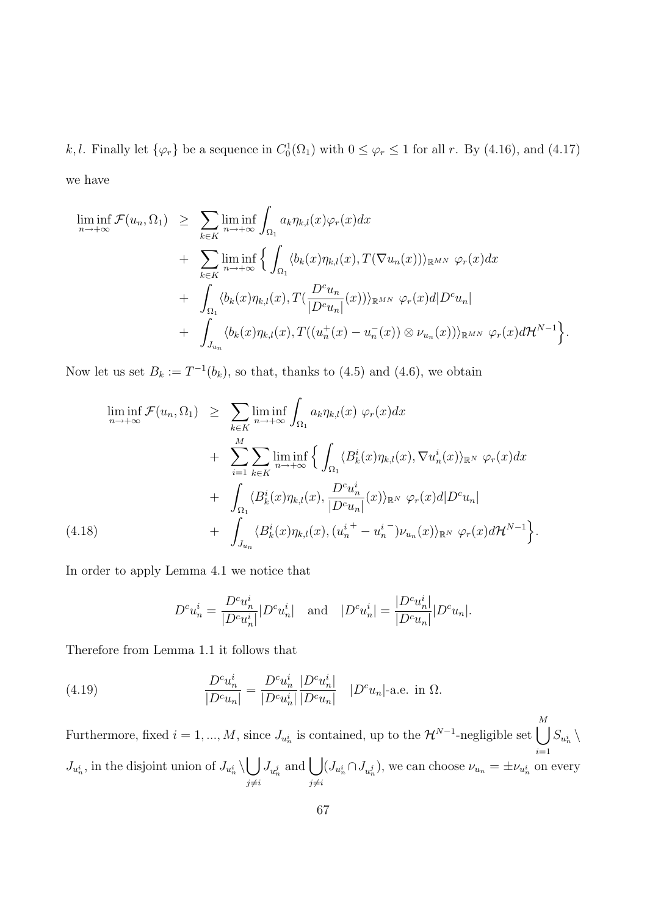$k, l$. Finally let $\{\varphi_r\}$ be a sequence in $C_0^1(\Omega_1)$ with $0 \le \varphi_r \le 1$ for all $r$. By (4.16), and (4.17) we have

$$
\begin{aligned}
\liminf_{n\to+\infty} \mathcal{F}(u_n, \Omega_1) \;\; &\ge \;\; \sum_{k\in K} \liminf_{n\to+\infty} \int_{\Omega_1} a_k \eta_{k,l}(x)\varphi_r(x)dx \\
&+ \;\; \sum_{k\in K} \liminf_{n\to+\infty} \Big\{ \int_{\Omega_1} \langle b_k(x)\eta_{k,l}(x), T(\nabla u_n(x))\rangle_{\mathbb{R}^{MN}} \; \varphi_r(x)dx \\
&+ \;\; \int_{\Omega_1} \langle b_k(x)\eta_{k,l}(x), T(\frac{D^c u_n}{|D^c u_n|}(x))\rangle_{\mathbb{R}^{MN}} \; \varphi_r(x) d|D^c u_n| \\
&+ \;\; \int_{J_{u_n}} \langle b_k(x)\eta_{k,l}(x), T((u_n^+(x) - u_n^-(x)) \otimes \nu_{u_n}(x))\rangle_{\mathbb{R}^{MN}} \; \varphi_r(x) d\mathcal{H}^{N-1} \Big\}.
\end{aligned}
$$

Now let us set $B_k := T^{-1}(b_k)$, so that, thanks to (4.5) and (4.6), we obtain

$$
\begin{aligned}
\liminf_{n\to+\infty} \mathcal{F}(u_n, \Omega_1) \;\; &\ge \;\; \sum_{k\in K} \liminf_{n\to+\infty} \int_{\Omega_1} a_k \eta_{k,l}(x) \; \varphi_r(x)dx \\
&+ \;\; \sum_{i=1}^{M} \sum_{k\in K} \liminf_{n\to+\infty} \Big\{ \int_{\Omega_1} \langle B_k^i(x)\eta_{k,l}(x), \nabla u_n^i(x)\rangle_{\mathbb{R}^{N}} \; \varphi_r(x)dx \\
&+ \;\; \int_{\Omega_1} \langle B_k^i(x)\eta_{k,l}(x), \frac{D^c u_n^i}{|D^c u_n|}(x)\rangle_{\mathbb{R}^{N}} \; \varphi_r(x) d|D^c u_n| \\
&+ \;\; \int_{J_{u_n}} \langle B_k^i(x)\eta_{k,l}(x), ({u_n^i}^+ - {u_n^i}^-)\nu_{u_n}(x)\rangle_{\mathbb{R}^{N}} \; \varphi_r(x) d\mathcal{H}^{N-1} \Big\}.
\end{aligned}
\tag{4.18}
$$

In order to apply Lemma 4.1 we notice that

$$
D^c u_n^i = \frac{D^c u_n^i}{|D^c u_n^i|}|D^c u_n^i| \quad \text{and} \quad |D^c u_n^i| = \frac{|D^c u_n^i|}{|D^c u_n|}|D^c u_n|.
$$

Therefore from Lemma 1.1 it follows that

$$
\frac{D^c u_n^i}{|D^c u_n|} = \frac{D^c u_n^i}{|D^c u_n^i|}\frac{|D^c u_n^i|}{|D^c u_n|} \quad |D^c u_n|\text{-a.e. in } \Omega.
\tag{4.19}
$$

Furthermore, fixed $i = 1, ..., M$, since $J_{u_n^i}$ is contained, up to the $\mathcal{H}^{N-1}$-negligible set $\bigcup_{i=1}^{M} S_{u_n^i} \setminus J_{u_n^i}$, in the disjoint union of $J_{u_n^i} \setminus \bigcup_{j\ne i} J_{u_n^j}$ and $\bigcup_{j\ne i} (J_{u_n^i} \cap J_{u_n^j})$, we can choose $\nu_{u_n} = \pm \nu_{u_n^i}$ on every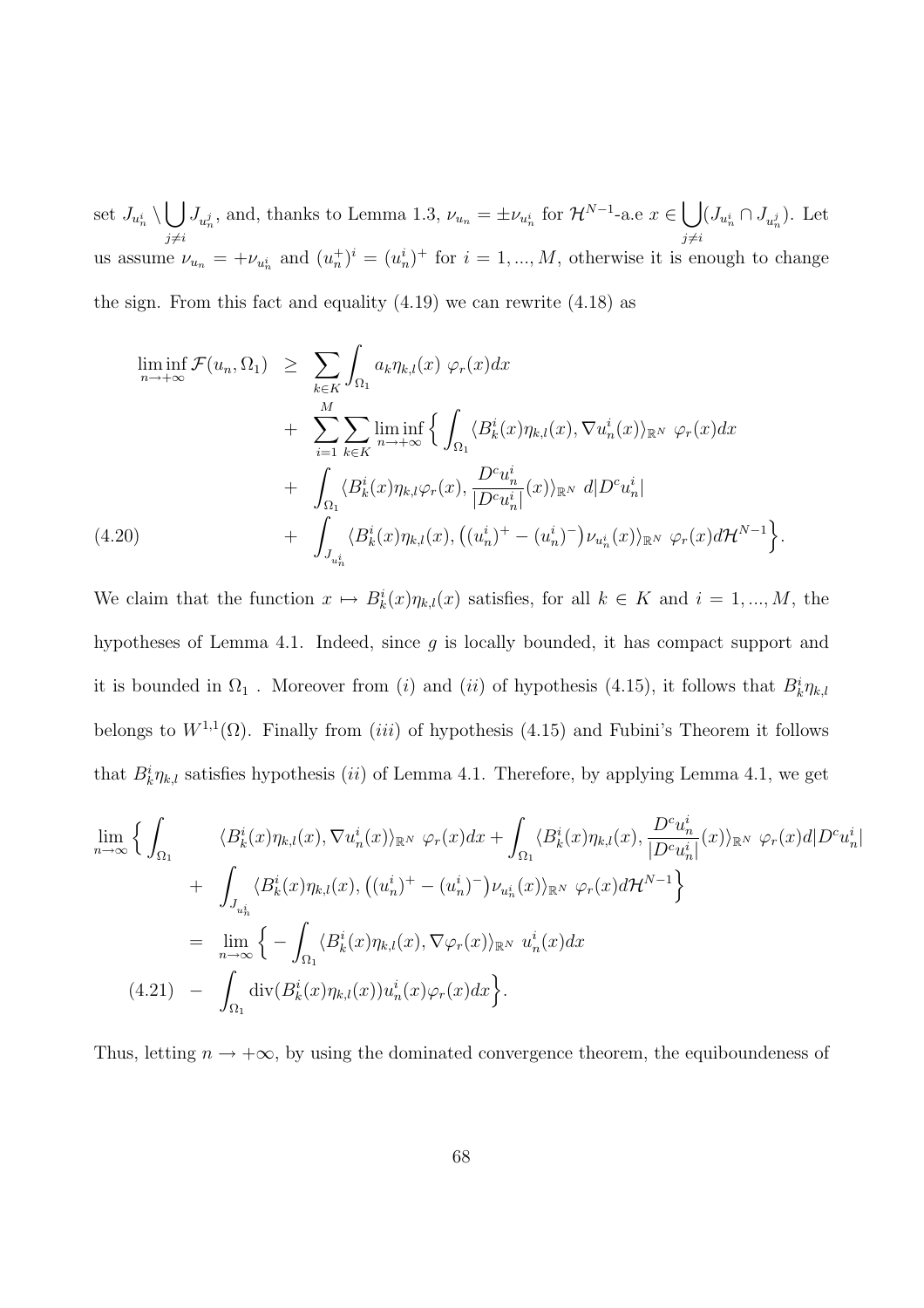set $J_{u_n^i} \setminus \bigcup_{j \neq i} J_{u_n^j}$, and, thanks to Lemma 1.3, $\nu_{u_n} = \pm \nu_{u_n^i}$ for $\mathcal{H}^{N-1}$-a.e $x \in \bigcup_{j\neq i} (J_{u_n^i} \cap J_{u_n^j})$. Let us assume $\nu_{u_n} = +\nu_{u_n^i}$ and $(u_n^+)^i = (u_n^i)^+$ for $i = 1, ..., M$, otherwise it is enough to change the sign. From this fact and equality (4.19) we can rewrite (4.18) as

$$
\begin{aligned}
\liminf_{n\to+\infty} \mathcal{F}(u_n, \Omega_1) \;\geq\; & \sum_{k\in K} \int_{\Omega_1} a_k \eta_{k,l}(x)\; \varphi_r(x) dx \\
& + \sum_{i=1}^{M} \sum_{k\in K} \liminf_{n\to+\infty} \Big\{ \int_{\Omega_1} \langle B_k^i(x)\eta_{k,l}(x), \nabla u_n^i(x)\rangle_{\mathbb{R}^N}\; \varphi_r(x) dx \\
& + \int_{\Omega_1} \langle B_k^i(x)\eta_{k,l}\varphi_r(x), \frac{D^c u_n^i}{|D^c u_n^i|}(x)\rangle_{\mathbb{R}^N}\; d|D^c u_n^i| \\
& + \int_{J_{u_n^i}} \langle B_k^i(x)\eta_{k,l}(x), \big((u_n^i)^+ - (u_n^i)^-\big)\nu_{u_n^i}(x)\rangle_{\mathbb{R}^N}\; \varphi_r(x) d\mathcal{H}^{N-1} \Big\}.
\end{aligned} \tag{4.20}
$$

We claim that the function $x \mapsto B_k^i(x)\eta_{k,l}(x)$ satisfies, for all $k \in K$ and $i = 1, ..., M$, the hypotheses of Lemma 4.1. Indeed, since $g$ is locally bounded, it has compact support and it is bounded in $\Omega_1$ . Moreover from $(i)$ and $(ii)$ of hypothesis (4.15), it follows that $B_k^i\eta_{k,l}$ belongs to $W^{1,1}(\Omega)$. Finally from $(iii)$ of hypothesis (4.15) and Fubini's Theorem it follows that $B_k^i\eta_{k,l}$ satisfies hypothesis $(ii)$ of Lemma 4.1. Therefore, by applying Lemma 4.1, we get

$$
\begin{aligned}
\lim_{n\to\infty} \Big\{ \int_{\Omega_1} & \langle B_k^i(x)\eta_{k,l}(x), \nabla u_n^i(x)\rangle_{\mathbb{R}^N}\; \varphi_r(x) dx + \int_{\Omega_1} \langle B_k^i(x)\eta_{k,l}(x), \frac{D^c u_n^i}{|D^c u_n^i|}(x)\rangle_{\mathbb{R}^N}\; \varphi_r(x) d|D^c u_n^i| \\
& + \int_{J_{u_n^i}} \langle B_k^i(x)\eta_{k,l}(x), \big((u_n^i)^+ - (u_n^i)^-\big)\nu_{u_n^i}(x)\rangle_{\mathbb{R}^N}\; \varphi_r(x) d\mathcal{H}^{N-1} \Big\} \\
& = \lim_{n\to\infty} \Big\{ -\int_{\Omega_1} \langle B_k^i(x)\eta_{k,l}(x), \nabla\varphi_r(x)\rangle_{\mathbb{R}^N}\; u_n^i(x) dx \\
& - \int_{\Omega_1} \operatorname{div}(B_k^i(x)\eta_{k,l}(x)) u_n^i(x)\varphi_r(x) dx \Big\}.
\end{aligned} \tag{4.21}
$$

Thus, letting $n \to +\infty$, by using the dominated convergence theorem, the equiboundeness of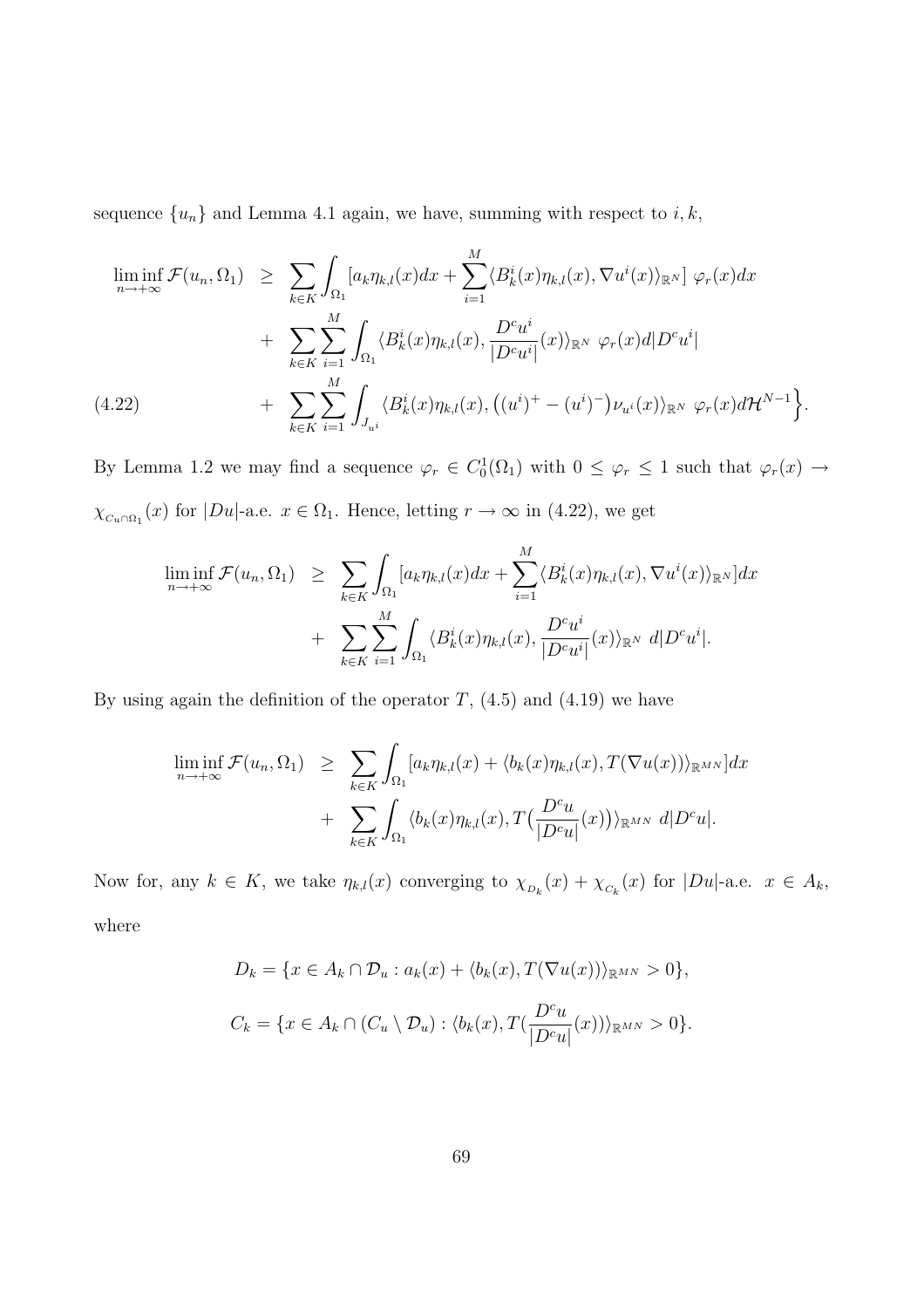sequence $\{u_n\}$ and Lemma 4.1 again, we have, summing with respect to $i, k$,

$$
\begin{aligned}
\liminf_{n\to+\infty} \mathcal{F}(u_n, \Omega_1) \quad &\geq \quad \sum_{k\in K} \int_{\Omega_1} [a_k \eta_{k,l}(x) dx + \sum_{i=1}^{M} \langle B_k^i(x) \eta_{k,l}(x), \nabla u^i(x) \rangle_{\mathbb{R}^N}] \; \varphi_r(x) dx \\
&+ \quad \sum_{k\in K} \sum_{i=1}^{M} \int_{\Omega_1} \langle B_k^i(x) \eta_{k,l}(x), \frac{D^c u^i}{|D^c u^i|}(x) \rangle_{\mathbb{R}^N} \; \varphi_r(x) d|D^c u^i| \\
&+ \quad \sum_{k\in K} \sum_{i=1}^{M} \int_{J_{u^i}} \langle B_k^i(x) \eta_{k,l}(x), \big((u^i)^+ - (u^i)^-\big) \nu_{u^i}(x) \rangle_{\mathbb{R}^N} \; \varphi_r(x) d\mathcal{H}^{N-1} \Big\}. 
\end{aligned} \tag{4.22}
$$

By Lemma 1.2 we may find a sequence $\varphi_r \in C_0^1(\Omega_1)$ with $0 \leq \varphi_r \leq 1$ such that $\varphi_r(x) \to \chi_{C_u \cap \Omega_1}(x)$ for $|Du|$-a.e. $x \in \Omega_1$. Hence, letting $r \to \infty$ in (4.22), we get

$$
\begin{aligned}
\liminf_{n\to+\infty} \mathcal{F}(u_n, \Omega_1) \quad &\geq \quad \sum_{k\in K} \int_{\Omega_1} [a_k \eta_{k,l}(x) dx + \sum_{i=1}^{M} \langle B_k^i(x) \eta_{k,l}(x), \nabla u^i(x) \rangle_{\mathbb{R}^N}] dx \\
&+ \quad \sum_{k\in K} \sum_{i=1}^{M} \int_{\Omega_1} \langle B_k^i(x) \eta_{k,l}(x), \frac{D^c u^i}{|D^c u^i|}(x) \rangle_{\mathbb{R}^N} \; d|D^c u^i|.
\end{aligned}
$$

By using again the definition of the operator $T$, (4.5) and (4.19) we have

$$
\begin{aligned}
\liminf_{n\to+\infty} \mathcal{F}(u_n, \Omega_1) \quad &\geq \quad \sum_{k\in K} \int_{\Omega_1} [a_k \eta_{k,l}(x) + \langle b_k(x) \eta_{k,l}(x), T(\nabla u(x)) \rangle_{\mathbb{R}^{MN}}] dx \\
&+ \quad \sum_{k\in K} \int_{\Omega_1} \langle b_k(x) \eta_{k,l}(x), T\big(\frac{D^c u}{|D^c u|}(x)\big) \rangle_{\mathbb{R}^{MN}} \; d|D^c u|.
\end{aligned}
$$

Now for, any $k \in K$, we take $\eta_{k,l}(x)$ converging to $\chi_{D_k}(x) + \chi_{C_k}(x)$ for $|Du|$-a.e. $x \in A_k$, where

$$
D_k = \{x \in A_k \cap \mathcal{D}_u : a_k(x) + \langle b_k(x), T(\nabla u(x)) \rangle_{\mathbb{R}^{MN}} > 0\},
$$

$$
C_k = \{x \in A_k \cap (C_u \setminus \mathcal{D}_u) : \langle b_k(x), T(\frac{D^c u}{|D^c u|}(x)) \rangle_{\mathbb{R}^{MN}} > 0\}.
$$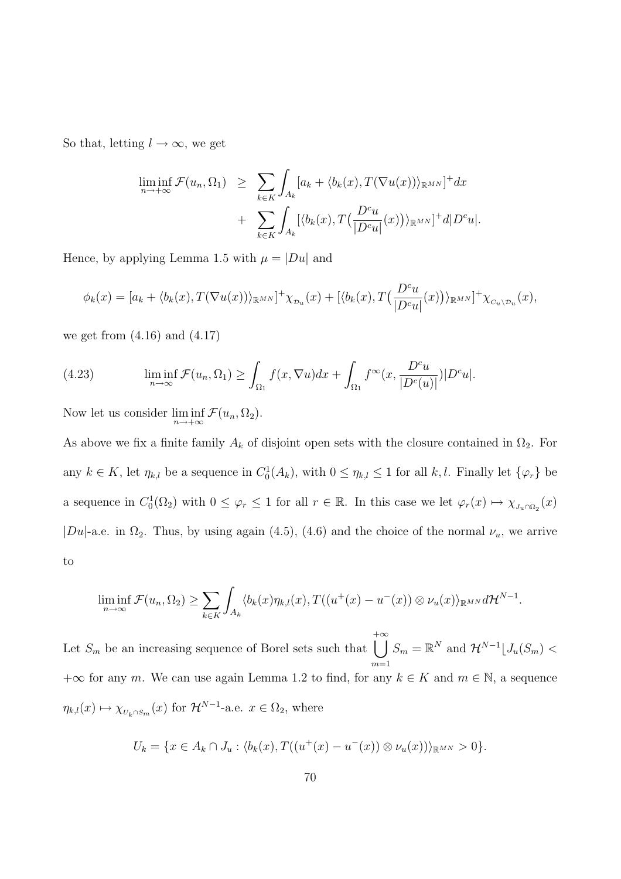So that, letting $l \to \infty$, we get

$$\begin{aligned}
\liminf_{n\to+\infty} \mathcal{F}(u_n, \Omega_1) &\geq \sum_{k\in K} \int_{A_k} [a_k + \langle b_k(x), T(\nabla u(x))\rangle_{\mathbb{R}^{MN}}]^+ dx \\
&+ \sum_{k\in K} \int_{A_k} [\langle b_k(x), T\big(\frac{D^c u}{|D^c u|}(x)\big)\rangle_{\mathbb{R}^{MN}}]^+ d|D^c u|.
\end{aligned}$$

Hence, by applying Lemma 1.5 with $\mu = |Du|$ and

$$\phi_k(x) = [a_k + \langle b_k(x), T(\nabla u(x))\rangle_{\mathbb{R}^{MN}}]^+ \chi_{\mathcal{D}_u}(x) + [\langle b_k(x), T\big(\frac{D^c u}{|D^c u|}(x)\big)\rangle_{\mathbb{R}^{MN}}]^+ \chi_{C_u \setminus \mathcal{D}_u}(x),$$

we get from (4.16) and (4.17)

$$\liminf_{n\to\infty} \mathcal{F}(u_n, \Omega_1) \geq \int_{\Omega_1} f(x, \nabla u) dx + \int_{\Omega_1} f^\infty(x, \frac{D^c u}{|D^c(u)|}) |D^c u|. \tag{4.23}$$

Now let us consider $\liminf\limits_{n\to+\infty} \mathcal{F}(u_n, \Omega_2)$.

As above we fix a finite family $A_k$ of disjoint open sets with the closure contained in $\Omega_2$. For any $k \in K$, let $\eta_{k,l}$ be a sequence in $C_0^1(A_k)$, with $0 \leq \eta_{k,l} \leq 1$ for all $k, l$. Finally let $\{\varphi_r\}$ be a sequence in $C_0^1(\Omega_2)$ with $0 \leq \varphi_r \leq 1$ for all $r \in \mathbb{R}$. In this case we let $\varphi_r(x) \mapsto \chi_{J_u \cap \Omega_2}(x)$ $|Du|$-a.e. in $\Omega_2$. Thus, by using again (4.5), (4.6) and the choice of the normal $\nu_u$, we arrive to

$$\liminf_{n\to\infty} \mathcal{F}(u_n, \Omega_2) \geq \sum_{k\in K} \int_{A_k} \langle b_k(x)\eta_{k,l}(x), T((u^+(x) - u^-(x)) \otimes \nu_u(x)\rangle_{\mathbb{R}^{MN}} d\mathcal{H}^{N-1}.$$

Let $S_m$ be an increasing sequence of Borel sets such that $\bigcup\limits_{m=1}^{+\infty} S_m = \mathbb{R}^N$ and $\mathcal{H}^{N-1}\lfloor J_u(S_m) < +\infty$ for any $m$. We can use again Lemma 1.2 to find, for any $k \in K$ and $m \in \mathbb{N}$, a sequence $\eta_{k,l}(x) \mapsto \chi_{U_k \cap S_m}(x)$ for $\mathcal{H}^{N-1}$-a.e. $x \in \Omega_2$, where

$$U_k = \{x \in A_k \cap J_u : \langle b_k(x), T((u^+(x) - u^-(x)) \otimes \nu_u(x))\rangle_{\mathbb{R}^{MN}} > 0\}.$$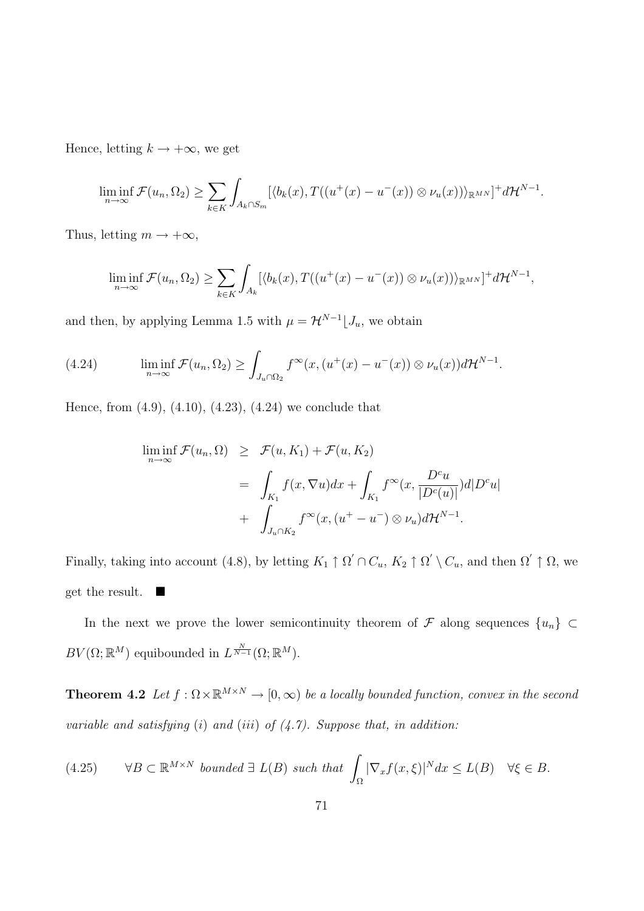Hence, letting $k \to +\infty$, we get

$$\liminf_{n\to\infty} \mathcal{F}(u_n, \Omega_2) \geq \sum_{k\in K} \int_{A_k \cap S_m} [\langle b_k(x), T((u^+(x) - u^-(x)) \otimes \nu_u(x))\rangle_{\mathbb{R}^{MN}}]^+ d\mathcal{H}^{N-1}.$$

Thus, letting $m \to +\infty$,

$$\liminf_{n\to\infty} \mathcal{F}(u_n, \Omega_2) \geq \sum_{k\in K} \int_{A_k} [\langle b_k(x), T((u^+(x) - u^-(x)) \otimes \nu_u(x))\rangle_{\mathbb{R}^{MN}}]^+ d\mathcal{H}^{N-1},$$

and then, by applying Lemma 1.5 with $\mu = \mathcal{H}^{N-1} \lfloor J_u$, we obtain

$$\liminf_{n\to\infty} \mathcal{F}(u_n, \Omega_2) \geq \int_{J_u \cap \Omega_2} f^\infty(x, (u^+(x) - u^-(x)) \otimes \nu_u(x)) d\mathcal{H}^{N-1}. \tag{4.24}$$

Hence, from (4.9), (4.10), (4.23), (4.24) we conclude that

$$\begin{aligned}
\liminf_{n\to\infty} \mathcal{F}(u_n, \Omega) &\geq \mathcal{F}(u, K_1) + \mathcal{F}(u, K_2) \\
&= \int_{K_1} f(x, \nabla u) dx + \int_{K_1} f^\infty(x, \frac{D^c u}{|D^c(u)|}) d|D^c u| \\
&+ \int_{J_u \cap K_2} f^\infty(x, (u^+ - u^-) \otimes \nu_u) d\mathcal{H}^{N-1}.
\end{aligned}$$

Finally, taking into account (4.8), by letting $K_1 \uparrow \Omega' \cap C_u$, $K_2 \uparrow \Omega' \setminus C_u$, and then $\Omega' \uparrow \Omega$, we get the result. ■

In the next we prove the lower semicontinuity theorem of $\mathcal{F}$ along sequences $\{u_n\} \subset BV(\Omega; \mathbb{R}^M)$ equibounded in $L^{\frac{N}{N-1}}(\Omega; \mathbb{R}^M)$.

**Theorem 4.2** *Let $f : \Omega \times \mathbb{R}^{M\times N} \to [0, \infty)$ be a locally bounded function, convex in the second variable and satisfying (i) and (iii) of (4.7). Suppose that, in addition:*

$$\forall B \subset \mathbb{R}^{M\times N} \text{ bounded } \exists\, L(B) \text{ such that } \int_\Omega |\nabla_x f(x, \xi)|^N dx \leq L(B) \quad \forall \xi \in B. \tag{4.25}$$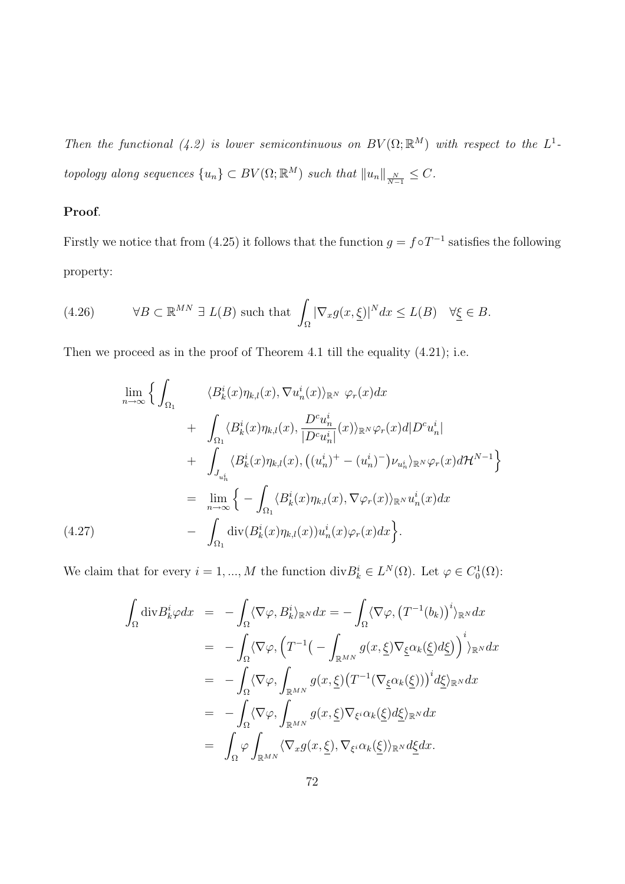*Then the functional (4.2) is lower semicontinuous on $BV(\Omega;\mathbb{R}^M)$ with respect to the $L^1$-topology along sequences $\{u_n\} \subset BV(\Omega;\mathbb{R}^M)$ such that $\|u_n\|_{\frac{N}{N-1}} \leq C$.*

**Proof**.

Firstly we notice that from (4.25) it follows that the function $g = f \circ T^{-1}$ satisfies the following property:

$$\forall B \subset \mathbb{R}^{MN} \ \exists \ L(B) \text{ such that } \int_\Omega |\nabla_x g(x,\underline{\xi})|^N dx \leq L(B) \quad \forall \underline{\xi} \in B. \tag{4.26}$$

Then we proceed as in the proof of Theorem 4.1 till the equality (4.21); i.e.

$$\begin{aligned}
\lim_{n\to\infty} \Big\{ \int_{\Omega_1} & \langle B_k^i(x)\eta_{k,l}(x), \nabla u_n^i(x)\rangle_{\mathbb{R}^N} \ \varphi_r(x)dx \\
&+ \int_{\Omega_1} \langle B_k^i(x)\eta_{k,l}(x), \frac{D^c u_n^i}{|D^c u_n^i|}(x)\rangle_{\mathbb{R}^N} \varphi_r(x) d|D^c u_n^i| \\
&+ \int_{J_{u_n^i}} \langle B_k^i(x)\eta_{k,l}(x), \big((u_n^i)^+ - (u_n^i)^-\big)\nu_{u_n^i}\rangle_{\mathbb{R}^N} \varphi_r(x) d\mathcal{H}^{N-1} \Big\} \\
&= \lim_{n\to\infty} \Big\{ -\int_{\Omega_1} \langle B_k^i(x)\eta_{k,l}(x), \nabla\varphi_r(x)\rangle_{\mathbb{R}^N} u_n^i(x)dx \\
&\quad - \int_{\Omega_1} \operatorname{div}(B_k^i(x)\eta_{k,l}(x)) u_n^i(x)\varphi_r(x)dx \Big\}.
\end{aligned} \tag{4.27}$$

We claim that for every $i = 1, ..., M$ the function $\operatorname{div} B_k^i \in L^N(\Omega)$. Let $\varphi \in C_0^1(\Omega)$:

$$\begin{aligned}
\int_\Omega \operatorname{div} B_k^i \varphi dx &= -\int_\Omega \langle \nabla\varphi, B_k^i\rangle_{\mathbb{R}^N} dx = -\int_\Omega \langle \nabla\varphi, \big(T^{-1}(b_k)\big)^i\rangle_{\mathbb{R}^N} dx \\
&= -\int_\Omega \langle \nabla\varphi, \Big(T^{-1}\big(-\int_{\mathbb{R}^{MN}} g(x,\underline{\xi})\nabla_{\underline{\xi}}\alpha_k(\underline{\xi})d\underline{\xi}\big)\Big)^i\rangle_{\mathbb{R}^N} dx \\
&= -\int_\Omega \langle \nabla\varphi, \int_{\mathbb{R}^{MN}} g(x,\underline{\xi})\big(T^{-1}(\nabla_{\underline{\xi}}\alpha_k(\underline{\xi}))\big)^i d\underline{\xi}\rangle_{\mathbb{R}^N} dx \\
&= -\int_\Omega \langle \nabla\varphi, \int_{\mathbb{R}^{MN}} g(x,\underline{\xi})\nabla_{\xi^i}\alpha_k(\underline{\xi})d\underline{\xi}\rangle_{\mathbb{R}^N} dx \\
&= \int_\Omega \varphi \int_{\mathbb{R}^{MN}} \langle \nabla_x g(x,\underline{\xi}), \nabla_{\xi^i}\alpha_k(\underline{\xi})\rangle_{\mathbb{R}^N} d\underline{\xi} dx.
\end{aligned}$$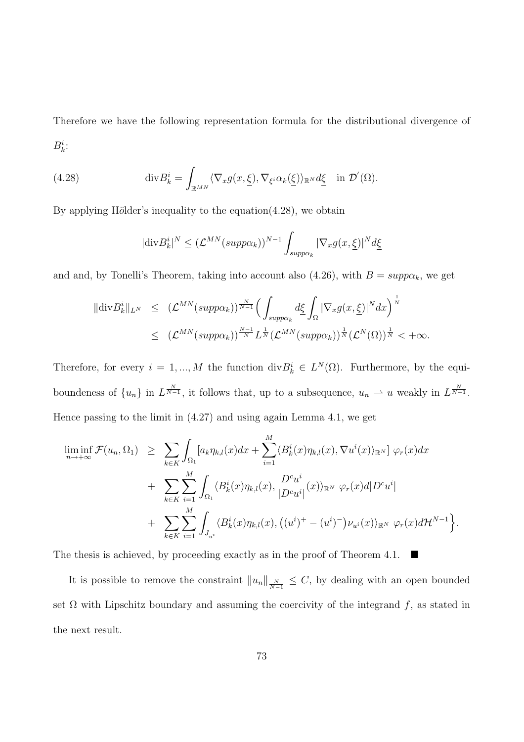Therefore we have the following representation formula for the distributional divergence of $B_k^i$:

$$
\operatorname{div} B_k^i = \int_{\mathbb{R}^{MN}} \langle \nabla_x g(x, \underline{\xi}), \nabla_{\xi^i} \alpha_k(\underline{\xi}) \rangle_{\mathbb{R}^N} d\underline{\xi} \quad \text{in } \mathcal{D}'(\Omega). \tag{4.28}
$$

By applying Hölder's inequality to the equation(4.28), we obtain

$$
|\operatorname{div} B_k^i|^N \leq (\mathcal{L}^{MN}(supp\alpha_k))^{N-1} \int_{supp\alpha_k} |\nabla_x g(x, \underline{\xi})|^N d\underline{\xi}
$$

and and, by Tonelli's Theorem, taking into account also (4.26), with $B = supp\alpha_k$, we get

$$
\begin{aligned}
\|\operatorname{div} B_k^i\|_{L^N} &\leq (\mathcal{L}^{MN}(supp\alpha_k))^{\frac{N}{N-1}} \Big( \int_{supp\alpha_k} d\underline{\xi} \int_\Omega |\nabla_x g(x, \underline{\xi})|^N dx \Big)^{\frac{1}{N}} \\
&\leq (\mathcal{L}^{MN}(supp\alpha_k))^{\frac{N-1}{N}} L^{\frac{1}{N}} (\mathcal{L}^{MN}(supp\alpha_k))^{\frac{1}{N}} (\mathcal{L}^N(\Omega))^{\frac{1}{N}} < +\infty.
\end{aligned}
$$

Therefore, for every $i = 1, ..., M$ the function $\operatorname{div} B_k^i \in L^N(\Omega)$. Furthermore, by the equiboundeness of $\{u_n\}$ in $L^{\frac{N}{N-1}}$, it follows that, up to a subsequence, $u_n \rightharpoonup u$ weakly in $L^{\frac{N}{N-1}}$. Hence passing to the limit in (4.27) and using again Lemma 4.1, we get

$$
\begin{aligned}
\liminf_{n \to +\infty} \mathcal{F}(u_n, \Omega_1) &\geq \sum_{k \in K} \int_{\Omega_1} [a_k \eta_{k,l}(x) dx + \sum_{i=1}^M \langle B_k^i(x) \eta_{k,l}(x), \nabla u^i(x) \rangle_{\mathbb{R}^N}] \varphi_r(x) dx \\
&+ \sum_{k \in K} \sum_{i=1}^M \int_{\Omega_1} \langle B_k^i(x) \eta_{k,l}(x), \frac{D^c u^i}{|D^c u^i|}(x) \rangle_{\mathbb{R}^N} \varphi_r(x) d|D^c u^i| \\
&+ \sum_{k \in K} \sum_{i=1}^M \int_{J_{u^i}} \langle B_k^i(x) \eta_{k,l}(x), \big((u^i)^+ - (u^i)^-\big) \nu_{u^i}(x) \rangle_{\mathbb{R}^N} \varphi_r(x) d\mathcal{H}^{N-1} \Big\}.
\end{aligned}
$$

The thesis is achieved, by proceeding exactly as in the proof of Theorem 4.1. ■

It is possible to remove the constraint $\|u_n\|_{\frac{N}{N-1}} \leq C$, by dealing with an open bounded set $\Omega$ with Lipschitz boundary and assuming the coercivity of the integrand $f$, as stated in the next result.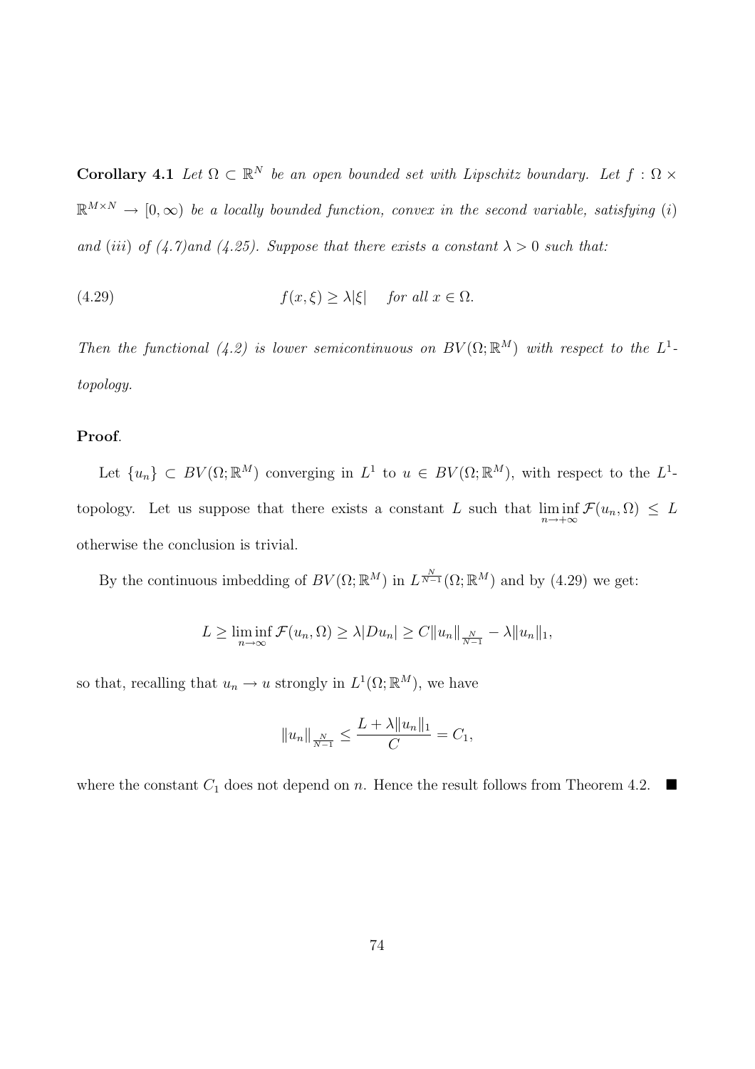**Corollary 4.1** *Let $\Omega \subset \mathbb{R}^N$ be an open bounded set with Lipschitz boundary. Let $f : \Omega \times \mathbb{R}^{M\times N} \to [0, \infty)$ be a locally bounded function, convex in the second variable, satisfying $(i)$ and $(iii)$ of (4.7)and (4.25). Suppose that there exists a constant $\lambda > 0$ such that:*

$$f(x, \xi) \geq \lambda|\xi| \quad \text{for all } x \in \Omega. \tag{4.29}$$

*Then the functional (4.2) is lower semicontinuous on $BV(\Omega; \mathbb{R}^M)$ with respect to the $L^1$-topology.*

**Proof**.

Let $\{u_n\} \subset BV(\Omega; \mathbb{R}^M)$ converging in $L^1$ to $u \in BV(\Omega; \mathbb{R}^M)$, with respect to the $L^1$-topology. Let us suppose that there exists a constant $L$ such that $\liminf_{n\to+\infty} \mathcal{F}(u_n, \Omega) \leq L$ otherwise the conclusion is trivial.

By the continuous imbedding of $BV(\Omega; \mathbb{R}^M)$ in $L^{\frac{N}{N-1}}(\Omega; \mathbb{R}^M)$ and by (4.29) we get:

$$L \geq \liminf_{n\to\infty} \mathcal{F}(u_n, \Omega) \geq \lambda|Du_n| \geq C\|u_n\|_{\frac{N}{N-1}} - \lambda\|u_n\|_1,$$

so that, recalling that $u_n \to u$ strongly in $L^1(\Omega; \mathbb{R}^M)$, we have

$$\|u_n\|_{\frac{N}{N-1}} \leq \frac{L + \lambda\|u_n\|_1}{C} = C_1,$$

where the constant $C_1$ does not depend on $n$. Hence the result follows from Theorem 4.2. ■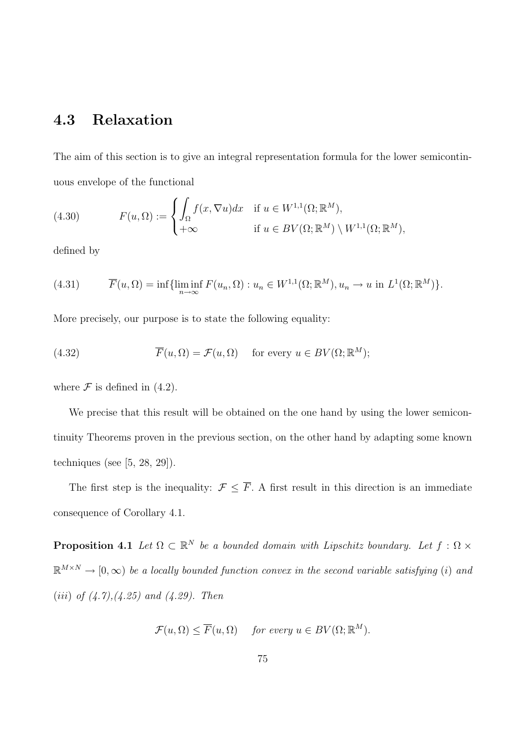## 4.3 Relaxation

The aim of this section is to give an integral representation formula for the lower semicontinuous envelope of the functional

$$
(4.30) \qquad F(u,\Omega) := \begin{cases} \displaystyle\int_\Omega f(x,\nabla u)dx & \text{if } u \in W^{1,1}(\Omega;\mathbb{R}^M), \\ +\infty & \text{if } u \in BV(\Omega;\mathbb{R}^M) \setminus W^{1,1}(\Omega;\mathbb{R}^M), \end{cases}
$$

defined by

$$
(4.31) \qquad \overline{F}(u,\Omega) = \inf\{\liminf_{n\to\infty} F(u_n,\Omega) : u_n \in W^{1,1}(\Omega;\mathbb{R}^M), u_n \to u \text{ in } L^1(\Omega;\mathbb{R}^M)\}.
$$

More precisely, our purpose is to state the following equality:

$$
(4.32) \qquad \overline{F}(u,\Omega) = \mathcal{F}(u,\Omega) \quad \text{ for every } u \in BV(\Omega;\mathbb{R}^M);
$$

where $\mathcal{F}$ is defined in (4.2).

We precise that this result will be obtained on the one hand by using the lower semicontinuity Theorems proven in the previous section, on the other hand by adapting some known techniques (see [5, 28, 29]).

The first step is the inequality: $\mathcal{F} \leq \overline{F}$. A first result in this direction is an immediate consequence of Corollary 4.1.

**Proposition 4.1** *Let $\Omega \subset \mathbb{R}^N$ be a bounded domain with Lipschitz boundary. Let $f : \Omega \times \mathbb{R}^{M\times N} \to [0,\infty)$ be a locally bounded function convex in the second variable satisfying $(i)$ and $(iii)$ of (4.7),(4.25) and (4.29). Then*

$$
\mathcal{F}(u,\Omega) \leq \overline{F}(u,\Omega) \quad \text{ for every } u \in BV(\Omega;\mathbb{R}^M).
$$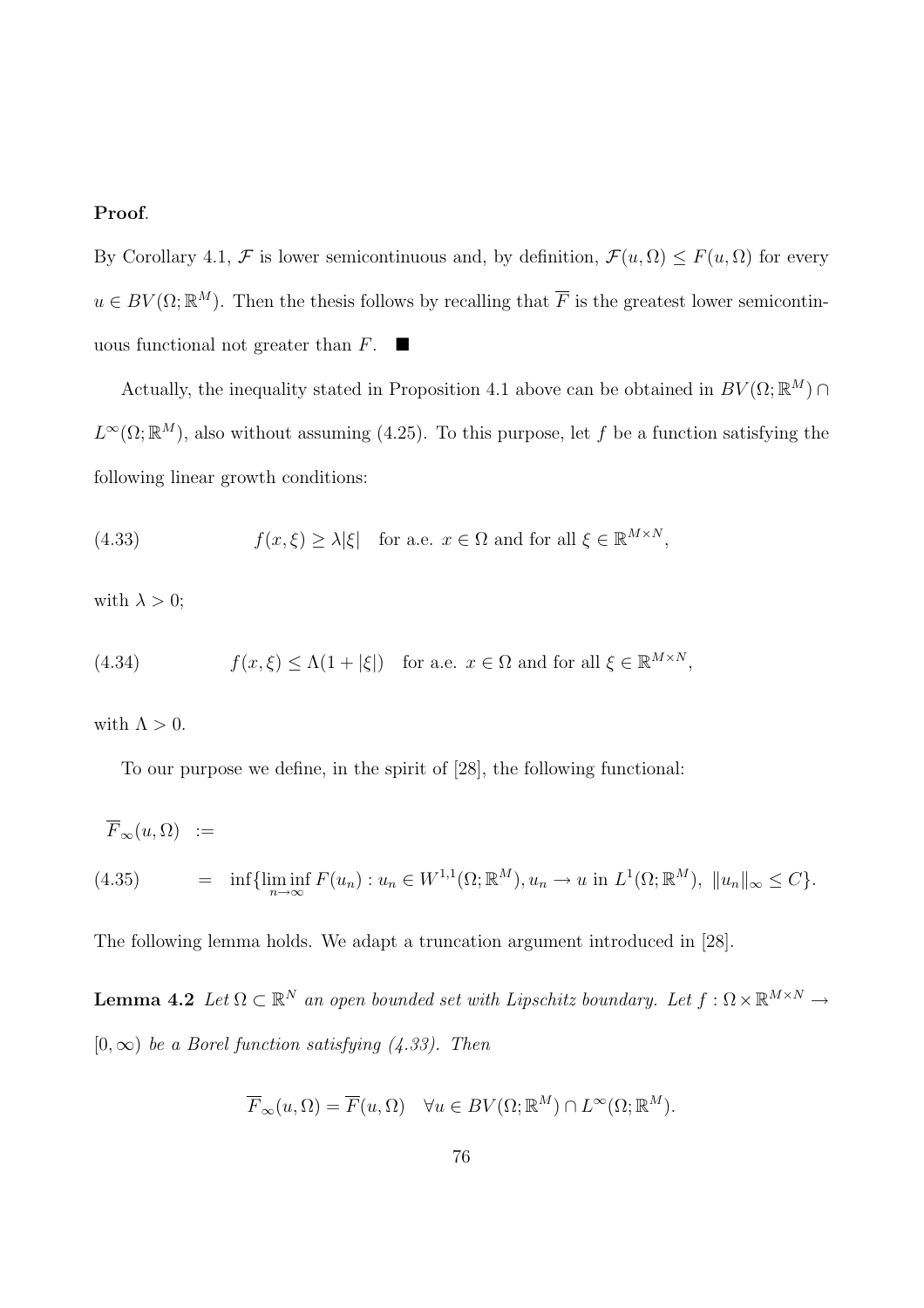**Proof**.

By Corollary 4.1, $\mathcal{F}$ is lower semicontinuous and, by definition, $\mathcal{F}(u,\Omega) \leq F(u,\Omega)$ for every $u \in BV(\Omega;\mathbb{R}^M)$. Then the thesis follows by recalling that $\overline{F}$ is the greatest lower semicontinuous functional not greater than $F$. $\blacksquare$

Actually, the inequality stated in Proposition 4.1 above can be obtained in $BV(\Omega;\mathbb{R}^M) \cap L^\infty(\Omega;\mathbb{R}^M)$, also without assuming (4.25). To this purpose, let $f$ be a function satisfying the following linear growth conditions:

$$f(x,\xi) \geq \lambda|\xi| \quad \text{for a.e. } x \in \Omega \text{ and for all } \xi \in \mathbb{R}^{M\times N}, \tag{4.33}$$

with $\lambda > 0$;

$$f(x,\xi) \leq \Lambda(1+|\xi|) \quad \text{for a.e. } x \in \Omega \text{ and for all } \xi \in \mathbb{R}^{M\times N}, \tag{4.34}$$

with $\Lambda > 0$.

To our purpose we define, in the spirit of [28], the following functional:

$$\begin{aligned} \overline{F}_\infty(u,\Omega) &:= \\ &= \inf\{\liminf_{n\to\infty} F(u_n) : u_n \in W^{1,1}(\Omega;\mathbb{R}^M), u_n \to u \text{ in } L^1(\Omega;\mathbb{R}^M),\ \|u_n\|_\infty \leq C\}. \end{aligned} \tag{4.35}$$

The following lemma holds. We adapt a truncation argument introduced in [28].

**Lemma 4.2** *Let $\Omega \subset \mathbb{R}^N$ an open bounded set with Lipschitz boundary. Let $f : \Omega \times \mathbb{R}^{M\times N} \to [0,\infty)$ be a Borel function satisfying (4.33). Then*

$$\overline{F}_\infty(u,\Omega) = \overline{F}(u,\Omega) \quad \forall u \in BV(\Omega;\mathbb{R}^M) \cap L^\infty(\Omega;\mathbb{R}^M).$$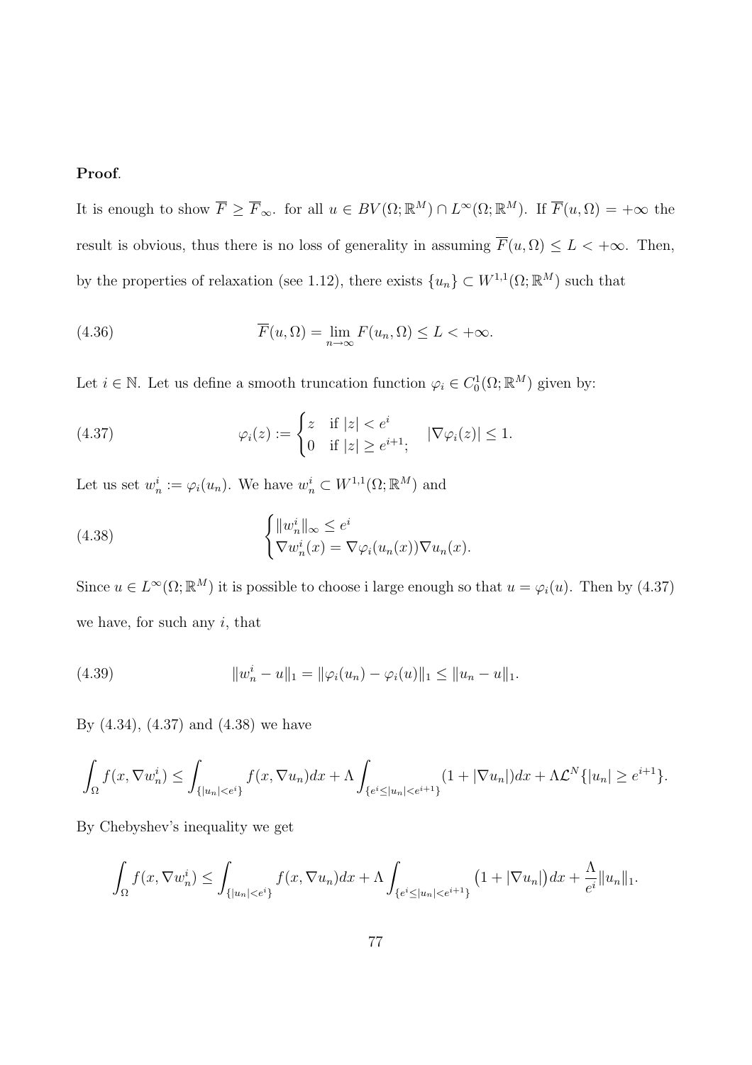**Proof**.

It is enough to show $\overline{F} \geq \overline{F}_\infty$. for all $u \in BV(\Omega;\mathbb{R}^M) \cap L^\infty(\Omega;\mathbb{R}^M)$. If $\overline{F}(u,\Omega) = +\infty$ the result is obvious, thus there is no loss of generality in assuming $\overline{F}(u,\Omega) \leq L < +\infty$. Then, by the properties of relaxation (see 1.12), there exists $\{u_n\} \subset W^{1,1}(\Omega;\mathbb{R}^M)$ such that

$$\overline{F}(u,\Omega) = \lim_{n\to\infty} F(u_n,\Omega) \leq L < +\infty. \tag{4.36}$$

Let $i \in \mathbb{N}$. Let us define a smooth truncation function $\varphi_i \in C_0^1(\Omega;\mathbb{R}^M)$ given by:

$$\varphi_i(z) := \begin{cases} z & \text{if } |z| < e^i \\ 0 & \text{if } |z| \geq e^{i+1}; \end{cases} \quad |\nabla\varphi_i(z)| \leq 1. \tag{4.37}$$

Let us set $w_n^i := \varphi_i(u_n)$. We have $w_n^i \subset W^{1,1}(\Omega;\mathbb{R}^M)$ and

$$\begin{cases} \|w_n^i\|_\infty \leq e^i \\ \nabla w_n^i(x) = \nabla\varphi_i(u_n(x))\nabla u_n(x). \end{cases} \tag{4.38}$$

Since $u \in L^\infty(\Omega;\mathbb{R}^M)$ it is possible to choose i large enough so that $u = \varphi_i(u)$. Then by (4.37) we have, for such any $i$, that

$$\|w_n^i - u\|_1 = \|\varphi_i(u_n) - \varphi_i(u)\|_1 \leq \|u_n - u\|_1. \tag{4.39}$$

By (4.34), (4.37) and (4.38) we have

$$\int_\Omega f(x,\nabla w_n^i) \leq \int_{\{|u_n|<e^i\}} f(x,\nabla u_n)dx + \Lambda\int_{\{e^i\leq|u_n|<e^{i+1}\}}(1+|\nabla u_n|)dx + \Lambda\mathcal{L}^N\{|u_n| \geq e^{i+1}\}.$$

By Chebyshev's inequality we get

$$\int_\Omega f(x,\nabla w_n^i) \leq \int_{\{|u_n|<e^i\}} f(x,\nabla u_n)dx + \Lambda\int_{\{e^i\leq|u_n|<e^{i+1}\}}\big(1+|\nabla u_n|\big)dx + \frac{\Lambda}{e^i}\|u_n\|_1.$$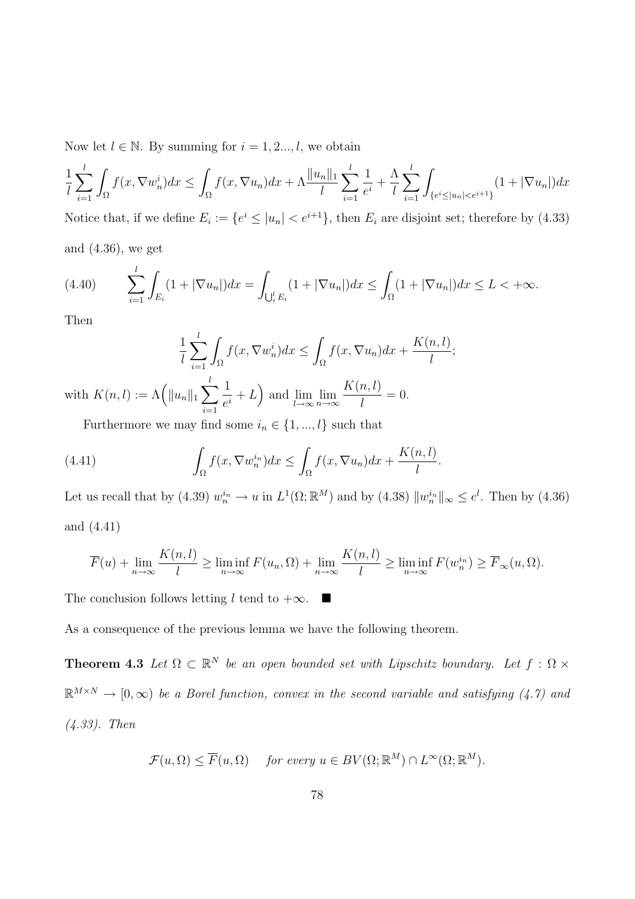Now let $l \in \mathbb{N}$. By summing for $i = 1, 2..., l$, we obtain

$$\frac{1}{l}\sum_{i=1}^{l}\int_{\Omega} f(x, \nabla w_n^i)dx \leq \int_{\Omega} f(x, \nabla u_n)dx + \Lambda\frac{\|u_n\|_1}{l}\sum_{i=1}^{l}\frac{1}{e^i} + \frac{\Lambda}{l}\sum_{i=1}^{l}\int_{\{e^i \leq |u_n| < e^{i+1}\}}(1 + |\nabla u_n|)dx$$

Notice that, if we define $E_i := \{e^i \leq |u_n| < e^{i+1}\}$, then $E_i$ are disjoint set; therefore by (4.33) and (4.36), we get

$$\sum_{i=1}^{l}\int_{E_i}(1 + |\nabla u_n|)dx = \int_{\bigcup_i^l E_i}(1 + |\nabla u_n|)dx \leq \int_{\Omega}(1 + |\nabla u_n|)dx \leq L < +\infty. \tag{4.40}$$

Then

$$\frac{1}{l}\sum_{i=1}^{l}\int_{\Omega} f(x, \nabla w_n^i)dx \leq \int_{\Omega} f(x, \nabla u_n)dx + \frac{K(n,l)}{l};$$

with $K(n,l) := \Lambda\Big(\|u_n\|_1 \displaystyle\sum_{i=1}^{l}\frac{1}{e^i} + L\Big)$ and $\displaystyle\lim_{l\to\infty}\lim_{n\to\infty}\frac{K(n,l)}{l} = 0$.

Furthermore we may find some $i_n \in \{1, ..., l\}$ such that

$$\int_{\Omega} f(x, \nabla w_n^{i_n})dx \leq \int_{\Omega} f(x, \nabla u_n)dx + \frac{K(n,l)}{l}. \tag{4.41}$$

Let us recall that by (4.39) $w_n^{i_n} \to u$ in $L^1(\Omega; \mathbb{R}^M)$ and by (4.38) $\|w_n^{i_n}\|_\infty \leq e^l$. Then by (4.36) and (4.41)

$$\overline{F}(u) + \lim_{n\to\infty}\frac{K(n,l)}{l} \geq \liminf_{n\to\infty} F(u_n, \Omega) + \lim_{n\to\infty}\frac{K(n,l)}{l} \geq \liminf_{n\to\infty} F(w_n^{i_n}) \geq \overline{F}_\infty(u, \Omega).$$

The conclusion follows letting $l$ tend to $+\infty$. ∎

As a consequence of the previous lemma we have the following theorem.

**Theorem 4.3** *Let $\Omega \subset \mathbb{R}^N$ be an open bounded set with Lipschitz boundary. Let $f : \Omega \times \mathbb{R}^{M\times N} \to [0, \infty)$ be a Borel function, convex in the second variable and satisfying (4.7) and (4.33). Then*

$$\mathcal{F}(u, \Omega) \leq \overline{F}(u, \Omega) \quad \text{ for every } u \in BV(\Omega; \mathbb{R}^M) \cap L^\infty(\Omega; \mathbb{R}^M).$$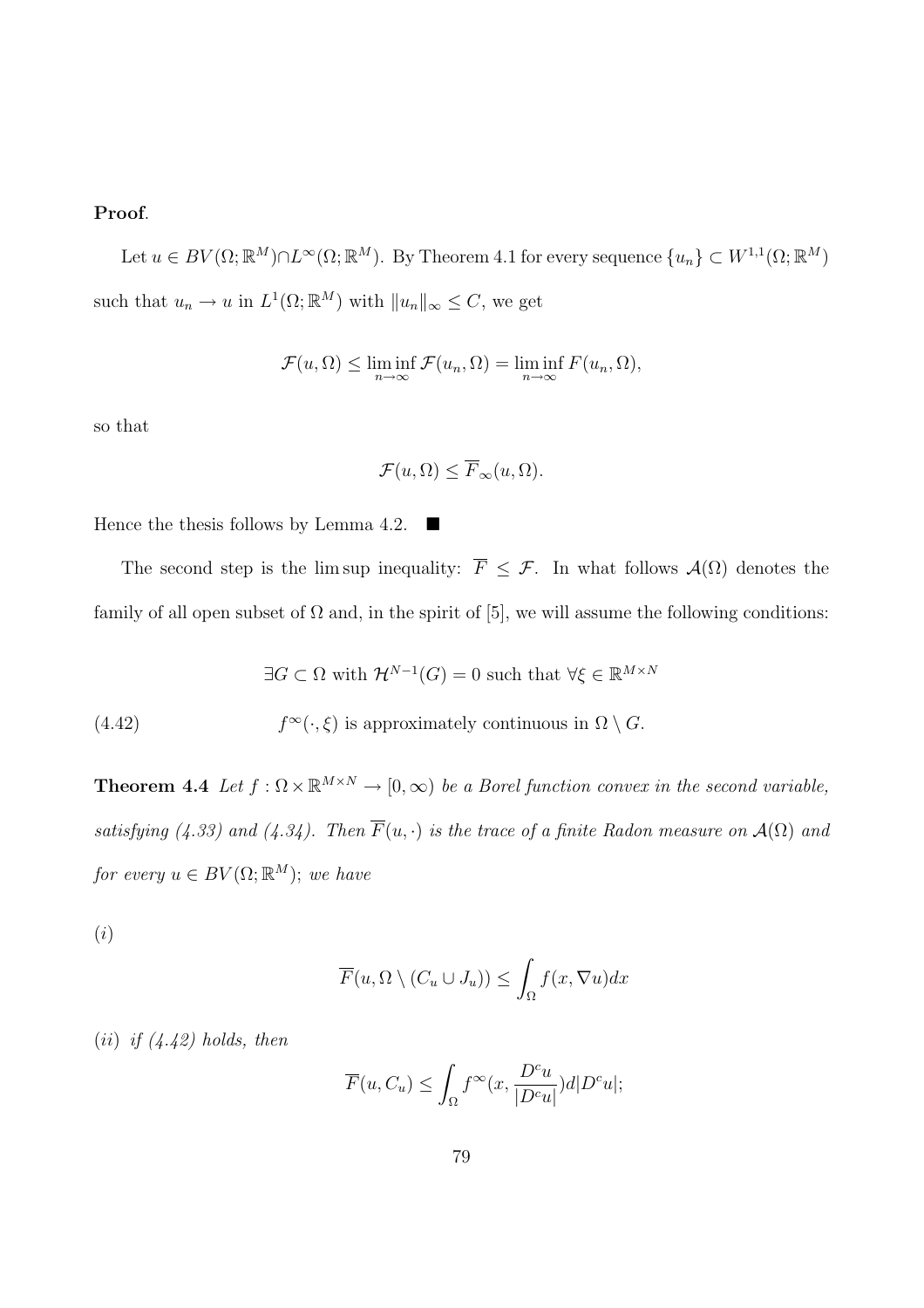**Proof**.

Let $u \in BV(\Omega;\mathbb{R}^M) \cap L^\infty(\Omega;\mathbb{R}^M)$. By Theorem 4.1 for every sequence $\{u_n\} \subset W^{1,1}(\Omega;\mathbb{R}^M)$ such that $u_n \to u$ in $L^1(\Omega;\mathbb{R}^M)$ with $\|u_n\|_\infty \leq C$, we get

$$\mathcal{F}(u,\Omega) \leq \liminf_{n\to\infty} \mathcal{F}(u_n,\Omega) = \liminf_{n\to\infty} F(u_n,\Omega),$$

so that

$$\mathcal{F}(u,\Omega) \leq \overline{F}_\infty(u,\Omega).$$

Hence the thesis follows by Lemma 4.2. ■

The second step is the lim sup inequality: $\overline{F} \leq \mathcal{F}$. In what follows $\mathcal{A}(\Omega)$ denotes the family of all open subset of $\Omega$ and, in the spirit of [5], we will assume the following conditions:

$$\exists G \subset \Omega \text{ with } \mathcal{H}^{N-1}(G) = 0 \text{ such that } \forall \xi \in \mathbb{R}^{M\times N}$$

$$f^\infty(\cdot,\xi) \text{ is approximately continuous in } \Omega \setminus G. \tag{4.42}$$

**Theorem 4.4** *Let $f : \Omega \times \mathbb{R}^{M\times N} \to [0,\infty)$ be a Borel function convex in the second variable, satisfying (4.33) and (4.34). Then $\overline{F}(u,\cdot)$ is the trace of a finite Radon measure on $\mathcal{A}(\Omega)$ and for every $u \in BV(\Omega;\mathbb{R}^M)$; we have*

$(i)$

$$\overline{F}(u,\Omega \setminus (C_u \cup J_u)) \leq \int_\Omega f(x,\nabla u)dx$$

$(ii)$ *if (4.42) holds, then*

$$\overline{F}(u,C_u) \leq \int_\Omega f^\infty(x,\frac{D^c u}{|D^c u|})d|D^c u|;$$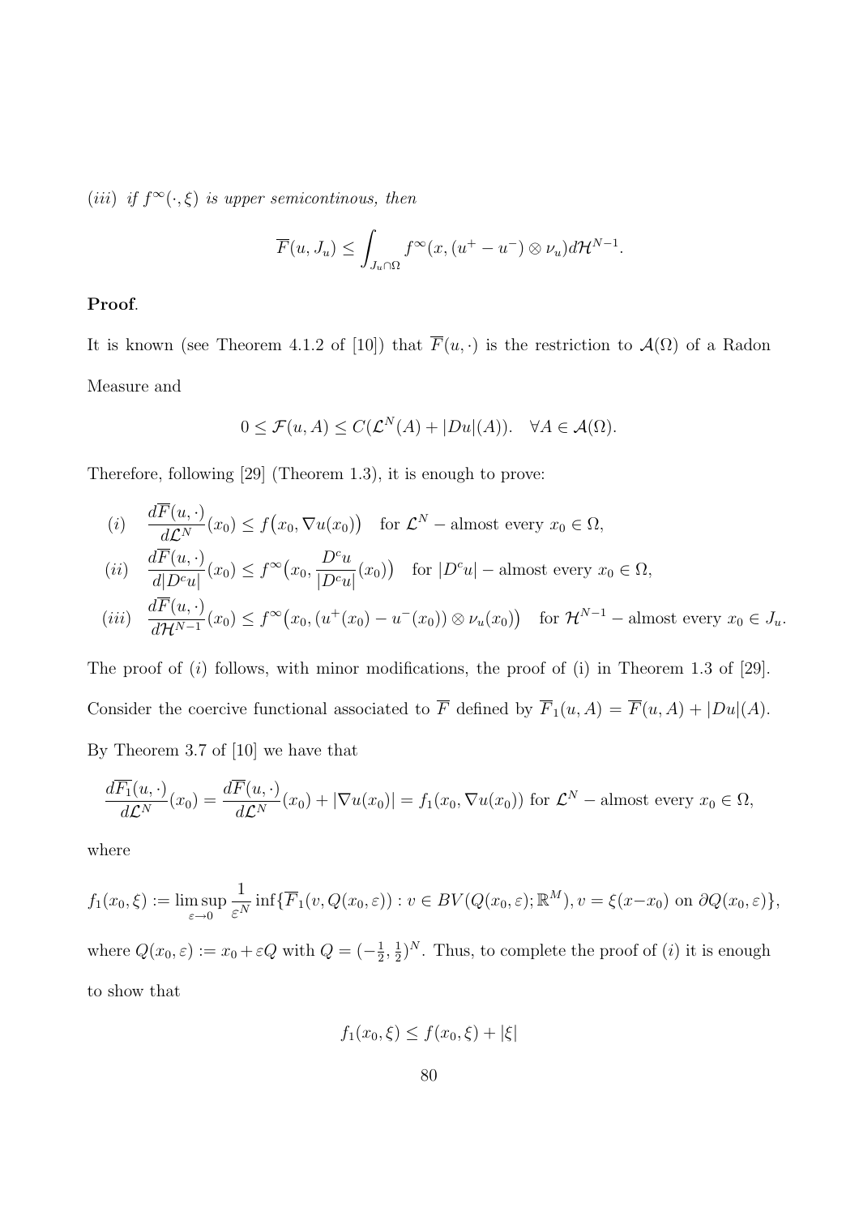*(iii) if $f^\infty(\cdot, \xi)$ is upper semicontinous, then*

$$\overline{F}(u, J_u) \leq \int_{J_u \cap \Omega} f^\infty(x, (u^+ - u^-) \otimes \nu_u) d\mathcal{H}^{N-1}.$$

**Proof**.

It is known (see Theorem 4.1.2 of [10]) that $\overline{F}(u, \cdot)$ is the restriction to $\mathcal{A}(\Omega)$ of a Radon Measure and

$$0 \leq \mathcal{F}(u, A) \leq C(\mathcal{L}^N(A) + |Du|(A)). \quad \forall A \in \mathcal{A}(\Omega).$$

Therefore, following [29] (Theorem 1.3), it is enough to prove:

$$(i) \quad \frac{d\overline{F}(u, \cdot)}{d\mathcal{L}^N}(x_0) \leq f\big(x_0, \nabla u(x_0)\big) \quad \text{for } \mathcal{L}^N - \text{almost every } x_0 \in \Omega,$$

$$(ii) \quad \frac{d\overline{F}(u, \cdot)}{d|D^c u|}(x_0) \leq f^\infty\big(x_0, \frac{D^c u}{|D^c u|}(x_0)\big) \quad \text{for } |D^c u| - \text{almost every } x_0 \in \Omega,$$

$$(iii) \quad \frac{d\overline{F}(u, \cdot)}{d\mathcal{H}^{N-1}}(x_0) \leq f^\infty\big(x_0, (u^+(x_0) - u^-(x_0)) \otimes \nu_u(x_0)\big) \quad \text{for } \mathcal{H}^{N-1} - \text{almost every } x_0 \in J_u.$$

The proof of $(i)$ follows, with minor modifications, the proof of (i) in Theorem 1.3 of [29]. Consider the coercive functional associated to $\overline{F}$ defined by $\overline{F_1}(u, A) = \overline{F}(u, A) + |Du|(A)$. By Theorem 3.7 of [10] we have that

$$\frac{d\overline{F_1}(u, \cdot)}{d\mathcal{L}^N}(x_0) = \frac{d\overline{F}(u, \cdot)}{d\mathcal{L}^N}(x_0) + |\nabla u(x_0)| = f_1(x_0, \nabla u(x_0)) \text{ for } \mathcal{L}^N - \text{almost every } x_0 \in \Omega,$$

where

$$f_1(x_0, \xi) := \limsup_{\varepsilon \to 0} \frac{1}{\varepsilon^N} \inf\{\overline{F_1}(v, Q(x_0, \varepsilon)) : v \in BV(Q(x_0, \varepsilon); \mathbb{R}^M), v = \xi(x - x_0) \text{ on } \partial Q(x_0, \varepsilon)\},$$

where $Q(x_0, \varepsilon) := x_0 + \varepsilon Q$ with $Q = (-\frac{1}{2}, \frac{1}{2})^N$. Thus, to complete the proof of $(i)$ it is enough to show that

$$f_1(x_0, \xi) \leq f(x_0, \xi) + |\xi|$$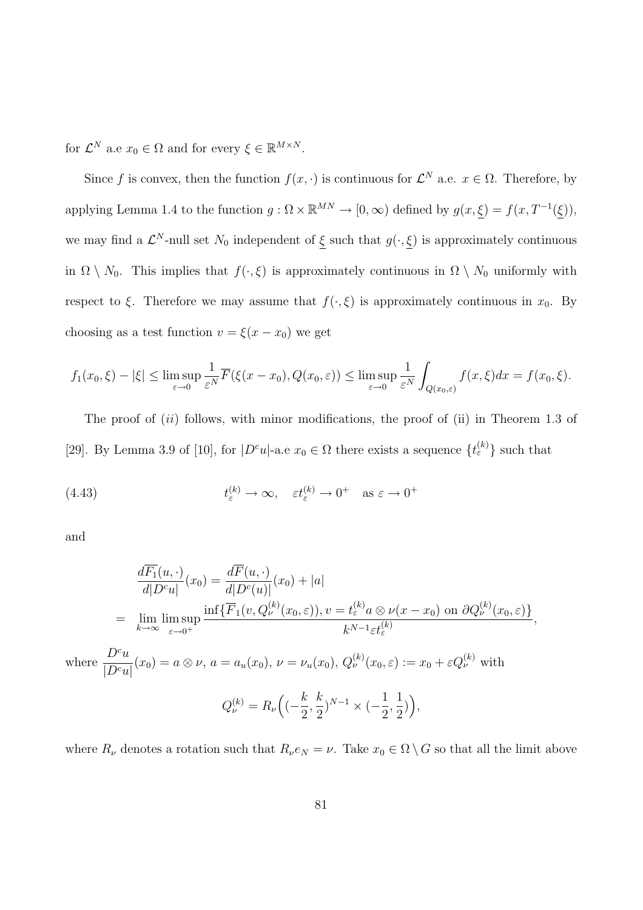for $\mathcal{L}^N$ a.e $x_0 \in \Omega$ and for every $\xi \in \mathbb{R}^{M\times N}$.

Since $f$ is convex, then the function $f(x,\cdot)$ is continuous for $\mathcal{L}^N$ a.e. $x \in \Omega$. Therefore, by applying Lemma 1.4 to the function $g : \Omega \times \mathbb{R}^{MN} \to [0,\infty)$ defined by $g(x,\underline{\xi}) = f(x, T^{-1}(\underline{\xi}))$, we may find a $\mathcal{L}^N$-null set $N_0$ independent of $\underline{\xi}$ such that $g(\cdot,\underline{\xi})$ is approximately continuous in $\Omega \setminus N_0$. This implies that $f(\cdot,\xi)$ is approximately continuous in $\Omega \setminus N_0$ uniformly with respect to $\xi$. Therefore we may assume that $f(\cdot,\xi)$ is approximately continuous in $x_0$. By choosing as a test function $v = \xi(x - x_0)$ we get

$$f_1(x_0,\xi) - |\xi| \leq \limsup_{\varepsilon\to 0} \frac{1}{\varepsilon^N} \overline{F}(\xi(x-x_0), Q(x_0,\varepsilon)) \leq \limsup_{\varepsilon\to 0} \frac{1}{\varepsilon^N} \int_{Q(x_0,\varepsilon)} f(x,\xi)dx = f(x_0,\xi).$$

The proof of $(ii)$ follows, with minor modifications, the proof of (ii) in Theorem 1.3 of [29]. By Lemma 3.9 of [10], for $|D^c u|$-a.e $x_0 \in \Omega$ there exists a sequence $\{t_\varepsilon^{(k)}\}$ such that

$$t_\varepsilon^{(k)} \to \infty, \quad \varepsilon t_\varepsilon^{(k)} \to 0^+ \quad \text{as } \varepsilon \to 0^+ \tag{4.43}$$

and

$$\begin{aligned}
&\frac{d\overline{F_1}(u,\cdot)}{d|D^c u|}(x_0) = \frac{d\overline{F}(u,\cdot)}{d|D^c(u)|}(x_0) + |a| \\
=\ &\lim_{k\to\infty} \limsup_{\varepsilon\to 0^+} \frac{\inf\{\overline{F}_1(v, Q_\nu^{(k)}(x_0,\varepsilon)), v = t_\varepsilon^{(k)} a \otimes \nu(x-x_0) \text{ on } \partial Q_\nu^{(k)}(x_0,\varepsilon)\}}{k^{N-1}\varepsilon t_\varepsilon^{(k)}},
\end{aligned}$$

where $\dfrac{D^c u}{|D^c u|}(x_0) = a \otimes \nu$, $a = a_u(x_0)$, $\nu = \nu_u(x_0)$, $Q_\nu^{(k)}(x_0,\varepsilon) := x_0 + \varepsilon Q_\nu^{(k)}$ with

$$Q_\nu^{(k)} = R_\nu\Big((-\frac{k}{2},\frac{k}{2})^{N-1} \times (-\frac{1}{2},\frac{1}{2})\Big),$$

where $R_\nu$ denotes a rotation such that $R_\nu e_N = \nu$. Take $x_0 \in \Omega \setminus G$ so that all the limit above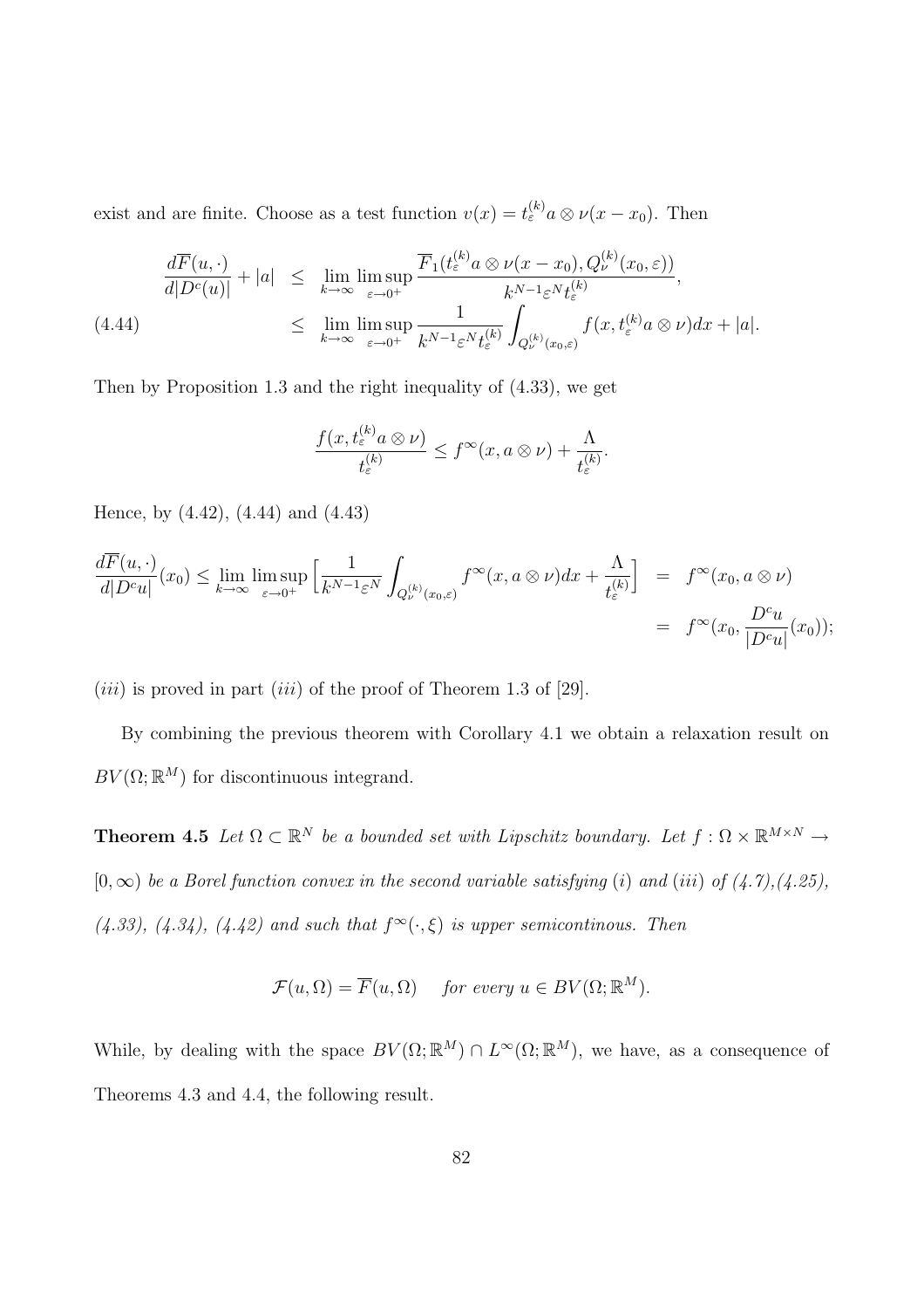exist and are finite. Choose as a test function $v(x) = t_\varepsilon^{(k)} a \otimes \nu(x - x_0)$. Then

$$
\begin{aligned}
\frac{d\overline{F}(u,\cdot)}{d|D^c(u)|} + |a| &\leq \lim_{k\to\infty} \limsup_{\varepsilon\to 0^+} \frac{\overline{F}_1(t_\varepsilon^{(k)} a \otimes \nu(x-x_0), Q_\nu^{(k)}(x_0,\varepsilon))}{k^{N-1}\varepsilon^N t_\varepsilon^{(k)}}, \\
&\leq \lim_{k\to\infty} \limsup_{\varepsilon\to 0^+} \frac{1}{k^{N-1}\varepsilon^N t_\varepsilon^{(k)}} \int_{Q_\nu^{(k)}(x_0,\varepsilon)} f(x, t_\varepsilon^{(k)} a \otimes \nu) dx + |a|.
\end{aligned}
\tag{4.44}
$$

Then by Proposition 1.3 and the right inequality of (4.33), we get

$$
\frac{f(x, t_\varepsilon^{(k)} a \otimes \nu)}{t_\varepsilon^{(k)}} \leq f^\infty(x, a\otimes\nu) + \frac{\Lambda}{t_\varepsilon^{(k)}}.
$$

Hence, by (4.42), (4.44) and (4.43)

$$
\begin{aligned}
\frac{d\overline{F}(u,\cdot)}{d|D^c u|}(x_0) \leq \lim_{k\to\infty} \limsup_{\varepsilon\to 0^+} \Big[\frac{1}{k^{N-1}\varepsilon^N} \int_{Q_\nu^{(k)}(x_0,\varepsilon)} f^\infty(x, a\otimes\nu) dx + \frac{\Lambda}{t_\varepsilon^{(k)}}\Big] &= f^\infty(x_0, a\otimes\nu) \\
&= f^\infty(x_0, \frac{D^c u}{|D^c u|}(x_0));
\end{aligned}
$$

$(iii)$ is proved in part $(iii)$ of the proof of Theorem 1.3 of [29].

By combining the previous theorem with Corollary 4.1 we obtain a relaxation result on $BV(\Omega;\mathbb{R}^M)$ for discontinuous integrand.

**Theorem 4.5** *Let $\Omega \subset \mathbb{R}^N$ be a bounded set with Lipschitz boundary. Let $f : \Omega \times \mathbb{R}^{M\times N} \to [0,\infty)$ be a Borel function convex in the second variable satisfying $(i)$ and $(iii)$ of (4.7),(4.25), (4.33), (4.34), (4.42) and such that $f^\infty(\cdot,\xi)$ is upper semicontinous. Then*

$$
\mathcal{F}(u,\Omega) = \overline{F}(u,\Omega) \quad \textit{for every } u \in BV(\Omega;\mathbb{R}^M).
$$

While, by dealing with the space $BV(\Omega;\mathbb{R}^M) \cap L^\infty(\Omega;\mathbb{R}^M)$, we have, as a consequence of Theorems 4.3 and 4.4, the following result.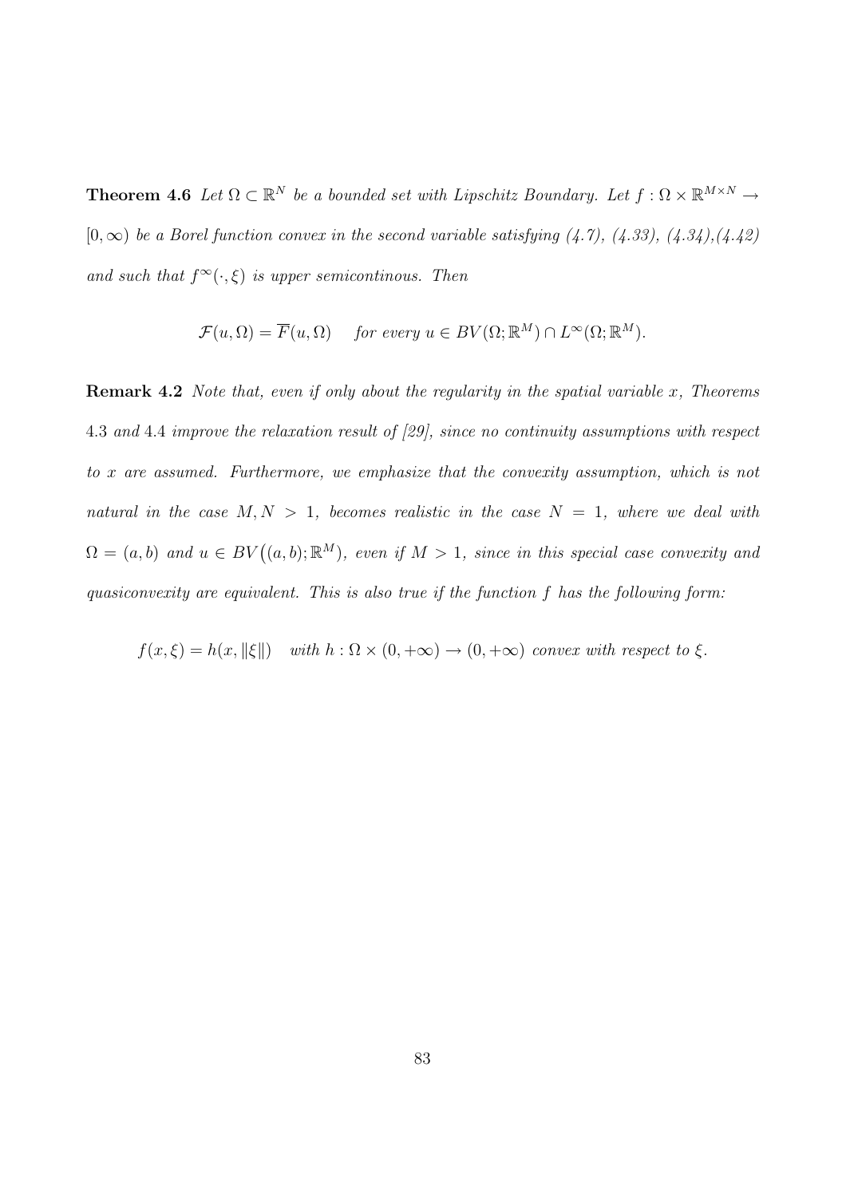**Theorem 4.6** *Let $\Omega \subset \mathbb{R}^N$ be a bounded set with Lipschitz Boundary. Let $f : \Omega \times \mathbb{R}^{M\times N} \to [0, \infty)$ be a Borel function convex in the second variable satisfying (4.7), (4.33), (4.34),(4.42) and such that $f^\infty(\cdot, \xi)$ is upper semicontinous. Then*

$$\mathcal{F}(u, \Omega) = \overline{F}(u, \Omega) \quad \textit{for every } u \in BV(\Omega; \mathbb{R}^M) \cap L^\infty(\Omega; \mathbb{R}^M).$$

**Remark 4.2** *Note that, even if only about the regularity in the spatial variable $x$, Theorems* 4.3 *and* 4.4 *improve the relaxation result of [29], since no continuity assumptions with respect to $x$ are assumed. Furthermore, we emphasize that the convexity assumption, which is not natural in the case $M, N > 1$, becomes realistic in the case $N = 1$, where we deal with $\Omega = (a, b)$ and $u \in BV\big((a, b); \mathbb{R}^M\big)$, even if $M > 1$, since in this special case convexity and quasiconvexity are equivalent. This is also true if the function $f$ has the following form:*

$$f(x, \xi) = h(x, \|\xi\|) \quad \textit{with } h : \Omega \times (0, +\infty) \to (0, +\infty) \textit{ convex with respect to } \xi.$$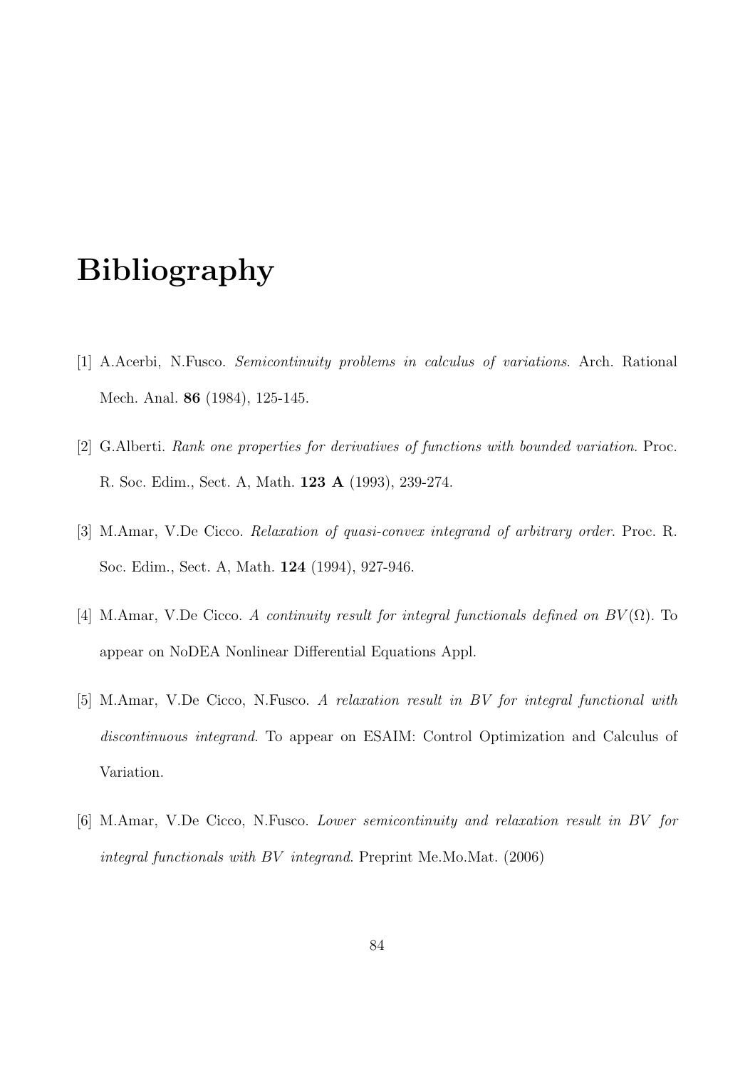# Bibliography

[1] A.Acerbi, N.Fusco. *Semicontinuity problems in calculus of variations*. Arch. Rational Mech. Anal. **86** (1984), 125-145.

[2] G.Alberti. *Rank one properties for derivatives of functions with bounded variation*. Proc. R. Soc. Edim., Sect. A, Math. **123 A** (1993), 239-274.

[3] M.Amar, V.De Cicco. *Relaxation of quasi-convex integrand of arbitrary order*. Proc. R. Soc. Edim., Sect. A, Math. **124** (1994), 927-946.

[4] M.Amar, V.De Cicco. *A continuity result for integral functionals defined on $BV(\Omega)$*. To appear on NoDEA Nonlinear Differential Equations Appl.

[5] M.Amar, V.De Cicco, N.Fusco. *A relaxation result in BV for integral functional with discontinuous integrand*. To appear on ESAIM: Control Optimization and Calculus of Variation.

[6] M.Amar, V.De Cicco, N.Fusco. *Lower semicontinuity and relaxation result in $BV$ for integral functionals with $BV$ integrand*. Preprint Me.Mo.Mat. (2006)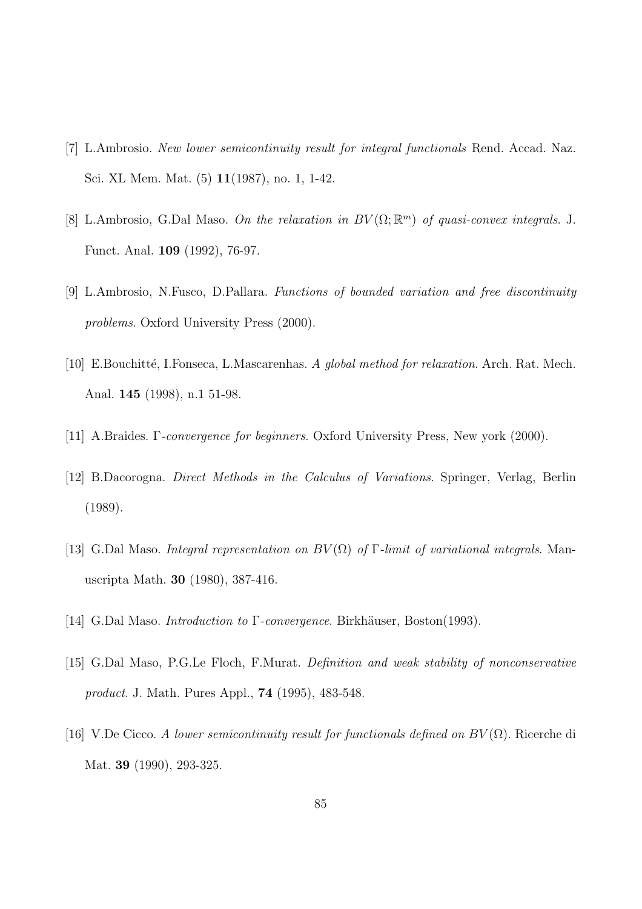[7] L.Ambrosio. *New lower semicontinuity result for integral functionals* Rend. Accad. Naz. Sci. XL Mem. Mat. (5) **11**(1987), no. 1, 1-42.

[8] L.Ambrosio, G.Dal Maso. *On the relaxation in $BV(\Omega;\mathbb{R}^m)$ of quasi-convex integrals*. J. Funct. Anal. **109** (1992), 76-97.

[9] L.Ambrosio, N.Fusco, D.Pallara. *Functions of bounded variation and free discontinuity problems*. Oxford University Press (2000).

[10] E.Bouchitté, I.Fonseca, L.Mascarenhas. *A global method for relaxation*. Arch. Rat. Mech. Anal. **145** (1998), n.1 51-98.

[11] A.Braides. *$\Gamma$-convergence for beginners*. Oxford University Press, New york (2000).

[12] B.Dacorogna. *Direct Methods in the Calculus of Variations*. Springer, Verlag, Berlin (1989).

[13] G.Dal Maso. *Integral representation on $BV(\Omega)$ of $\Gamma$-limit of variational integrals*. Manuscripta Math. **30** (1980), 387-416.

[14] G.Dal Maso. *Introduction to $\Gamma$-convergence*. Birkhäuser, Boston(1993).

[15] G.Dal Maso, P.G.Le Floch, F.Murat. *Definition and weak stability of nonconservative product*. J. Math. Pures Appl., **74** (1995), 483-548.

[16] V.De Cicco. *A lower semicontinuity result for functionals defined on $BV(\Omega)$*. Ricerche di Mat. **39** (1990), 293-325.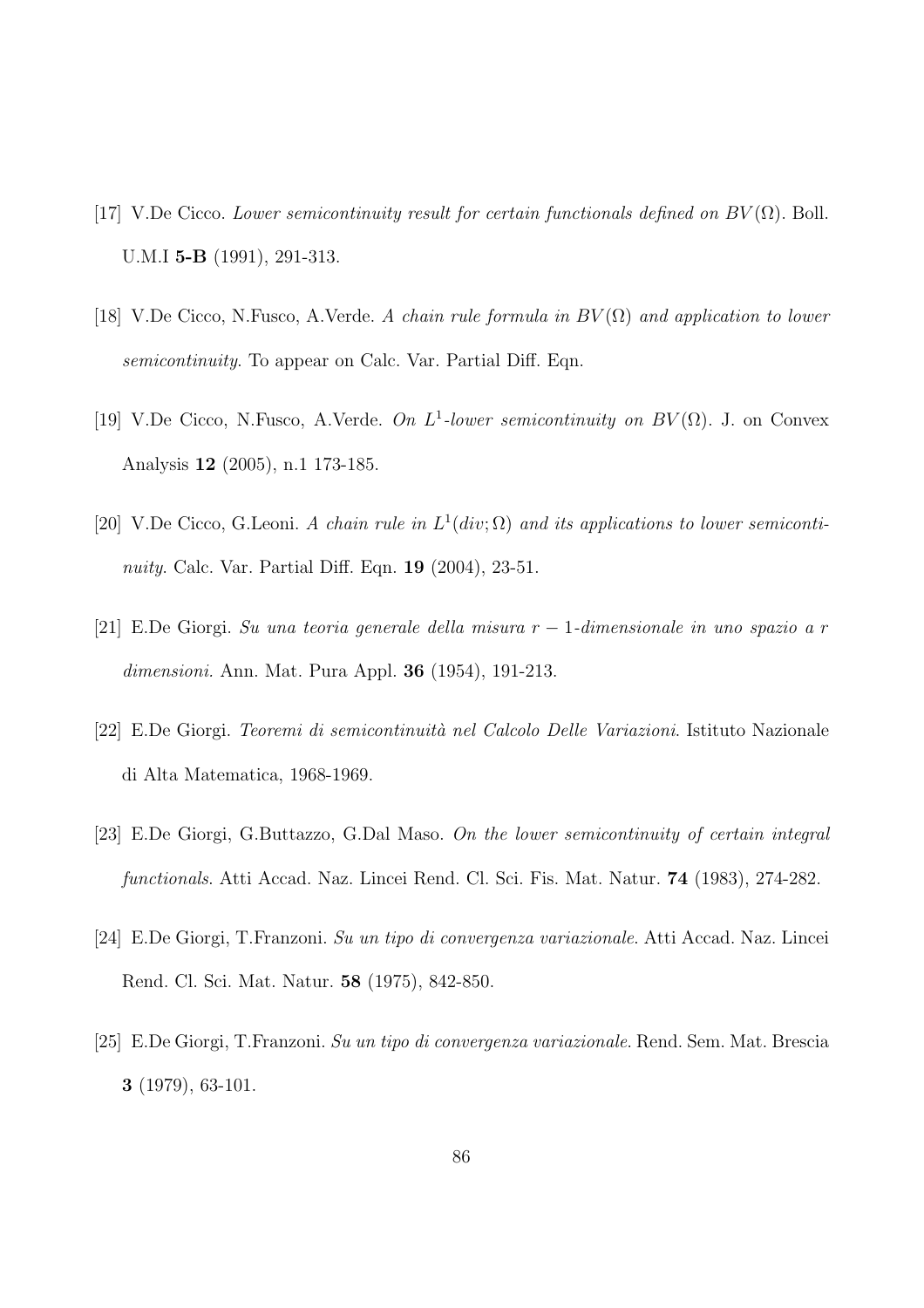[17] V.De Cicco. *Lower semicontinuity result for certain functionals defined on $BV(\Omega)$*. Boll. U.M.I **5-B** (1991), 291-313.

[18] V.De Cicco, N.Fusco, A.Verde. *A chain rule formula in $BV(\Omega)$ and application to lower semicontinuity*. To appear on Calc. Var. Partial Diff. Eqn.

[19] V.De Cicco, N.Fusco, A.Verde. *On $L^1$-lower semicontinuity on $BV(\Omega)$*. J. on Convex Analysis **12** (2005), n.1 173-185.

[20] V.De Cicco, G.Leoni. *A chain rule in $L^1(div;\Omega)$ and its applications to lower semicontinuity*. Calc. Var. Partial Diff. Eqn. **19** (2004), 23-51.

[21] E.De Giorgi. *Su una teoria generale della misura $r-1$-dimensionale in uno spazio a $r$ dimensioni*. Ann. Mat. Pura Appl. **36** (1954), 191-213.

[22] E.De Giorgi. *Teoremi di semicontinuità nel Calcolo Delle Variazioni*. Istituto Nazionale di Alta Matematica, 1968-1969.

[23] E.De Giorgi, G.Buttazzo, G.Dal Maso. *On the lower semicontinuity of certain integral functionals*. Atti Accad. Naz. Lincei Rend. Cl. Sci. Fis. Mat. Natur. **74** (1983), 274-282.

[24] E.De Giorgi, T.Franzoni. *Su un tipo di convergenza variazionale*. Atti Accad. Naz. Lincei Rend. Cl. Sci. Mat. Natur. **58** (1975), 842-850.

[25] E.De Giorgi, T.Franzoni. *Su un tipo di convergenza variazionale*. Rend. Sem. Mat. Brescia **3** (1979), 63-101.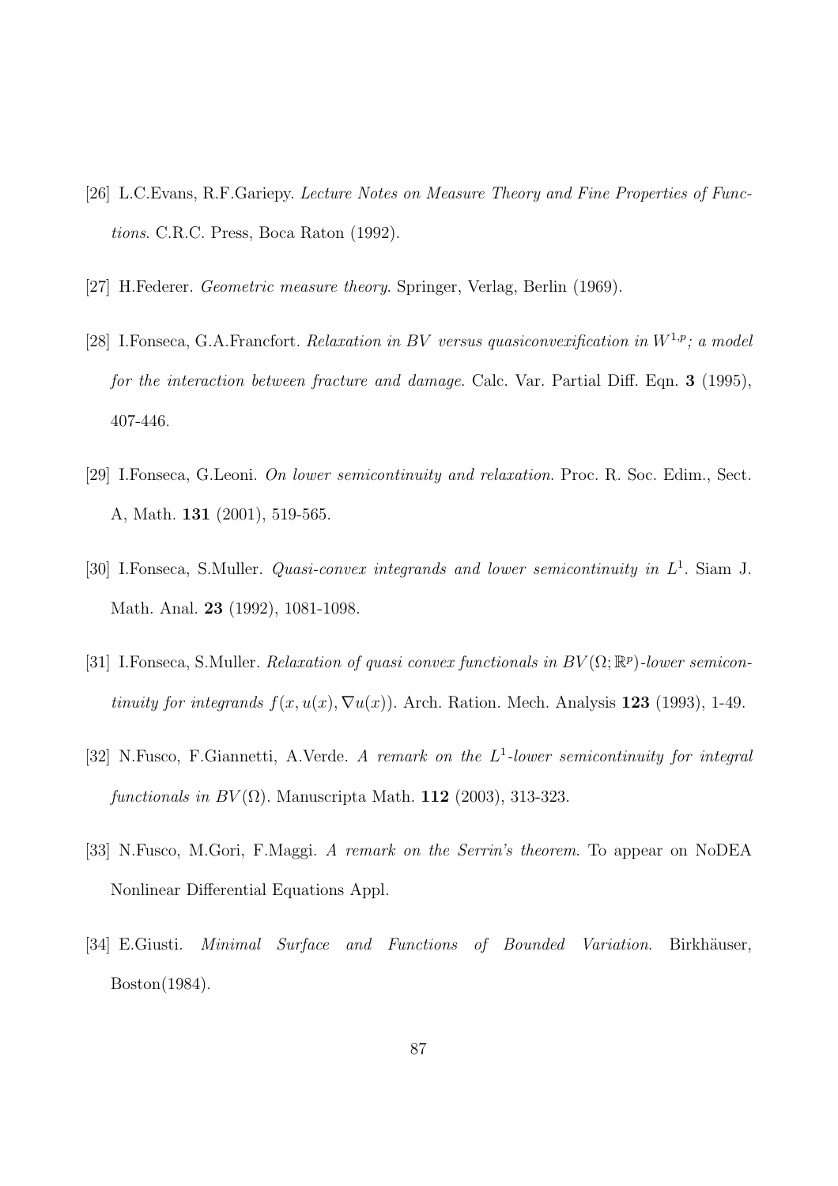[26] L.C.Evans, R.F.Gariepy. *Lecture Notes on Measure Theory and Fine Properties of Functions*. C.R.C. Press, Boca Raton (1992).

[27] H.Federer. *Geometric measure theory*. Springer, Verlag, Berlin (1969).

[28] I.Fonseca, G.A.Francfort. *Relaxation in BV versus quasiconvexification in $W^{1,p}$; a model for the interaction between fracture and damage*. Calc. Var. Partial Diff. Eqn. **3** (1995), 407-446.

[29] I.Fonseca, G.Leoni. *On lower semicontinuity and relaxation*. Proc. R. Soc. Edim., Sect. A, Math. **131** (2001), 519-565.

[30] I.Fonseca, S.Muller. *Quasi-convex integrands and lower semicontinuity in $L^1$*. Siam J. Math. Anal. **23** (1992), 1081-1098.

[31] I.Fonseca, S.Muller. *Relaxation of quasi convex functionals in $BV(\Omega;\mathbb{R}^p)$-lower semicontinuity for integrands $f(x,u(x),\nabla u(x))$*. Arch. Ration. Mech. Analysis **123** (1993), 1-49.

[32] N.Fusco, F.Giannetti, A.Verde. *A remark on the $L^1$-lower semicontinuity for integral functionals in $BV(\Omega)$*. Manuscripta Math. **112** (2003), 313-323.

[33] N.Fusco, M.Gori, F.Maggi. *A remark on the Serrin's theorem*. To appear on NoDEA Nonlinear Differential Equations Appl.

[34] E.Giusti. *Minimal Surface and Functions of Bounded Variation*. Birkhäuser, Boston(1984).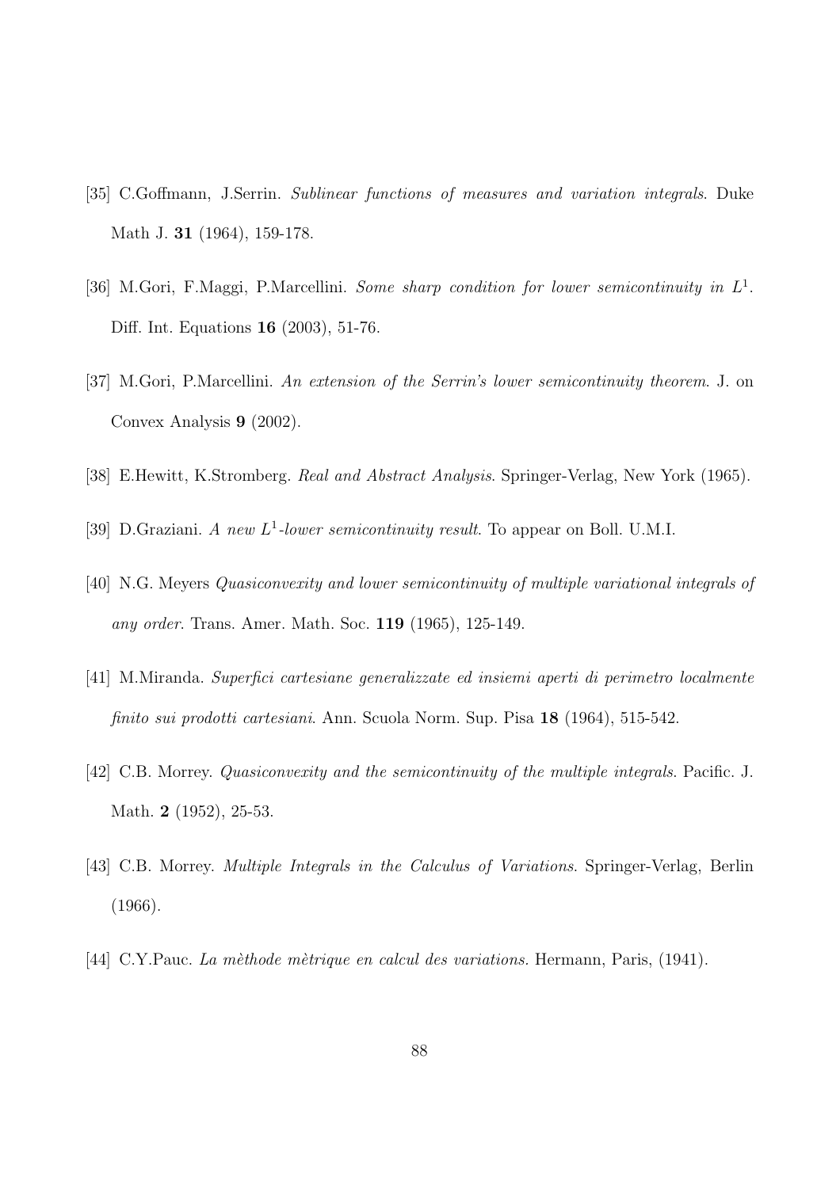[35] C.Goffmann, J.Serrin. *Sublinear functions of measures and variation integrals*. Duke Math J. **31** (1964), 159-178.

[36] M.Gori, F.Maggi, P.Marcellini. *Some sharp condition for lower semicontinuity in $L^1$*. Diff. Int. Equations **16** (2003), 51-76.

[37] M.Gori, P.Marcellini. *An extension of the Serrin's lower semicontinuity theorem*. J. on Convex Analysis **9** (2002).

[38] E.Hewitt, K.Stromberg. *Real and Abstract Analysis*. Springer-Verlag, New York (1965).

[39] D.Graziani. *A new $L^1$-lower semicontinuity result*. To appear on Boll. U.M.I.

[40] N.G. Meyers *Quasiconvexity and lower semicontinuity of multiple variational integrals of any order*. Trans. Amer. Math. Soc. **119** (1965), 125-149.

[41] M.Miranda. *Superfici cartesiane generalizzate ed insiemi aperti di perimetro localmente finito sui prodotti cartesiani*. Ann. Scuola Norm. Sup. Pisa **18** (1964), 515-542.

[42] C.B. Morrey. *Quasiconvexity and the semicontinuity of the multiple integrals*. Pacific. J. Math. **2** (1952), 25-53.

[43] C.B. Morrey. *Multiple Integrals in the Calculus of Variations*. Springer-Verlag, Berlin (1966).

[44] C.Y.Pauc. *La mèthode mètrique en calcul des variations*. Hermann, Paris, (1941).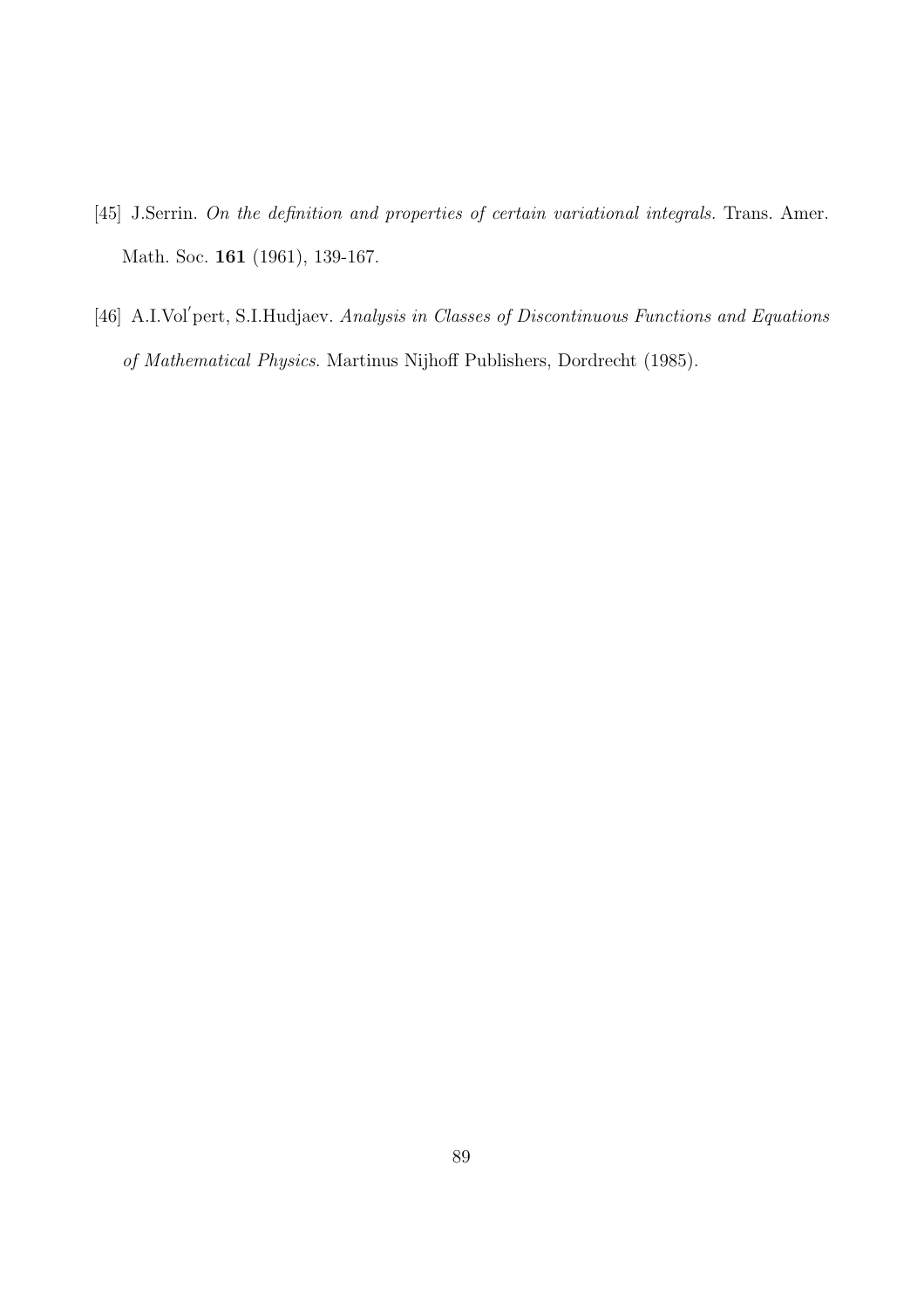[45] J.Serrin. *On the definition and properties of certain variational integrals*. Trans. Amer. Math. Soc. **161** (1961), 139-167.

[46] A.I.Vol′pert, S.I.Hudjaev. *Analysis in Classes of Discontinuous Functions and Equations of Mathematical Physics*. Martinus Nijhoff Publishers, Dordrecht (1985).